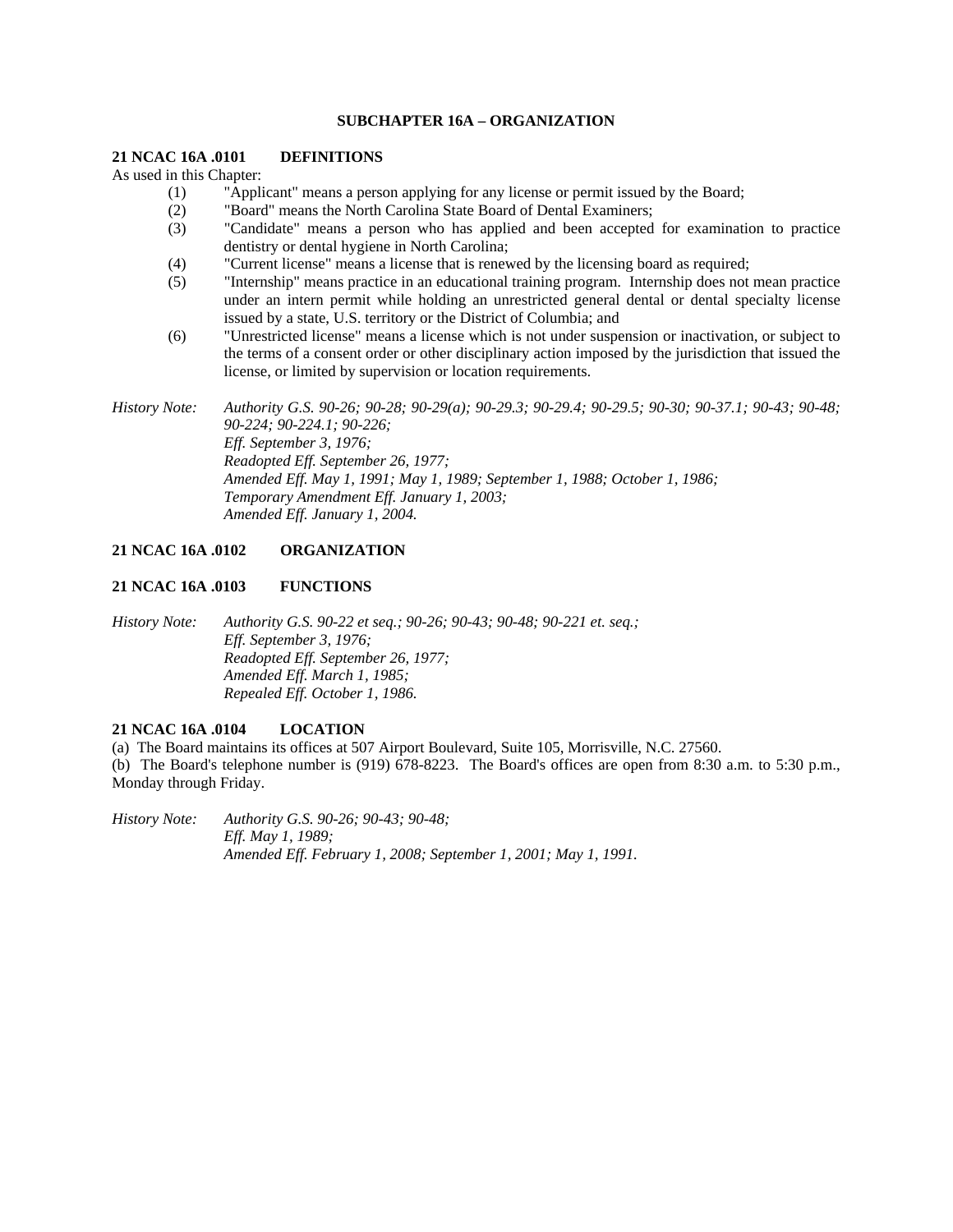## SUBCHAPTER 16A – ORGANIZATION

### 21 NCAC 16A .0101 DEFINITIONS

As used in this Chapter:

(1) "Applicant" means a person applying for any license or permit issued by the Board;

(2) "Board" means the North Carolina State Board of Dental Examiners;

(3) "Candidate" means a person who has applied and been accepted for examination to practice dentistry or dental hygiene in North Carolina;

(4) "Current license" means a license that is renewed by the licensing board as required;

(5) "Internship" means practice in an educational training program. Internship does not mean practice under an intern permit while holding an unrestricted general dental or dental specialty license issued by a state, U.S. territory or the District of Columbia; and

(6) "Unrestricted license" means a license which is not under suspension or inactivation, or subject to the terms of a consent order or other disciplinary action imposed by the jurisdiction that issued the license, or limited by supervision or location requirements.

*History Note: Authority G.S. 90-26; 90-28; 90-29(a); 90-29.3; 90-29.4; 90-29.5; 90-30; 90-37.1; 90-43; 90-48; 90-224; 90-224.1; 90-226;*
*Eff. September 3, 1976;*
*Readopted Eff. September 26, 1977;*
*Amended Eff. May 1, 1991; May 1, 1989; September 1, 1988; October 1, 1986;*
*Temporary Amendment Eff. January 1, 2003;*
*Amended Eff. January 1, 2004.*

### 21 NCAC 16A .0102 ORGANIZATION

### 21 NCAC 16A .0103 FUNCTIONS

*History Note: Authority G.S. 90-22 et seq.; 90-26; 90-43; 90-48; 90-221 et. seq.;*
*Eff. September 3, 1976;*
*Readopted Eff. September 26, 1977;*
*Amended Eff. March 1, 1985;*
*Repealed Eff. October 1, 1986.*

### 21 NCAC 16A .0104 LOCATION

(a) The Board maintains its offices at 507 Airport Boulevard, Suite 105, Morrisville, N.C. 27560.

(b) The Board's telephone number is (919) 678-8223. The Board's offices are open from 8:30 a.m. to 5:30 p.m., Monday through Friday.

*History Note: Authority G.S. 90-26; 90-43; 90-48;*
*Eff. May 1, 1989;*
*Amended Eff. February 1, 2008; September 1, 2001; May 1, 1991.*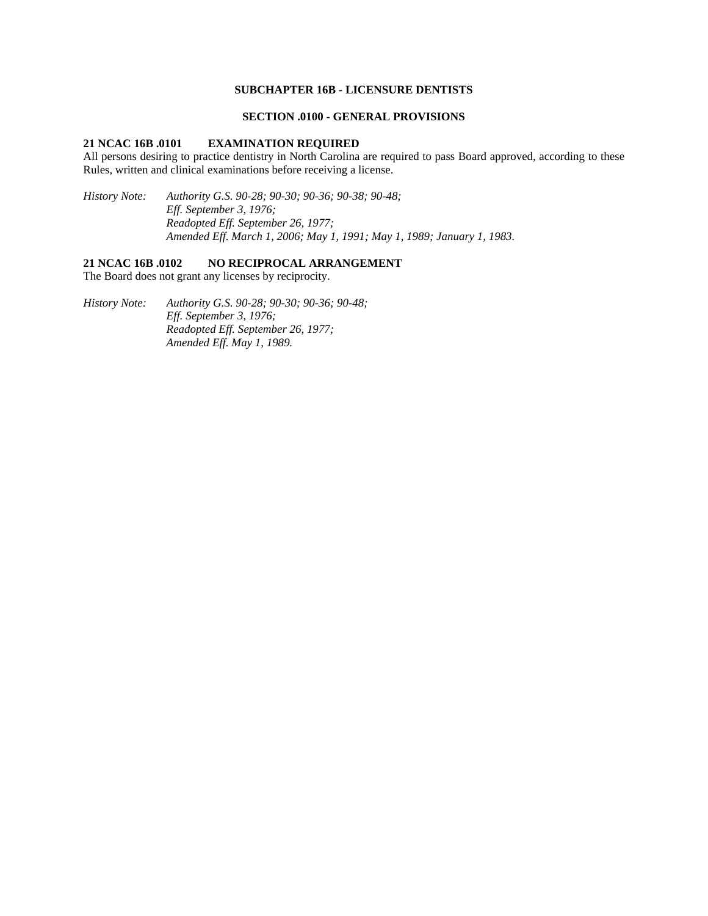## SUBCHAPTER 16B - LICENSURE DENTISTS

### SECTION .0100 - GENERAL PROVISIONS

**21 NCAC 16B .0101 EXAMINATION REQUIRED**

All persons desiring to practice dentistry in North Carolina are required to pass Board approved, according to these Rules, written and clinical examinations before receiving a license.

*History Note: Authority G.S. 90-28; 90-30; 90-36; 90-38; 90-48;*
*Eff. September 3, 1976;*
*Readopted Eff. September 26, 1977;*
*Amended Eff. March 1, 2006; May 1, 1991; May 1, 1989; January 1, 1983.*

**21 NCAC 16B .0102 NO RECIPROCAL ARRANGEMENT**

The Board does not grant any licenses by reciprocity.

*History Note: Authority G.S. 90-28; 90-30; 90-36; 90-48;*
*Eff. September 3, 1976;*
*Readopted Eff. September 26, 1977;*
*Amended Eff. May 1, 1989.*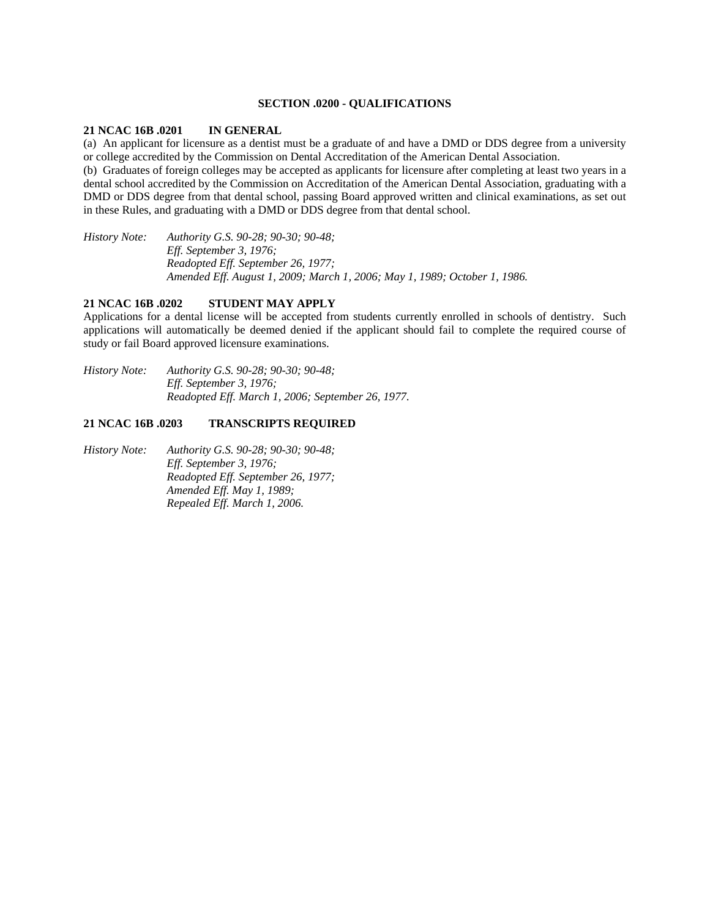## SECTION .0200 - QUALIFICATIONS

### 21 NCAC 16B .0201 IN GENERAL

(a) An applicant for licensure as a dentist must be a graduate of and have a DMD or DDS degree from a university or college accredited by the Commission on Dental Accreditation of the American Dental Association.

(b) Graduates of foreign colleges may be accepted as applicants for licensure after completing at least two years in a dental school accredited by the Commission on Accreditation of the American Dental Association, graduating with a DMD or DDS degree from that dental school, passing Board approved written and clinical examinations, as set out in these Rules, and graduating with a DMD or DDS degree from that dental school.

*History Note: Authority G.S. 90-28; 90-30; 90-48;*
*Eff. September 3, 1976;*
*Readopted Eff. September 26, 1977;*
*Amended Eff. August 1, 2009; March 1, 2006; May 1, 1989; October 1, 1986.*

### 21 NCAC 16B .0202 STUDENT MAY APPLY

Applications for a dental license will be accepted from students currently enrolled in schools of dentistry. Such applications will automatically be deemed denied if the applicant should fail to complete the required course of study or fail Board approved licensure examinations.

*History Note: Authority G.S. 90-28; 90-30; 90-48;*
*Eff. September 3, 1976;*
*Readopted Eff. March 1, 2006; September 26, 1977.*

### 21 NCAC 16B .0203 TRANSCRIPTS REQUIRED

*History Note: Authority G.S. 90-28; 90-30; 90-48;*
*Eff. September 3, 1976;*
*Readopted Eff. September 26, 1977;*
*Amended Eff. May 1, 1989;*
*Repealed Eff. March 1, 2006.*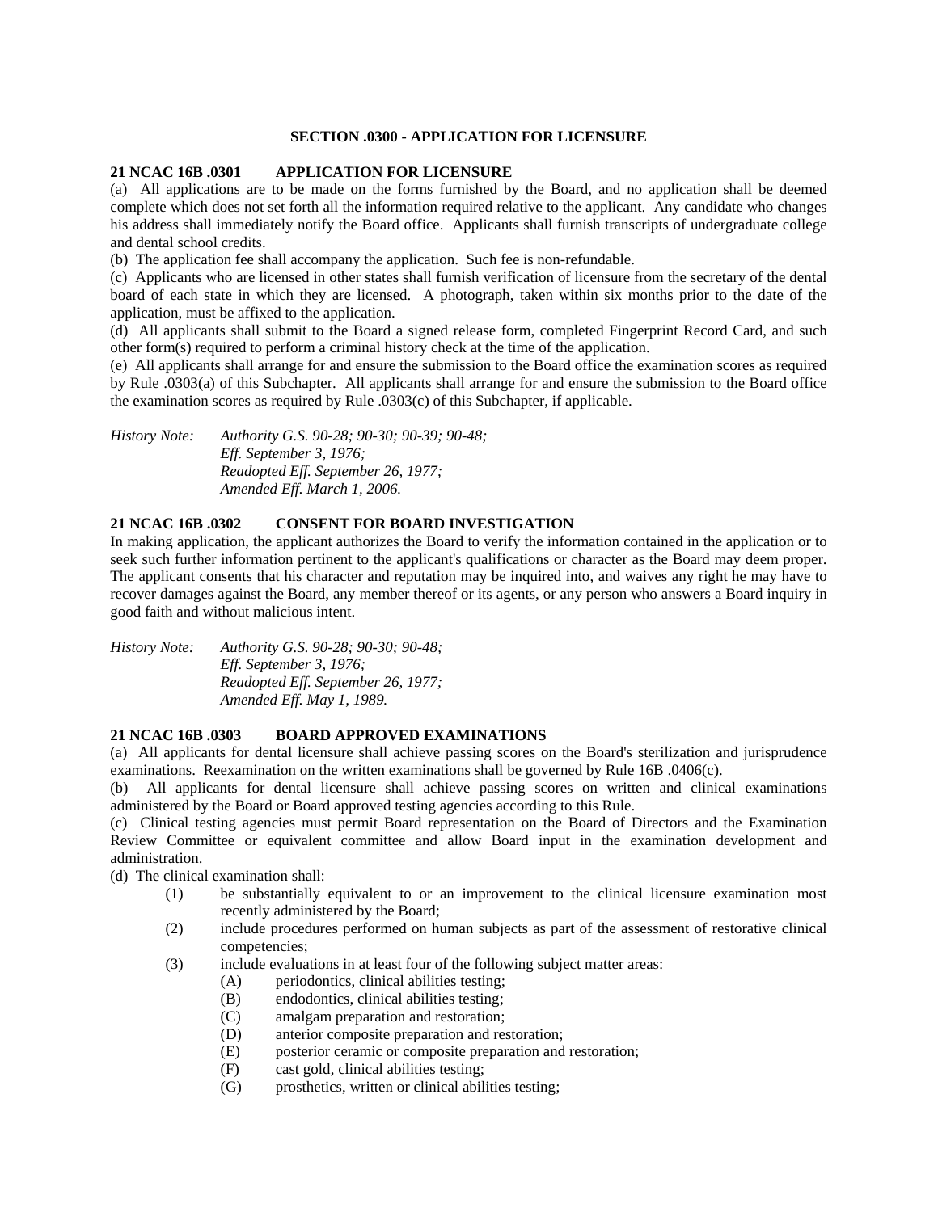## SECTION .0300 - APPLICATION FOR LICENSURE

### 21 NCAC 16B .0301 APPLICATION FOR LICENSURE

(a) All applications are to be made on the forms furnished by the Board, and no application shall be deemed complete which does not set forth all the information required relative to the applicant. Any candidate who changes his address shall immediately notify the Board office. Applicants shall furnish transcripts of undergraduate college and dental school credits.

(b) The application fee shall accompany the application. Such fee is non-refundable.

(c) Applicants who are licensed in other states shall furnish verification of licensure from the secretary of the dental board of each state in which they are licensed. A photograph, taken within six months prior to the date of the application, must be affixed to the application.

(d) All applicants shall submit to the Board a signed release form, completed Fingerprint Record Card, and such other form(s) required to perform a criminal history check at the time of the application.

(e) All applicants shall arrange for and ensure the submission to the Board office the examination scores as required by Rule .0303(a) of this Subchapter. All applicants shall arrange for and ensure the submission to the Board office the examination scores as required by Rule .0303(c) of this Subchapter, if applicable.

*History Note: Authority G.S. 90-28; 90-30; 90-39; 90-48;*
*Eff. September 3, 1976;*
*Readopted Eff. September 26, 1977;*
*Amended Eff. March 1, 2006.*

### 21 NCAC 16B .0302 CONSENT FOR BOARD INVESTIGATION

In making application, the applicant authorizes the Board to verify the information contained in the application or to seek such further information pertinent to the applicant's qualifications or character as the Board may deem proper. The applicant consents that his character and reputation may be inquired into, and waives any right he may have to recover damages against the Board, any member thereof or its agents, or any person who answers a Board inquiry in good faith and without malicious intent.

*History Note: Authority G.S. 90-28; 90-30; 90-48;*
*Eff. September 3, 1976;*
*Readopted Eff. September 26, 1977;*
*Amended Eff. May 1, 1989.*

### 21 NCAC 16B .0303 BOARD APPROVED EXAMINATIONS

(a) All applicants for dental licensure shall achieve passing scores on the Board's sterilization and jurisprudence examinations. Reexamination on the written examinations shall be governed by Rule 16B .0406(c).

(b) All applicants for dental licensure shall achieve passing scores on written and clinical examinations administered by the Board or Board approved testing agencies according to this Rule.

(c) Clinical testing agencies must permit Board representation on the Board of Directors and the Examination Review Committee or equivalent committee and allow Board input in the examination development and administration.

(d) The clinical examination shall:

- (1) be substantially equivalent to or an improvement to the clinical licensure examination most recently administered by the Board;
- (2) include procedures performed on human subjects as part of the assessment of restorative clinical competencies;
- (3) include evaluations in at least four of the following subject matter areas:
  - (A) periodontics, clinical abilities testing;
  - (B) endodontics, clinical abilities testing;
  - (C) amalgam preparation and restoration;
  - (D) anterior composite preparation and restoration;
  - (E) posterior ceramic or composite preparation and restoration;
  - (F) cast gold, clinical abilities testing;
  - (G) prosthetics, written or clinical abilities testing;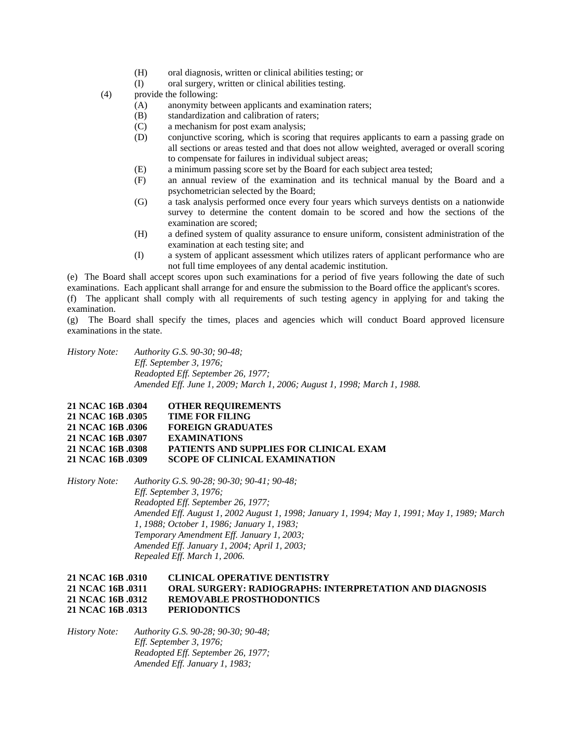(H) oral diagnosis, written or clinical abilities testing; or

(I) oral surgery, written or clinical abilities testing.

(4) provide the following:

(A) anonymity between applicants and examination raters;

(B) standardization and calibration of raters;

(C) a mechanism for post exam analysis;

(D) conjunctive scoring, which is scoring that requires applicants to earn a passing grade on all sections or areas tested and that does not allow weighted, averaged or overall scoring to compensate for failures in individual subject areas;

(E) a minimum passing score set by the Board for each subject area tested;

(F) an annual review of the examination and its technical manual by the Board and a psychometrician selected by the Board;

(G) a task analysis performed once every four years which surveys dentists on a nationwide survey to determine the content domain to be scored and how the sections of the examination are scored;

(H) a defined system of quality assurance to ensure uniform, consistent administration of the examination at each testing site; and

(I) a system of applicant assessment which utilizes raters of applicant performance who are not full time employees of any dental academic institution.

(e) The Board shall accept scores upon such examinations for a period of five years following the date of such examinations. Each applicant shall arrange for and ensure the submission to the Board office the applicant's scores.

(f) The applicant shall comply with all requirements of such testing agency in applying for and taking the examination.

(g) The Board shall specify the times, places and agencies which will conduct Board approved licensure examinations in the state.

*History Note: Authority G.S. 90-30; 90-48;*
*Eff. September 3, 1976;*
*Readopted Eff. September 26, 1977;*
*Amended Eff. June 1, 2009; March 1, 2006; August 1, 1998; March 1, 1988.*

**21 NCAC 16B .0304 OTHER REQUIREMENTS**
**21 NCAC 16B .0305 TIME FOR FILING**
**21 NCAC 16B .0306 FOREIGN GRADUATES**
**21 NCAC 16B .0307 EXAMINATIONS**
**21 NCAC 16B .0308 PATIENTS AND SUPPLIES FOR CLINICAL EXAM**
**21 NCAC 16B .0309 SCOPE OF CLINICAL EXAMINATION**

*History Note: Authority G.S. 90-28; 90-30; 90-41; 90-48;*
*Eff. September 3, 1976;*
*Readopted Eff. September 26, 1977;*
*Amended Eff. August 1, 2002 August 1, 1998; January 1, 1994; May 1, 1991; May 1, 1989; March 1, 1988; October 1, 1986; January 1, 1983;*
*Temporary Amendment Eff. January 1, 2003;*
*Amended Eff. January 1, 2004; April 1, 2003;*
*Repealed Eff. March 1, 2006.*

**21 NCAC 16B .0310 CLINICAL OPERATIVE DENTISTRY**
**21 NCAC 16B .0311 ORAL SURGERY: RADIOGRAPHS: INTERPRETATION AND DIAGNOSIS**
**21 NCAC 16B .0312 REMOVABLE PROSTHODONTICS**
**21 NCAC 16B .0313 PERIODONTICS**

*History Note: Authority G.S. 90-28; 90-30; 90-48;*
*Eff. September 3, 1976;*
*Readopted Eff. September 26, 1977;*
*Amended Eff. January 1, 1983;*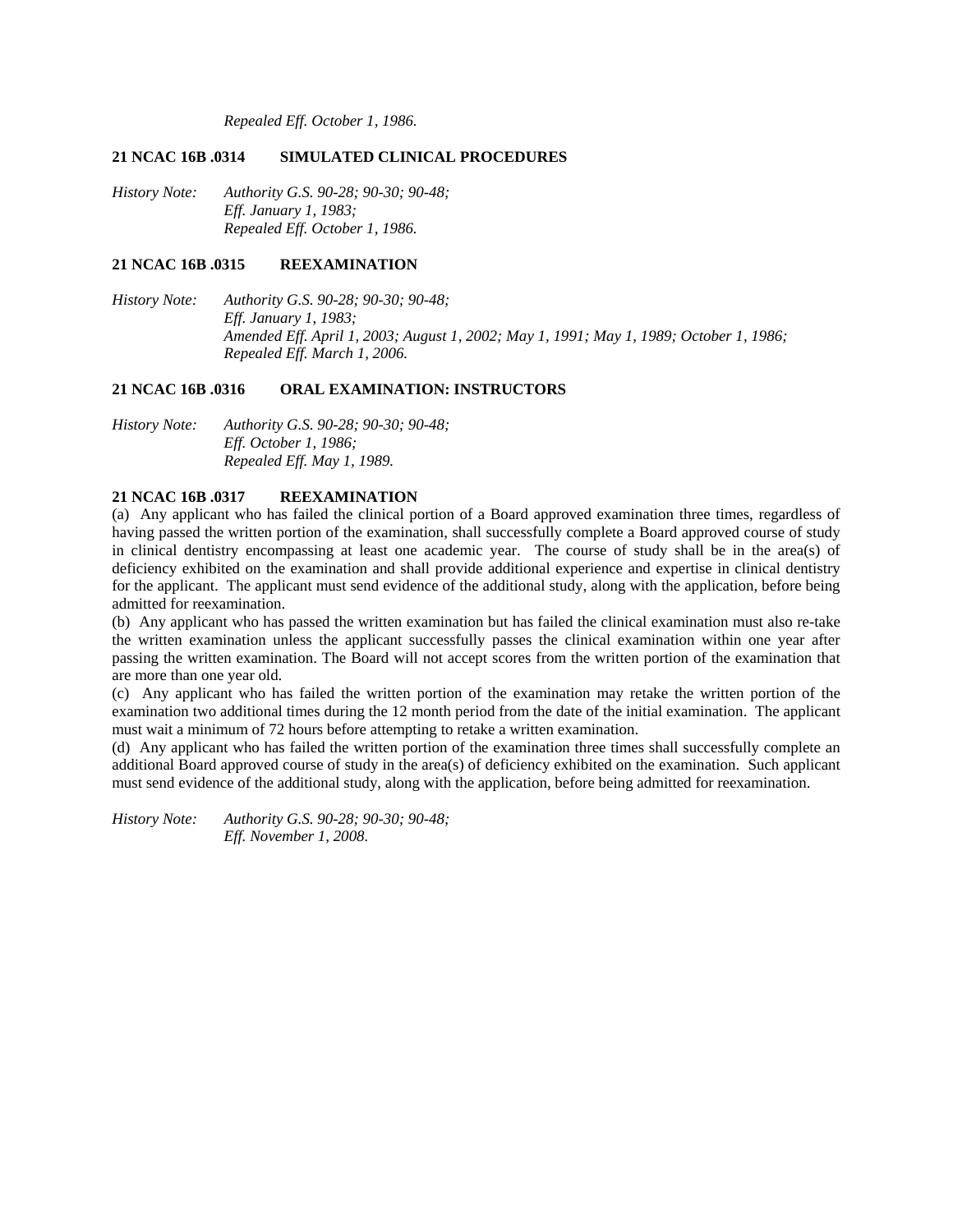*Repealed Eff. October 1, 1986.*

**21 NCAC 16B .0314 SIMULATED CLINICAL PROCEDURES**

*History Note: Authority G.S. 90-28; 90-30; 90-48;*
*Eff. January 1, 1983;*
*Repealed Eff. October 1, 1986.*

**21 NCAC 16B .0315 REEXAMINATION**

*History Note: Authority G.S. 90-28; 90-30; 90-48;*
*Eff. January 1, 1983;*
*Amended Eff. April 1, 2003; August 1, 2002; May 1, 1991; May 1, 1989; October 1, 1986;*
*Repealed Eff. March 1, 2006.*

**21 NCAC 16B .0316 ORAL EXAMINATION: INSTRUCTORS**

*History Note: Authority G.S. 90-28; 90-30; 90-48;*
*Eff. October 1, 1986;*
*Repealed Eff. May 1, 1989.*

**21 NCAC 16B .0317 REEXAMINATION**

(a) Any applicant who has failed the clinical portion of a Board approved examination three times, regardless of having passed the written portion of the examination, shall successfully complete a Board approved course of study in clinical dentistry encompassing at least one academic year. The course of study shall be in the area(s) of deficiency exhibited on the examination and shall provide additional experience and expertise in clinical dentistry for the applicant. The applicant must send evidence of the additional study, along with the application, before being admitted for reexamination.

(b) Any applicant who has passed the written examination but has failed the clinical examination must also re-take the written examination unless the applicant successfully passes the clinical examination within one year after passing the written examination. The Board will not accept scores from the written portion of the examination that are more than one year old.

(c) Any applicant who has failed the written portion of the examination may retake the written portion of the examination two additional times during the 12 month period from the date of the initial examination. The applicant must wait a minimum of 72 hours before attempting to retake a written examination.

(d) Any applicant who has failed the written portion of the examination three times shall successfully complete an additional Board approved course of study in the area(s) of deficiency exhibited on the examination. Such applicant must send evidence of the additional study, along with the application, before being admitted for reexamination.

*History Note: Authority G.S. 90-28; 90-30; 90-48;*
*Eff. November 1, 2008.*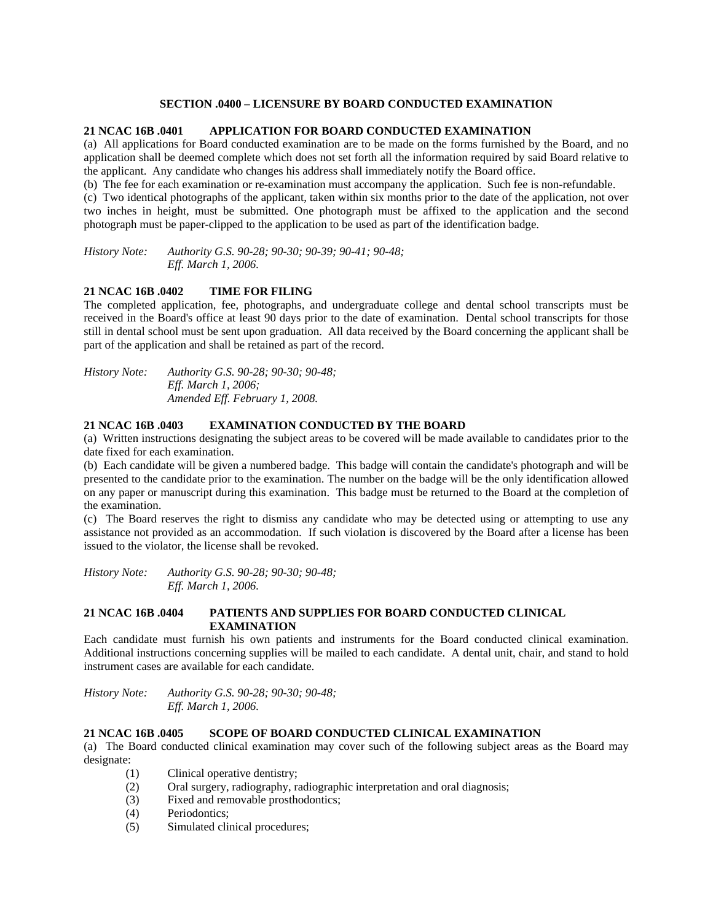## SECTION .0400 – LICENSURE BY BOARD CONDUCTED EXAMINATION

### 21 NCAC 16B .0401 APPLICATION FOR BOARD CONDUCTED EXAMINATION

(a) All applications for Board conducted examination are to be made on the forms furnished by the Board, and no application shall be deemed complete which does not set forth all the information required by said Board relative to the applicant. Any candidate who changes his address shall immediately notify the Board office.

(b) The fee for each examination or re-examination must accompany the application. Such fee is non-refundable.

(c) Two identical photographs of the applicant, taken within six months prior to the date of the application, not over two inches in height, must be submitted. One photograph must be affixed to the application and the second photograph must be paper-clipped to the application to be used as part of the identification badge.

*History Note: Authority G.S. 90-28; 90-30; 90-39; 90-41; 90-48;*
*Eff. March 1, 2006.*

### 21 NCAC 16B .0402 TIME FOR FILING

The completed application, fee, photographs, and undergraduate college and dental school transcripts must be received in the Board's office at least 90 days prior to the date of examination. Dental school transcripts for those still in dental school must be sent upon graduation. All data received by the Board concerning the applicant shall be part of the application and shall be retained as part of the record.

*History Note: Authority G.S. 90-28; 90-30; 90-48;*
*Eff. March 1, 2006;*
*Amended Eff. February 1, 2008.*

### 21 NCAC 16B .0403 EXAMINATION CONDUCTED BY THE BOARD

(a) Written instructions designating the subject areas to be covered will be made available to candidates prior to the date fixed for each examination.

(b) Each candidate will be given a numbered badge. This badge will contain the candidate's photograph and will be presented to the candidate prior to the examination. The number on the badge will be the only identification allowed on any paper or manuscript during this examination. This badge must be returned to the Board at the completion of the examination.

(c) The Board reserves the right to dismiss any candidate who may be detected using or attempting to use any assistance not provided as an accommodation. If such violation is discovered by the Board after a license has been issued to the violator, the license shall be revoked.

*History Note: Authority G.S. 90-28; 90-30; 90-48;*
*Eff. March 1, 2006.*

### 21 NCAC 16B .0404 PATIENTS AND SUPPLIES FOR BOARD CONDUCTED CLINICAL EXAMINATION

Each candidate must furnish his own patients and instruments for the Board conducted clinical examination. Additional instructions concerning supplies will be mailed to each candidate. A dental unit, chair, and stand to hold instrument cases are available for each candidate.

*History Note: Authority G.S. 90-28; 90-30; 90-48;*
*Eff. March 1, 2006.*

### 21 NCAC 16B .0405 SCOPE OF BOARD CONDUCTED CLINICAL EXAMINATION

(a) The Board conducted clinical examination may cover such of the following subject areas as the Board may designate:

(1) Clinical operative dentistry;
(2) Oral surgery, radiography, radiographic interpretation and oral diagnosis;
(3) Fixed and removable prosthodontics;
(4) Periodontics;
(5) Simulated clinical procedures;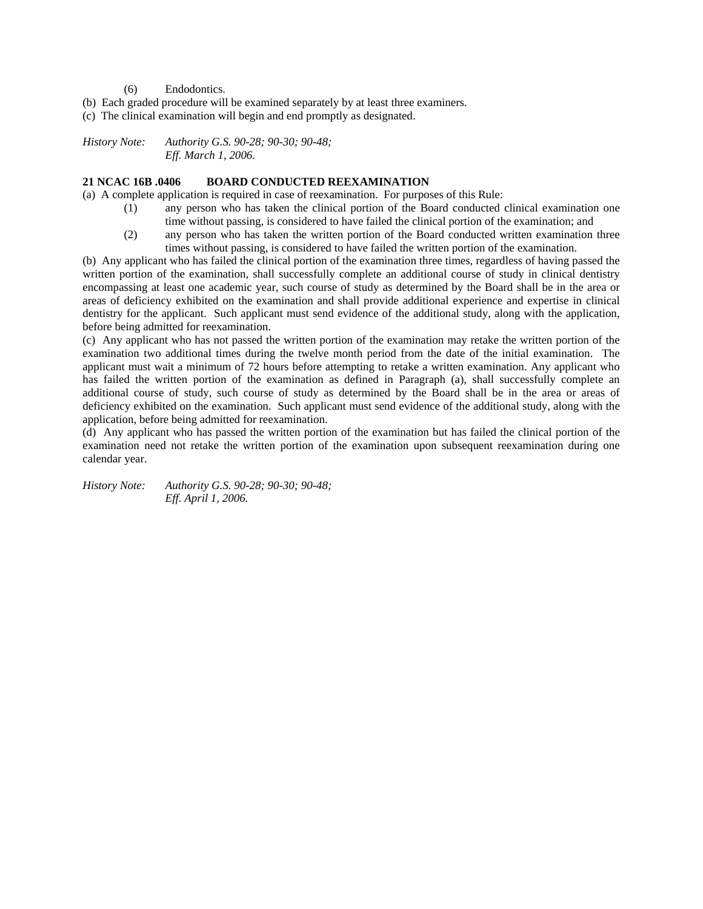(6) Endodontics.

(b) Each graded procedure will be examined separately by at least three examiners.

(c) The clinical examination will begin and end promptly as designated.

*History Note: Authority G.S. 90-28; 90-30; 90-48;*
*Eff. March 1, 2006.*

**21 NCAC 16B .0406 BOARD CONDUCTED REEXAMINATION**

(a) A complete application is required in case of reexamination. For purposes of this Rule:

(1) any person who has taken the clinical portion of the Board conducted clinical examination one time without passing, is considered to have failed the clinical portion of the examination; and

(2) any person who has taken the written portion of the Board conducted written examination three times without passing, is considered to have failed the written portion of the examination.

(b) Any applicant who has failed the clinical portion of the examination three times, regardless of having passed the written portion of the examination, shall successfully complete an additional course of study in clinical dentistry encompassing at least one academic year, such course of study as determined by the Board shall be in the area or areas of deficiency exhibited on the examination and shall provide additional experience and expertise in clinical dentistry for the applicant. Such applicant must send evidence of the additional study, along with the application, before being admitted for reexamination.

(c) Any applicant who has not passed the written portion of the examination may retake the written portion of the examination two additional times during the twelve month period from the date of the initial examination. The applicant must wait a minimum of 72 hours before attempting to retake a written examination. Any applicant who has failed the written portion of the examination as defined in Paragraph (a), shall successfully complete an additional course of study, such course of study as determined by the Board shall be in the area or areas of deficiency exhibited on the examination. Such applicant must send evidence of the additional study, along with the application, before being admitted for reexamination.

(d) Any applicant who has passed the written portion of the examination but has failed the clinical portion of the examination need not retake the written portion of the examination upon subsequent reexamination during one calendar year.

*History Note: Authority G.S. 90-28; 90-30; 90-48;*
*Eff. April 1, 2006.*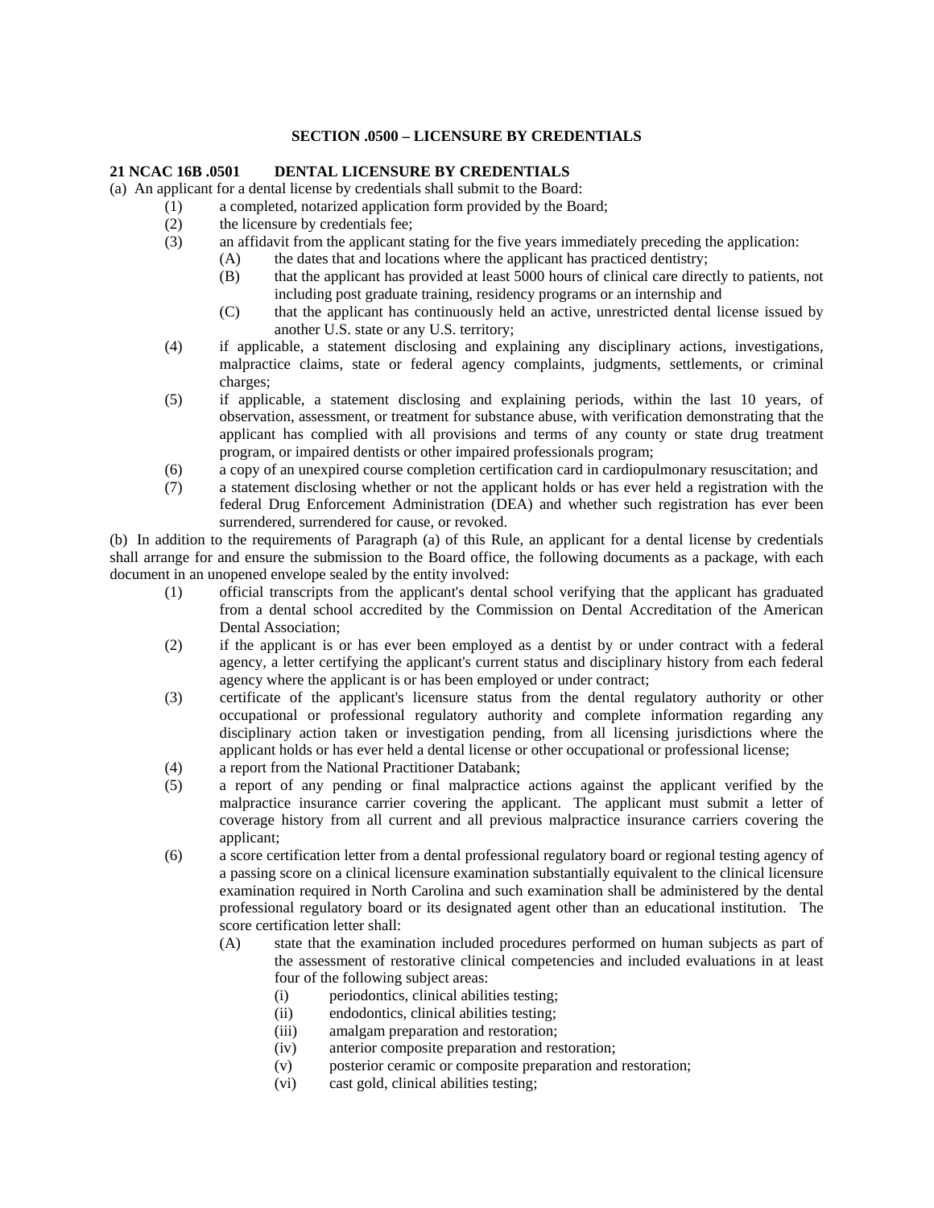## SECTION .0500 – LICENSURE BY CREDENTIALS

### 21 NCAC 16B .0501 DENTAL LICENSURE BY CREDENTIALS

(a) An applicant for a dental license by credentials shall submit to the Board:

- (1) a completed, notarized application form provided by the Board;
- (2) the licensure by credentials fee;
- (3) an affidavit from the applicant stating for the five years immediately preceding the application:
  - (A) the dates that and locations where the applicant has practiced dentistry;
  - (B) that the applicant has provided at least 5000 hours of clinical care directly to patients, not including post graduate training, residency programs or an internship and
  - (C) that the applicant has continuously held an active, unrestricted dental license issued by another U.S. state or any U.S. territory;
- (4) if applicable, a statement disclosing and explaining any disciplinary actions, investigations, malpractice claims, state or federal agency complaints, judgments, settlements, or criminal charges;
- (5) if applicable, a statement disclosing and explaining periods, within the last 10 years, of observation, assessment, or treatment for substance abuse, with verification demonstrating that the applicant has complied with all provisions and terms of any county or state drug treatment program, or impaired dentists or other impaired professionals program;
- (6) a copy of an unexpired course completion certification card in cardiopulmonary resuscitation; and
- (7) a statement disclosing whether or not the applicant holds or has ever held a registration with the federal Drug Enforcement Administration (DEA) and whether such registration has ever been surrendered, surrendered for cause, or revoked.

(b) In addition to the requirements of Paragraph (a) of this Rule, an applicant for a dental license by credentials shall arrange for and ensure the submission to the Board office, the following documents as a package, with each document in an unopened envelope sealed by the entity involved:

- (1) official transcripts from the applicant's dental school verifying that the applicant has graduated from a dental school accredited by the Commission on Dental Accreditation of the American Dental Association;
- (2) if the applicant is or has ever been employed as a dentist by or under contract with a federal agency, a letter certifying the applicant's current status and disciplinary history from each federal agency where the applicant is or has been employed or under contract;
- (3) certificate of the applicant's licensure status from the dental regulatory authority or other occupational or professional regulatory authority and complete information regarding any disciplinary action taken or investigation pending, from all licensing jurisdictions where the applicant holds or has ever held a dental license or other occupational or professional license;
- (4) a report from the National Practitioner Databank;
- (5) a report of any pending or final malpractice actions against the applicant verified by the malpractice insurance carrier covering the applicant. The applicant must submit a letter of coverage history from all current and all previous malpractice insurance carriers covering the applicant;
- (6) a score certification letter from a dental professional regulatory board or regional testing agency of a passing score on a clinical licensure examination substantially equivalent to the clinical licensure examination required in North Carolina and such examination shall be administered by the dental professional regulatory board or its designated agent other than an educational institution. The score certification letter shall:
  - (A) state that the examination included procedures performed on human subjects as part of the assessment of restorative clinical competencies and included evaluations in at least four of the following subject areas:
    - (i) periodontics, clinical abilities testing;
    - (ii) endodontics, clinical abilities testing;
    - (iii) amalgam preparation and restoration;
    - (iv) anterior composite preparation and restoration;
    - (v) posterior ceramic or composite preparation and restoration;
    - (vi) cast gold, clinical abilities testing;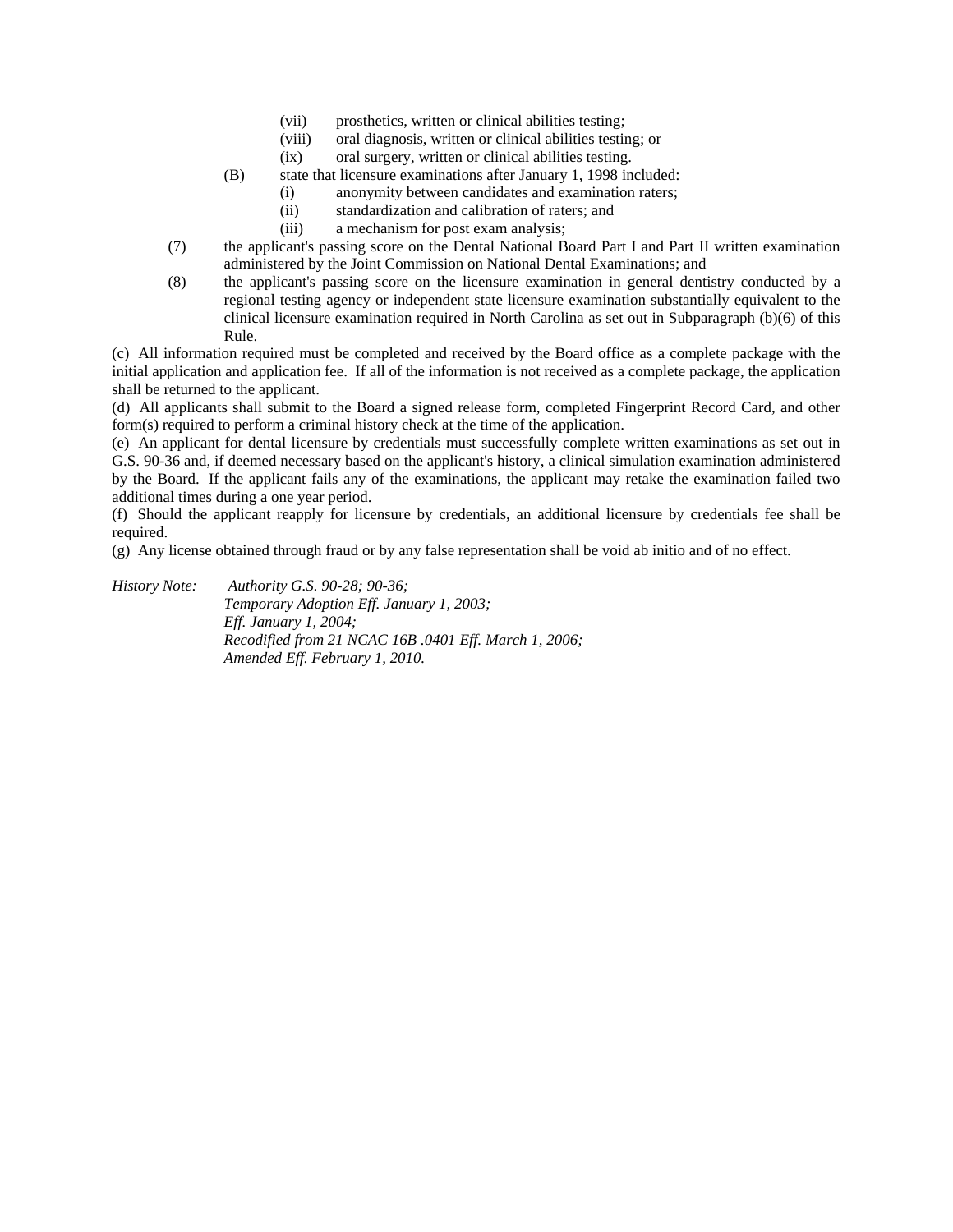(vii) prosthetics, written or clinical abilities testing;

(viii) oral diagnosis, written or clinical abilities testing; or

(ix) oral surgery, written or clinical abilities testing.

(B) state that licensure examinations after January 1, 1998 included:

(i) anonymity between candidates and examination raters;

(ii) standardization and calibration of raters; and

(iii) a mechanism for post exam analysis;

(7) the applicant's passing score on the Dental National Board Part I and Part II written examination administered by the Joint Commission on National Dental Examinations; and

(8) the applicant's passing score on the licensure examination in general dentistry conducted by a regional testing agency or independent state licensure examination substantially equivalent to the clinical licensure examination required in North Carolina as set out in Subparagraph (b)(6) of this Rule.

(c) All information required must be completed and received by the Board office as a complete package with the initial application and application fee. If all of the information is not received as a complete package, the application shall be returned to the applicant.

(d) All applicants shall submit to the Board a signed release form, completed Fingerprint Record Card, and other form(s) required to perform a criminal history check at the time of the application.

(e) An applicant for dental licensure by credentials must successfully complete written examinations as set out in G.S. 90-36 and, if deemed necessary based on the applicant's history, a clinical simulation examination administered by the Board. If the applicant fails any of the examinations, the applicant may retake the examination failed two additional times during a one year period.

(f) Should the applicant reapply for licensure by credentials, an additional licensure by credentials fee shall be required.

(g) Any license obtained through fraud or by any false representation shall be void ab initio and of no effect.

*History Note: Authority G.S. 90-28; 90-36;*
*Temporary Adoption Eff. January 1, 2003;*
*Eff. January 1, 2004;*
*Recodified from 21 NCAC 16B .0401 Eff. March 1, 2006;*
*Amended Eff. February 1, 2010.*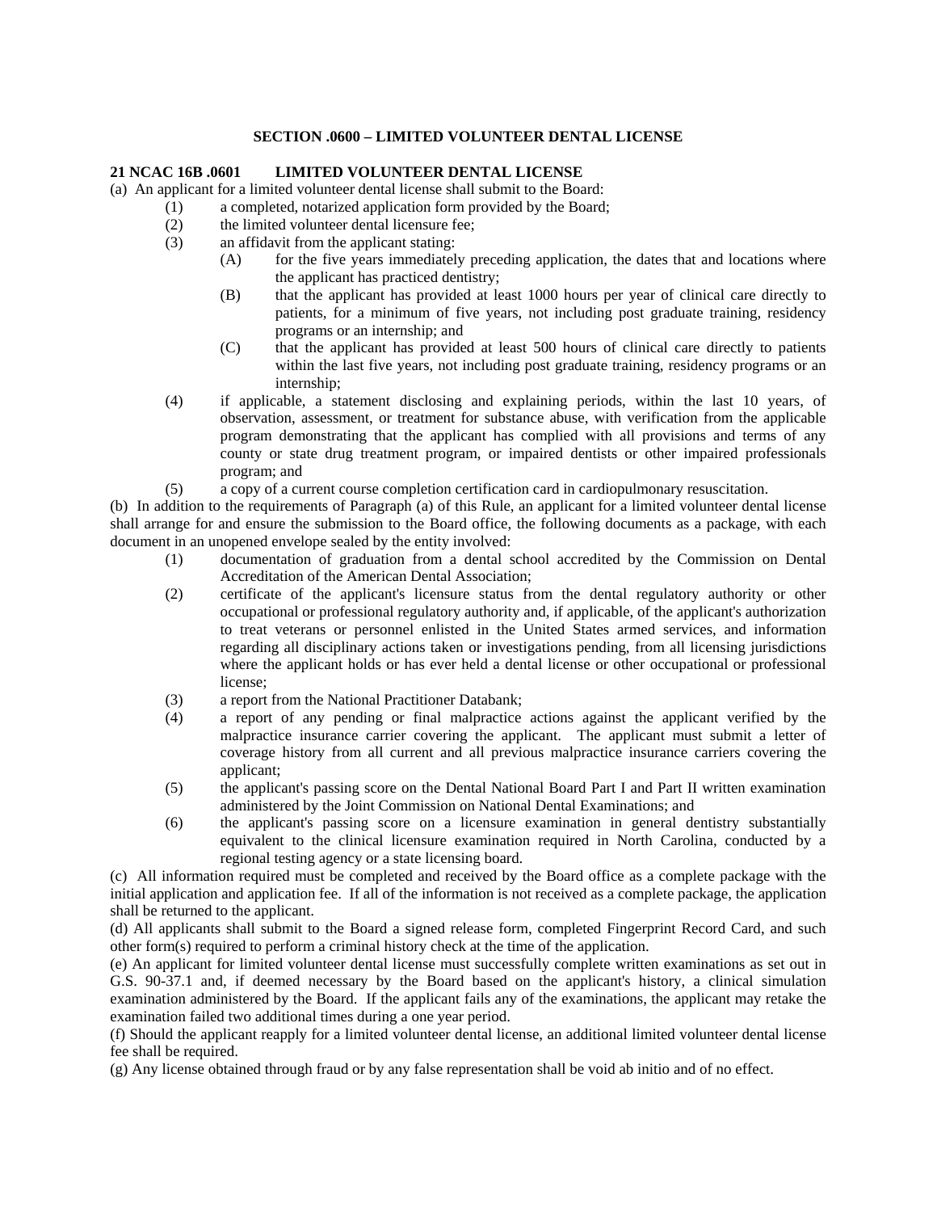## SECTION .0600 – LIMITED VOLUNTEER DENTAL LICENSE

### 21 NCAC 16B .0601 LIMITED VOLUNTEER DENTAL LICENSE

(a) An applicant for a limited volunteer dental license shall submit to the Board:

- (1) a completed, notarized application form provided by the Board;
- (2) the limited volunteer dental licensure fee;
- (3) an affidavit from the applicant stating:
  - (A) for the five years immediately preceding application, the dates that and locations where the applicant has practiced dentistry;
  - (B) that the applicant has provided at least 1000 hours per year of clinical care directly to patients, for a minimum of five years, not including post graduate training, residency programs or an internship; and
  - (C) that the applicant has provided at least 500 hours of clinical care directly to patients within the last five years, not including post graduate training, residency programs or an internship;
- (4) if applicable, a statement disclosing and explaining periods, within the last 10 years, of observation, assessment, or treatment for substance abuse, with verification from the applicable program demonstrating that the applicant has complied with all provisions and terms of any county or state drug treatment program, or impaired dentists or other impaired professionals program; and
- (5) a copy of a current course completion certification card in cardiopulmonary resuscitation.

(b) In addition to the requirements of Paragraph (a) of this Rule, an applicant for a limited volunteer dental license shall arrange for and ensure the submission to the Board office, the following documents as a package, with each document in an unopened envelope sealed by the entity involved:

- (1) documentation of graduation from a dental school accredited by the Commission on Dental Accreditation of the American Dental Association;
- (2) certificate of the applicant's licensure status from the dental regulatory authority or other occupational or professional regulatory authority and, if applicable, of the applicant's authorization to treat veterans or personnel enlisted in the United States armed services, and information regarding all disciplinary actions taken or investigations pending, from all licensing jurisdictions where the applicant holds or has ever held a dental license or other occupational or professional license;
- (3) a report from the National Practitioner Databank;
- (4) a report of any pending or final malpractice actions against the applicant verified by the malpractice insurance carrier covering the applicant. The applicant must submit a letter of coverage history from all current and all previous malpractice insurance carriers covering the applicant;
- (5) the applicant's passing score on the Dental National Board Part I and Part II written examination administered by the Joint Commission on National Dental Examinations; and
- (6) the applicant's passing score on a licensure examination in general dentistry substantially equivalent to the clinical licensure examination required in North Carolina, conducted by a regional testing agency or a state licensing board.

(c) All information required must be completed and received by the Board office as a complete package with the initial application and application fee. If all of the information is not received as a complete package, the application shall be returned to the applicant.

(d) All applicants shall submit to the Board a signed release form, completed Fingerprint Record Card, and such other form(s) required to perform a criminal history check at the time of the application.

(e) An applicant for limited volunteer dental license must successfully complete written examinations as set out in G.S. 90-37.1 and, if deemed necessary by the Board based on the applicant's history, a clinical simulation examination administered by the Board. If the applicant fails any of the examinations, the applicant may retake the examination failed two additional times during a one year period.

(f) Should the applicant reapply for a limited volunteer dental license, an additional limited volunteer dental license fee shall be required.

(g) Any license obtained through fraud or by any false representation shall be void ab initio and of no effect.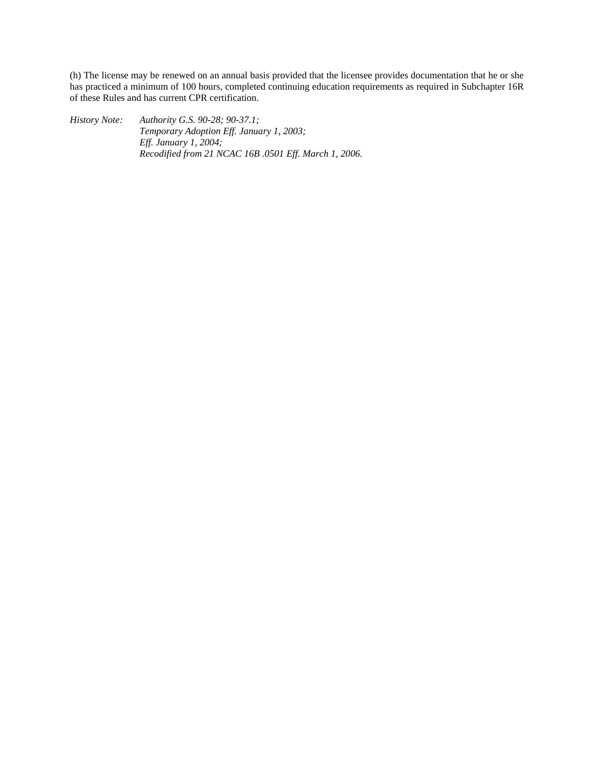(h) The license may be renewed on an annual basis provided that the licensee provides documentation that he or she has practiced a minimum of 100 hours, completed continuing education requirements as required in Subchapter 16R of these Rules and has current CPR certification.

*History Note: Authority G.S. 90-28; 90-37.1;*
*Temporary Adoption Eff. January 1, 2003;*
*Eff. January 1, 2004;*
*Recodified from 21 NCAC 16B .0501 Eff. March 1, 2006.*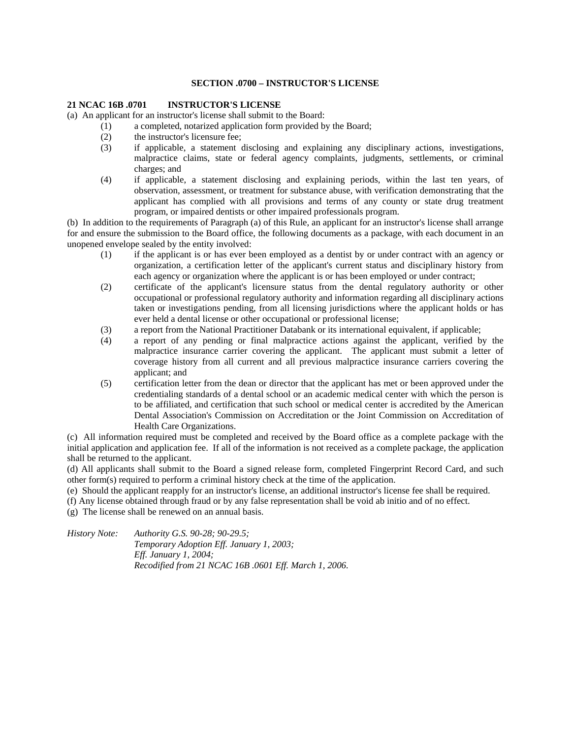## SECTION .0700 – INSTRUCTOR'S LICENSE

### 21 NCAC 16B .0701 INSTRUCTOR'S LICENSE

(a) An applicant for an instructor's license shall submit to the Board:

(1) a completed, notarized application form provided by the Board;

(2) the instructor's licensure fee;

(3) if applicable, a statement disclosing and explaining any disciplinary actions, investigations, malpractice claims, state or federal agency complaints, judgments, settlements, or criminal charges; and

(4) if applicable, a statement disclosing and explaining periods, within the last ten years, of observation, assessment, or treatment for substance abuse, with verification demonstrating that the applicant has complied with all provisions and terms of any county or state drug treatment program, or impaired dentists or other impaired professionals program.

(b) In addition to the requirements of Paragraph (a) of this Rule, an applicant for an instructor's license shall arrange for and ensure the submission to the Board office, the following documents as a package, with each document in an unopened envelope sealed by the entity involved:

(1) if the applicant is or has ever been employed as a dentist by or under contract with an agency or organization, a certification letter of the applicant's current status and disciplinary history from each agency or organization where the applicant is or has been employed or under contract;

(2) certificate of the applicant's licensure status from the dental regulatory authority or other occupational or professional regulatory authority and information regarding all disciplinary actions taken or investigations pending, from all licensing jurisdictions where the applicant holds or has ever held a dental license or other occupational or professional license;

(3) a report from the National Practitioner Databank or its international equivalent, if applicable;

(4) a report of any pending or final malpractice actions against the applicant, verified by the malpractice insurance carrier covering the applicant. The applicant must submit a letter of coverage history from all current and all previous malpractice insurance carriers covering the applicant; and

(5) certification letter from the dean or director that the applicant has met or been approved under the credentialing standards of a dental school or an academic medical center with which the person is to be affiliated, and certification that such school or medical center is accredited by the American Dental Association's Commission on Accreditation or the Joint Commission on Accreditation of Health Care Organizations.

(c) All information required must be completed and received by the Board office as a complete package with the initial application and application fee. If all of the information is not received as a complete package, the application shall be returned to the applicant.

(d) All applicants shall submit to the Board a signed release form, completed Fingerprint Record Card, and such other form(s) required to perform a criminal history check at the time of the application.

(e) Should the applicant reapply for an instructor's license, an additional instructor's license fee shall be required.

(f) Any license obtained through fraud or by any false representation shall be void ab initio and of no effect.

(g) The license shall be renewed on an annual basis.

*History Note: Authority G.S. 90-28; 90-29.5;*
*Temporary Adoption Eff. January 1, 2003;*
*Eff. January 1, 2004;*
*Recodified from 21 NCAC 16B .0601 Eff. March 1, 2006.*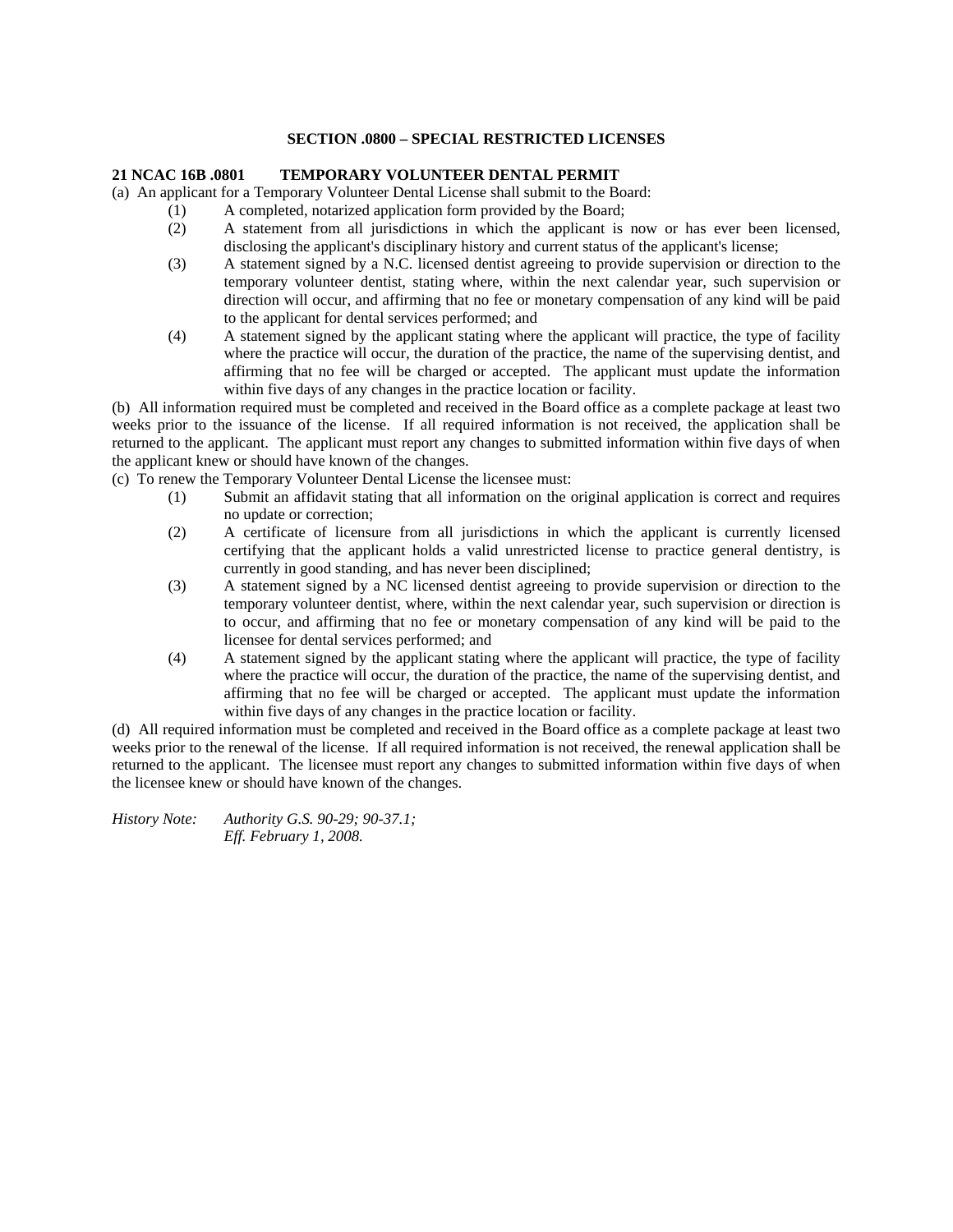## SECTION .0800 – SPECIAL RESTRICTED LICENSES

### 21 NCAC 16B .0801 TEMPORARY VOLUNTEER DENTAL PERMIT

(a) An applicant for a Temporary Volunteer Dental License shall submit to the Board:

- (1) A completed, notarized application form provided by the Board;
- (2) A statement from all jurisdictions in which the applicant is now or has ever been licensed, disclosing the applicant's disciplinary history and current status of the applicant's license;
- (3) A statement signed by a N.C. licensed dentist agreeing to provide supervision or direction to the temporary volunteer dentist, stating where, within the next calendar year, such supervision or direction will occur, and affirming that no fee or monetary compensation of any kind will be paid to the applicant for dental services performed; and
- (4) A statement signed by the applicant stating where the applicant will practice, the type of facility where the practice will occur, the duration of the practice, the name of the supervising dentist, and affirming that no fee will be charged or accepted. The applicant must update the information within five days of any changes in the practice location or facility.

(b) All information required must be completed and received in the Board office as a complete package at least two weeks prior to the issuance of the license. If all required information is not received, the application shall be returned to the applicant. The applicant must report any changes to submitted information within five days of when the applicant knew or should have known of the changes.

(c) To renew the Temporary Volunteer Dental License the licensee must:

- (1) Submit an affidavit stating that all information on the original application is correct and requires no update or correction;
- (2) A certificate of licensure from all jurisdictions in which the applicant is currently licensed certifying that the applicant holds a valid unrestricted license to practice general dentistry, is currently in good standing, and has never been disciplined;
- (3) A statement signed by a NC licensed dentist agreeing to provide supervision or direction to the temporary volunteer dentist, where, within the next calendar year, such supervision or direction is to occur, and affirming that no fee or monetary compensation of any kind will be paid to the licensee for dental services performed; and
- (4) A statement signed by the applicant stating where the applicant will practice, the type of facility where the practice will occur, the duration of the practice, the name of the supervising dentist, and affirming that no fee will be charged or accepted. The applicant must update the information within five days of any changes in the practice location or facility.

(d) All required information must be completed and received in the Board office as a complete package at least two weeks prior to the renewal of the license. If all required information is not received, the renewal application shall be returned to the applicant. The licensee must report any changes to submitted information within five days of when the licensee knew or should have known of the changes.

*History Note: Authority G.S. 90-29; 90-37.1;*
*Eff. February 1, 2008.*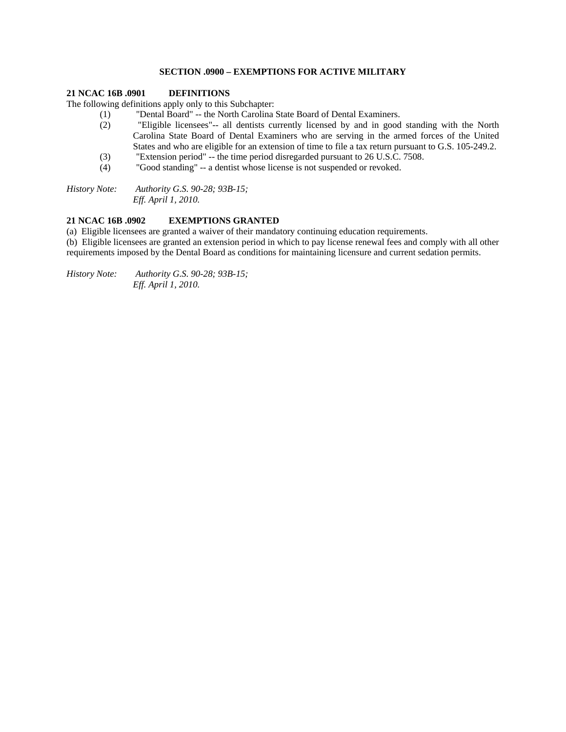## SECTION .0900 – EXEMPTIONS FOR ACTIVE MILITARY

### 21 NCAC 16B .0901 DEFINITIONS

The following definitions apply only to this Subchapter:

(1) "Dental Board" -- the North Carolina State Board of Dental Examiners.

(2) "Eligible licensees"-- all dentists currently licensed by and in good standing with the North Carolina State Board of Dental Examiners who are serving in the armed forces of the United States and who are eligible for an extension of time to file a tax return pursuant to G.S. 105-249.2.

(3) "Extension period" -- the time period disregarded pursuant to 26 U.S.C. 7508.

(4) "Good standing" -- a dentist whose license is not suspended or revoked.

*History Note: Authority G.S. 90-28; 93B-15;*
*Eff. April 1, 2010.*

### 21 NCAC 16B .0902 EXEMPTIONS GRANTED

(a) Eligible licensees are granted a waiver of their mandatory continuing education requirements.

(b) Eligible licensees are granted an extension period in which to pay license renewal fees and comply with all other requirements imposed by the Dental Board as conditions for maintaining licensure and current sedation permits.

*History Note: Authority G.S. 90-28; 93B-15;*
*Eff. April 1, 2010.*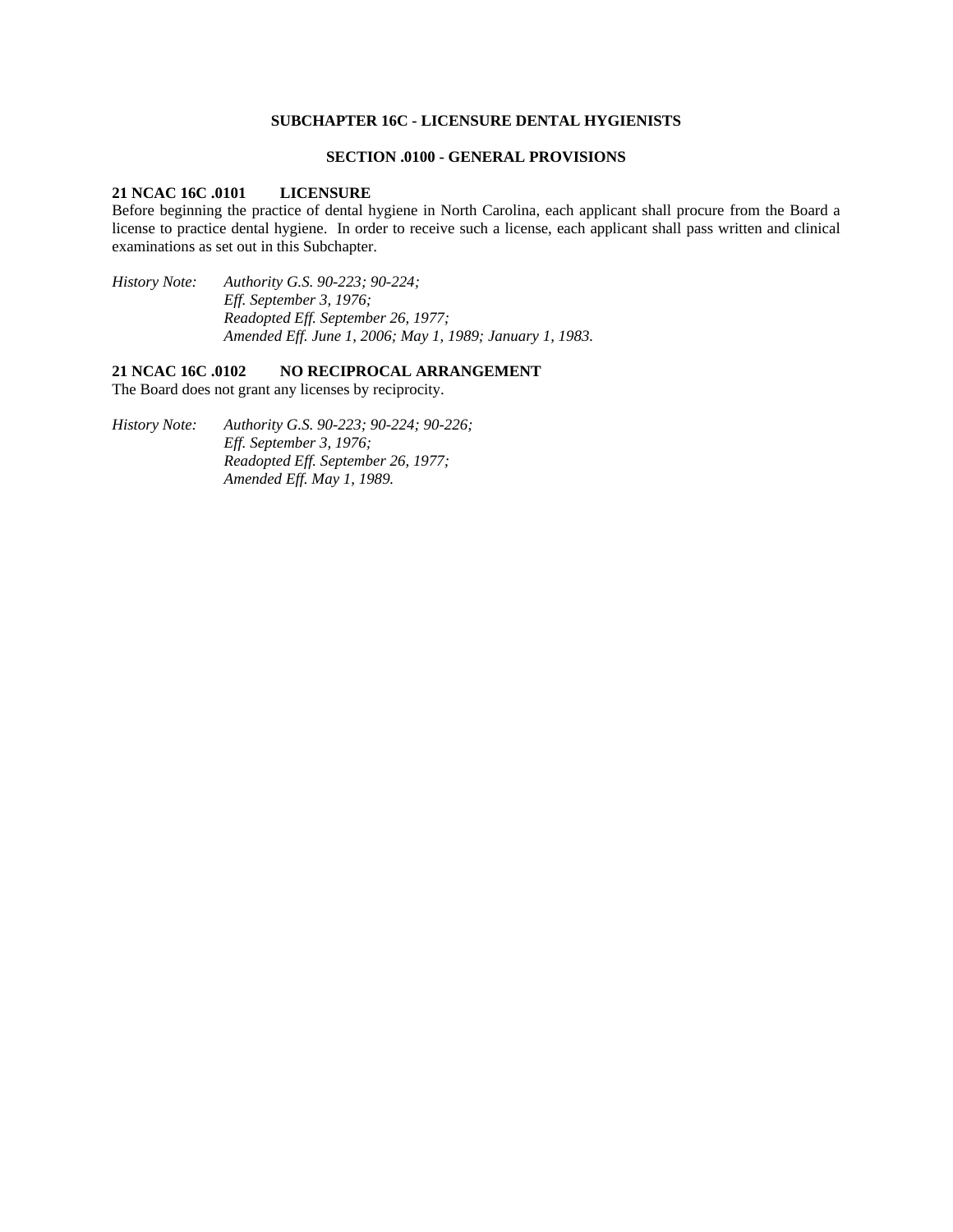## SUBCHAPTER 16C - LICENSURE DENTAL HYGIENISTS

### SECTION .0100 - GENERAL PROVISIONS

**21 NCAC 16C .0101 LICENSURE**

Before beginning the practice of dental hygiene in North Carolina, each applicant shall procure from the Board a license to practice dental hygiene. In order to receive such a license, each applicant shall pass written and clinical examinations as set out in this Subchapter.

*History Note: Authority G.S. 90-223; 90-224;*
*Eff. September 3, 1976;*
*Readopted Eff. September 26, 1977;*
*Amended Eff. June 1, 2006; May 1, 1989; January 1, 1983.*

**21 NCAC 16C .0102 NO RECIPROCAL ARRANGEMENT**

The Board does not grant any licenses by reciprocity.

*History Note: Authority G.S. 90-223; 90-224; 90-226;*
*Eff. September 3, 1976;*
*Readopted Eff. September 26, 1977;*
*Amended Eff. May 1, 1989.*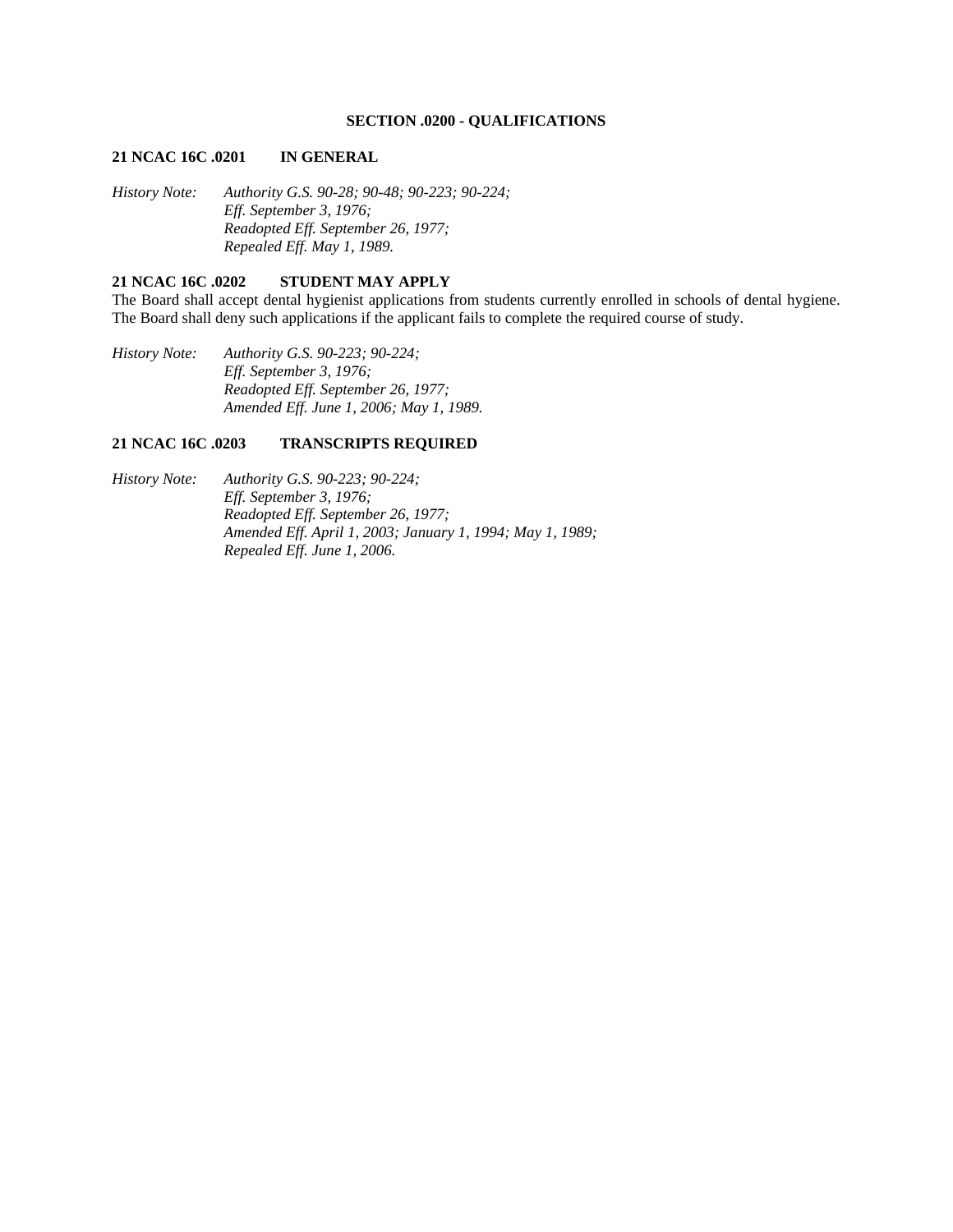## SECTION .0200 - QUALIFICATIONS

### 21 NCAC 16C .0201 IN GENERAL

*History Note: Authority G.S. 90-28; 90-48; 90-223; 90-224;*
*Eff. September 3, 1976;*
*Readopted Eff. September 26, 1977;*
*Repealed Eff. May 1, 1989.*

### 21 NCAC 16C .0202 STUDENT MAY APPLY

The Board shall accept dental hygienist applications from students currently enrolled in schools of dental hygiene. The Board shall deny such applications if the applicant fails to complete the required course of study.

*History Note: Authority G.S. 90-223; 90-224;*
*Eff. September 3, 1976;*
*Readopted Eff. September 26, 1977;*
*Amended Eff. June 1, 2006; May 1, 1989.*

### 21 NCAC 16C .0203 TRANSCRIPTS REQUIRED

*History Note: Authority G.S. 90-223; 90-224;*
*Eff. September 3, 1976;*
*Readopted Eff. September 26, 1977;*
*Amended Eff. April 1, 2003; January 1, 1994; May 1, 1989;*
*Repealed Eff. June 1, 2006.*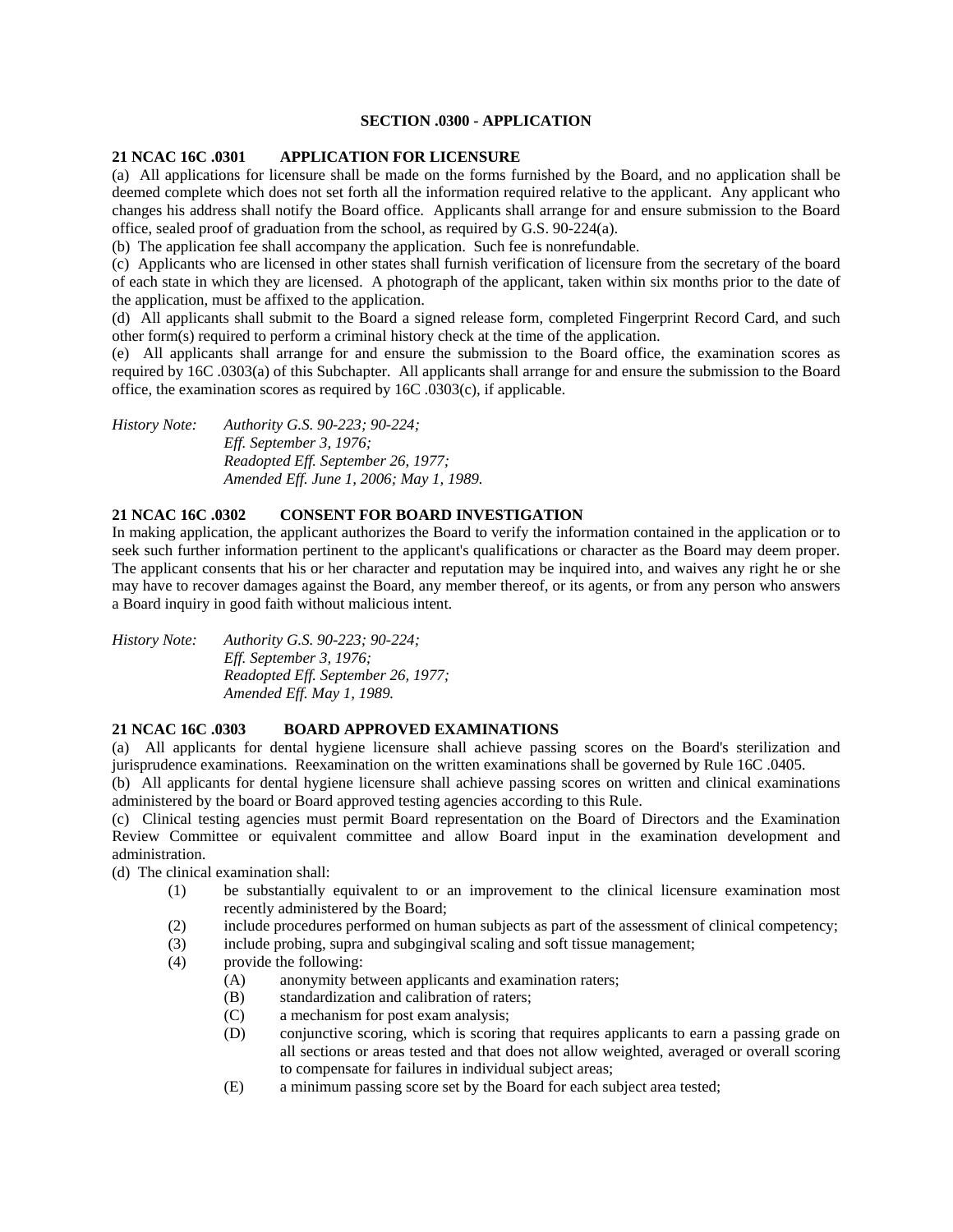## SECTION .0300 - APPLICATION

### 21 NCAC 16C .0301 APPLICATION FOR LICENSURE

(a) All applications for licensure shall be made on the forms furnished by the Board, and no application shall be deemed complete which does not set forth all the information required relative to the applicant. Any applicant who changes his address shall notify the Board office. Applicants shall arrange for and ensure submission to the Board office, sealed proof of graduation from the school, as required by G.S. 90-224(a).

(b) The application fee shall accompany the application. Such fee is nonrefundable.

(c) Applicants who are licensed in other states shall furnish verification of licensure from the secretary of the board of each state in which they are licensed. A photograph of the applicant, taken within six months prior to the date of the application, must be affixed to the application.

(d) All applicants shall submit to the Board a signed release form, completed Fingerprint Record Card, and such other form(s) required to perform a criminal history check at the time of the application.

(e) All applicants shall arrange for and ensure the submission to the Board office, the examination scores as required by 16C .0303(a) of this Subchapter. All applicants shall arrange for and ensure the submission to the Board office, the examination scores as required by 16C .0303(c), if applicable.

*History Note: Authority G.S. 90-223; 90-224;*
*Eff. September 3, 1976;*
*Readopted Eff. September 26, 1977;*
*Amended Eff. June 1, 2006; May 1, 1989.*

### 21 NCAC 16C .0302 CONSENT FOR BOARD INVESTIGATION

In making application, the applicant authorizes the Board to verify the information contained in the application or to seek such further information pertinent to the applicant's qualifications or character as the Board may deem proper. The applicant consents that his or her character and reputation may be inquired into, and waives any right he or she may have to recover damages against the Board, any member thereof, or its agents, or from any person who answers a Board inquiry in good faith without malicious intent.

*History Note: Authority G.S. 90-223; 90-224;*
*Eff. September 3, 1976;*
*Readopted Eff. September 26, 1977;*
*Amended Eff. May 1, 1989.*

### 21 NCAC 16C .0303 BOARD APPROVED EXAMINATIONS

(a) All applicants for dental hygiene licensure shall achieve passing scores on the Board's sterilization and jurisprudence examinations. Reexamination on the written examinations shall be governed by Rule 16C .0405.

(b) All applicants for dental hygiene licensure shall achieve passing scores on written and clinical examinations administered by the board or Board approved testing agencies according to this Rule.

(c) Clinical testing agencies must permit Board representation on the Board of Directors and the Examination Review Committee or equivalent committee and allow Board input in the examination development and administration.

(d) The clinical examination shall:

- (1) be substantially equivalent to or an improvement to the clinical licensure examination most recently administered by the Board;
- (2) include procedures performed on human subjects as part of the assessment of clinical competency;
- (3) include probing, supra and subgingival scaling and soft tissue management;
- (4) provide the following:
  - (A) anonymity between applicants and examination raters;
  - (B) standardization and calibration of raters;
  - (C) a mechanism for post exam analysis;
  - (D) conjunctive scoring, which is scoring that requires applicants to earn a passing grade on all sections or areas tested and that does not allow weighted, averaged or overall scoring to compensate for failures in individual subject areas;
  - (E) a minimum passing score set by the Board for each subject area tested;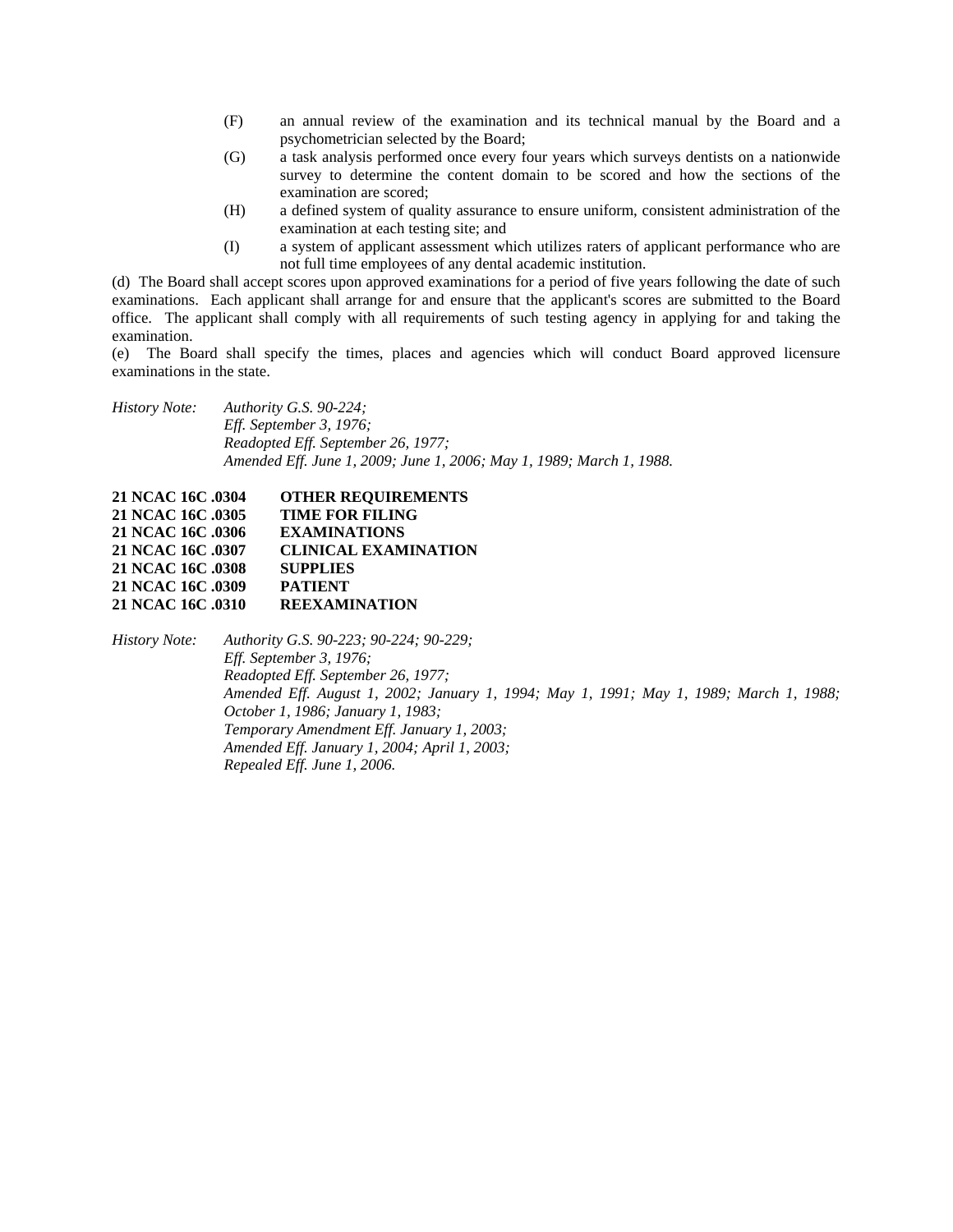(F) an annual review of the examination and its technical manual by the Board and a psychometrician selected by the Board;

(G) a task analysis performed once every four years which surveys dentists on a nationwide survey to determine the content domain to be scored and how the sections of the examination are scored;

(H) a defined system of quality assurance to ensure uniform, consistent administration of the examination at each testing site; and

(I) a system of applicant assessment which utilizes raters of applicant performance who are not full time employees of any dental academic institution.

(d) The Board shall accept scores upon approved examinations for a period of five years following the date of such examinations. Each applicant shall arrange for and ensure that the applicant's scores are submitted to the Board office. The applicant shall comply with all requirements of such testing agency in applying for and taking the examination.

(e) The Board shall specify the times, places and agencies which will conduct Board approved licensure examinations in the state.

*History Note: Authority G.S. 90-224;*
*Eff. September 3, 1976;*
*Readopted Eff. September 26, 1977;*
*Amended Eff. June 1, 2009; June 1, 2006; May 1, 1989; March 1, 1988.*

**21 NCAC 16C .0304 OTHER REQUIREMENTS**
**21 NCAC 16C .0305 TIME FOR FILING**
**21 NCAC 16C .0306 EXAMINATIONS**
**21 NCAC 16C .0307 CLINICAL EXAMINATION**
**21 NCAC 16C .0308 SUPPLIES**
**21 NCAC 16C .0309 PATIENT**
**21 NCAC 16C .0310 REEXAMINATION**

*History Note: Authority G.S. 90-223; 90-224; 90-229;*
*Eff. September 3, 1976;*
*Readopted Eff. September 26, 1977;*
*Amended Eff. August 1, 2002; January 1, 1994; May 1, 1991; May 1, 1989; March 1, 1988; October 1, 1986; January 1, 1983;*
*Temporary Amendment Eff. January 1, 2003;*
*Amended Eff. January 1, 2004; April 1, 2003;*
*Repealed Eff. June 1, 2006.*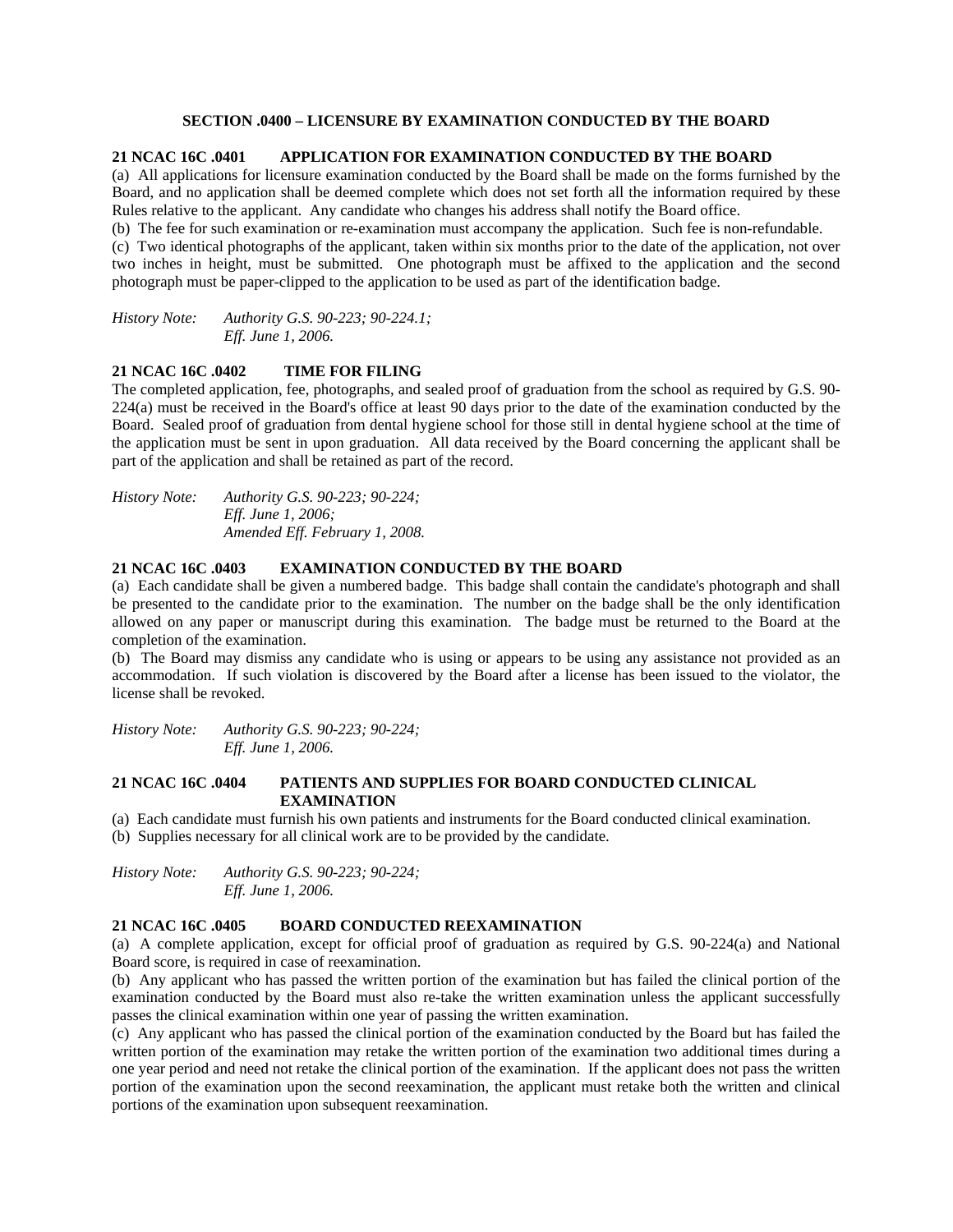## SECTION .0400 – LICENSURE BY EXAMINATION CONDUCTED BY THE BOARD

### 21 NCAC 16C .0401 APPLICATION FOR EXAMINATION CONDUCTED BY THE BOARD

(a) All applications for licensure examination conducted by the Board shall be made on the forms furnished by the Board, and no application shall be deemed complete which does not set forth all the information required by these Rules relative to the applicant. Any candidate who changes his address shall notify the Board office.

(b) The fee for such examination or re-examination must accompany the application. Such fee is non-refundable.

(c) Two identical photographs of the applicant, taken within six months prior to the date of the application, not over two inches in height, must be submitted. One photograph must be affixed to the application and the second photograph must be paper-clipped to the application to be used as part of the identification badge.

*History Note: Authority G.S. 90-223; 90-224.1;*
*Eff. June 1, 2006.*

### 21 NCAC 16C .0402 TIME FOR FILING

The completed application, fee, photographs, and sealed proof of graduation from the school as required by G.S. 90-224(a) must be received in the Board's office at least 90 days prior to the date of the examination conducted by the Board. Sealed proof of graduation from dental hygiene school for those still in dental hygiene school at the time of the application must be sent in upon graduation. All data received by the Board concerning the applicant shall be part of the application and shall be retained as part of the record.

*History Note: Authority G.S. 90-223; 90-224;*
*Eff. June 1, 2006;*
*Amended Eff. February 1, 2008.*

### 21 NCAC 16C .0403 EXAMINATION CONDUCTED BY THE BOARD

(a) Each candidate shall be given a numbered badge. This badge shall contain the candidate's photograph and shall be presented to the candidate prior to the examination. The number on the badge shall be the only identification allowed on any paper or manuscript during this examination. The badge must be returned to the Board at the completion of the examination.

(b) The Board may dismiss any candidate who is using or appears to be using any assistance not provided as an accommodation. If such violation is discovered by the Board after a license has been issued to the violator, the license shall be revoked.

*History Note: Authority G.S. 90-223; 90-224;*
*Eff. June 1, 2006.*

### 21 NCAC 16C .0404 PATIENTS AND SUPPLIES FOR BOARD CONDUCTED CLINICAL EXAMINATION

(a) Each candidate must furnish his own patients and instruments for the Board conducted clinical examination.

(b) Supplies necessary for all clinical work are to be provided by the candidate.

*History Note: Authority G.S. 90-223; 90-224;*
*Eff. June 1, 2006.*

### 21 NCAC 16C .0405 BOARD CONDUCTED REEXAMINATION

(a) A complete application, except for official proof of graduation as required by G.S. 90-224(a) and National Board score, is required in case of reexamination.

(b) Any applicant who has passed the written portion of the examination but has failed the clinical portion of the examination conducted by the Board must also re-take the written examination unless the applicant successfully passes the clinical examination within one year of passing the written examination.

(c) Any applicant who has passed the clinical portion of the examination conducted by the Board but has failed the written portion of the examination may retake the written portion of the examination two additional times during a one year period and need not retake the clinical portion of the examination. If the applicant does not pass the written portion of the examination upon the second reexamination, the applicant must retake both the written and clinical portions of the examination upon subsequent reexamination.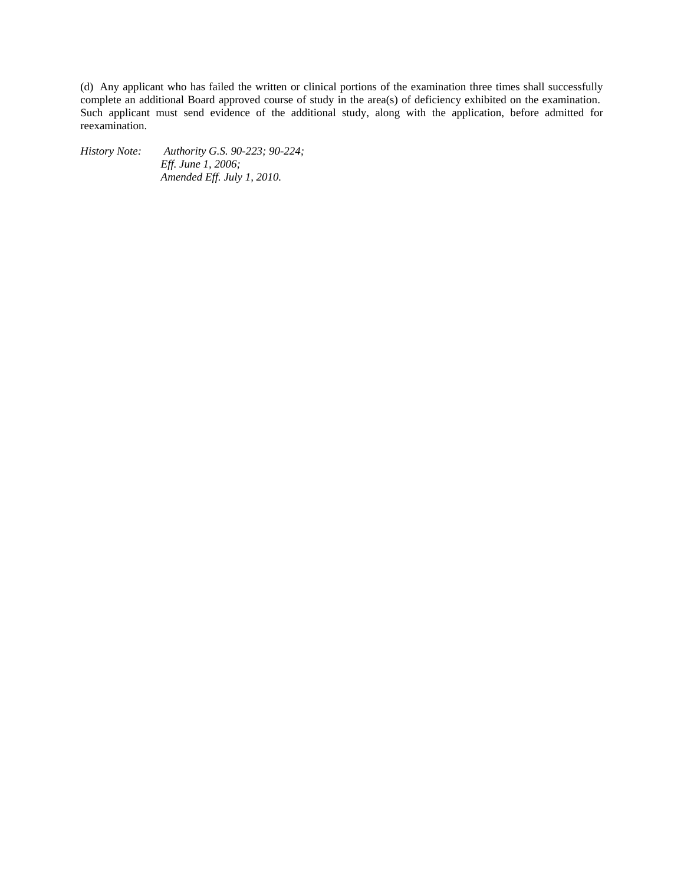(d) Any applicant who has failed the written or clinical portions of the examination three times shall successfully complete an additional Board approved course of study in the area(s) of deficiency exhibited on the examination. Such applicant must send evidence of the additional study, along with the application, before admitted for reexamination.

*History Note: Authority G.S. 90-223; 90-224;*
*Eff. June 1, 2006;*
*Amended Eff. July 1, 2010.*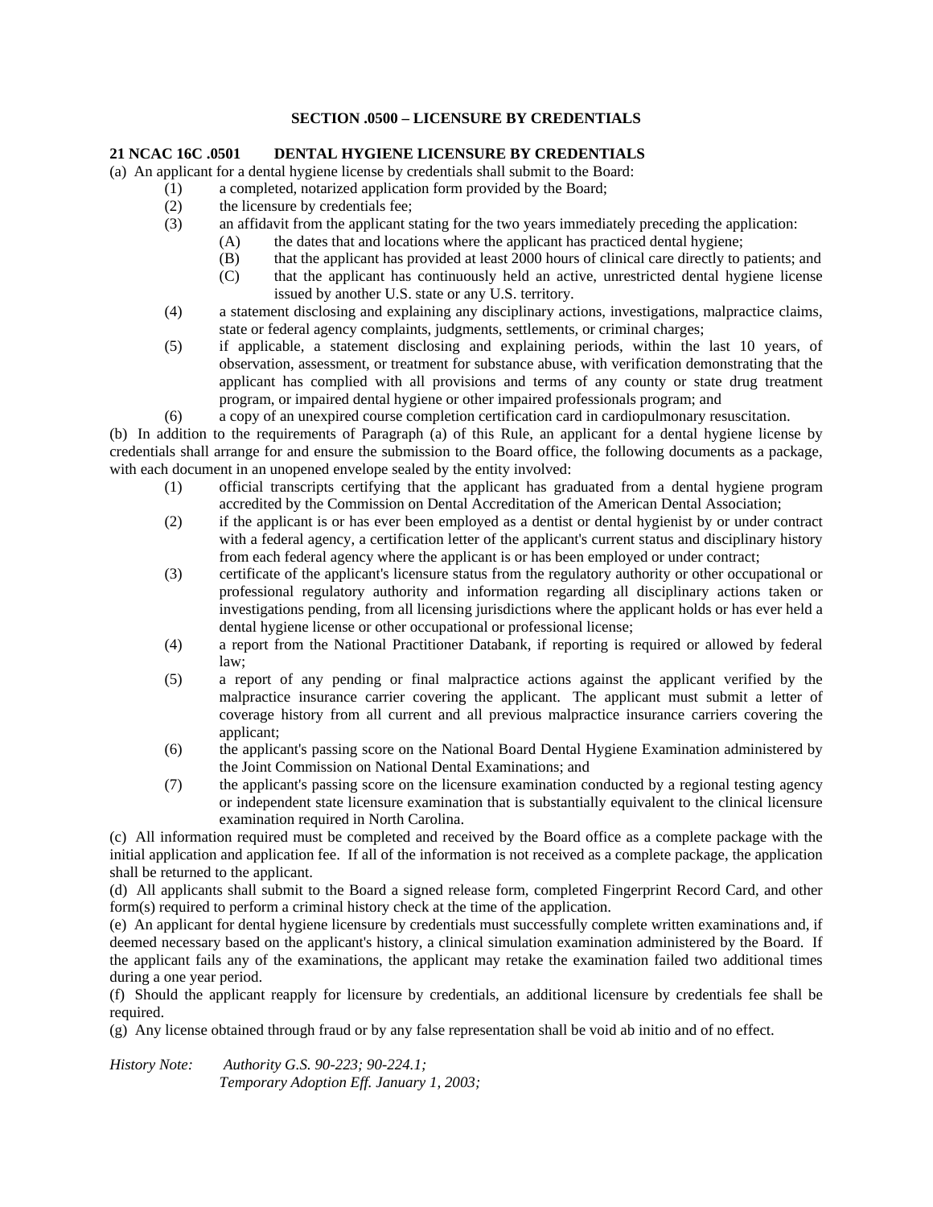## SECTION .0500 – LICENSURE BY CREDENTIALS

### 21 NCAC 16C .0501 DENTAL HYGIENE LICENSURE BY CREDENTIALS

(a) An applicant for a dental hygiene license by credentials shall submit to the Board:

- (1) a completed, notarized application form provided by the Board;
- (2) the licensure by credentials fee;
- (3) an affidavit from the applicant stating for the two years immediately preceding the application:
  - (A) the dates that and locations where the applicant has practiced dental hygiene;
  - (B) that the applicant has provided at least 2000 hours of clinical care directly to patients; and
  - (C) that the applicant has continuously held an active, unrestricted dental hygiene license issued by another U.S. state or any U.S. territory.
- (4) a statement disclosing and explaining any disciplinary actions, investigations, malpractice claims, state or federal agency complaints, judgments, settlements, or criminal charges;
- (5) if applicable, a statement disclosing and explaining periods, within the last 10 years, of observation, assessment, or treatment for substance abuse, with verification demonstrating that the applicant has complied with all provisions and terms of any county or state drug treatment program, or impaired dental hygiene or other impaired professionals program; and
- (6) a copy of an unexpired course completion certification card in cardiopulmonary resuscitation.

(b) In addition to the requirements of Paragraph (a) of this Rule, an applicant for a dental hygiene license by credentials shall arrange for and ensure the submission to the Board office, the following documents as a package, with each document in an unopened envelope sealed by the entity involved:

- (1) official transcripts certifying that the applicant has graduated from a dental hygiene program accredited by the Commission on Dental Accreditation of the American Dental Association;
- (2) if the applicant is or has ever been employed as a dentist or dental hygienist by or under contract with a federal agency, a certification letter of the applicant's current status and disciplinary history from each federal agency where the applicant is or has been employed or under contract;
- (3) certificate of the applicant's licensure status from the regulatory authority or other occupational or professional regulatory authority and information regarding all disciplinary actions taken or investigations pending, from all licensing jurisdictions where the applicant holds or has ever held a dental hygiene license or other occupational or professional license;
- (4) a report from the National Practitioner Databank, if reporting is required or allowed by federal law;
- (5) a report of any pending or final malpractice actions against the applicant verified by the malpractice insurance carrier covering the applicant. The applicant must submit a letter of coverage history from all current and all previous malpractice insurance carriers covering the applicant;
- (6) the applicant's passing score on the National Board Dental Hygiene Examination administered by the Joint Commission on National Dental Examinations; and
- (7) the applicant's passing score on the licensure examination conducted by a regional testing agency or independent state licensure examination that is substantially equivalent to the clinical licensure examination required in North Carolina.

(c) All information required must be completed and received by the Board office as a complete package with the initial application and application fee. If all of the information is not received as a complete package, the application shall be returned to the applicant.

(d) All applicants shall submit to the Board a signed release form, completed Fingerprint Record Card, and other form(s) required to perform a criminal history check at the time of the application.

(e) An applicant for dental hygiene licensure by credentials must successfully complete written examinations and, if deemed necessary based on the applicant's history, a clinical simulation examination administered by the Board. If the applicant fails any of the examinations, the applicant may retake the examination failed two additional times during a one year period.

(f) Should the applicant reapply for licensure by credentials, an additional licensure by credentials fee shall be required.

(g) Any license obtained through fraud or by any false representation shall be void ab initio and of no effect.

*History Note: Authority G.S. 90-223; 90-224.1;*
*Temporary Adoption Eff. January 1, 2003;*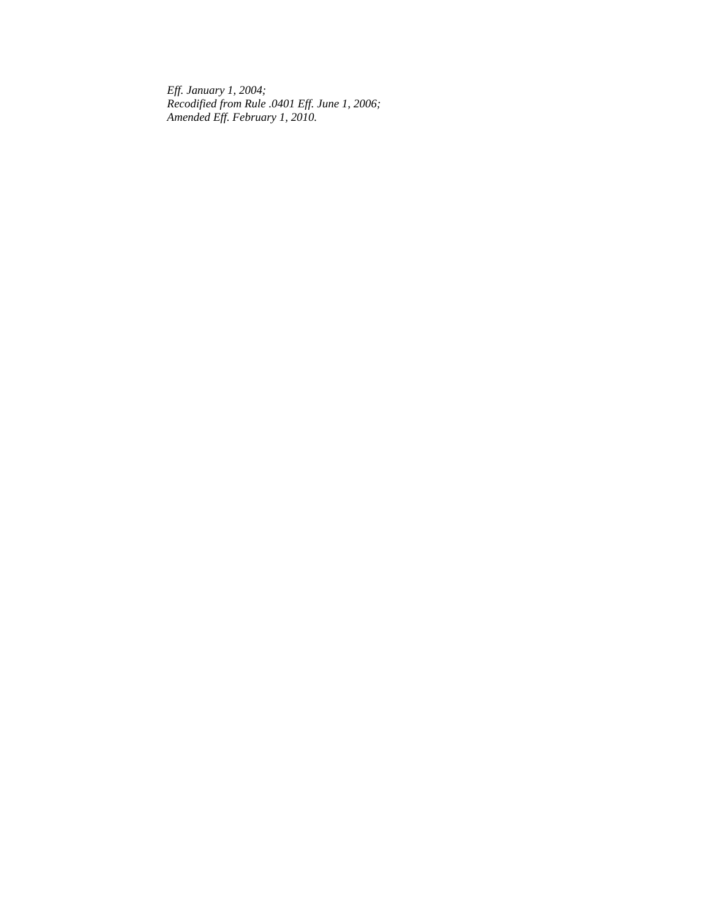*Eff. January 1, 2004;*
*Recodified from Rule .0401 Eff. June 1, 2006;*
*Amended Eff. February 1, 2010.*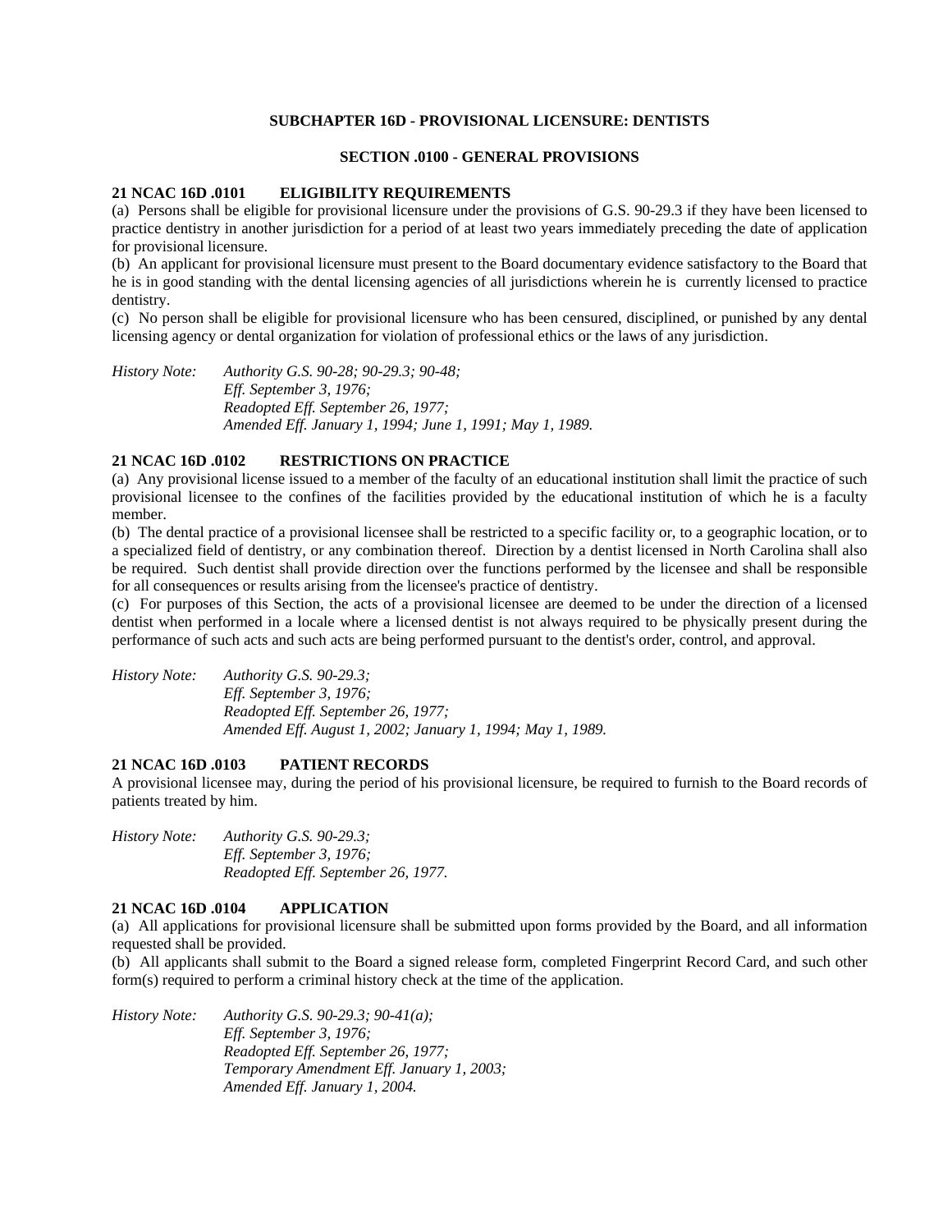## SUBCHAPTER 16D - PROVISIONAL LICENSURE: DENTISTS

### SECTION .0100 - GENERAL PROVISIONS

**21 NCAC 16D .0101 ELIGIBILITY REQUIREMENTS**

(a) Persons shall be eligible for provisional licensure under the provisions of G.S. 90-29.3 if they have been licensed to practice dentistry in another jurisdiction for a period of at least two years immediately preceding the date of application for provisional licensure.

(b) An applicant for provisional licensure must present to the Board documentary evidence satisfactory to the Board that he is in good standing with the dental licensing agencies of all jurisdictions wherein he is currently licensed to practice dentistry.

(c) No person shall be eligible for provisional licensure who has been censured, disciplined, or punished by any dental licensing agency or dental organization for violation of professional ethics or the laws of any jurisdiction.

*History Note: Authority G.S. 90-28; 90-29.3; 90-48;*
*Eff. September 3, 1976;*
*Readopted Eff. September 26, 1977;*
*Amended Eff. January 1, 1994; June 1, 1991; May 1, 1989.*

**21 NCAC 16D .0102 RESTRICTIONS ON PRACTICE**

(a) Any provisional license issued to a member of the faculty of an educational institution shall limit the practice of such provisional licensee to the confines of the facilities provided by the educational institution of which he is a faculty member.

(b) The dental practice of a provisional licensee shall be restricted to a specific facility or, to a geographic location, or to a specialized field of dentistry, or any combination thereof. Direction by a dentist licensed in North Carolina shall also be required. Such dentist shall provide direction over the functions performed by the licensee and shall be responsible for all consequences or results arising from the licensee's practice of dentistry.

(c) For purposes of this Section, the acts of a provisional licensee are deemed to be under the direction of a licensed dentist when performed in a locale where a licensed dentist is not always required to be physically present during the performance of such acts and such acts are being performed pursuant to the dentist's order, control, and approval.

*History Note: Authority G.S. 90-29.3;*
*Eff. September 3, 1976;*
*Readopted Eff. September 26, 1977;*
*Amended Eff. August 1, 2002; January 1, 1994; May 1, 1989.*

**21 NCAC 16D .0103 PATIENT RECORDS**

A provisional licensee may, during the period of his provisional licensure, be required to furnish to the Board records of patients treated by him.

*History Note: Authority G.S. 90-29.3;*
*Eff. September 3, 1976;*
*Readopted Eff. September 26, 1977.*

**21 NCAC 16D .0104 APPLICATION**

(a) All applications for provisional licensure shall be submitted upon forms provided by the Board, and all information requested shall be provided.

(b) All applicants shall submit to the Board a signed release form, completed Fingerprint Record Card, and such other form(s) required to perform a criminal history check at the time of the application.

*History Note: Authority G.S. 90-29.3; 90-41(a);*
*Eff. September 3, 1976;*
*Readopted Eff. September 26, 1977;*
*Temporary Amendment Eff. January 1, 2003;*
*Amended Eff. January 1, 2004.*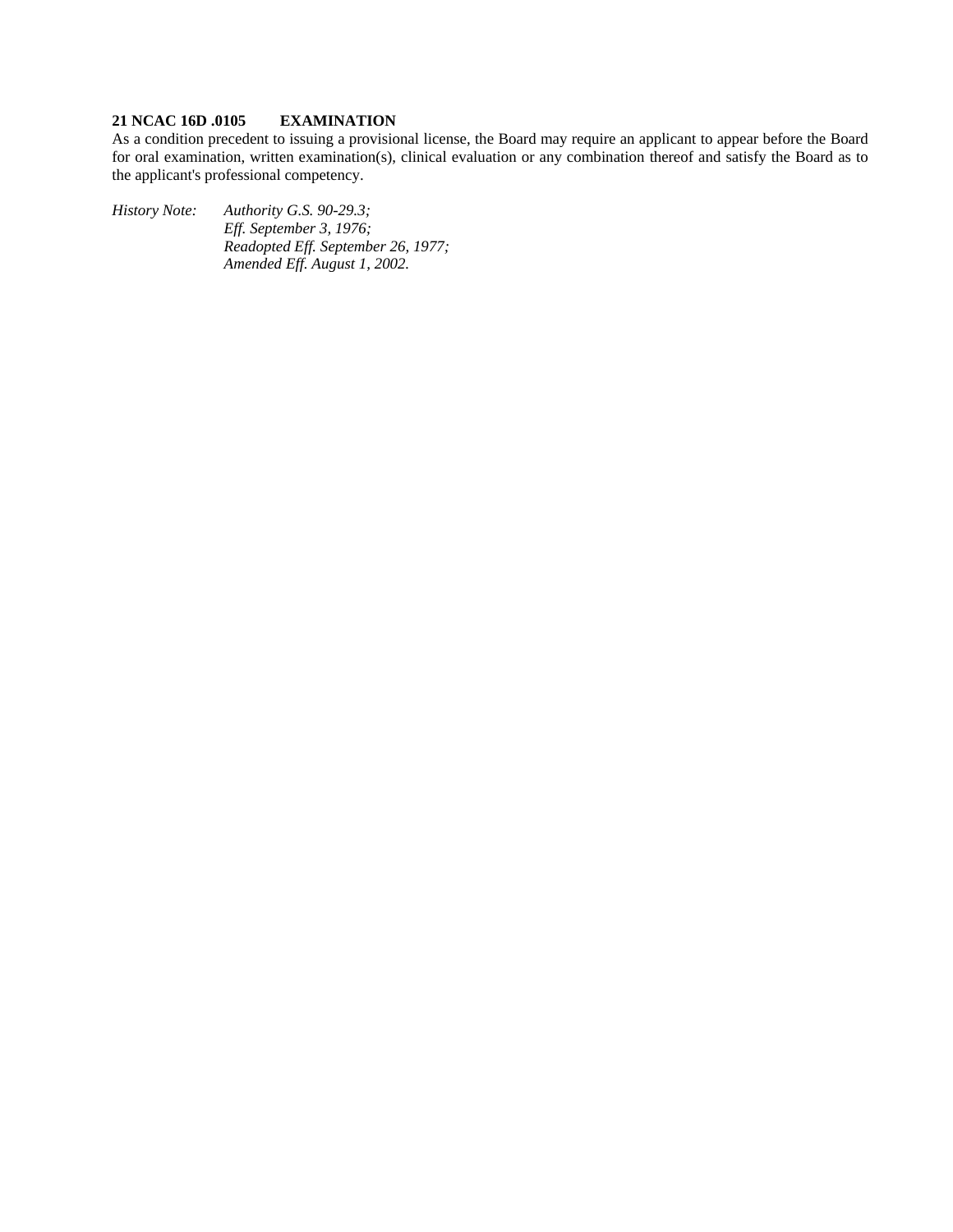**21 NCAC 16D .0105 EXAMINATION**

As a condition precedent to issuing a provisional license, the Board may require an applicant to appear before the Board for oral examination, written examination(s), clinical evaluation or any combination thereof and satisfy the Board as to the applicant's professional competency.

*History Note: Authority G.S. 90-29.3;*
*Eff. September 3, 1976;*
*Readopted Eff. September 26, 1977;*
*Amended Eff. August 1, 2002.*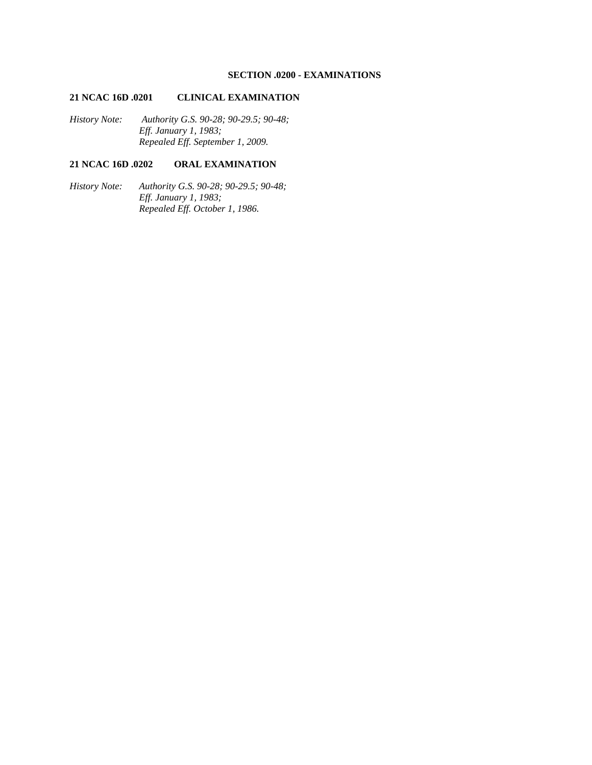## SECTION .0200 - EXAMINATIONS

### 21 NCAC 16D .0201 CLINICAL EXAMINATION

*History Note: Authority G.S. 90-28; 90-29.5; 90-48;*
*Eff. January 1, 1983;*
*Repealed Eff. September 1, 2009.*

### 21 NCAC 16D .0202 ORAL EXAMINATION

*History Note: Authority G.S. 90-28; 90-29.5; 90-48;*
*Eff. January 1, 1983;*
*Repealed Eff. October 1, 1986.*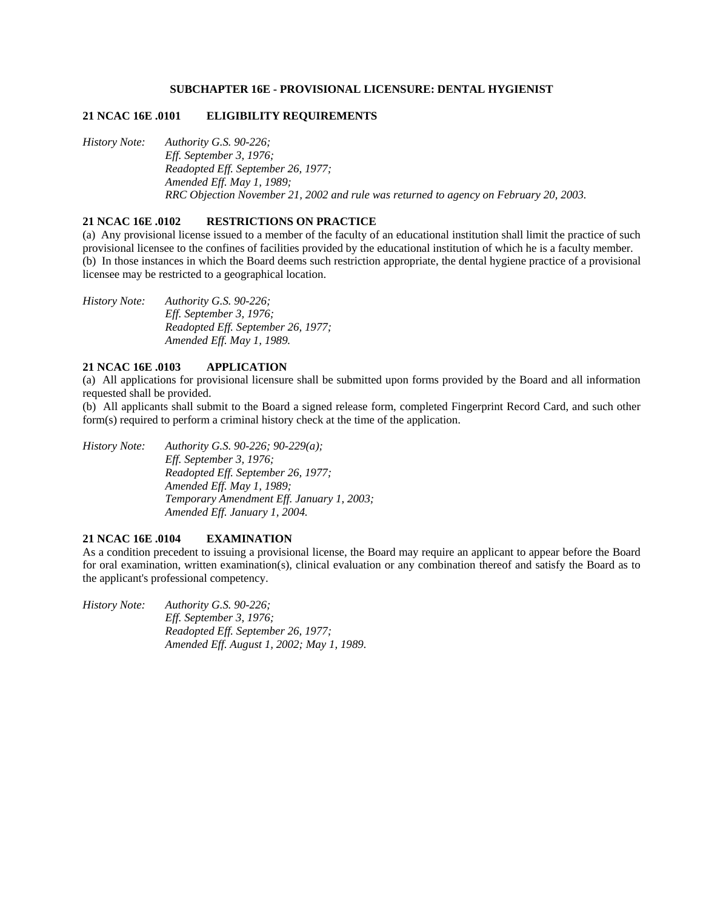## SUBCHAPTER 16E - PROVISIONAL LICENSURE: DENTAL HYGIENIST

### 21 NCAC 16E .0101 ELIGIBILITY REQUIREMENTS

*History Note: Authority G.S. 90-226;*
*Eff. September 3, 1976;*
*Readopted Eff. September 26, 1977;*
*Amended Eff. May 1, 1989;*
*RRC Objection November 21, 2002 and rule was returned to agency on February 20, 2003.*

### 21 NCAC 16E .0102 RESTRICTIONS ON PRACTICE

(a) Any provisional license issued to a member of the faculty of an educational institution shall limit the practice of such provisional licensee to the confines of facilities provided by the educational institution of which he is a faculty member.
(b) In those instances in which the Board deems such restriction appropriate, the dental hygiene practice of a provisional licensee may be restricted to a geographical location.

*History Note: Authority G.S. 90-226;*
*Eff. September 3, 1976;*
*Readopted Eff. September 26, 1977;*
*Amended Eff. May 1, 1989.*

### 21 NCAC 16E .0103 APPLICATION

(a) All applications for provisional licensure shall be submitted upon forms provided by the Board and all information requested shall be provided.
(b) All applicants shall submit to the Board a signed release form, completed Fingerprint Record Card, and such other form(s) required to perform a criminal history check at the time of the application.

*History Note: Authority G.S. 90-226; 90-229(a);*
*Eff. September 3, 1976;*
*Readopted Eff. September 26, 1977;*
*Amended Eff. May 1, 1989;*
*Temporary Amendment Eff. January 1, 2003;*
*Amended Eff. January 1, 2004.*

### 21 NCAC 16E .0104 EXAMINATION

As a condition precedent to issuing a provisional license, the Board may require an applicant to appear before the Board for oral examination, written examination(s), clinical evaluation or any combination thereof and satisfy the Board as to the applicant's professional competency.

*History Note: Authority G.S. 90-226;*
*Eff. September 3, 1976;*
*Readopted Eff. September 26, 1977;*
*Amended Eff. August 1, 2002; May 1, 1989.*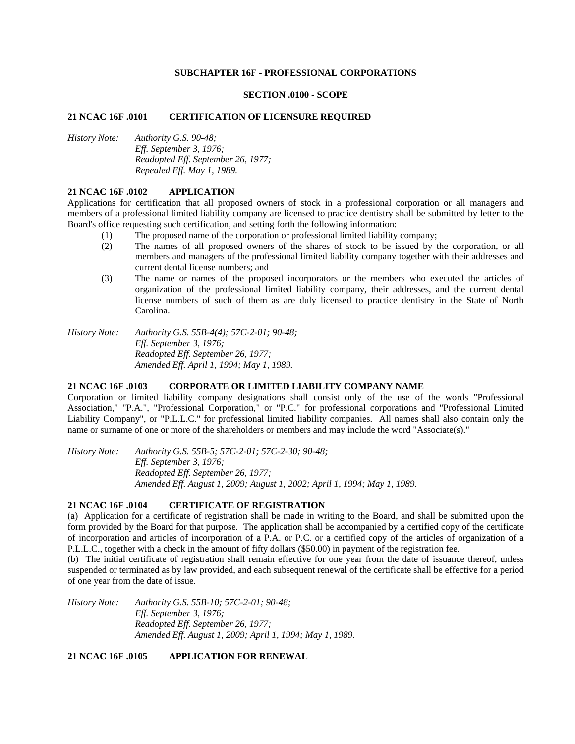## SUBCHAPTER 16F - PROFESSIONAL CORPORATIONS

### SECTION .0100 - SCOPE

**21 NCAC 16F .0101 CERTIFICATION OF LICENSURE REQUIRED**

*History Note: Authority G.S. 90-48;*
*Eff. September 3, 1976;*
*Readopted Eff. September 26, 1977;*
*Repealed Eff. May 1, 1989.*

**21 NCAC 16F .0102 APPLICATION**

Applications for certification that all proposed owners of stock in a professional corporation or all managers and members of a professional limited liability company are licensed to practice dentistry shall be submitted by letter to the Board's office requesting such certification, and setting forth the following information:

(1) The proposed name of the corporation or professional limited liability company;

(2) The names of all proposed owners of the shares of stock to be issued by the corporation, or all members and managers of the professional limited liability company together with their addresses and current dental license numbers; and

(3) The name or names of the proposed incorporators or the members who executed the articles of organization of the professional limited liability company, their addresses, and the current dental license numbers of such of them as are duly licensed to practice dentistry in the State of North Carolina.

*History Note: Authority G.S. 55B-4(4); 57C-2-01; 90-48;*
*Eff. September 3, 1976;*
*Readopted Eff. September 26, 1977;*
*Amended Eff. April 1, 1994; May 1, 1989.*

**21 NCAC 16F .0103 CORPORATE OR LIMITED LIABILITY COMPANY NAME**

Corporation or limited liability company designations shall consist only of the use of the words "Professional Association," "P.A.", "Professional Corporation," or "P.C." for professional corporations and "Professional Limited Liability Company", or "P.L.L.C." for professional limited liability companies. All names shall also contain only the name or surname of one or more of the shareholders or members and may include the word "Associate(s)."

*History Note: Authority G.S. 55B-5; 57C-2-01; 57C-2-30; 90-48;*
*Eff. September 3, 1976;*
*Readopted Eff. September 26, 1977;*
*Amended Eff. August 1, 2009; August 1, 2002; April 1, 1994; May 1, 1989.*

**21 NCAC 16F .0104 CERTIFICATE OF REGISTRATION**

(a) Application for a certificate of registration shall be made in writing to the Board, and shall be submitted upon the form provided by the Board for that purpose. The application shall be accompanied by a certified copy of the certificate of incorporation and articles of incorporation of a P.A. or P.C. or a certified copy of the articles of organization of a P.L.L.C., together with a check in the amount of fifty dollars ($50.00) in payment of the registration fee.

(b) The initial certificate of registration shall remain effective for one year from the date of issuance thereof, unless suspended or terminated as by law provided, and each subsequent renewal of the certificate shall be effective for a period of one year from the date of issue.

*History Note: Authority G.S. 55B-10; 57C-2-01; 90-48;*
*Eff. September 3, 1976;*
*Readopted Eff. September 26, 1977;*
*Amended Eff. August 1, 2009; April 1, 1994; May 1, 1989.*

**21 NCAC 16F .0105 APPLICATION FOR RENEWAL**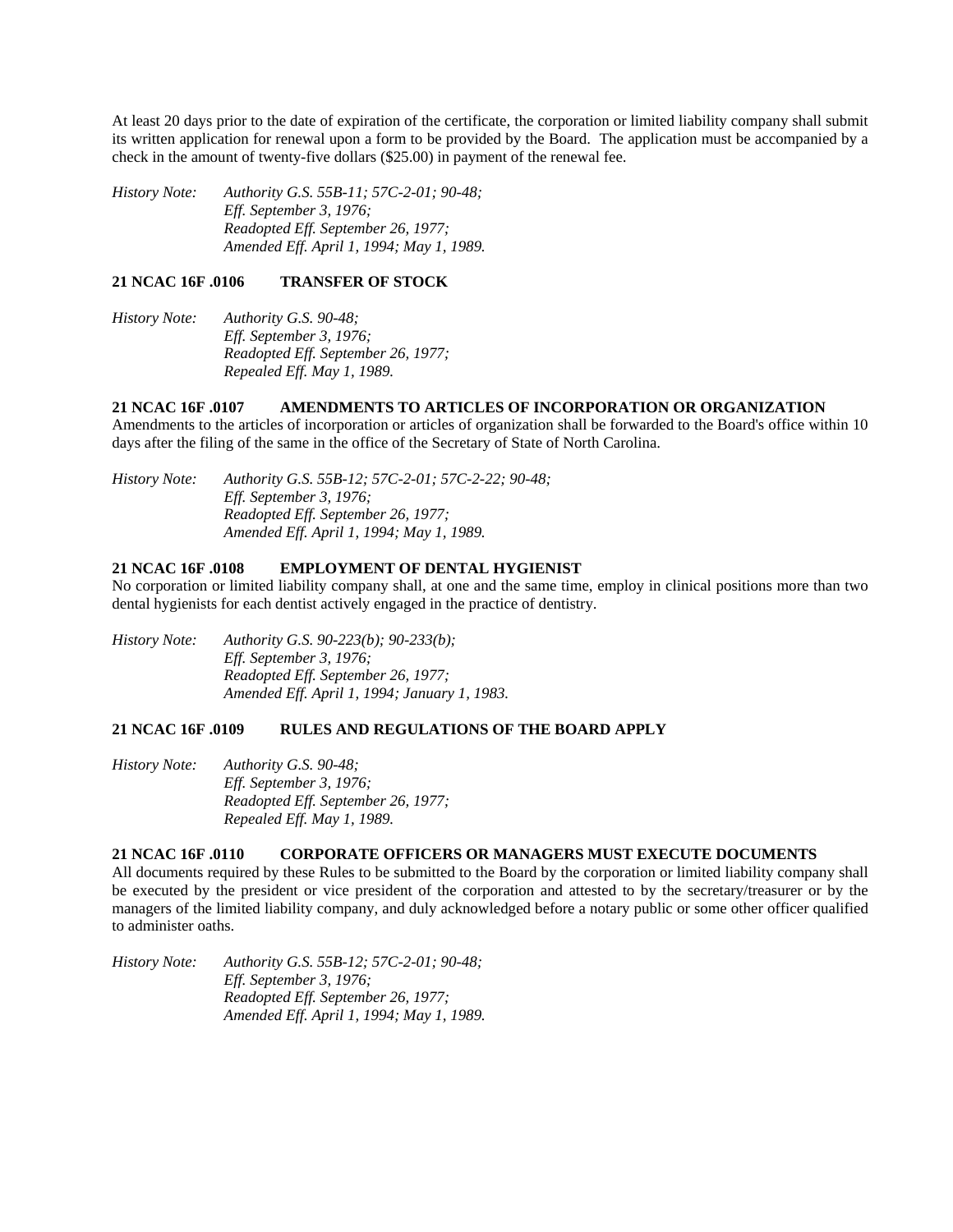At least 20 days prior to the date of expiration of the certificate, the corporation or limited liability company shall submit its written application for renewal upon a form to be provided by the Board. The application must be accompanied by a check in the amount of twenty-five dollars ($25.00) in payment of the renewal fee.

*History Note: Authority G.S. 55B-11; 57C-2-01; 90-48;*
*Eff. September 3, 1976;*
*Readopted Eff. September 26, 1977;*
*Amended Eff. April 1, 1994; May 1, 1989.*

**21 NCAC 16F .0106 TRANSFER OF STOCK**

*History Note: Authority G.S. 90-48;*
*Eff. September 3, 1976;*
*Readopted Eff. September 26, 1977;*
*Repealed Eff. May 1, 1989.*

**21 NCAC 16F .0107 AMENDMENTS TO ARTICLES OF INCORPORATION OR ORGANIZATION**

Amendments to the articles of incorporation or articles of organization shall be forwarded to the Board's office within 10 days after the filing of the same in the office of the Secretary of State of North Carolina.

*History Note: Authority G.S. 55B-12; 57C-2-01; 57C-2-22; 90-48;*
*Eff. September 3, 1976;*
*Readopted Eff. September 26, 1977;*
*Amended Eff. April 1, 1994; May 1, 1989.*

**21 NCAC 16F .0108 EMPLOYMENT OF DENTAL HYGIENIST**

No corporation or limited liability company shall, at one and the same time, employ in clinical positions more than two dental hygienists for each dentist actively engaged in the practice of dentistry.

*History Note: Authority G.S. 90-223(b); 90-233(b);*
*Eff. September 3, 1976;*
*Readopted Eff. September 26, 1977;*
*Amended Eff. April 1, 1994; January 1, 1983.*

**21 NCAC 16F .0109 RULES AND REGULATIONS OF THE BOARD APPLY**

*History Note: Authority G.S. 90-48;*
*Eff. September 3, 1976;*
*Readopted Eff. September 26, 1977;*
*Repealed Eff. May 1, 1989.*

**21 NCAC 16F .0110 CORPORATE OFFICERS OR MANAGERS MUST EXECUTE DOCUMENTS**

All documents required by these Rules to be submitted to the Board by the corporation or limited liability company shall be executed by the president or vice president of the corporation and attested to by the secretary/treasurer or by the managers of the limited liability company, and duly acknowledged before a notary public or some other officer qualified to administer oaths.

*History Note: Authority G.S. 55B-12; 57C-2-01; 90-48;*
*Eff. September 3, 1976;*
*Readopted Eff. September 26, 1977;*
*Amended Eff. April 1, 1994; May 1, 1989.*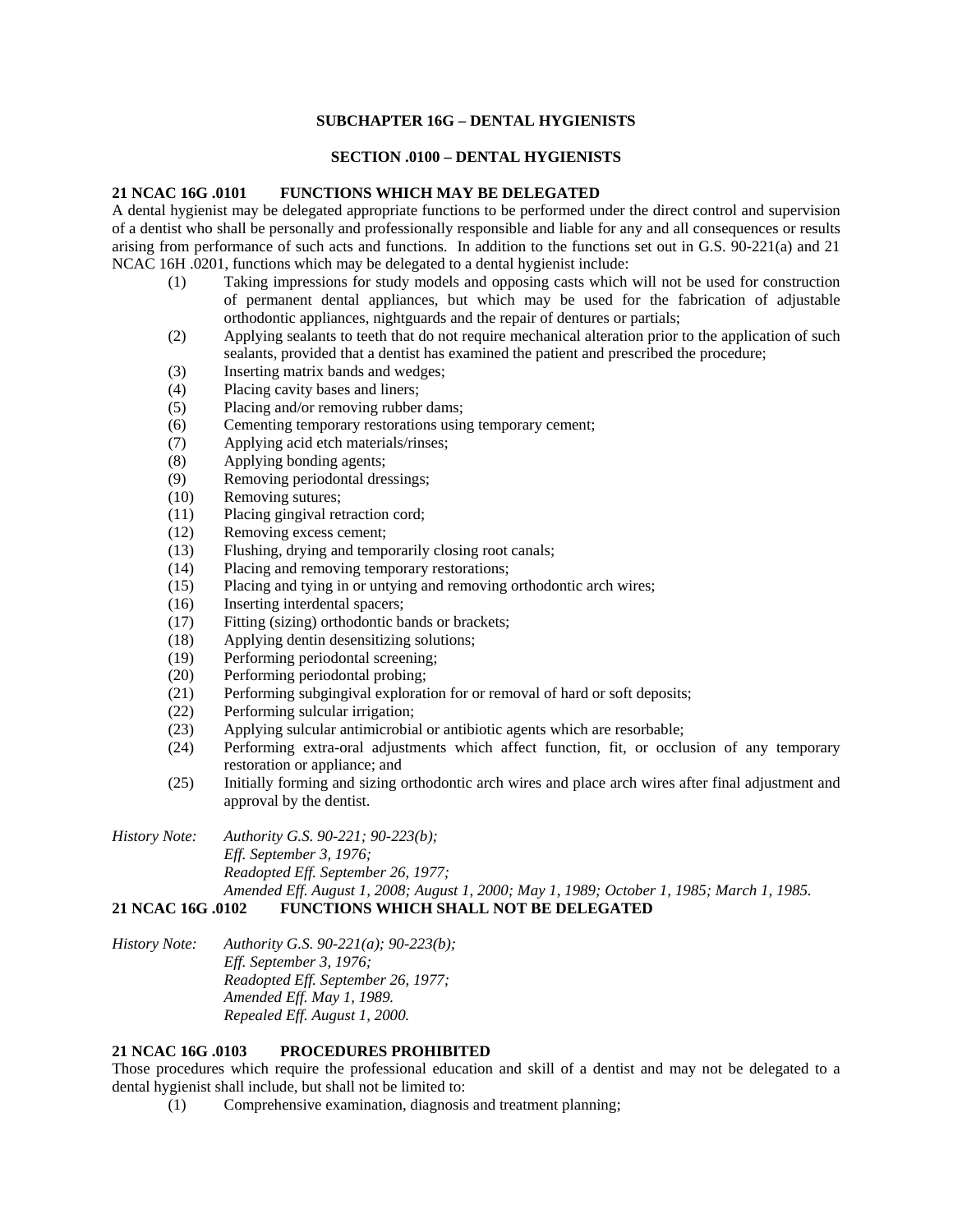## SUBCHAPTER 16G – DENTAL HYGIENISTS

### SECTION .0100 – DENTAL HYGIENISTS

**21 NCAC 16G .0101 FUNCTIONS WHICH MAY BE DELEGATED**

A dental hygienist may be delegated appropriate functions to be performed under the direct control and supervision of a dentist who shall be personally and professionally responsible and liable for any and all consequences or results arising from performance of such acts and functions. In addition to the functions set out in G.S. 90-221(a) and 21 NCAC 16H .0201, functions which may be delegated to a dental hygienist include:

(1) Taking impressions for study models and opposing casts which will not be used for construction of permanent dental appliances, but which may be used for the fabrication of adjustable orthodontic appliances, nightguards and the repair of dentures or partials;
(2) Applying sealants to teeth that do not require mechanical alteration prior to the application of such sealants, provided that a dentist has examined the patient and prescribed the procedure;
(3) Inserting matrix bands and wedges;
(4) Placing cavity bases and liners;
(5) Placing and/or removing rubber dams;
(6) Cementing temporary restorations using temporary cement;
(7) Applying acid etch materials/rinses;
(8) Applying bonding agents;
(9) Removing periodontal dressings;
(10) Removing sutures;
(11) Placing gingival retraction cord;
(12) Removing excess cement;
(13) Flushing, drying and temporarily closing root canals;
(14) Placing and removing temporary restorations;
(15) Placing and tying in or untying and removing orthodontic arch wires;
(16) Inserting interdental spacers;
(17) Fitting (sizing) orthodontic bands or brackets;
(18) Applying dentin desensitizing solutions;
(19) Performing periodontal screening;
(20) Performing periodontal probing;
(21) Performing subgingival exploration for or removal of hard or soft deposits;
(22) Performing sulcular irrigation;
(23) Applying sulcular antimicrobial or antibiotic agents which are resorbable;
(24) Performing extra-oral adjustments which affect function, fit, or occlusion of any temporary restoration or appliance; and
(25) Initially forming and sizing orthodontic arch wires and place arch wires after final adjustment and approval by the dentist.

*History Note: Authority G.S. 90-221; 90-223(b);*
*Eff. September 3, 1976;*
*Readopted Eff. September 26, 1977;*
*Amended Eff. August 1, 2008; August 1, 2000; May 1, 1989; October 1, 1985; March 1, 1985.*

**21 NCAC 16G .0102 FUNCTIONS WHICH SHALL NOT BE DELEGATED**

*History Note: Authority G.S. 90-221(a); 90-223(b);*
*Eff. September 3, 1976;*
*Readopted Eff. September 26, 1977;*
*Amended Eff. May 1, 1989.*
*Repealed Eff. August 1, 2000.*

**21 NCAC 16G .0103 PROCEDURES PROHIBITED**

Those procedures which require the professional education and skill of a dentist and may not be delegated to a dental hygienist shall include, but shall not be limited to:

(1) Comprehensive examination, diagnosis and treatment planning;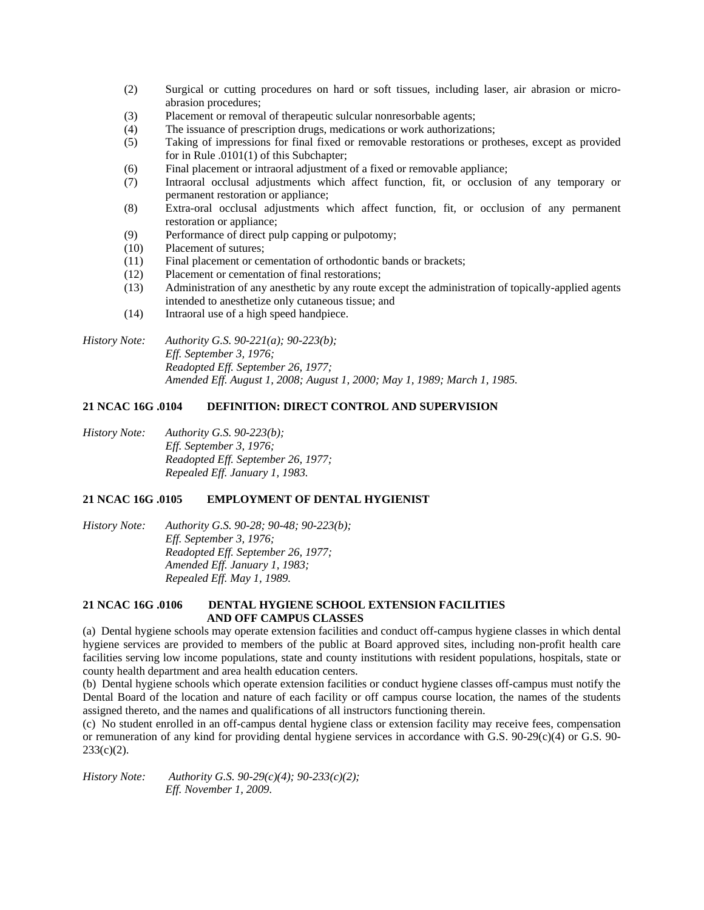(2) Surgical or cutting procedures on hard or soft tissues, including laser, air abrasion or micro-abrasion procedures;
(3) Placement or removal of therapeutic sulcular nonresorbable agents;
(4) The issuance of prescription drugs, medications or work authorizations;
(5) Taking of impressions for final fixed or removable restorations or protheses, except as provided for in Rule .0101(1) of this Subchapter;
(6) Final placement or intraoral adjustment of a fixed or removable appliance;
(7) Intraoral occlusal adjustments which affect function, fit, or occlusion of any temporary or permanent restoration or appliance;
(8) Extra-oral occlusal adjustments which affect function, fit, or occlusion of any permanent restoration or appliance;
(9) Performance of direct pulp capping or pulpotomy;
(10) Placement of sutures;
(11) Final placement or cementation of orthodontic bands or brackets;
(12) Placement or cementation of final restorations;
(13) Administration of any anesthetic by any route except the administration of topically-applied agents intended to anesthetize only cutaneous tissue; and
(14) Intraoral use of a high speed handpiece.

*History Note: Authority G.S. 90-221(a); 90-223(b);*
*Eff. September 3, 1976;*
*Readopted Eff. September 26, 1977;*
*Amended Eff. August 1, 2008; August 1, 2000; May 1, 1989; March 1, 1985.*

**21 NCAC 16G .0104 DEFINITION: DIRECT CONTROL AND SUPERVISION**

*History Note: Authority G.S. 90-223(b);*
*Eff. September 3, 1976;*
*Readopted Eff. September 26, 1977;*
*Repealed Eff. January 1, 1983.*

**21 NCAC 16G .0105 EMPLOYMENT OF DENTAL HYGIENIST**

*History Note: Authority G.S. 90-28; 90-48; 90-223(b);*
*Eff. September 3, 1976;*
*Readopted Eff. September 26, 1977;*
*Amended Eff. January 1, 1983;*
*Repealed Eff. May 1, 1989.*

**21 NCAC 16G .0106 DENTAL HYGIENE SCHOOL EXTENSION FACILITIES AND OFF CAMPUS CLASSES**

(a) Dental hygiene schools may operate extension facilities and conduct off-campus hygiene classes in which dental hygiene services are provided to members of the public at Board approved sites, including non-profit health care facilities serving low income populations, state and county institutions with resident populations, hospitals, state or county health department and area health education centers.
(b) Dental hygiene schools which operate extension facilities or conduct hygiene classes off-campus must notify the Dental Board of the location and nature of each facility or off campus course location, the names of the students assigned thereto, and the names and qualifications of all instructors functioning therein.
(c) No student enrolled in an off-campus dental hygiene class or extension facility may receive fees, compensation or remuneration of any kind for providing dental hygiene services in accordance with G.S. 90-29(c)(4) or G.S. 90-233(c)(2).

*History Note: Authority G.S. 90-29(c)(4); 90-233(c)(2);*
*Eff. November 1, 2009.*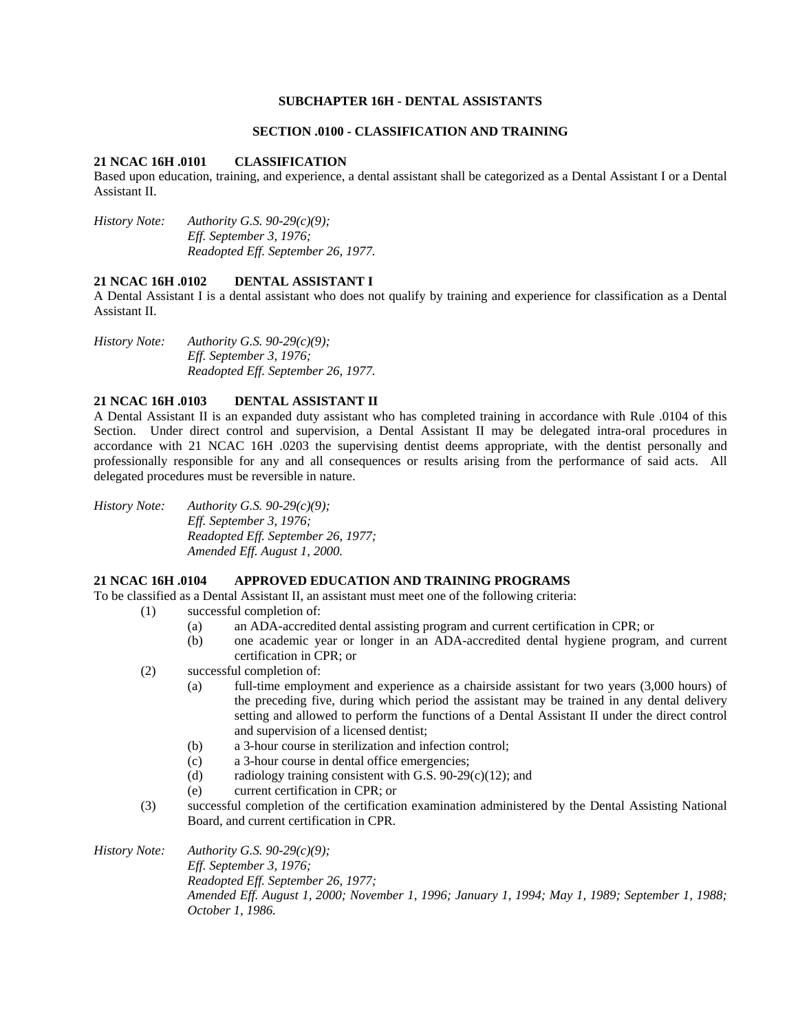## SUBCHAPTER 16H - DENTAL ASSISTANTS

### SECTION .0100 - CLASSIFICATION AND TRAINING

**21 NCAC 16H .0101 CLASSIFICATION**

Based upon education, training, and experience, a dental assistant shall be categorized as a Dental Assistant I or a Dental Assistant II.

*History Note: Authority G.S. 90-29(c)(9);*
*Eff. September 3, 1976;*
*Readopted Eff. September 26, 1977.*

**21 NCAC 16H .0102 DENTAL ASSISTANT I**

A Dental Assistant I is a dental assistant who does not qualify by training and experience for classification as a Dental Assistant II.

*History Note: Authority G.S. 90-29(c)(9);*
*Eff. September 3, 1976;*
*Readopted Eff. September 26, 1977.*

**21 NCAC 16H .0103 DENTAL ASSISTANT II**

A Dental Assistant II is an expanded duty assistant who has completed training in accordance with Rule .0104 of this Section. Under direct control and supervision, a Dental Assistant II may be delegated intra-oral procedures in accordance with 21 NCAC 16H .0203 the supervising dentist deems appropriate, with the dentist personally and professionally responsible for any and all consequences or results arising from the performance of said acts. All delegated procedures must be reversible in nature.

*History Note: Authority G.S. 90-29(c)(9);*
*Eff. September 3, 1976;*
*Readopted Eff. September 26, 1977;*
*Amended Eff. August 1, 2000.*

**21 NCAC 16H .0104 APPROVED EDUCATION AND TRAINING PROGRAMS**

To be classified as a Dental Assistant II, an assistant must meet one of the following criteria:

(1) successful completion of:
  (a) an ADA-accredited dental assisting program and current certification in CPR; or
  (b) one academic year or longer in an ADA-accredited dental hygiene program, and current certification in CPR; or
(2) successful completion of:
  (a) full-time employment and experience as a chairside assistant for two years (3,000 hours) of the preceding five, during which period the assistant may be trained in any dental delivery setting and allowed to perform the functions of a Dental Assistant II under the direct control and supervision of a licensed dentist;
  (b) a 3-hour course in sterilization and infection control;
  (c) a 3-hour course in dental office emergencies;
  (d) radiology training consistent with G.S. 90-29(c)(12); and
  (e) current certification in CPR; or
(3) successful completion of the certification examination administered by the Dental Assisting National Board, and current certification in CPR.

*History Note: Authority G.S. 90-29(c)(9);*
*Eff. September 3, 1976;*
*Readopted Eff. September 26, 1977;*
*Amended Eff. August 1, 2000; November 1, 1996; January 1, 1994; May 1, 1989; September 1, 1988; October 1, 1986.*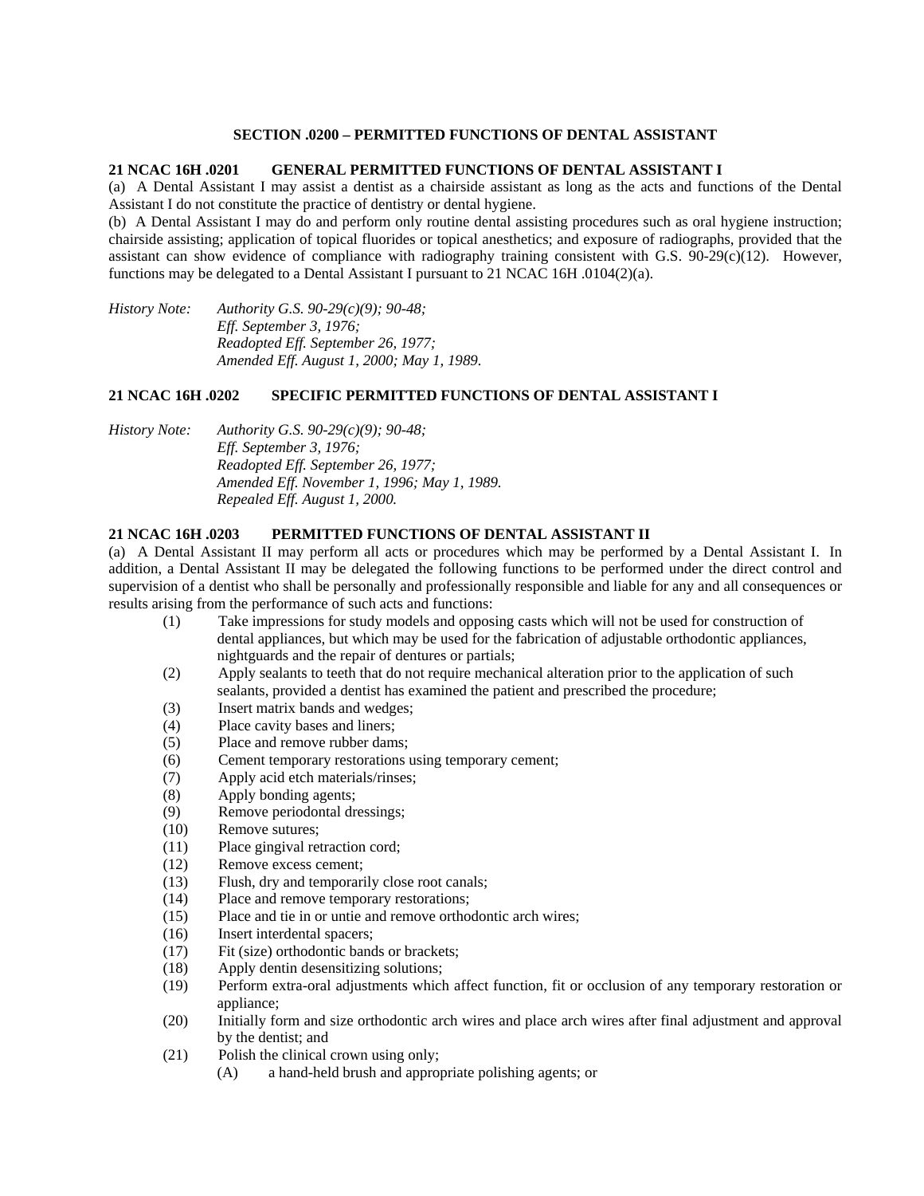## SECTION .0200 – PERMITTED FUNCTIONS OF DENTAL ASSISTANT

### 21 NCAC 16H .0201 GENERAL PERMITTED FUNCTIONS OF DENTAL ASSISTANT I

(a) A Dental Assistant I may assist a dentist as a chairside assistant as long as the acts and functions of the Dental Assistant I do not constitute the practice of dentistry or dental hygiene.

(b) A Dental Assistant I may do and perform only routine dental assisting procedures such as oral hygiene instruction; chairside assisting; application of topical fluorides or topical anesthetics; and exposure of radiographs, provided that the assistant can show evidence of compliance with radiography training consistent with G.S. 90-29(c)(12). However, functions may be delegated to a Dental Assistant I pursuant to 21 NCAC 16H .0104(2)(a).

*History Note: Authority G.S. 90-29(c)(9); 90-48;*
*Eff. September 3, 1976;*
*Readopted Eff. September 26, 1977;*
*Amended Eff. August 1, 2000; May 1, 1989.*

### 21 NCAC 16H .0202 SPECIFIC PERMITTED FUNCTIONS OF DENTAL ASSISTANT I

*History Note: Authority G.S. 90-29(c)(9); 90-48;*
*Eff. September 3, 1976;*
*Readopted Eff. September 26, 1977;*
*Amended Eff. November 1, 1996; May 1, 1989.*
*Repealed Eff. August 1, 2000.*

### 21 NCAC 16H .0203 PERMITTED FUNCTIONS OF DENTAL ASSISTANT II

(a) A Dental Assistant II may perform all acts or procedures which may be performed by a Dental Assistant I. In addition, a Dental Assistant II may be delegated the following functions to be performed under the direct control and supervision of a dentist who shall be personally and professionally responsible and liable for any and all consequences or results arising from the performance of such acts and functions:

- (1) Take impressions for study models and opposing casts which will not be used for construction of dental appliances, but which may be used for the fabrication of adjustable orthodontic appliances, nightguards and the repair of dentures or partials;
- (2) Apply sealants to teeth that do not require mechanical alteration prior to the application of such sealants, provided a dentist has examined the patient and prescribed the procedure;
- (3) Insert matrix bands and wedges;
- (4) Place cavity bases and liners;
- (5) Place and remove rubber dams;
- (6) Cement temporary restorations using temporary cement;
- (7) Apply acid etch materials/rinses;
- (8) Apply bonding agents;
- (9) Remove periodontal dressings;
- (10) Remove sutures;
- (11) Place gingival retraction cord;
- (12) Remove excess cement;
- (13) Flush, dry and temporarily close root canals;
- (14) Place and remove temporary restorations;
- (15) Place and tie in or untie and remove orthodontic arch wires;
- (16) Insert interdental spacers;
- (17) Fit (size) orthodontic bands or brackets;
- (18) Apply dentin desensitizing solutions;
- (19) Perform extra-oral adjustments which affect function, fit or occlusion of any temporary restoration or appliance;
- (20) Initially form and size orthodontic arch wires and place arch wires after final adjustment and approval by the dentist; and
- (21) Polish the clinical crown using only;
  - (A) a hand-held brush and appropriate polishing agents; or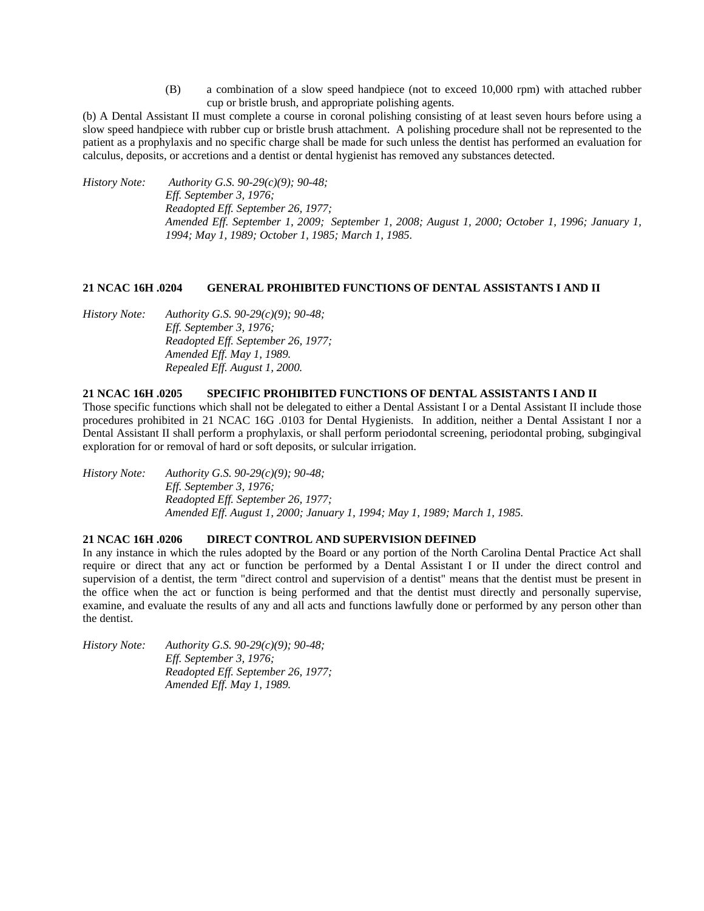(B) a combination of a slow speed handpiece (not to exceed 10,000 rpm) with attached rubber cup or bristle brush, and appropriate polishing agents.

(b) A Dental Assistant II must complete a course in coronal polishing consisting of at least seven hours before using a slow speed handpiece with rubber cup or bristle brush attachment. A polishing procedure shall not be represented to the patient as a prophylaxis and no specific charge shall be made for such unless the dentist has performed an evaluation for calculus, deposits, or accretions and a dentist or dental hygienist has removed any substances detected.

*History Note: Authority G.S. 90-29(c)(9); 90-48;*
*Eff. September 3, 1976;*
*Readopted Eff. September 26, 1977;*
*Amended Eff. September 1, 2009; September 1, 2008; August 1, 2000; October 1, 1996; January 1, 1994; May 1, 1989; October 1, 1985; March 1, 1985.*

**21 NCAC 16H .0204 GENERAL PROHIBITED FUNCTIONS OF DENTAL ASSISTANTS I AND II**

*History Note: Authority G.S. 90-29(c)(9); 90-48;*
*Eff. September 3, 1976;*
*Readopted Eff. September 26, 1977;*
*Amended Eff. May 1, 1989.*
*Repealed Eff. August 1, 2000.*

**21 NCAC 16H .0205 SPECIFIC PROHIBITED FUNCTIONS OF DENTAL ASSISTANTS I AND II**

Those specific functions which shall not be delegated to either a Dental Assistant I or a Dental Assistant II include those procedures prohibited in 21 NCAC 16G .0103 for Dental Hygienists. In addition, neither a Dental Assistant I nor a Dental Assistant II shall perform a prophylaxis, or shall perform periodontal screening, periodontal probing, subgingival exploration for or removal of hard or soft deposits, or sulcular irrigation.

*History Note: Authority G.S. 90-29(c)(9); 90-48;*
*Eff. September 3, 1976;*
*Readopted Eff. September 26, 1977;*
*Amended Eff. August 1, 2000; January 1, 1994; May 1, 1989; March 1, 1985.*

**21 NCAC 16H .0206 DIRECT CONTROL AND SUPERVISION DEFINED**

In any instance in which the rules adopted by the Board or any portion of the North Carolina Dental Practice Act shall require or direct that any act or function be performed by a Dental Assistant I or II under the direct control and supervision of a dentist, the term "direct control and supervision of a dentist" means that the dentist must be present in the office when the act or function is being performed and that the dentist must directly and personally supervise, examine, and evaluate the results of any and all acts and functions lawfully done or performed by any person other than the dentist.

*History Note: Authority G.S. 90-29(c)(9); 90-48;*
*Eff. September 3, 1976;*
*Readopted Eff. September 26, 1977;*
*Amended Eff. May 1, 1989.*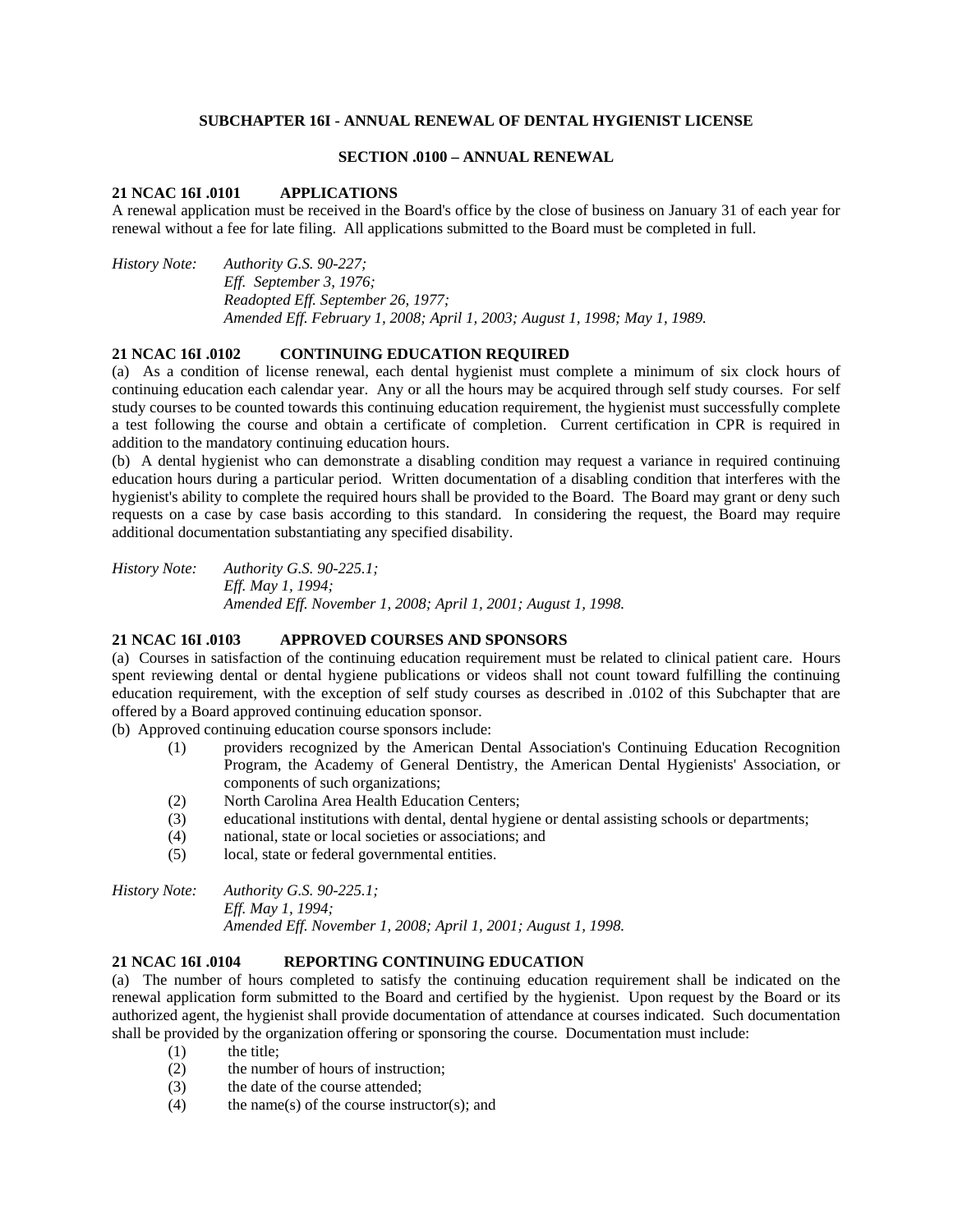## SUBCHAPTER 16I - ANNUAL RENEWAL OF DENTAL HYGIENIST LICENSE

### SECTION .0100 – ANNUAL RENEWAL

**21 NCAC 16I .0101 APPLICATIONS**

A renewal application must be received in the Board's office by the close of business on January 31 of each year for renewal without a fee for late filing. All applications submitted to the Board must be completed in full.

*History Note: Authority G.S. 90-227;*
*Eff. September 3, 1976;*
*Readopted Eff. September 26, 1977;*
*Amended Eff. February 1, 2008; April 1, 2003; August 1, 1998; May 1, 1989.*

**21 NCAC 16I .0102 CONTINUING EDUCATION REQUIRED**

(a) As a condition of license renewal, each dental hygienist must complete a minimum of six clock hours of continuing education each calendar year. Any or all the hours may be acquired through self study courses. For self study courses to be counted towards this continuing education requirement, the hygienist must successfully complete a test following the course and obtain a certificate of completion. Current certification in CPR is required in addition to the mandatory continuing education hours.

(b) A dental hygienist who can demonstrate a disabling condition may request a variance in required continuing education hours during a particular period. Written documentation of a disabling condition that interferes with the hygienist's ability to complete the required hours shall be provided to the Board. The Board may grant or deny such requests on a case by case basis according to this standard. In considering the request, the Board may require additional documentation substantiating any specified disability.

*History Note: Authority G.S. 90-225.1;*
*Eff. May 1, 1994;*
*Amended Eff. November 1, 2008; April 1, 2001; August 1, 1998.*

**21 NCAC 16I .0103 APPROVED COURSES AND SPONSORS**

(a) Courses in satisfaction of the continuing education requirement must be related to clinical patient care. Hours spent reviewing dental or dental hygiene publications or videos shall not count toward fulfilling the continuing education requirement, with the exception of self study courses as described in .0102 of this Subchapter that are offered by a Board approved continuing education sponsor.

(b) Approved continuing education course sponsors include:

- (1) providers recognized by the American Dental Association's Continuing Education Recognition Program, the Academy of General Dentistry, the American Dental Hygienists' Association, or components of such organizations;
- (2) North Carolina Area Health Education Centers;
- (3) educational institutions with dental, dental hygiene or dental assisting schools or departments;
- (4) national, state or local societies or associations; and
- (5) local, state or federal governmental entities.

*History Note: Authority G.S. 90-225.1;*
*Eff. May 1, 1994;*
*Amended Eff. November 1, 2008; April 1, 2001; August 1, 1998.*

**21 NCAC 16I .0104 REPORTING CONTINUING EDUCATION**

(a) The number of hours completed to satisfy the continuing education requirement shall be indicated on the renewal application form submitted to the Board and certified by the hygienist. Upon request by the Board or its authorized agent, the hygienist shall provide documentation of attendance at courses indicated. Such documentation shall be provided by the organization offering or sponsoring the course. Documentation must include:

- (1) the title;
- (2) the number of hours of instruction;
- (3) the date of the course attended;
- (4) the name(s) of the course instructor(s); and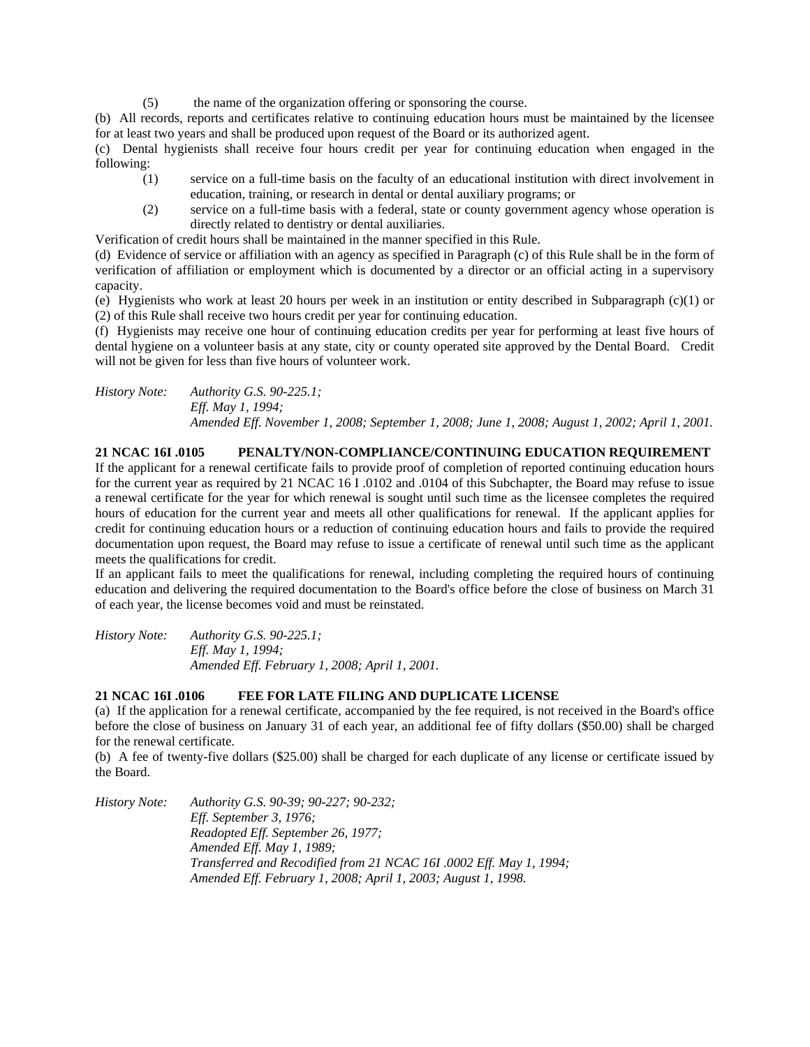(5) the name of the organization offering or sponsoring the course.

(b) All records, reports and certificates relative to continuing education hours must be maintained by the licensee for at least two years and shall be produced upon request of the Board or its authorized agent.

(c) Dental hygienists shall receive four hours credit per year for continuing education when engaged in the following:

(1) service on a full-time basis on the faculty of an educational institution with direct involvement in education, training, or research in dental or dental auxiliary programs; or

(2) service on a full-time basis with a federal, state or county government agency whose operation is directly related to dentistry or dental auxiliaries.

Verification of credit hours shall be maintained in the manner specified in this Rule.

(d) Evidence of service or affiliation with an agency as specified in Paragraph (c) of this Rule shall be in the form of verification of affiliation or employment which is documented by a director or an official acting in a supervisory capacity.

(e) Hygienists who work at least 20 hours per week in an institution or entity described in Subparagraph (c)(1) or (2) of this Rule shall receive two hours credit per year for continuing education.

(f) Hygienists may receive one hour of continuing education credits per year for performing at least five hours of dental hygiene on a volunteer basis at any state, city or county operated site approved by the Dental Board. Credit will not be given for less than five hours of volunteer work.

*History Note: Authority G.S. 90-225.1;*
*Eff. May 1, 1994;*
*Amended Eff. November 1, 2008; September 1, 2008; June 1, 2008; August 1, 2002; April 1, 2001.*

**21 NCAC 16I .0105 PENALTY/NON-COMPLIANCE/CONTINUING EDUCATION REQUIREMENT**

If the applicant for a renewal certificate fails to provide proof of completion of reported continuing education hours for the current year as required by 21 NCAC 16 I .0102 and .0104 of this Subchapter, the Board may refuse to issue a renewal certificate for the year for which renewal is sought until such time as the licensee completes the required hours of education for the current year and meets all other qualifications for renewal. If the applicant applies for credit for continuing education hours or a reduction of continuing education hours and fails to provide the required documentation upon request, the Board may refuse to issue a certificate of renewal until such time as the applicant meets the qualifications for credit.

If an applicant fails to meet the qualifications for renewal, including completing the required hours of continuing education and delivering the required documentation to the Board's office before the close of business on March 31 of each year, the license becomes void and must be reinstated.

*History Note: Authority G.S. 90-225.1;*
*Eff. May 1, 1994;*
*Amended Eff. February 1, 2008; April 1, 2001.*

**21 NCAC 16I .0106 FEE FOR LATE FILING AND DUPLICATE LICENSE**

(a) If the application for a renewal certificate, accompanied by the fee required, is not received in the Board's office before the close of business on January 31 of each year, an additional fee of fifty dollars ($50.00) shall be charged for the renewal certificate.

(b) A fee of twenty-five dollars ($25.00) shall be charged for each duplicate of any license or certificate issued by the Board.

*History Note: Authority G.S. 90-39; 90-227; 90-232;*
*Eff. September 3, 1976;*
*Readopted Eff. September 26, 1977;*
*Amended Eff. May 1, 1989;*
*Transferred and Recodified from 21 NCAC 16I .0002 Eff. May 1, 1994;*
*Amended Eff. February 1, 2008; April 1, 2003; August 1, 1998.*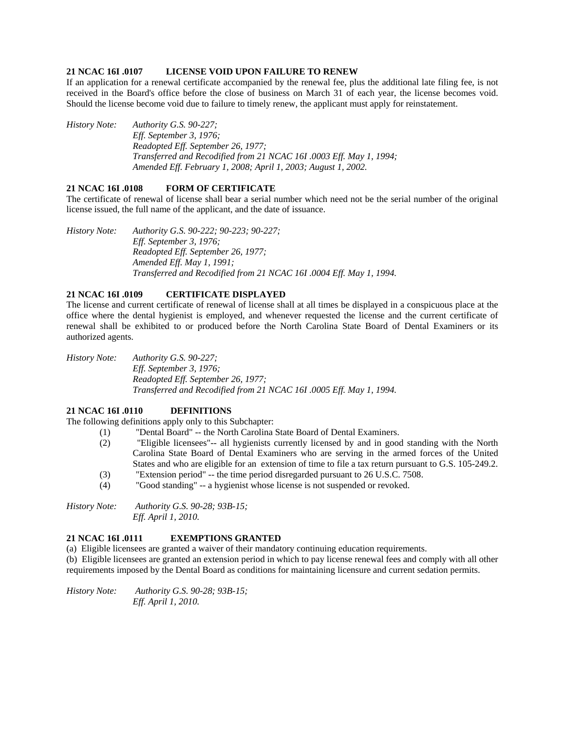**21 NCAC 16I .0107 LICENSE VOID UPON FAILURE TO RENEW**

If an application for a renewal certificate accompanied by the renewal fee, plus the additional late filing fee, is not received in the Board's office before the close of business on March 31 of each year, the license becomes void. Should the license become void due to failure to timely renew, the applicant must apply for reinstatement.

*History Note: Authority G.S. 90-227;*
*Eff. September 3, 1976;*
*Readopted Eff. September 26, 1977;*
*Transferred and Recodified from 21 NCAC 16I .0003 Eff. May 1, 1994;*
*Amended Eff. February 1, 2008; April 1, 2003; August 1, 2002.*

**21 NCAC 16I .0108 FORM OF CERTIFICATE**

The certificate of renewal of license shall bear a serial number which need not be the serial number of the original license issued, the full name of the applicant, and the date of issuance.

*History Note: Authority G.S. 90-222; 90-223; 90-227;*
*Eff. September 3, 1976;*
*Readopted Eff. September 26, 1977;*
*Amended Eff. May 1, 1991;*
*Transferred and Recodified from 21 NCAC 16I .0004 Eff. May 1, 1994.*

**21 NCAC 16I .0109 CERTIFICATE DISPLAYED**

The license and current certificate of renewal of license shall at all times be displayed in a conspicuous place at the office where the dental hygienist is employed, and whenever requested the license and the current certificate of renewal shall be exhibited to or produced before the North Carolina State Board of Dental Examiners or its authorized agents.

*History Note: Authority G.S. 90-227;*
*Eff. September 3, 1976;*
*Readopted Eff. September 26, 1977;*
*Transferred and Recodified from 21 NCAC 16I .0005 Eff. May 1, 1994.*

**21 NCAC 16I .0110 DEFINITIONS**

The following definitions apply only to this Subchapter:

(1) "Dental Board" -- the North Carolina State Board of Dental Examiners.
(2) "Eligible licensees"-- all hygienists currently licensed by and in good standing with the North Carolina State Board of Dental Examiners who are serving in the armed forces of the United States and who are eligible for an extension of time to file a tax return pursuant to G.S. 105-249.2.
(3) "Extension period" -- the time period disregarded pursuant to 26 U.S.C. 7508.
(4) "Good standing" -- a hygienist whose license is not suspended or revoked.

*History Note: Authority G.S. 90-28; 93B-15;*
*Eff. April 1, 2010.*

**21 NCAC 16I .0111 EXEMPTIONS GRANTED**

(a) Eligible licensees are granted a waiver of their mandatory continuing education requirements.

(b) Eligible licensees are granted an extension period in which to pay license renewal fees and comply with all other requirements imposed by the Dental Board as conditions for maintaining licensure and current sedation permits.

*History Note: Authority G.S. 90-28; 93B-15;*
*Eff. April 1, 2010.*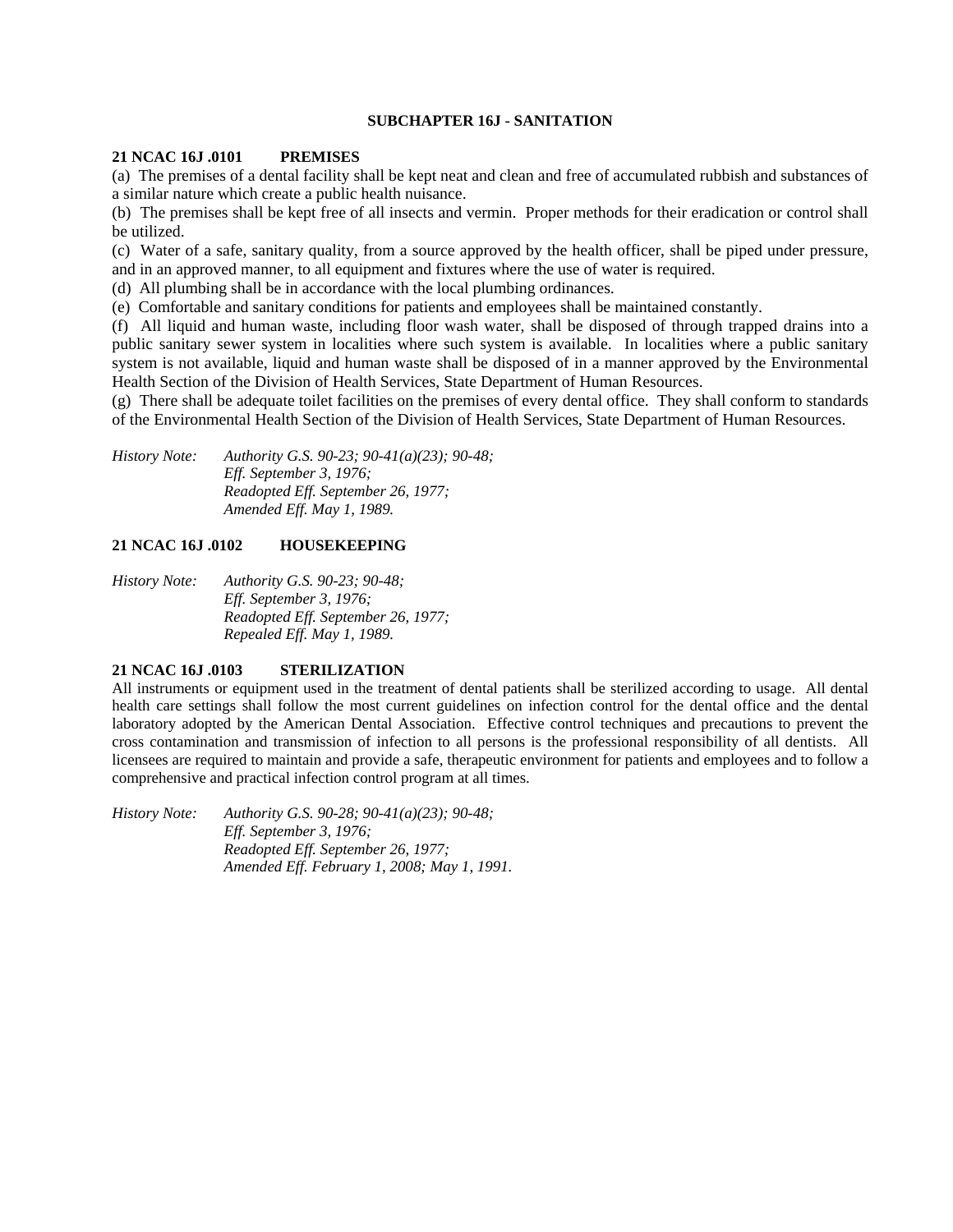## SUBCHAPTER 16J - SANITATION

### 21 NCAC 16J .0101 PREMISES

(a) The premises of a dental facility shall be kept neat and clean and free of accumulated rubbish and substances of a similar nature which create a public health nuisance.

(b) The premises shall be kept free of all insects and vermin. Proper methods for their eradication or control shall be utilized.

(c) Water of a safe, sanitary quality, from a source approved by the health officer, shall be piped under pressure, and in an approved manner, to all equipment and fixtures where the use of water is required.

(d) All plumbing shall be in accordance with the local plumbing ordinances.

(e) Comfortable and sanitary conditions for patients and employees shall be maintained constantly.

(f) All liquid and human waste, including floor wash water, shall be disposed of through trapped drains into a public sanitary sewer system in localities where such system is available. In localities where a public sanitary system is not available, liquid and human waste shall be disposed of in a manner approved by the Environmental Health Section of the Division of Health Services, State Department of Human Resources.

(g) There shall be adequate toilet facilities on the premises of every dental office. They shall conform to standards of the Environmental Health Section of the Division of Health Services, State Department of Human Resources.

*History Note: Authority G.S. 90-23; 90-41(a)(23); 90-48;*
*Eff. September 3, 1976;*
*Readopted Eff. September 26, 1977;*
*Amended Eff. May 1, 1989.*

### 21 NCAC 16J .0102 HOUSEKEEPING

*History Note: Authority G.S. 90-23; 90-48;*
*Eff. September 3, 1976;*
*Readopted Eff. September 26, 1977;*
*Repealed Eff. May 1, 1989.*

### 21 NCAC 16J .0103 STERILIZATION

All instruments or equipment used in the treatment of dental patients shall be sterilized according to usage. All dental health care settings shall follow the most current guidelines on infection control for the dental office and the dental laboratory adopted by the American Dental Association. Effective control techniques and precautions to prevent the cross contamination and transmission of infection to all persons is the professional responsibility of all dentists. All licensees are required to maintain and provide a safe, therapeutic environment for patients and employees and to follow a comprehensive and practical infection control program at all times.

*History Note: Authority G.S. 90-28; 90-41(a)(23); 90-48;*
*Eff. September 3, 1976;*
*Readopted Eff. September 26, 1977;*
*Amended Eff. February 1, 2008; May 1, 1991.*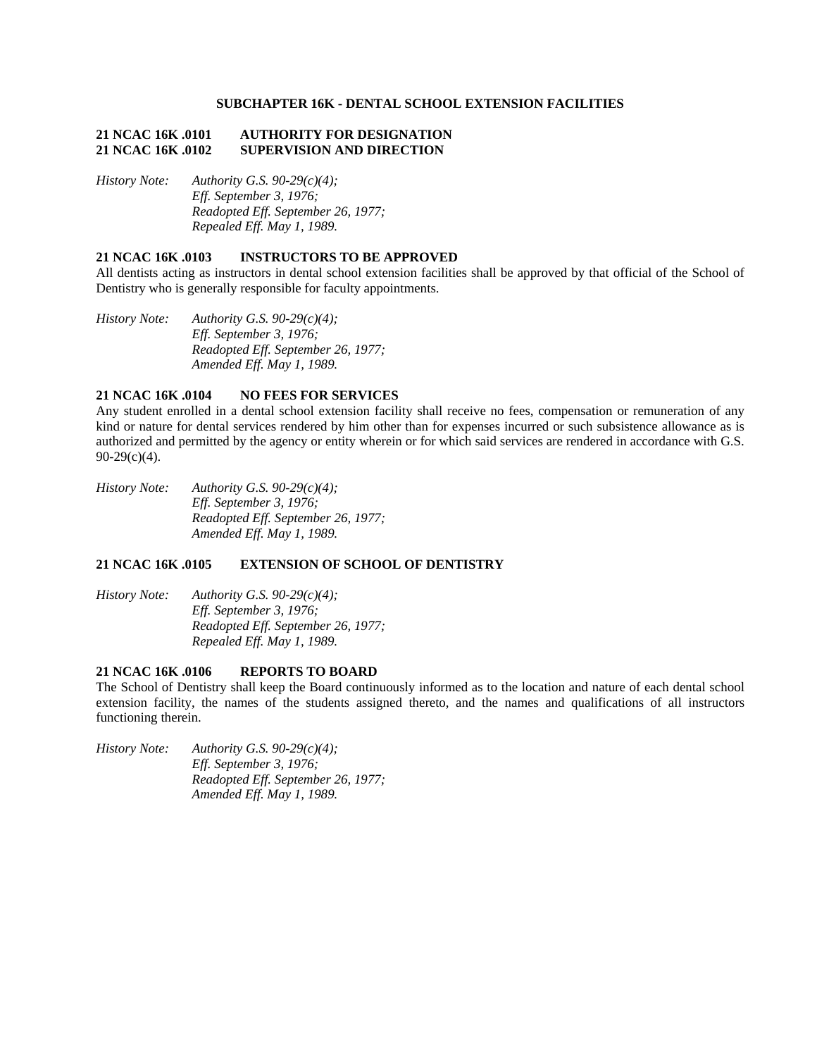## SUBCHAPTER 16K - DENTAL SCHOOL EXTENSION FACILITIES

### 21 NCAC 16K .0101 AUTHORITY FOR DESIGNATION
### 21 NCAC 16K .0102 SUPERVISION AND DIRECTION

*History Note: Authority G.S. 90-29(c)(4);*
*Eff. September 3, 1976;*
*Readopted Eff. September 26, 1977;*
*Repealed Eff. May 1, 1989.*

### 21 NCAC 16K .0103 INSTRUCTORS TO BE APPROVED

All dentists acting as instructors in dental school extension facilities shall be approved by that official of the School of Dentistry who is generally responsible for faculty appointments.

*History Note: Authority G.S. 90-29(c)(4);*
*Eff. September 3, 1976;*
*Readopted Eff. September 26, 1977;*
*Amended Eff. May 1, 1989.*

### 21 NCAC 16K .0104 NO FEES FOR SERVICES

Any student enrolled in a dental school extension facility shall receive no fees, compensation or remuneration of any kind or nature for dental services rendered by him other than for expenses incurred or such subsistence allowance as is authorized and permitted by the agency or entity wherein or for which said services are rendered in accordance with G.S. 90-29(c)(4).

*History Note: Authority G.S. 90-29(c)(4);*
*Eff. September 3, 1976;*
*Readopted Eff. September 26, 1977;*
*Amended Eff. May 1, 1989.*

### 21 NCAC 16K .0105 EXTENSION OF SCHOOL OF DENTISTRY

*History Note: Authority G.S. 90-29(c)(4);*
*Eff. September 3, 1976;*
*Readopted Eff. September 26, 1977;*
*Repealed Eff. May 1, 1989.*

### 21 NCAC 16K .0106 REPORTS TO BOARD

The School of Dentistry shall keep the Board continuously informed as to the location and nature of each dental school extension facility, the names of the students assigned thereto, and the names and qualifications of all instructors functioning therein.

*History Note: Authority G.S. 90-29(c)(4);*
*Eff. September 3, 1976;*
*Readopted Eff. September 26, 1977;*
*Amended Eff. May 1, 1989.*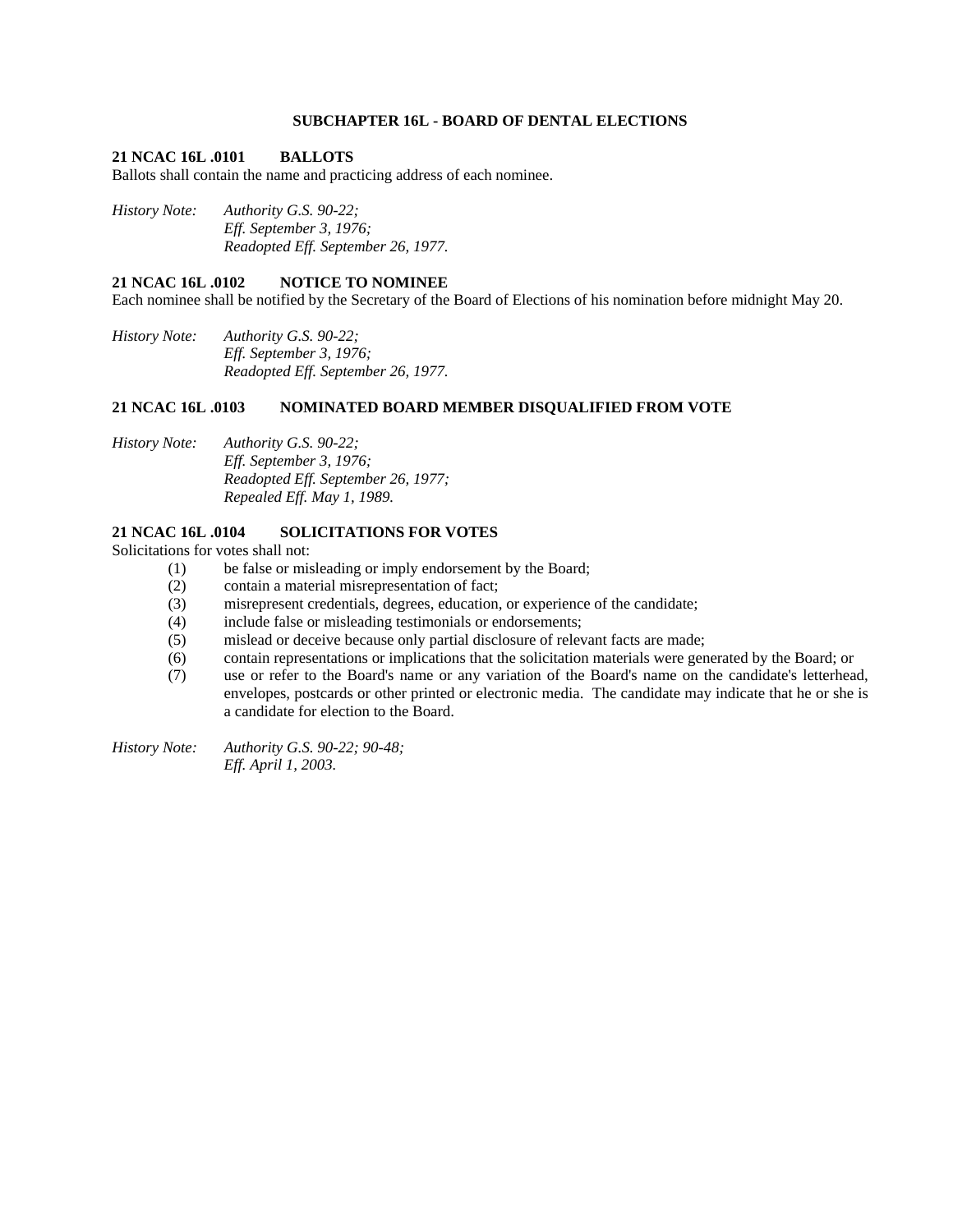## SUBCHAPTER 16L - BOARD OF DENTAL ELECTIONS

### 21 NCAC 16L .0101 BALLOTS

Ballots shall contain the name and practicing address of each nominee.

*History Note: Authority G.S. 90-22;*
*Eff. September 3, 1976;*
*Readopted Eff. September 26, 1977.*

### 21 NCAC 16L .0102 NOTICE TO NOMINEE

Each nominee shall be notified by the Secretary of the Board of Elections of his nomination before midnight May 20.

*History Note: Authority G.S. 90-22;*
*Eff. September 3, 1976;*
*Readopted Eff. September 26, 1977.*

### 21 NCAC 16L .0103 NOMINATED BOARD MEMBER DISQUALIFIED FROM VOTE

*History Note: Authority G.S. 90-22;*
*Eff. September 3, 1976;*
*Readopted Eff. September 26, 1977;*
*Repealed Eff. May 1, 1989.*

### 21 NCAC 16L .0104 SOLICITATIONS FOR VOTES

Solicitations for votes shall not:

(1) be false or misleading or imply endorsement by the Board;
(2) contain a material misrepresentation of fact;
(3) misrepresent credentials, degrees, education, or experience of the candidate;
(4) include false or misleading testimonials or endorsements;
(5) mislead or deceive because only partial disclosure of relevant facts are made;
(6) contain representations or implications that the solicitation materials were generated by the Board; or
(7) use or refer to the Board's name or any variation of the Board's name on the candidate's letterhead, envelopes, postcards or other printed or electronic media. The candidate may indicate that he or she is a candidate for election to the Board.

*History Note: Authority G.S. 90-22; 90-48;*
*Eff. April 1, 2003.*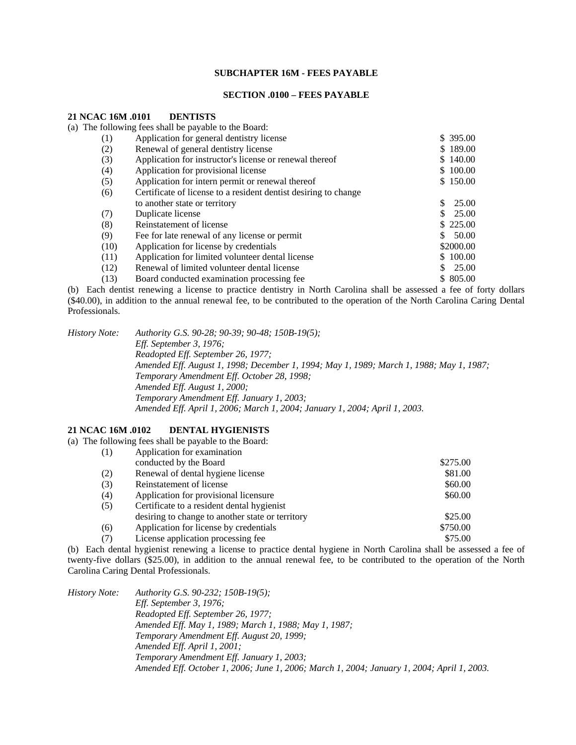## SUBCHAPTER 16M - FEES PAYABLE

### SECTION .0100 – FEES PAYABLE

#### 21 NCAC 16M .0101 DENTISTS

(a) The following fees shall be payable to the Board:

| | | |
|---|---|---|
| (1) | Application for general dentistry license | $ 395.00 |
| (2) | Renewal of general dentistry license | $ 189.00 |
| (3) | Application for instructor's license or renewal thereof | $ 140.00 |
| (4) | Application for provisional license | $ 100.00 |
| (5) | Application for intern permit or renewal thereof | $ 150.00 |
| (6) | Certificate of license to a resident dentist desiring to change to another state or territory | $ 25.00 |
| (7) | Duplicate license | $ 25.00 |
| (8) | Reinstatement of license | $ 225.00 |
| (9) | Fee for late renewal of any license or permit | $ 50.00 |
| (10) | Application for license by credentials | $2000.00 |
| (11) | Application for limited volunteer dental license | $ 100.00 |
| (12) | Renewal of limited volunteer dental license | $ 25.00 |
| (13) | Board conducted examination processing fee | $ 805.00 |

(b) Each dentist renewing a license to practice dentistry in North Carolina shall be assessed a fee of forty dollars ($40.00), in addition to the annual renewal fee, to be contributed to the operation of the North Carolina Caring Dental Professionals.

*History Note: Authority G.S. 90-28; 90-39; 90-48; 150B-19(5);*
*Eff. September 3, 1976;*
*Readopted Eff. September 26, 1977;*
*Amended Eff. August 1, 1998; December 1, 1994; May 1, 1989; March 1, 1988; May 1, 1987;*
*Temporary Amendment Eff. October 28, 1998;*
*Amended Eff. August 1, 2000;*
*Temporary Amendment Eff. January 1, 2003;*
*Amended Eff. April 1, 2006; March 1, 2004; January 1, 2004; April 1, 2003.*

#### 21 NCAC 16M .0102 DENTAL HYGIENISTS

(a) The following fees shall be payable to the Board:

| | | |
|---|---|---|
| (1) | Application for examination conducted by the Board | $275.00 |
| (2) | Renewal of dental hygiene license | $81.00 |
| (3) | Reinstatement of license | $60.00 |
| (4) | Application for provisional licensure | $60.00 |
| (5) | Certificate to a resident dental hygienist desiring to change to another state or territory | $25.00 |
| (6) | Application for license by credentials | $750.00 |
| (7) | License application processing fee | $75.00 |

(b) Each dental hygienist renewing a license to practice dental hygiene in North Carolina shall be assessed a fee of twenty-five dollars ($25.00), in addition to the annual renewal fee, to be contributed to the operation of the North Carolina Caring Dental Professionals.

*History Note: Authority G.S. 90-232; 150B-19(5);*
*Eff. September 3, 1976;*
*Readopted Eff. September 26, 1977;*
*Amended Eff. May 1, 1989; March 1, 1988; May 1, 1987;*
*Temporary Amendment Eff. August 20, 1999;*
*Amended Eff. April 1, 2001;*
*Temporary Amendment Eff. January 1, 2003;*
*Amended Eff. October 1, 2006; June 1, 2006; March 1, 2004; January 1, 2004; April 1, 2003.*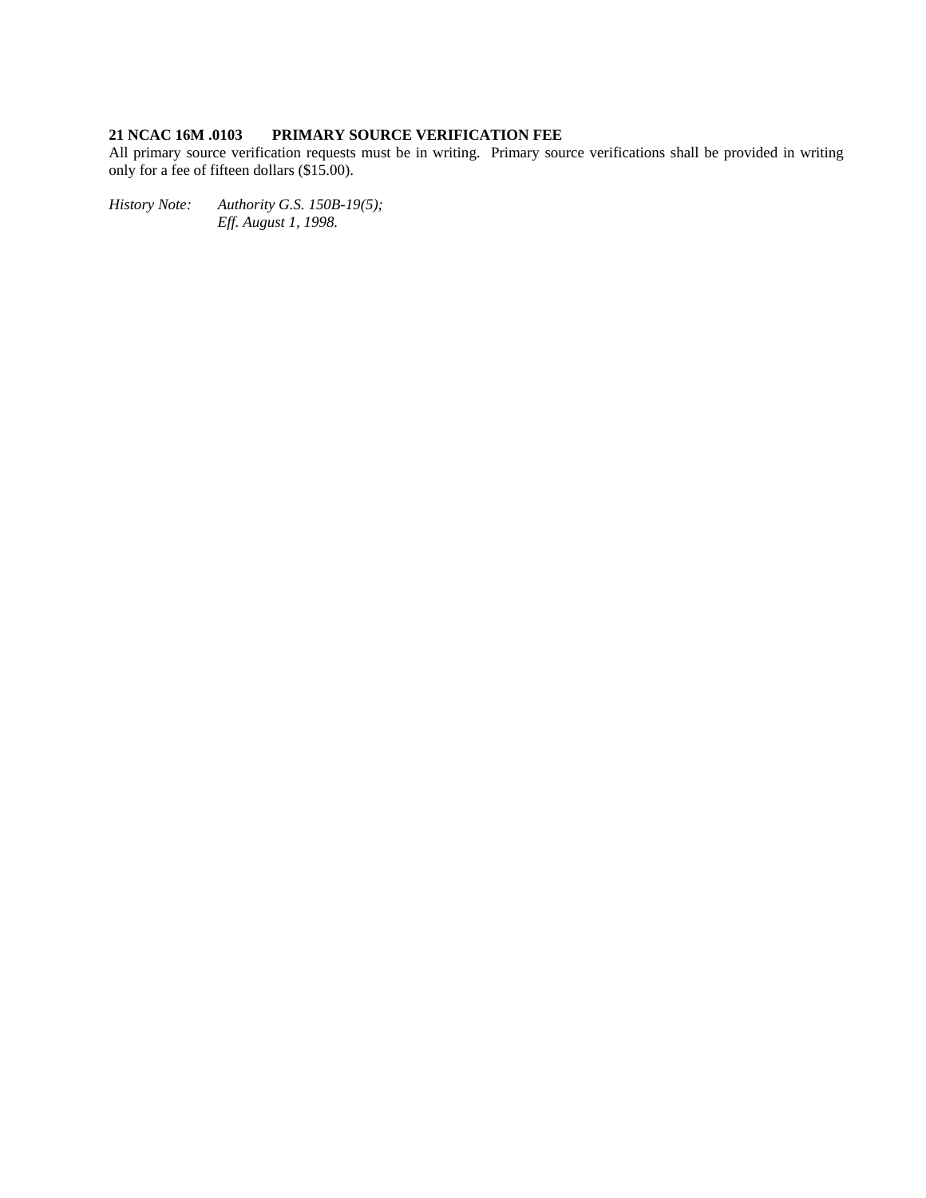**21 NCAC 16M .0103 PRIMARY SOURCE VERIFICATION FEE**

All primary source verification requests must be in writing. Primary source verifications shall be provided in writing only for a fee of fifteen dollars ($15.00).

*History Note: Authority G.S. 150B-19(5);*
*Eff. August 1, 1998.*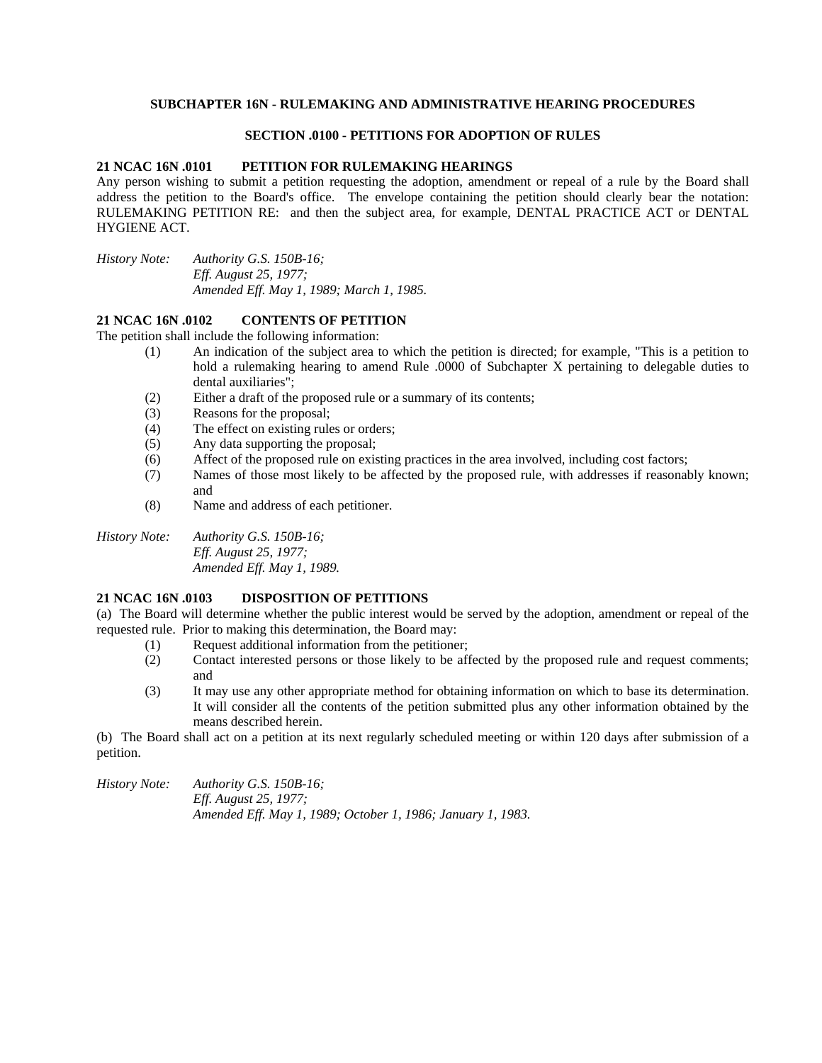## SUBCHAPTER 16N - RULEMAKING AND ADMINISTRATIVE HEARING PROCEDURES

### SECTION .0100 - PETITIONS FOR ADOPTION OF RULES

**21 NCAC 16N .0101 PETITION FOR RULEMAKING HEARINGS**

Any person wishing to submit a petition requesting the adoption, amendment or repeal of a rule by the Board shall address the petition to the Board's office. The envelope containing the petition should clearly bear the notation: RULEMAKING PETITION RE: and then the subject area, for example, DENTAL PRACTICE ACT or DENTAL HYGIENE ACT.

*History Note: Authority G.S. 150B-16;*
*Eff. August 25, 1977;*
*Amended Eff. May 1, 1989; March 1, 1985.*

**21 NCAC 16N .0102 CONTENTS OF PETITION**

The petition shall include the following information:

(1) An indication of the subject area to which the petition is directed; for example, "This is a petition to hold a rulemaking hearing to amend Rule .0000 of Subchapter X pertaining to delegable duties to dental auxiliaries";
(2) Either a draft of the proposed rule or a summary of its contents;
(3) Reasons for the proposal;
(4) The effect on existing rules or orders;
(5) Any data supporting the proposal;
(6) Affect of the proposed rule on existing practices in the area involved, including cost factors;
(7) Names of those most likely to be affected by the proposed rule, with addresses if reasonably known; and
(8) Name and address of each petitioner.

*History Note: Authority G.S. 150B-16;*
*Eff. August 25, 1977;*
*Amended Eff. May 1, 1989.*

**21 NCAC 16N .0103 DISPOSITION OF PETITIONS**

(a) The Board will determine whether the public interest would be served by the adoption, amendment or repeal of the requested rule. Prior to making this determination, the Board may:

(1) Request additional information from the petitioner;
(2) Contact interested persons or those likely to be affected by the proposed rule and request comments; and
(3) It may use any other appropriate method for obtaining information on which to base its determination. It will consider all the contents of the petition submitted plus any other information obtained by the means described herein.

(b) The Board shall act on a petition at its next regularly scheduled meeting or within 120 days after submission of a petition.

*History Note: Authority G.S. 150B-16;*
*Eff. August 25, 1977;*
*Amended Eff. May 1, 1989; October 1, 1986; January 1, 1983.*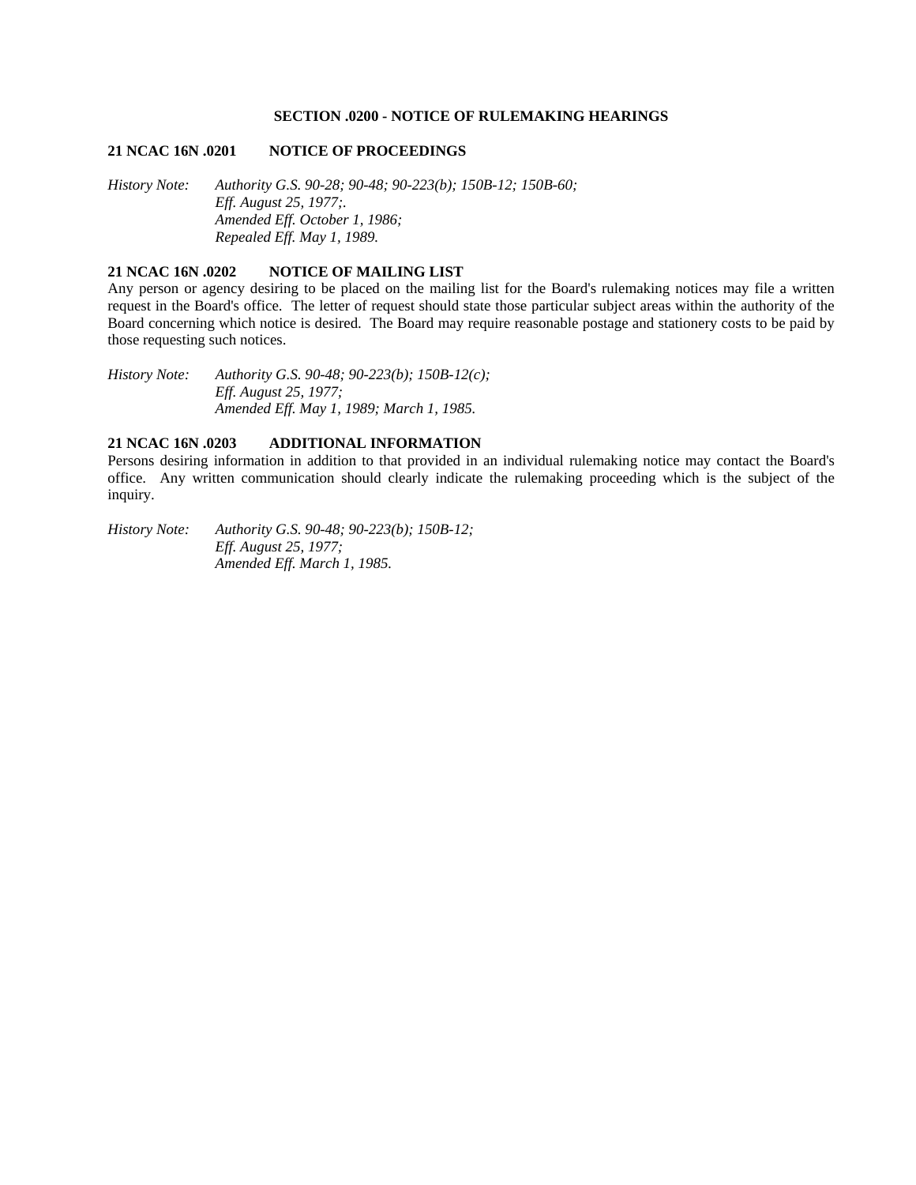## SECTION .0200 - NOTICE OF RULEMAKING HEARINGS

### 21 NCAC 16N .0201 NOTICE OF PROCEEDINGS

*History Note: Authority G.S. 90-28; 90-48; 90-223(b); 150B-12; 150B-60;*
*Eff. August 25, 1977;.*
*Amended Eff. October 1, 1986;*
*Repealed Eff. May 1, 1989.*

### 21 NCAC 16N .0202 NOTICE OF MAILING LIST

Any person or agency desiring to be placed on the mailing list for the Board's rulemaking notices may file a written request in the Board's office. The letter of request should state those particular subject areas within the authority of the Board concerning which notice is desired. The Board may require reasonable postage and stationery costs to be paid by those requesting such notices.

*History Note: Authority G.S. 90-48; 90-223(b); 150B-12(c);*
*Eff. August 25, 1977;*
*Amended Eff. May 1, 1989; March 1, 1985.*

### 21 NCAC 16N .0203 ADDITIONAL INFORMATION

Persons desiring information in addition to that provided in an individual rulemaking notice may contact the Board's office. Any written communication should clearly indicate the rulemaking proceeding which is the subject of the inquiry.

*History Note: Authority G.S. 90-48; 90-223(b); 150B-12;*
*Eff. August 25, 1977;*
*Amended Eff. March 1, 1985.*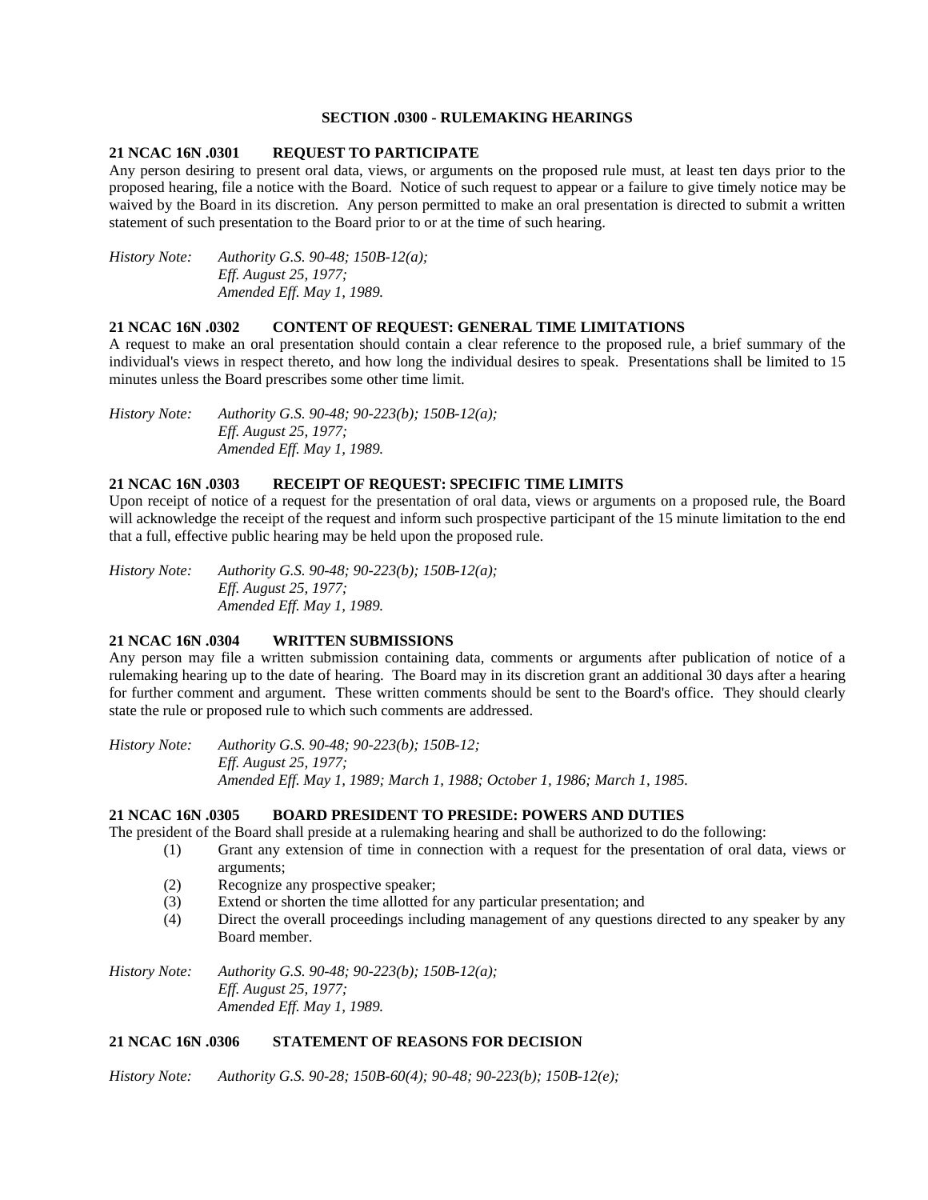### SECTION .0300 - RULEMAKING HEARINGS

**21 NCAC 16N .0301 REQUEST TO PARTICIPATE**

Any person desiring to present oral data, views, or arguments on the proposed rule must, at least ten days prior to the proposed hearing, file a notice with the Board. Notice of such request to appear or a failure to give timely notice may be waived by the Board in its discretion. Any person permitted to make an oral presentation is directed to submit a written statement of such presentation to the Board prior to or at the time of such hearing.

*History Note: Authority G.S. 90-48; 150B-12(a);*
*Eff. August 25, 1977;*
*Amended Eff. May 1, 1989.*

**21 NCAC 16N .0302 CONTENT OF REQUEST: GENERAL TIME LIMITATIONS**

A request to make an oral presentation should contain a clear reference to the proposed rule, a brief summary of the individual's views in respect thereto, and how long the individual desires to speak. Presentations shall be limited to 15 minutes unless the Board prescribes some other time limit.

*History Note: Authority G.S. 90-48; 90-223(b); 150B-12(a);*
*Eff. August 25, 1977;*
*Amended Eff. May 1, 1989.*

**21 NCAC 16N .0303 RECEIPT OF REQUEST: SPECIFIC TIME LIMITS**

Upon receipt of notice of a request for the presentation of oral data, views or arguments on a proposed rule, the Board will acknowledge the receipt of the request and inform such prospective participant of the 15 minute limitation to the end that a full, effective public hearing may be held upon the proposed rule.

*History Note: Authority G.S. 90-48; 90-223(b); 150B-12(a);*
*Eff. August 25, 1977;*
*Amended Eff. May 1, 1989.*

**21 NCAC 16N .0304 WRITTEN SUBMISSIONS**

Any person may file a written submission containing data, comments or arguments after publication of notice of a rulemaking hearing up to the date of hearing. The Board may in its discretion grant an additional 30 days after a hearing for further comment and argument. These written comments should be sent to the Board's office. They should clearly state the rule or proposed rule to which such comments are addressed.

*History Note: Authority G.S. 90-48; 90-223(b); 150B-12;*
*Eff. August 25, 1977;*
*Amended Eff. May 1, 1989; March 1, 1988; October 1, 1986; March 1, 1985.*

**21 NCAC 16N .0305 BOARD PRESIDENT TO PRESIDE: POWERS AND DUTIES**

The president of the Board shall preside at a rulemaking hearing and shall be authorized to do the following:

(1) Grant any extension of time in connection with a request for the presentation of oral data, views or arguments;
(2) Recognize any prospective speaker;
(3) Extend or shorten the time allotted for any particular presentation; and
(4) Direct the overall proceedings including management of any questions directed to any speaker by any Board member.

*History Note: Authority G.S. 90-48; 90-223(b); 150B-12(a);*
*Eff. August 25, 1977;*
*Amended Eff. May 1, 1989.*

**21 NCAC 16N .0306 STATEMENT OF REASONS FOR DECISION**

*History Note: Authority G.S. 90-28; 150B-60(4); 90-48; 90-223(b); 150B-12(e);*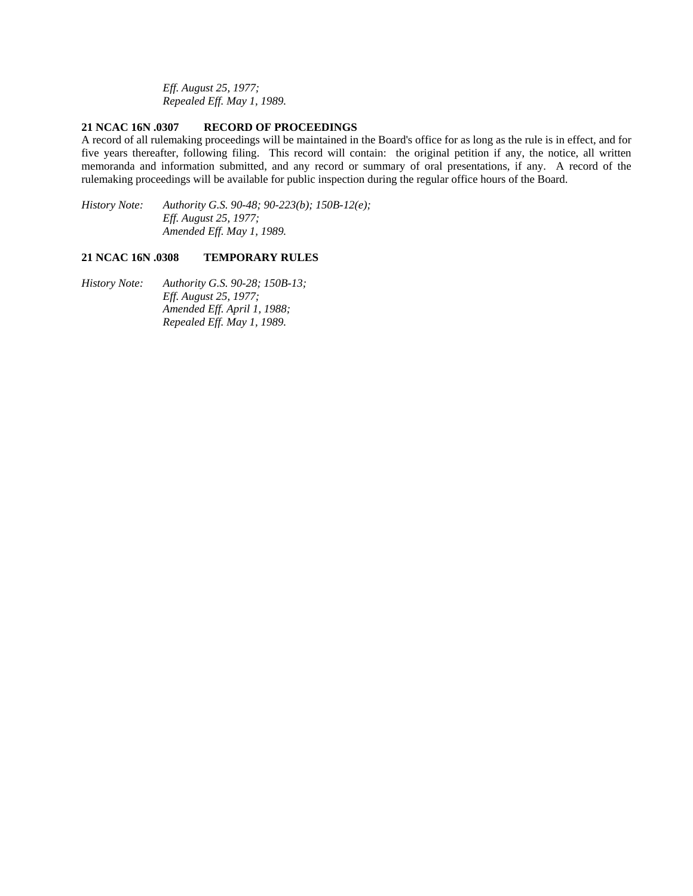*Eff. August 25, 1977;*
*Repealed Eff. May 1, 1989.*

**21 NCAC 16N .0307 RECORD OF PROCEEDINGS**

A record of all rulemaking proceedings will be maintained in the Board's office for as long as the rule is in effect, and for five years thereafter, following filing. This record will contain: the original petition if any, the notice, all written memoranda and information submitted, and any record or summary of oral presentations, if any. A record of the rulemaking proceedings will be available for public inspection during the regular office hours of the Board.

*History Note: Authority G.S. 90-48; 90-223(b); 150B-12(e);*
*Eff. August 25, 1977;*
*Amended Eff. May 1, 1989.*

**21 NCAC 16N .0308 TEMPORARY RULES**

*History Note: Authority G.S. 90-28; 150B-13;*
*Eff. August 25, 1977;*
*Amended Eff. April 1, 1988;*
*Repealed Eff. May 1, 1989.*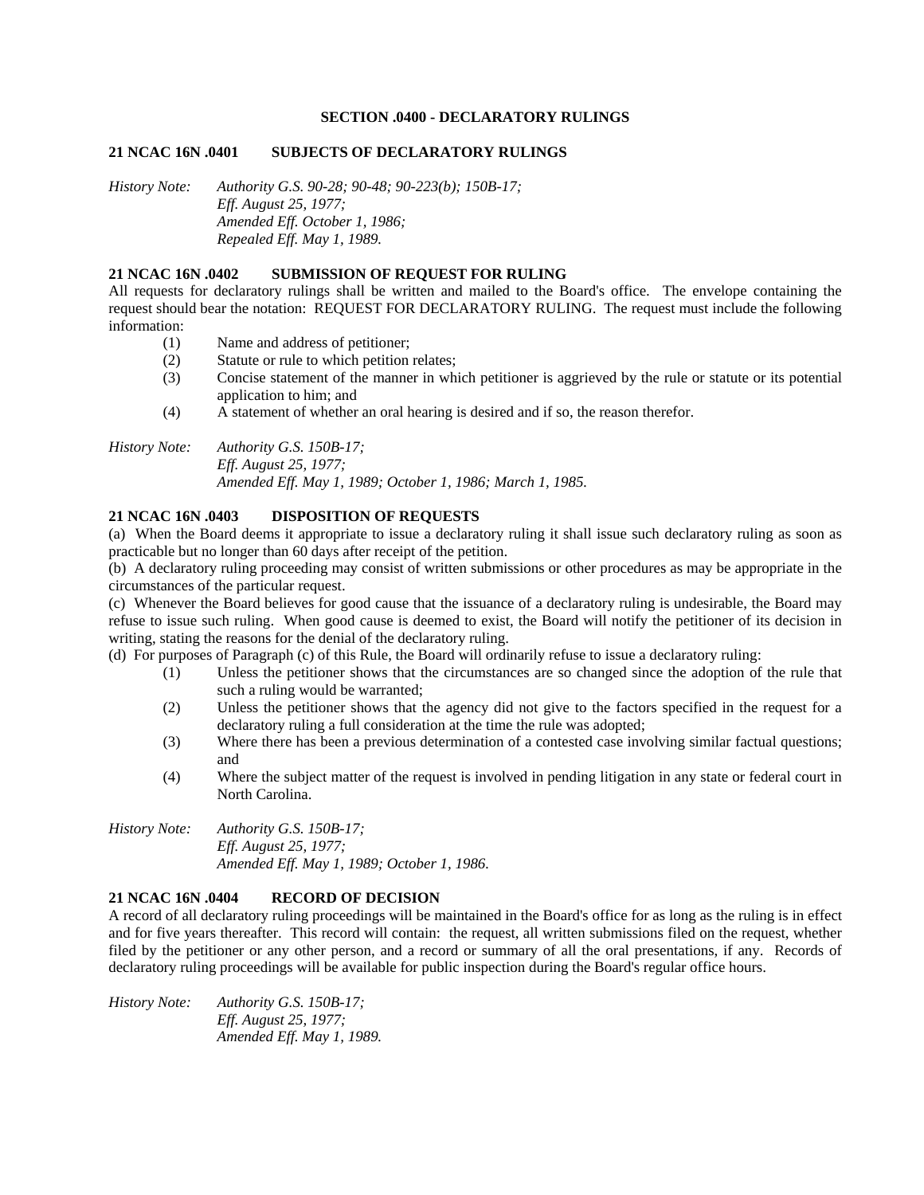## SECTION .0400 - DECLARATORY RULINGS

### 21 NCAC 16N .0401 SUBJECTS OF DECLARATORY RULINGS

*History Note: Authority G.S. 90-28; 90-48; 90-223(b); 150B-17;*
*Eff. August 25, 1977;*
*Amended Eff. October 1, 1986;*
*Repealed Eff. May 1, 1989.*

### 21 NCAC 16N .0402 SUBMISSION OF REQUEST FOR RULING

All requests for declaratory rulings shall be written and mailed to the Board's office. The envelope containing the request should bear the notation: REQUEST FOR DECLARATORY RULING. The request must include the following information:

(1) Name and address of petitioner;
(2) Statute or rule to which petition relates;
(3) Concise statement of the manner in which petitioner is aggrieved by the rule or statute or its potential application to him; and
(4) A statement of whether an oral hearing is desired and if so, the reason therefor.

*History Note: Authority G.S. 150B-17;*
*Eff. August 25, 1977;*
*Amended Eff. May 1, 1989; October 1, 1986; March 1, 1985.*

### 21 NCAC 16N .0403 DISPOSITION OF REQUESTS

(a) When the Board deems it appropriate to issue a declaratory ruling it shall issue such declaratory ruling as soon as practicable but no longer than 60 days after receipt of the petition.

(b) A declaratory ruling proceeding may consist of written submissions or other procedures as may be appropriate in the circumstances of the particular request.

(c) Whenever the Board believes for good cause that the issuance of a declaratory ruling is undesirable, the Board may refuse to issue such ruling. When good cause is deemed to exist, the Board will notify the petitioner of its decision in writing, stating the reasons for the denial of the declaratory ruling.

(d) For purposes of Paragraph (c) of this Rule, the Board will ordinarily refuse to issue a declaratory ruling:

(1) Unless the petitioner shows that the circumstances are so changed since the adoption of the rule that such a ruling would be warranted;
(2) Unless the petitioner shows that the agency did not give to the factors specified in the request for a declaratory ruling a full consideration at the time the rule was adopted;
(3) Where there has been a previous determination of a contested case involving similar factual questions; and
(4) Where the subject matter of the request is involved in pending litigation in any state or federal court in North Carolina.

*History Note: Authority G.S. 150B-17;*
*Eff. August 25, 1977;*
*Amended Eff. May 1, 1989; October 1, 1986.*

### 21 NCAC 16N .0404 RECORD OF DECISION

A record of all declaratory ruling proceedings will be maintained in the Board's office for as long as the ruling is in effect and for five years thereafter. This record will contain: the request, all written submissions filed on the request, whether filed by the petitioner or any other person, and a record or summary of all the oral presentations, if any. Records of declaratory ruling proceedings will be available for public inspection during the Board's regular office hours.

*History Note: Authority G.S. 150B-17;*
*Eff. August 25, 1977;*
*Amended Eff. May 1, 1989.*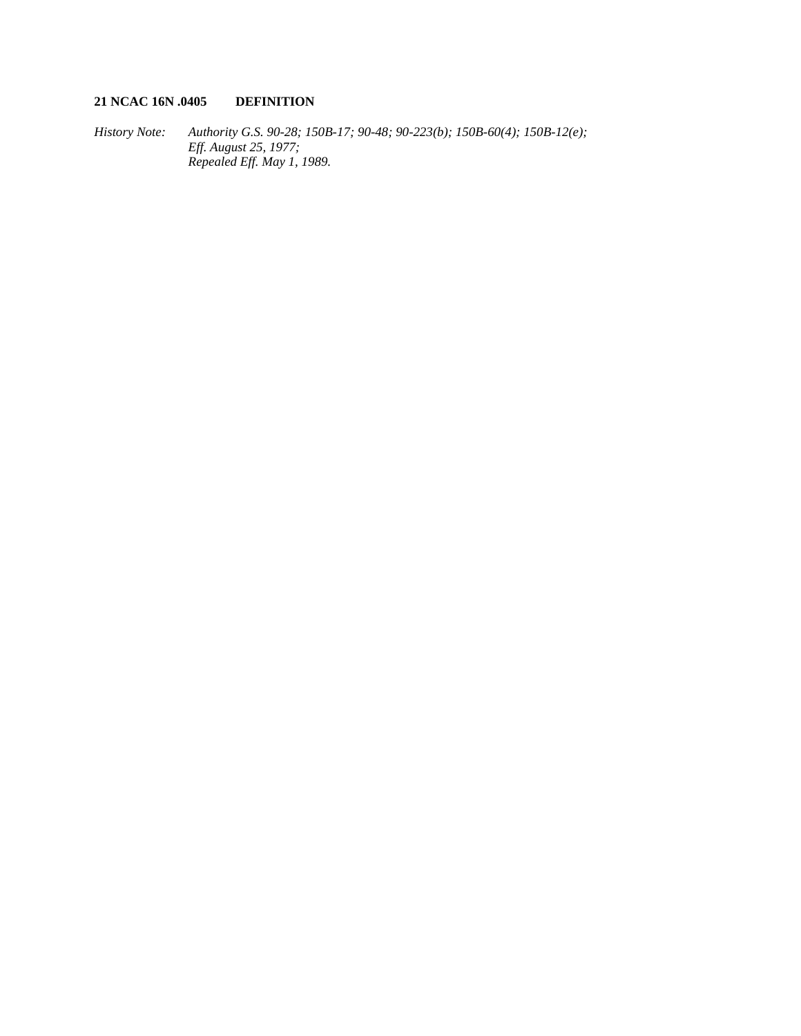**21 NCAC 16N .0405 DEFINITION**

*History Note: Authority G.S. 90-28; 150B-17; 90-48; 90-223(b); 150B-60(4); 150B-12(e);*
*Eff. August 25, 1977;*
*Repealed Eff. May 1, 1989.*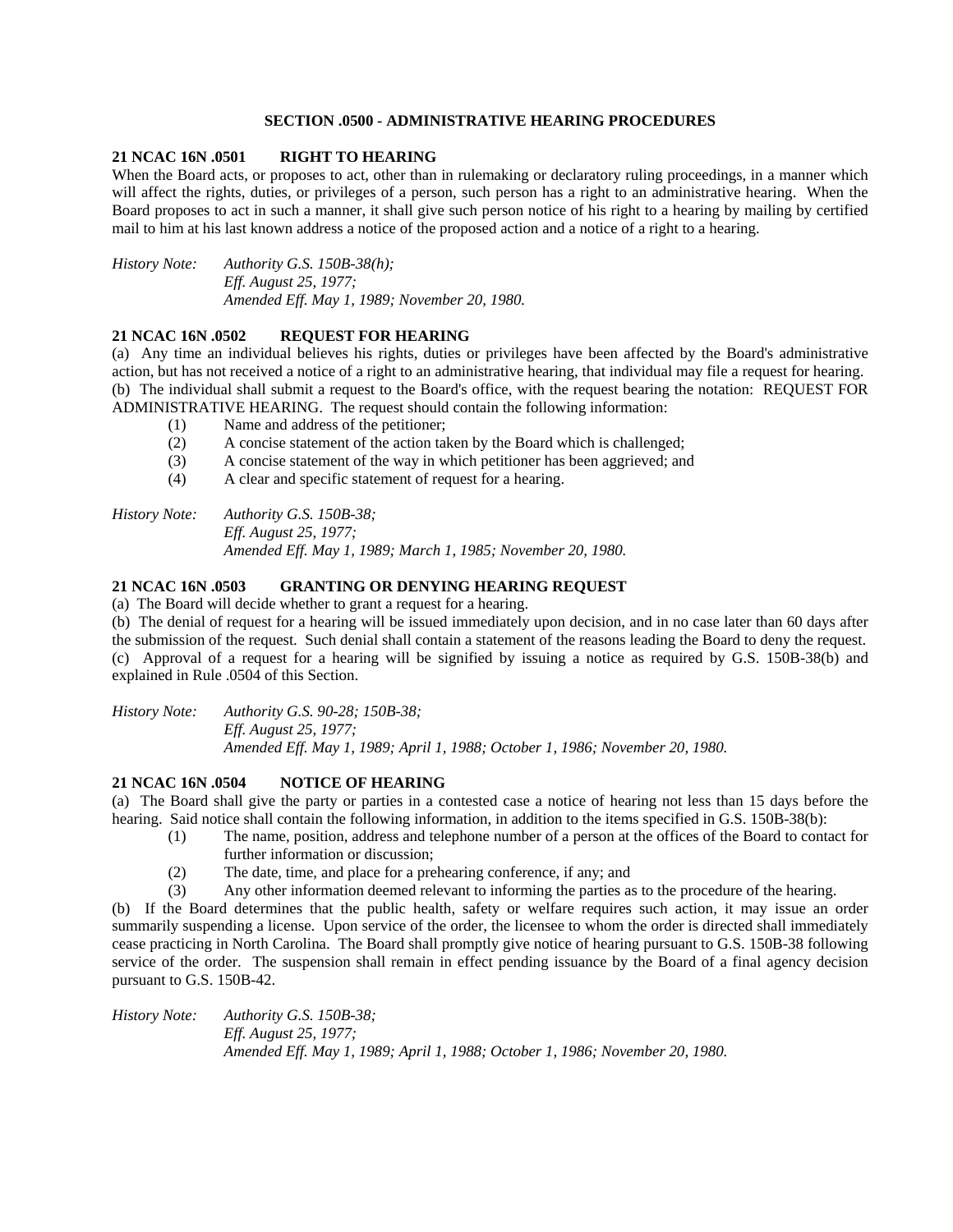## SECTION .0500 - ADMINISTRATIVE HEARING PROCEDURES

### 21 NCAC 16N .0501 RIGHT TO HEARING

When the Board acts, or proposes to act, other than in rulemaking or declaratory ruling proceedings, in a manner which will affect the rights, duties, or privileges of a person, such person has a right to an administrative hearing. When the Board proposes to act in such a manner, it shall give such person notice of his right to a hearing by mailing by certified mail to him at his last known address a notice of the proposed action and a notice of a right to a hearing.

*History Note: Authority G.S. 150B-38(h);*
*Eff. August 25, 1977;*
*Amended Eff. May 1, 1989; November 20, 1980.*

### 21 NCAC 16N .0502 REQUEST FOR HEARING

(a) Any time an individual believes his rights, duties or privileges have been affected by the Board's administrative action, but has not received a notice of a right to an administrative hearing, that individual may file a request for hearing.

(b) The individual shall submit a request to the Board's office, with the request bearing the notation: REQUEST FOR ADMINISTRATIVE HEARING. The request should contain the following information:

(1) Name and address of the petitioner;
(2) A concise statement of the action taken by the Board which is challenged;
(3) A concise statement of the way in which petitioner has been aggrieved; and
(4) A clear and specific statement of request for a hearing.

*History Note: Authority G.S. 150B-38;*
*Eff. August 25, 1977;*
*Amended Eff. May 1, 1989; March 1, 1985; November 20, 1980.*

### 21 NCAC 16N .0503 GRANTING OR DENYING HEARING REQUEST

(a) The Board will decide whether to grant a request for a hearing.

(b) The denial of request for a hearing will be issued immediately upon decision, and in no case later than 60 days after the submission of the request. Such denial shall contain a statement of the reasons leading the Board to deny the request.

(c) Approval of a request for a hearing will be signified by issuing a notice as required by G.S. 150B-38(b) and explained in Rule .0504 of this Section.

*History Note: Authority G.S. 90-28; 150B-38;*
*Eff. August 25, 1977;*
*Amended Eff. May 1, 1989; April 1, 1988; October 1, 1986; November 20, 1980.*

### 21 NCAC 16N .0504 NOTICE OF HEARING

(a) The Board shall give the party or parties in a contested case a notice of hearing not less than 15 days before the hearing. Said notice shall contain the following information, in addition to the items specified in G.S. 150B-38(b):

(1) The name, position, address and telephone number of a person at the offices of the Board to contact for further information or discussion;
(2) The date, time, and place for a prehearing conference, if any; and
(3) Any other information deemed relevant to informing the parties as to the procedure of the hearing.

(b) If the Board determines that the public health, safety or welfare requires such action, it may issue an order summarily suspending a license. Upon service of the order, the licensee to whom the order is directed shall immediately cease practicing in North Carolina. The Board shall promptly give notice of hearing pursuant to G.S. 150B-38 following service of the order. The suspension shall remain in effect pending issuance by the Board of a final agency decision pursuant to G.S. 150B-42.

*History Note: Authority G.S. 150B-38;*
*Eff. August 25, 1977;*
*Amended Eff. May 1, 1989; April 1, 1988; October 1, 1986; November 20, 1980.*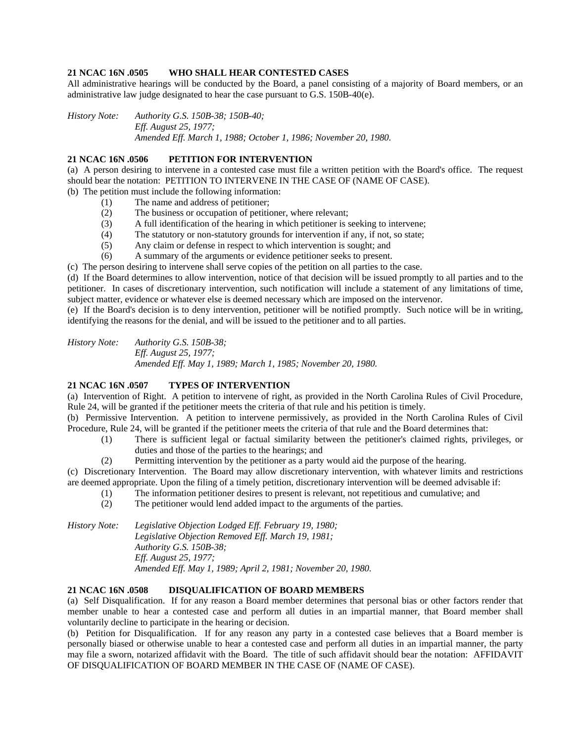**21 NCAC 16N .0505 WHO SHALL HEAR CONTESTED CASES**

All administrative hearings will be conducted by the Board, a panel consisting of a majority of Board members, or an administrative law judge designated to hear the case pursuant to G.S. 150B-40(e).

*History Note: Authority G.S. 150B-38; 150B-40;*
*Eff. August 25, 1977;*
*Amended Eff. March 1, 1988; October 1, 1986; November 20, 1980.*

**21 NCAC 16N .0506 PETITION FOR INTERVENTION**

(a) A person desiring to intervene in a contested case must file a written petition with the Board's office. The request should bear the notation: PETITION TO INTERVENE IN THE CASE OF (NAME OF CASE).

(b) The petition must include the following information:

- (1) The name and address of petitioner;
- (2) The business or occupation of petitioner, where relevant;
- (3) A full identification of the hearing in which petitioner is seeking to intervene;
- (4) The statutory or non-statutory grounds for intervention if any, if not, so state;
- (5) Any claim or defense in respect to which intervention is sought; and
- (6) A summary of the arguments or evidence petitioner seeks to present.

(c) The person desiring to intervene shall serve copies of the petition on all parties to the case.

(d) If the Board determines to allow intervention, notice of that decision will be issued promptly to all parties and to the petitioner. In cases of discretionary intervention, such notification will include a statement of any limitations of time, subject matter, evidence or whatever else is deemed necessary which are imposed on the intervenor.

(e) If the Board's decision is to deny intervention, petitioner will be notified promptly. Such notice will be in writing, identifying the reasons for the denial, and will be issued to the petitioner and to all parties.

*History Note: Authority G.S. 150B-38;*
*Eff. August 25, 1977;*
*Amended Eff. May 1, 1989; March 1, 1985; November 20, 1980.*

**21 NCAC 16N .0507 TYPES OF INTERVENTION**

(a) Intervention of Right. A petition to intervene of right, as provided in the North Carolina Rules of Civil Procedure, Rule 24, will be granted if the petitioner meets the criteria of that rule and his petition is timely.

(b) Permissive Intervention. A petition to intervene permissively, as provided in the North Carolina Rules of Civil Procedure, Rule 24, will be granted if the petitioner meets the criteria of that rule and the Board determines that:

- (1) There is sufficient legal or factual similarity between the petitioner's claimed rights, privileges, or duties and those of the parties to the hearings; and
- (2) Permitting intervention by the petitioner as a party would aid the purpose of the hearing.

(c) Discretionary Intervention. The Board may allow discretionary intervention, with whatever limits and restrictions are deemed appropriate. Upon the filing of a timely petition, discretionary intervention will be deemed advisable if:

- (1) The information petitioner desires to present is relevant, not repetitious and cumulative; and
- (2) The petitioner would lend added impact to the arguments of the parties.

*History Note: Legislative Objection Lodged Eff. February 19, 1980;*
*Legislative Objection Removed Eff. March 19, 1981;*
*Authority G.S. 150B-38;*
*Eff. August 25, 1977;*
*Amended Eff. May 1, 1989; April 2, 1981; November 20, 1980.*

**21 NCAC 16N .0508 DISQUALIFICATION OF BOARD MEMBERS**

(a) Self Disqualification. If for any reason a Board member determines that personal bias or other factors render that member unable to hear a contested case and perform all duties in an impartial manner, that Board member shall voluntarily decline to participate in the hearing or decision.

(b) Petition for Disqualification. If for any reason any party in a contested case believes that a Board member is personally biased or otherwise unable to hear a contested case and perform all duties in an impartial manner, the party may file a sworn, notarized affidavit with the Board. The title of such affidavit should bear the notation: AFFIDAVIT OF DISQUALIFICATION OF BOARD MEMBER IN THE CASE OF (NAME OF CASE).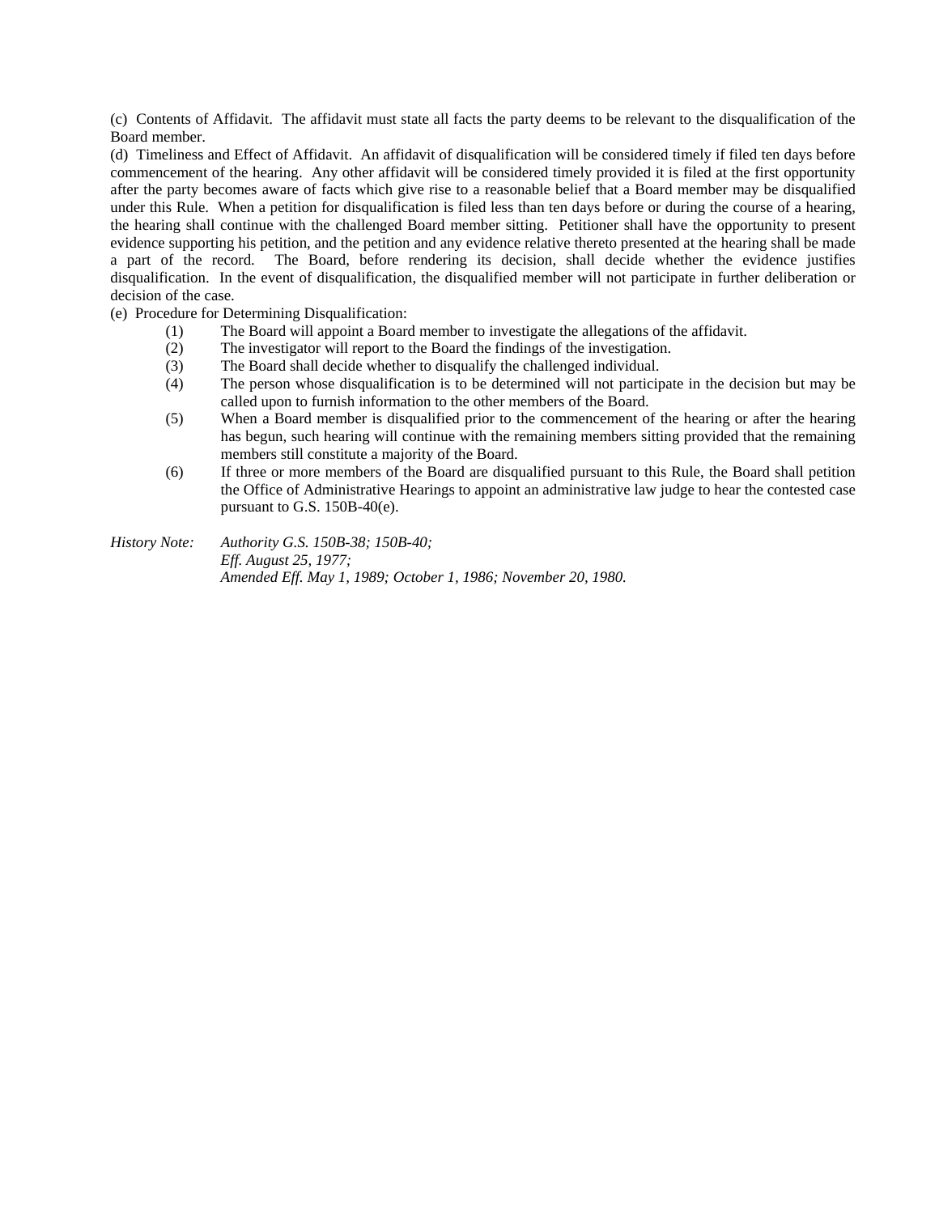(c) Contents of Affidavit. The affidavit must state all facts the party deems to be relevant to the disqualification of the Board member.

(d) Timeliness and Effect of Affidavit. An affidavit of disqualification will be considered timely if filed ten days before commencement of the hearing. Any other affidavit will be considered timely provided it is filed at the first opportunity after the party becomes aware of facts which give rise to a reasonable belief that a Board member may be disqualified under this Rule. When a petition for disqualification is filed less than ten days before or during the course of a hearing, the hearing shall continue with the challenged Board member sitting. Petitioner shall have the opportunity to present evidence supporting his petition, and the petition and any evidence relative thereto presented at the hearing shall be made a part of the record. The Board, before rendering its decision, shall decide whether the evidence justifies disqualification. In the event of disqualification, the disqualified member will not participate in further deliberation or decision of the case.

(e) Procedure for Determining Disqualification:

(1) The Board will appoint a Board member to investigate the allegations of the affidavit.

(2) The investigator will report to the Board the findings of the investigation.

(3) The Board shall decide whether to disqualify the challenged individual.

(4) The person whose disqualification is to be determined will not participate in the decision but may be called upon to furnish information to the other members of the Board.

(5) When a Board member is disqualified prior to the commencement of the hearing or after the hearing has begun, such hearing will continue with the remaining members sitting provided that the remaining members still constitute a majority of the Board.

(6) If three or more members of the Board are disqualified pursuant to this Rule, the Board shall petition the Office of Administrative Hearings to appoint an administrative law judge to hear the contested case pursuant to G.S. 150B-40(e).

*History Note: Authority G.S. 150B-38; 150B-40;*
*Eff. August 25, 1977;*
*Amended Eff. May 1, 1989; October 1, 1986; November 20, 1980.*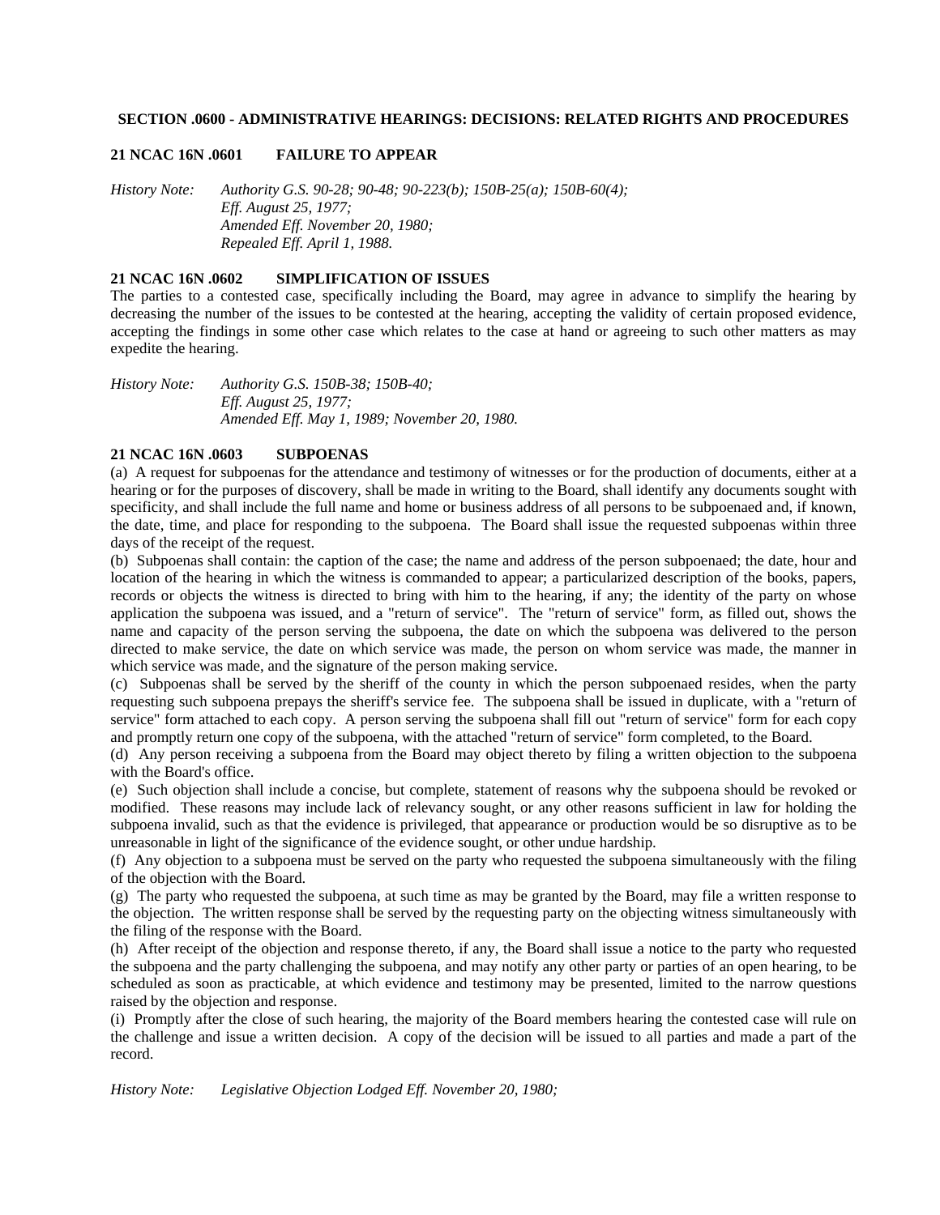## SECTION .0600 - ADMINISTRATIVE HEARINGS: DECISIONS: RELATED RIGHTS AND PROCEDURES

### 21 NCAC 16N .0601 FAILURE TO APPEAR

*History Note: Authority G.S. 90-28; 90-48; 90-223(b); 150B-25(a); 150B-60(4);*
*Eff. August 25, 1977;*
*Amended Eff. November 20, 1980;*
*Repealed Eff. April 1, 1988.*

### 21 NCAC 16N .0602 SIMPLIFICATION OF ISSUES

The parties to a contested case, specifically including the Board, may agree in advance to simplify the hearing by decreasing the number of the issues to be contested at the hearing, accepting the validity of certain proposed evidence, accepting the findings in some other case which relates to the case at hand or agreeing to such other matters as may expedite the hearing.

*History Note: Authority G.S. 150B-38; 150B-40;*
*Eff. August 25, 1977;*
*Amended Eff. May 1, 1989; November 20, 1980.*

### 21 NCAC 16N .0603 SUBPOENAS

(a) A request for subpoenas for the attendance and testimony of witnesses or for the production of documents, either at a hearing or for the purposes of discovery, shall be made in writing to the Board, shall identify any documents sought with specificity, and shall include the full name and home or business address of all persons to be subpoenaed and, if known, the date, time, and place for responding to the subpoena. The Board shall issue the requested subpoenas within three days of the receipt of the request.

(b) Subpoenas shall contain: the caption of the case; the name and address of the person subpoenaed; the date, hour and location of the hearing in which the witness is commanded to appear; a particularized description of the books, papers, records or objects the witness is directed to bring with him to the hearing, if any; the identity of the party on whose application the subpoena was issued, and a "return of service". The "return of service" form, as filled out, shows the name and capacity of the person serving the subpoena, the date on which the subpoena was delivered to the person directed to make service, the date on which service was made, the person on whom service was made, the manner in which service was made, and the signature of the person making service.

(c) Subpoenas shall be served by the sheriff of the county in which the person subpoenaed resides, when the party requesting such subpoena prepays the sheriff's service fee. The subpoena shall be issued in duplicate, with a "return of service" form attached to each copy. A person serving the subpoena shall fill out "return of service" form for each copy and promptly return one copy of the subpoena, with the attached "return of service" form completed, to the Board.

(d) Any person receiving a subpoena from the Board may object thereto by filing a written objection to the subpoena with the Board's office.

(e) Such objection shall include a concise, but complete, statement of reasons why the subpoena should be revoked or modified. These reasons may include lack of relevancy sought, or any other reasons sufficient in law for holding the subpoena invalid, such as that the evidence is privileged, that appearance or production would be so disruptive as to be unreasonable in light of the significance of the evidence sought, or other undue hardship.

(f) Any objection to a subpoena must be served on the party who requested the subpoena simultaneously with the filing of the objection with the Board.

(g) The party who requested the subpoena, at such time as may be granted by the Board, may file a written response to the objection. The written response shall be served by the requesting party on the objecting witness simultaneously with the filing of the response with the Board.

(h) After receipt of the objection and response thereto, if any, the Board shall issue a notice to the party who requested the subpoena and the party challenging the subpoena, and may notify any other party or parties of an open hearing, to be scheduled as soon as practicable, at which evidence and testimony may be presented, limited to the narrow questions raised by the objection and response.

(i) Promptly after the close of such hearing, the majority of the Board members hearing the contested case will rule on the challenge and issue a written decision. A copy of the decision will be issued to all parties and made a part of the record.

*History Note: Legislative Objection Lodged Eff. November 20, 1980;*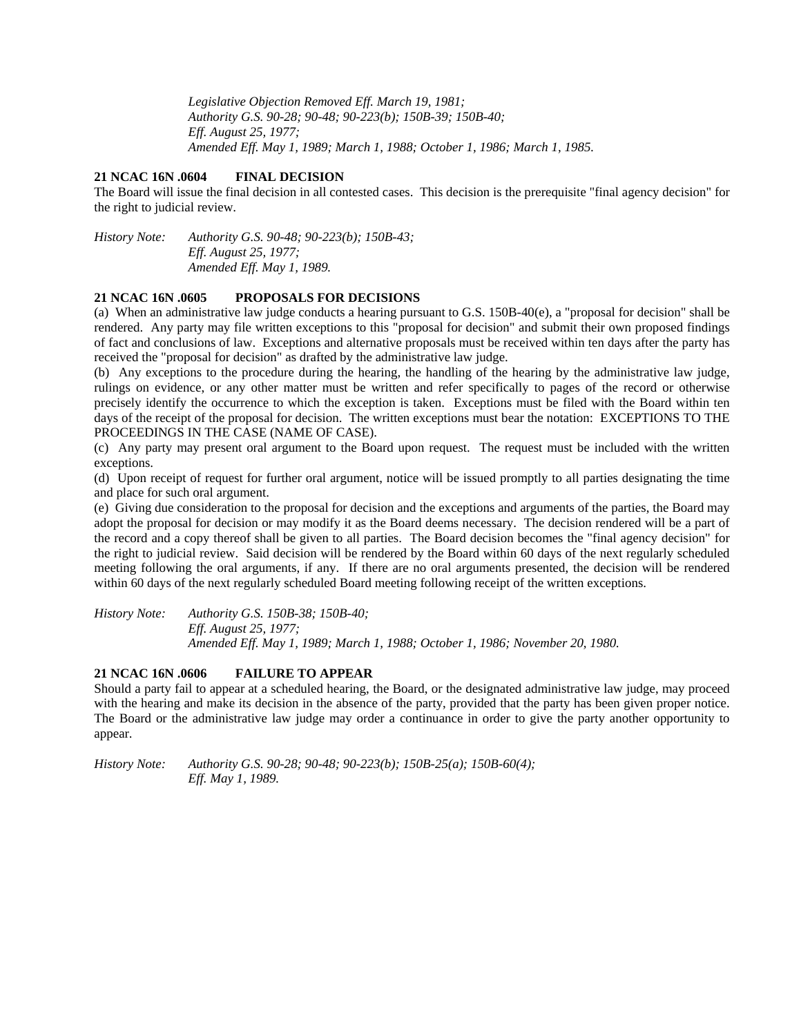*Legislative Objection Removed Eff. March 19, 1981;*
*Authority G.S. 90-28; 90-48; 90-223(b); 150B-39; 150B-40;*
*Eff. August 25, 1977;*
*Amended Eff. May 1, 1989; March 1, 1988; October 1, 1986; March 1, 1985.*

**21 NCAC 16N .0604 FINAL DECISION**

The Board will issue the final decision in all contested cases. This decision is the prerequisite "final agency decision" for the right to judicial review.

*History Note: Authority G.S. 90-48; 90-223(b); 150B-43;*
*Eff. August 25, 1977;*
*Amended Eff. May 1, 1989.*

**21 NCAC 16N .0605 PROPOSALS FOR DECISIONS**

(a) When an administrative law judge conducts a hearing pursuant to G.S. 150B-40(e), a "proposal for decision" shall be rendered. Any party may file written exceptions to this "proposal for decision" and submit their own proposed findings of fact and conclusions of law. Exceptions and alternative proposals must be received within ten days after the party has received the "proposal for decision" as drafted by the administrative law judge.

(b) Any exceptions to the procedure during the hearing, the handling of the hearing by the administrative law judge, rulings on evidence, or any other matter must be written and refer specifically to pages of the record or otherwise precisely identify the occurrence to which the exception is taken. Exceptions must be filed with the Board within ten days of the receipt of the proposal for decision. The written exceptions must bear the notation: EXCEPTIONS TO THE PROCEEDINGS IN THE CASE (NAME OF CASE).

(c) Any party may present oral argument to the Board upon request. The request must be included with the written exceptions.

(d) Upon receipt of request for further oral argument, notice will be issued promptly to all parties designating the time and place for such oral argument.

(e) Giving due consideration to the proposal for decision and the exceptions and arguments of the parties, the Board may adopt the proposal for decision or may modify it as the Board deems necessary. The decision rendered will be a part of the record and a copy thereof shall be given to all parties. The Board decision becomes the "final agency decision" for the right to judicial review. Said decision will be rendered by the Board within 60 days of the next regularly scheduled meeting following the oral arguments, if any. If there are no oral arguments presented, the decision will be rendered within 60 days of the next regularly scheduled Board meeting following receipt of the written exceptions.

*History Note: Authority G.S. 150B-38; 150B-40;*
*Eff. August 25, 1977;*
*Amended Eff. May 1, 1989; March 1, 1988; October 1, 1986; November 20, 1980.*

**21 NCAC 16N .0606 FAILURE TO APPEAR**

Should a party fail to appear at a scheduled hearing, the Board, or the designated administrative law judge, may proceed with the hearing and make its decision in the absence of the party, provided that the party has been given proper notice. The Board or the administrative law judge may order a continuance in order to give the party another opportunity to appear.

*History Note: Authority G.S. 90-28; 90-48; 90-223(b); 150B-25(a); 150B-60(4);*
*Eff. May 1, 1989.*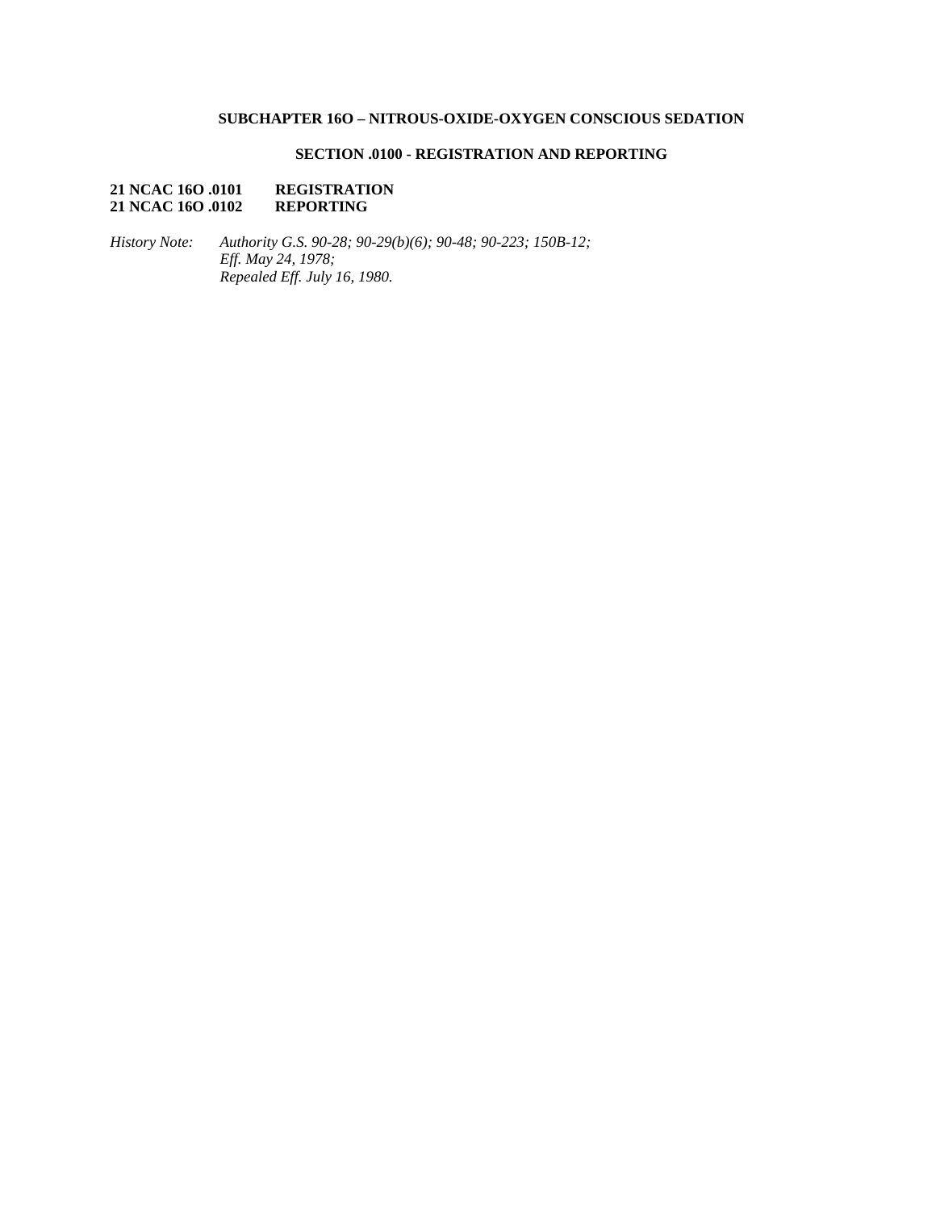## SUBCHAPTER 16O – NITROUS-OXIDE-OXYGEN CONSCIOUS SEDATION

### SECTION .0100 - REGISTRATION AND REPORTING

**21 NCAC 16O .0101 REGISTRATION**
**21 NCAC 16O .0102 REPORTING**

*History Note: Authority G.S. 90-28; 90-29(b)(6); 90-48; 90-223; 150B-12;*
*Eff. May 24, 1978;*
*Repealed Eff. July 16, 1980.*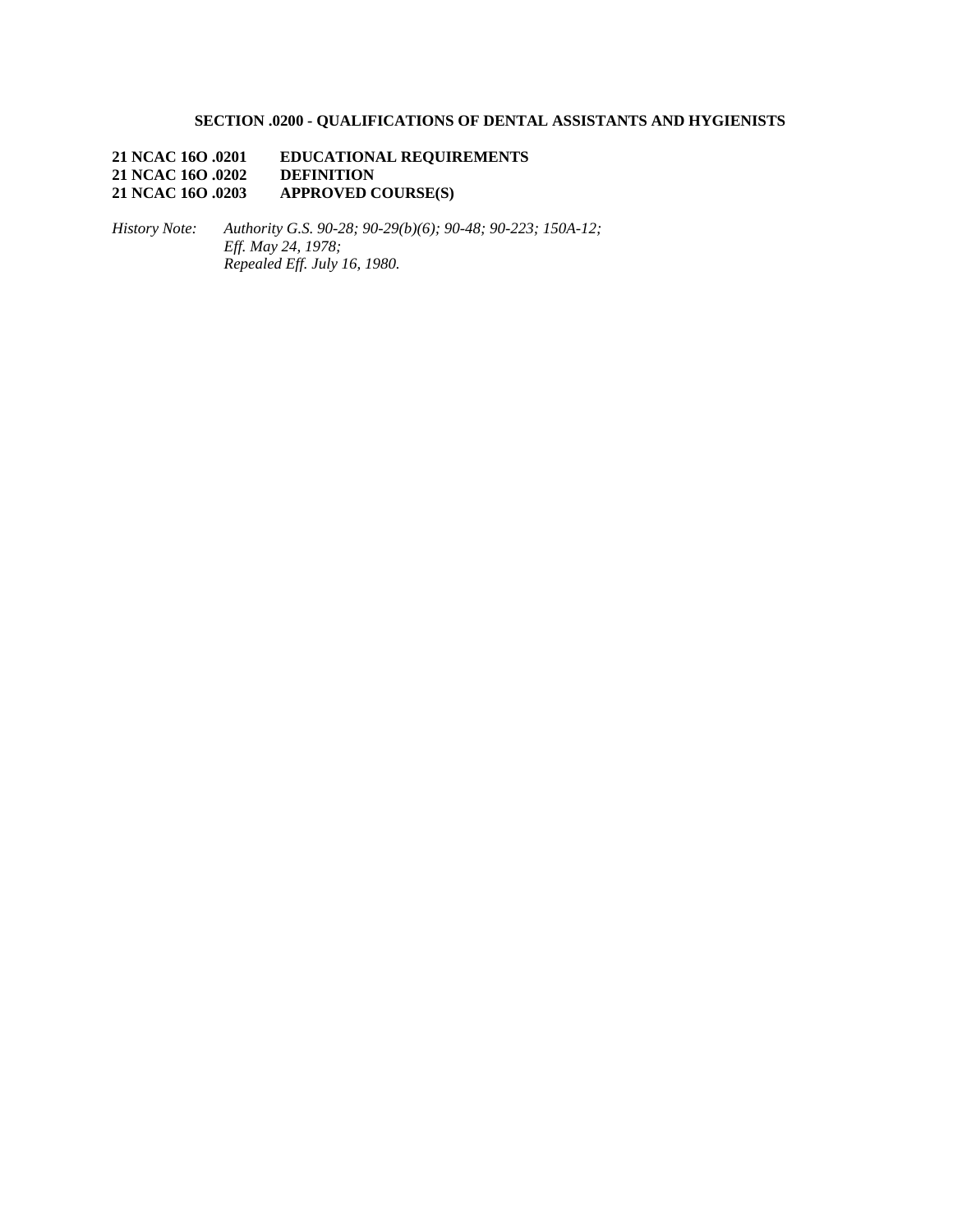## SECTION .0200 - QUALIFICATIONS OF DENTAL ASSISTANTS AND HYGIENISTS

**21 NCAC 16O .0201 EDUCATIONAL REQUIREMENTS**
**21 NCAC 16O .0202 DEFINITION**
**21 NCAC 16O .0203 APPROVED COURSE(S)**

*History Note: Authority G.S. 90-28; 90-29(b)(6); 90-48; 90-223; 150A-12;*
*Eff. May 24, 1978;*
*Repealed Eff. July 16, 1980.*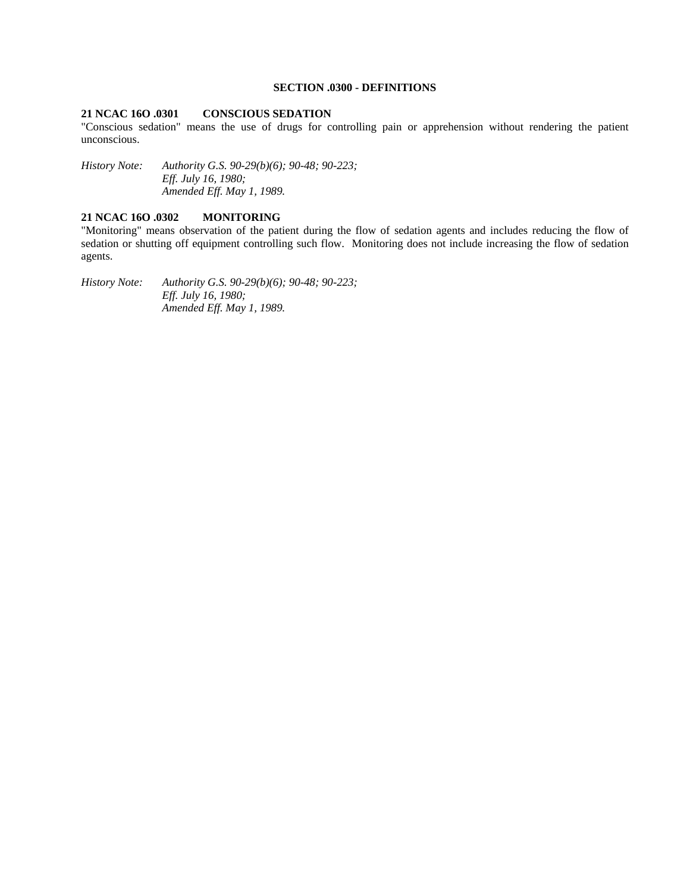## SECTION .0300 - DEFINITIONS

### 21 NCAC 16O .0301 CONSCIOUS SEDATION

"Conscious sedation" means the use of drugs for controlling pain or apprehension without rendering the patient unconscious.

*History Note: Authority G.S. 90-29(b)(6); 90-48; 90-223;*
*Eff. July 16, 1980;*
*Amended Eff. May 1, 1989.*

### 21 NCAC 16O .0302 MONITORING

"Monitoring" means observation of the patient during the flow of sedation agents and includes reducing the flow of sedation or shutting off equipment controlling such flow. Monitoring does not include increasing the flow of sedation agents.

*History Note: Authority G.S. 90-29(b)(6); 90-48; 90-223;*
*Eff. July 16, 1980;*
*Amended Eff. May 1, 1989.*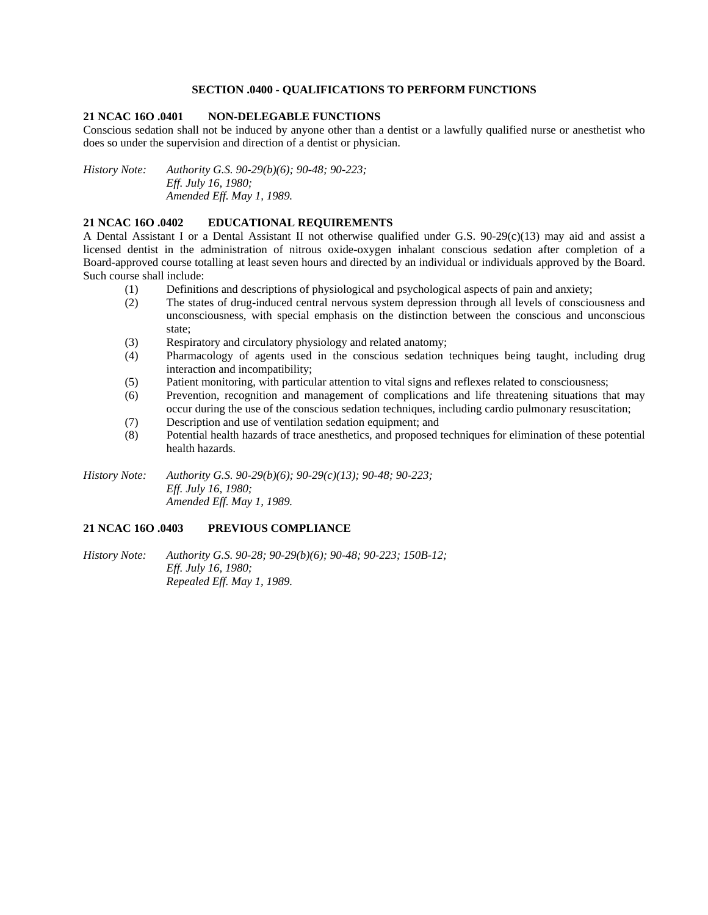## SECTION .0400 - QUALIFICATIONS TO PERFORM FUNCTIONS

**21 NCAC 16O .0401 NON-DELEGABLE FUNCTIONS**

Conscious sedation shall not be induced by anyone other than a dentist or a lawfully qualified nurse or anesthetist who does so under the supervision and direction of a dentist or physician.

*History Note: Authority G.S. 90-29(b)(6); 90-48; 90-223;*
*Eff. July 16, 1980;*
*Amended Eff. May 1, 1989.*

**21 NCAC 16O .0402 EDUCATIONAL REQUIREMENTS**

A Dental Assistant I or a Dental Assistant II not otherwise qualified under G.S. 90-29(c)(13) may aid and assist a licensed dentist in the administration of nitrous oxide-oxygen inhalant conscious sedation after completion of a Board-approved course totalling at least seven hours and directed by an individual or individuals approved by the Board. Such course shall include:

(1) Definitions and descriptions of physiological and psychological aspects of pain and anxiety;
(2) The states of drug-induced central nervous system depression through all levels of consciousness and unconsciousness, with special emphasis on the distinction between the conscious and unconscious state;
(3) Respiratory and circulatory physiology and related anatomy;
(4) Pharmacology of agents used in the conscious sedation techniques being taught, including drug interaction and incompatibility;
(5) Patient monitoring, with particular attention to vital signs and reflexes related to consciousness;
(6) Prevention, recognition and management of complications and life threatening situations that may occur during the use of the conscious sedation techniques, including cardio pulmonary resuscitation;
(7) Description and use of ventilation sedation equipment; and
(8) Potential health hazards of trace anesthetics, and proposed techniques for elimination of these potential health hazards.

*History Note: Authority G.S. 90-29(b)(6); 90-29(c)(13); 90-48; 90-223;*
*Eff. July 16, 1980;*
*Amended Eff. May 1, 1989.*

**21 NCAC 16O .0403 PREVIOUS COMPLIANCE**

*History Note: Authority G.S. 90-28; 90-29(b)(6); 90-48; 90-223; 150B-12;*
*Eff. July 16, 1980;*
*Repealed Eff. May 1, 1989.*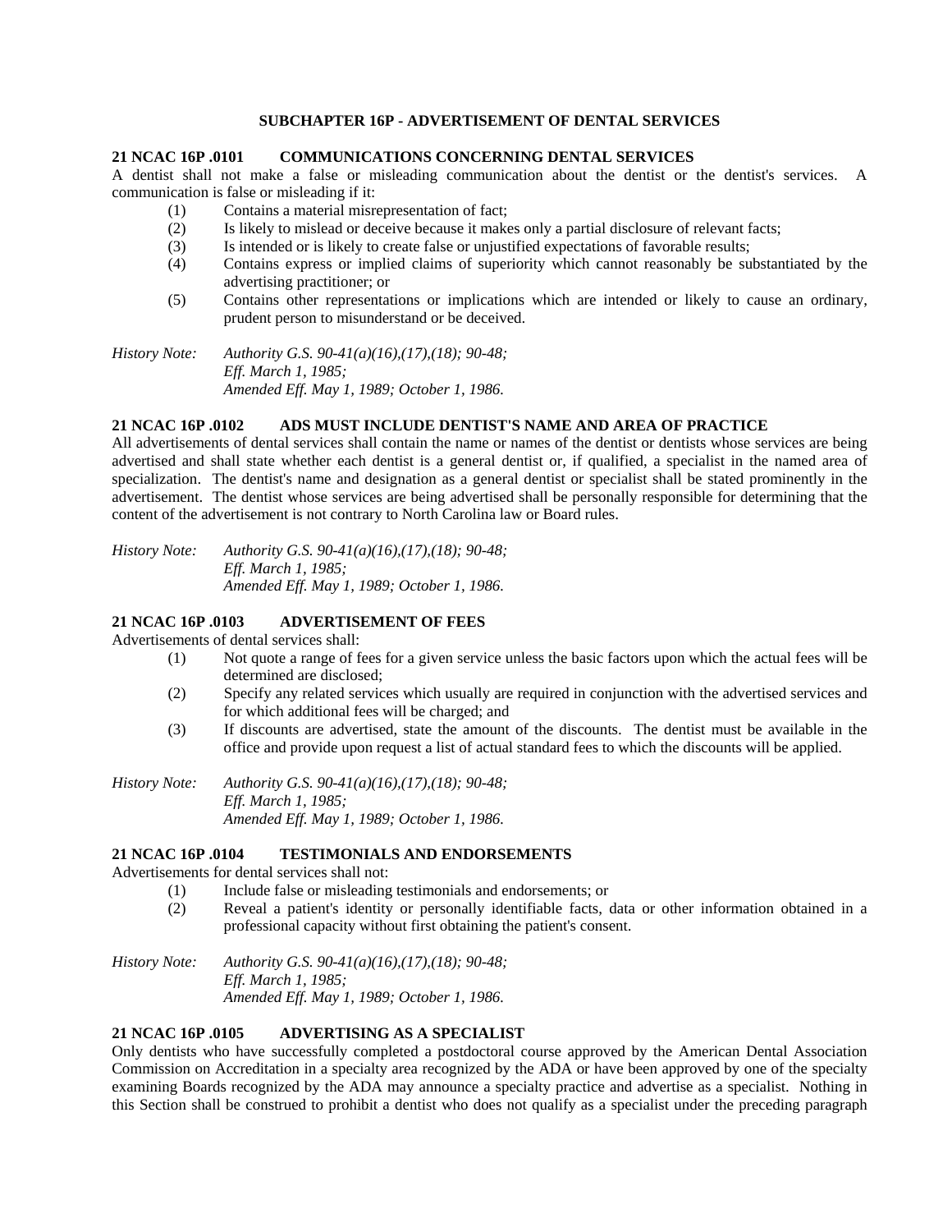## SUBCHAPTER 16P - ADVERTISEMENT OF DENTAL SERVICES

### 21 NCAC 16P .0101 COMMUNICATIONS CONCERNING DENTAL SERVICES

A dentist shall not make a false or misleading communication about the dentist or the dentist's services. A communication is false or misleading if it:

(1) Contains a material misrepresentation of fact;
(2) Is likely to mislead or deceive because it makes only a partial disclosure of relevant facts;
(3) Is intended or is likely to create false or unjustified expectations of favorable results;
(4) Contains express or implied claims of superiority which cannot reasonably be substantiated by the advertising practitioner; or
(5) Contains other representations or implications which are intended or likely to cause an ordinary, prudent person to misunderstand or be deceived.

*History Note: Authority G.S. 90-41(a)(16),(17),(18); 90-48;*
*Eff. March 1, 1985;*
*Amended Eff. May 1, 1989; October 1, 1986.*

### 21 NCAC 16P .0102 ADS MUST INCLUDE DENTIST'S NAME AND AREA OF PRACTICE

All advertisements of dental services shall contain the name or names of the dentist or dentists whose services are being advertised and shall state whether each dentist is a general dentist or, if qualified, a specialist in the named area of specialization. The dentist's name and designation as a general dentist or specialist shall be stated prominently in the advertisement. The dentist whose services are being advertised shall be personally responsible for determining that the content of the advertisement is not contrary to North Carolina law or Board rules.

*History Note: Authority G.S. 90-41(a)(16),(17),(18); 90-48;*
*Eff. March 1, 1985;*
*Amended Eff. May 1, 1989; October 1, 1986.*

### 21 NCAC 16P .0103 ADVERTISEMENT OF FEES

Advertisements of dental services shall:

(1) Not quote a range of fees for a given service unless the basic factors upon which the actual fees will be determined are disclosed;
(2) Specify any related services which usually are required in conjunction with the advertised services and for which additional fees will be charged; and
(3) If discounts are advertised, state the amount of the discounts. The dentist must be available in the office and provide upon request a list of actual standard fees to which the discounts will be applied.

*History Note: Authority G.S. 90-41(a)(16),(17),(18); 90-48;*
*Eff. March 1, 1985;*
*Amended Eff. May 1, 1989; October 1, 1986.*

### 21 NCAC 16P .0104 TESTIMONIALS AND ENDORSEMENTS

Advertisements for dental services shall not:

(1) Include false or misleading testimonials and endorsements; or
(2) Reveal a patient's identity or personally identifiable facts, data or other information obtained in a professional capacity without first obtaining the patient's consent.

*History Note: Authority G.S. 90-41(a)(16),(17),(18); 90-48;*
*Eff. March 1, 1985;*
*Amended Eff. May 1, 1989; October 1, 1986.*

### 21 NCAC 16P .0105 ADVERTISING AS A SPECIALIST

Only dentists who have successfully completed a postdoctoral course approved by the American Dental Association Commission on Accreditation in a specialty area recognized by the ADA or have been approved by one of the specialty examining Boards recognized by the ADA may announce a specialty practice and advertise as a specialist. Nothing in this Section shall be construed to prohibit a dentist who does not qualify as a specialist under the preceding paragraph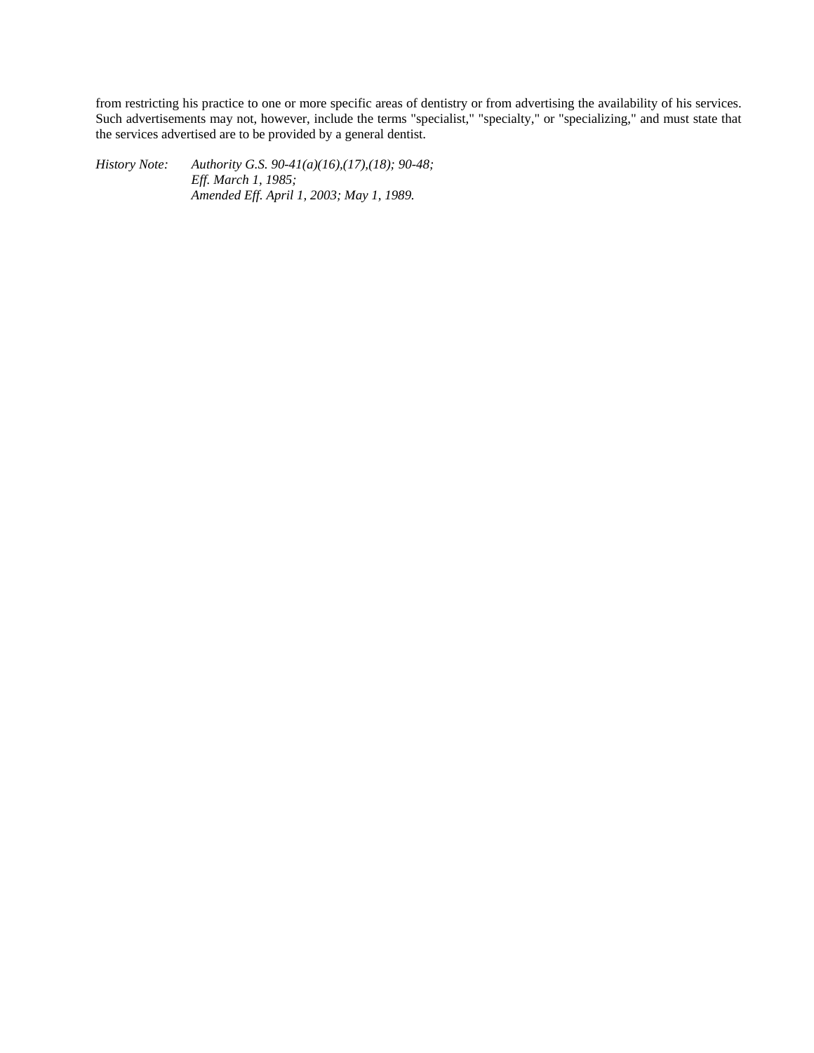from restricting his practice to one or more specific areas of dentistry or from advertising the availability of his services. Such advertisements may not, however, include the terms "specialist," "specialty," or "specializing," and must state that the services advertised are to be provided by a general dentist.

*History Note:* *Authority G.S. 90-41(a)(16),(17),(18); 90-48;*
*Eff. March 1, 1985;*
*Amended Eff. April 1, 2003; May 1, 1989.*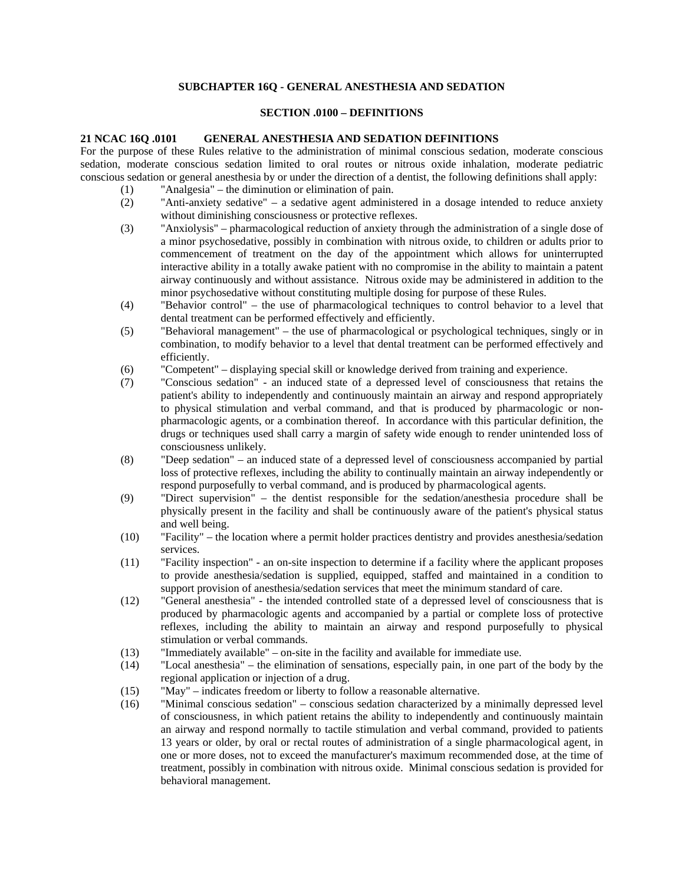**SUBCHAPTER 16Q - GENERAL ANESTHESIA AND SEDATION**

**SECTION .0100 – DEFINITIONS**

**21 NCAC 16Q .0101 GENERAL ANESTHESIA AND SEDATION DEFINITIONS**

For the purpose of these Rules relative to the administration of minimal conscious sedation, moderate conscious sedation, moderate conscious sedation limited to oral routes or nitrous oxide inhalation, moderate pediatric conscious sedation or general anesthesia by or under the direction of a dentist, the following definitions shall apply:

(1) "Analgesia" – the diminution or elimination of pain.

(2) "Anti-anxiety sedative" – a sedative agent administered in a dosage intended to reduce anxiety without diminishing consciousness or protective reflexes.

(3) "Anxiolysis" – pharmacological reduction of anxiety through the administration of a single dose of a minor psychosedative, possibly in combination with nitrous oxide, to children or adults prior to commencement of treatment on the day of the appointment which allows for uninterrupted interactive ability in a totally awake patient with no compromise in the ability to maintain a patent airway continuously and without assistance. Nitrous oxide may be administered in addition to the minor psychosedative without constituting multiple dosing for purpose of these Rules.

(4) "Behavior control" – the use of pharmacological techniques to control behavior to a level that dental treatment can be performed effectively and efficiently.

(5) "Behavioral management" – the use of pharmacological or psychological techniques, singly or in combination, to modify behavior to a level that dental treatment can be performed effectively and efficiently.

(6) "Competent" – displaying special skill or knowledge derived from training and experience.

(7) "Conscious sedation" - an induced state of a depressed level of consciousness that retains the patient's ability to independently and continuously maintain an airway and respond appropriately to physical stimulation and verbal command, and that is produced by pharmacologic or non-pharmacologic agents, or a combination thereof. In accordance with this particular definition, the drugs or techniques used shall carry a margin of safety wide enough to render unintended loss of consciousness unlikely.

(8) "Deep sedation" – an induced state of a depressed level of consciousness accompanied by partial loss of protective reflexes, including the ability to continually maintain an airway independently or respond purposefully to verbal command, and is produced by pharmacological agents.

(9) "Direct supervision" – the dentist responsible for the sedation/anesthesia procedure shall be physically present in the facility and shall be continuously aware of the patient's physical status and well being.

(10) "Facility" – the location where a permit holder practices dentistry and provides anesthesia/sedation services.

(11) "Facility inspection" - an on-site inspection to determine if a facility where the applicant proposes to provide anesthesia/sedation is supplied, equipped, staffed and maintained in a condition to support provision of anesthesia/sedation services that meet the minimum standard of care.

(12) "General anesthesia" - the intended controlled state of a depressed level of consciousness that is produced by pharmacologic agents and accompanied by a partial or complete loss of protective reflexes, including the ability to maintain an airway and respond purposefully to physical stimulation or verbal commands.

(13) "Immediately available" – on-site in the facility and available for immediate use.

(14) "Local anesthesia" – the elimination of sensations, especially pain, in one part of the body by the regional application or injection of a drug.

(15) "May" – indicates freedom or liberty to follow a reasonable alternative.

(16) "Minimal conscious sedation" – conscious sedation characterized by a minimally depressed level of consciousness, in which patient retains the ability to independently and continuously maintain an airway and respond normally to tactile stimulation and verbal command, provided to patients 13 years or older, by oral or rectal routes of administration of a single pharmacological agent, in one or more doses, not to exceed the manufacturer's maximum recommended dose, at the time of treatment, possibly in combination with nitrous oxide. Minimal conscious sedation is provided for behavioral management.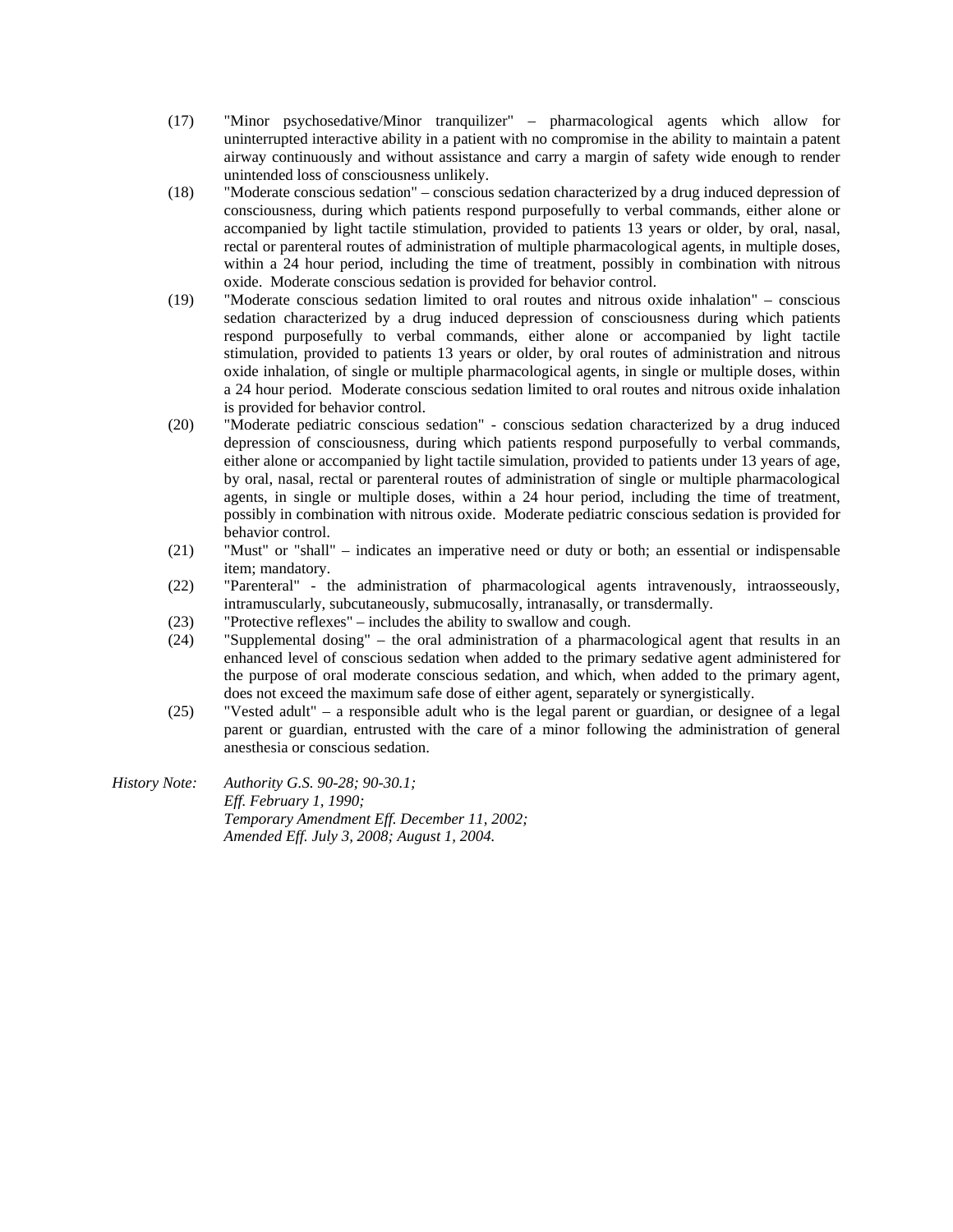(17) "Minor psychosedative/Minor tranquilizer" – pharmacological agents which allow for uninterrupted interactive ability in a patient with no compromise in the ability to maintain a patent airway continuously and without assistance and carry a margin of safety wide enough to render unintended loss of consciousness unlikely.

(18) "Moderate conscious sedation" – conscious sedation characterized by a drug induced depression of consciousness, during which patients respond purposefully to verbal commands, either alone or accompanied by light tactile stimulation, provided to patients 13 years or older, by oral, nasal, rectal or parenteral routes of administration of multiple pharmacological agents, in multiple doses, within a 24 hour period, including the time of treatment, possibly in combination with nitrous oxide. Moderate conscious sedation is provided for behavior control.

(19) "Moderate conscious sedation limited to oral routes and nitrous oxide inhalation" – conscious sedation characterized by a drug induced depression of consciousness during which patients respond purposefully to verbal commands, either alone or accompanied by light tactile stimulation, provided to patients 13 years or older, by oral routes of administration and nitrous oxide inhalation, of single or multiple pharmacological agents, in single or multiple doses, within a 24 hour period. Moderate conscious sedation limited to oral routes and nitrous oxide inhalation is provided for behavior control.

(20) "Moderate pediatric conscious sedation" - conscious sedation characterized by a drug induced depression of consciousness, during which patients respond purposefully to verbal commands, either alone or accompanied by light tactile simulation, provided to patients under 13 years of age, by oral, nasal, rectal or parenteral routes of administration of single or multiple pharmacological agents, in single or multiple doses, within a 24 hour period, including the time of treatment, possibly in combination with nitrous oxide. Moderate pediatric conscious sedation is provided for behavior control.

(21) "Must" or "shall" – indicates an imperative need or duty or both; an essential or indispensable item; mandatory.

(22) "Parenteral" - the administration of pharmacological agents intravenously, intraosseously, intramuscularly, subcutaneously, submucosally, intranasally, or transdermally.

(23) "Protective reflexes" – includes the ability to swallow and cough.

(24) "Supplemental dosing" – the oral administration of a pharmacological agent that results in an enhanced level of conscious sedation when added to the primary sedative agent administered for the purpose of oral moderate conscious sedation, and which, when added to the primary agent, does not exceed the maximum safe dose of either agent, separately or synergistically.

(25) "Vested adult" – a responsible adult who is the legal parent or guardian, or designee of a legal parent or guardian, entrusted with the care of a minor following the administration of general anesthesia or conscious sedation.

*History Note: Authority G.S. 90-28; 90-30.1;*
*Eff. February 1, 1990;*
*Temporary Amendment Eff. December 11, 2002;*
*Amended Eff. July 3, 2008; August 1, 2004.*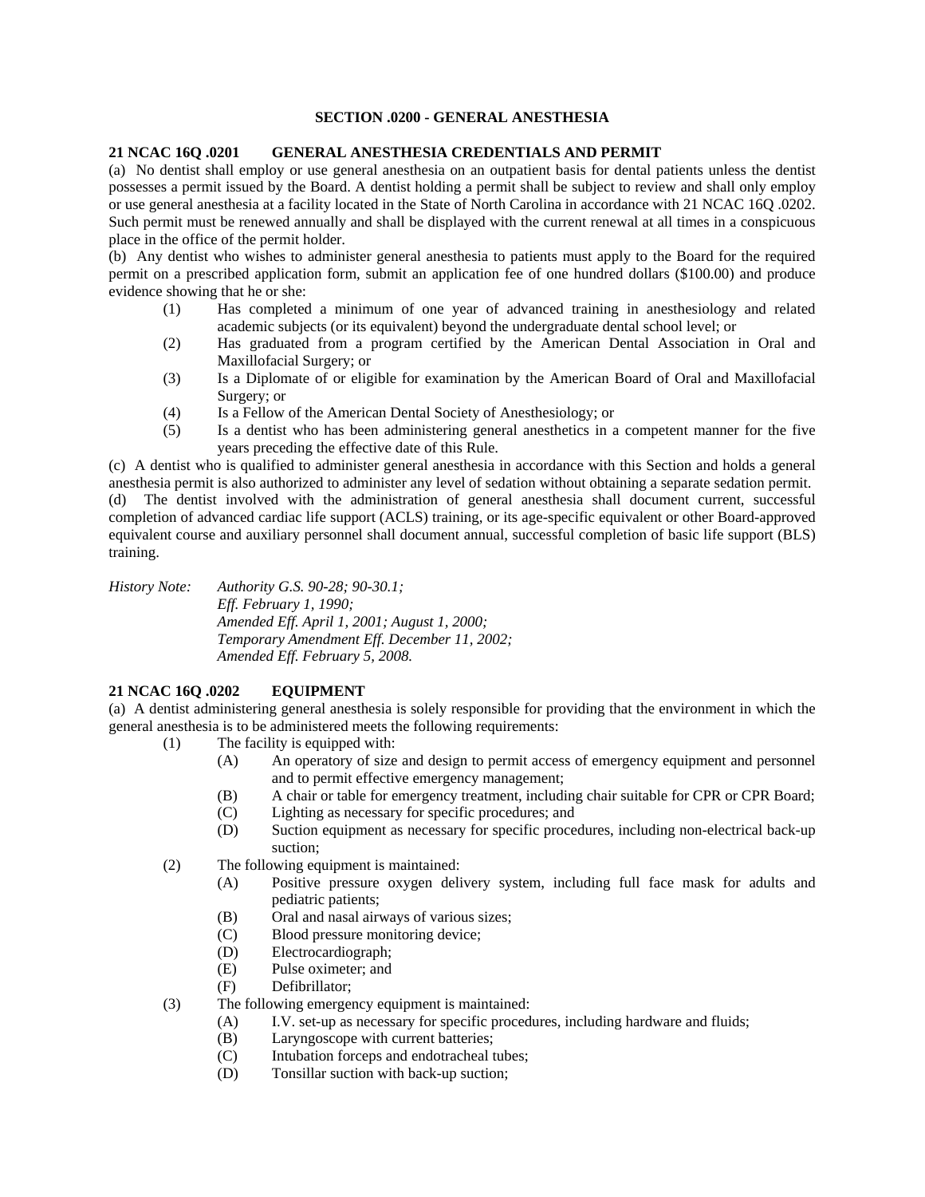## SECTION .0200 - GENERAL ANESTHESIA

### 21 NCAC 16Q .0201 GENERAL ANESTHESIA CREDENTIALS AND PERMIT

(a) No dentist shall employ or use general anesthesia on an outpatient basis for dental patients unless the dentist possesses a permit issued by the Board. A dentist holding a permit shall be subject to review and shall only employ or use general anesthesia at a facility located in the State of North Carolina in accordance with 21 NCAC 16Q .0202. Such permit must be renewed annually and shall be displayed with the current renewal at all times in a conspicuous place in the office of the permit holder.

(b) Any dentist who wishes to administer general anesthesia to patients must apply to the Board for the required permit on a prescribed application form, submit an application fee of one hundred dollars ($100.00) and produce evidence showing that he or she:

- (1) Has completed a minimum of one year of advanced training in anesthesiology and related academic subjects (or its equivalent) beyond the undergraduate dental school level; or
- (2) Has graduated from a program certified by the American Dental Association in Oral and Maxillofacial Surgery; or
- (3) Is a Diplomate of or eligible for examination by the American Board of Oral and Maxillofacial Surgery; or
- (4) Is a Fellow of the American Dental Society of Anesthesiology; or
- (5) Is a dentist who has been administering general anesthetics in a competent manner for the five years preceding the effective date of this Rule.

(c) A dentist who is qualified to administer general anesthesia in accordance with this Section and holds a general anesthesia permit is also authorized to administer any level of sedation without obtaining a separate sedation permit.

(d) The dentist involved with the administration of general anesthesia shall document current, successful completion of advanced cardiac life support (ACLS) training, or its age-specific equivalent or other Board-approved equivalent course and auxiliary personnel shall document annual, successful completion of basic life support (BLS) training.

*History Note: Authority G.S. 90-28; 90-30.1;*
*Eff. February 1, 1990;*
*Amended Eff. April 1, 2001; August 1, 2000;*
*Temporary Amendment Eff. December 11, 2002;*
*Amended Eff. February 5, 2008.*

### 21 NCAC 16Q .0202 EQUIPMENT

(a) A dentist administering general anesthesia is solely responsible for providing that the environment in which the general anesthesia is to be administered meets the following requirements:

- (1) The facility is equipped with:
  - (A) An operatory of size and design to permit access of emergency equipment and personnel and to permit effective emergency management;
  - (B) A chair or table for emergency treatment, including chair suitable for CPR or CPR Board;
  - (C) Lighting as necessary for specific procedures; and
  - (D) Suction equipment as necessary for specific procedures, including non-electrical back-up suction;
- (2) The following equipment is maintained:
  - (A) Positive pressure oxygen delivery system, including full face mask for adults and pediatric patients;
  - (B) Oral and nasal airways of various sizes;
  - (C) Blood pressure monitoring device;
  - (D) Electrocardiograph;
  - (E) Pulse oximeter; and
  - (F) Defibrillator;
- (3) The following emergency equipment is maintained:
  - (A) I.V. set-up as necessary for specific procedures, including hardware and fluids;
  - (B) Laryngoscope with current batteries;
  - (C) Intubation forceps and endotracheal tubes;
  - (D) Tonsillar suction with back-up suction;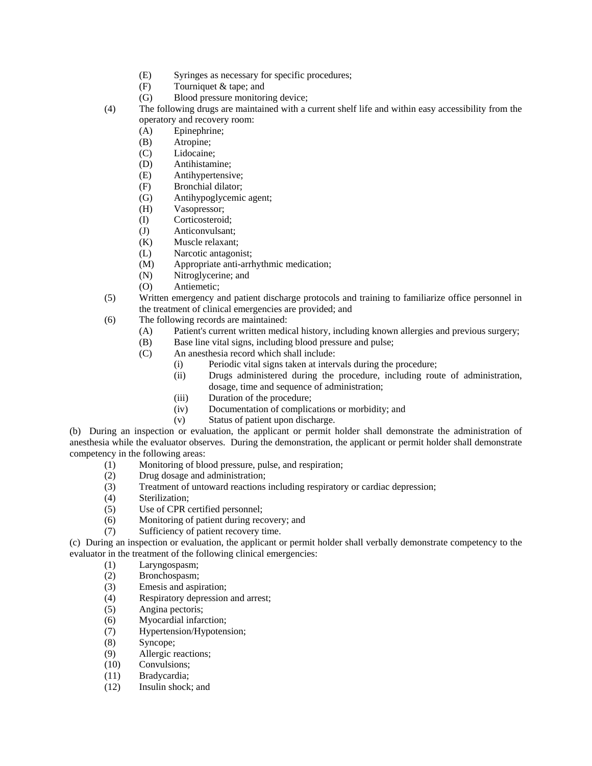(E) Syringes as necessary for specific procedures;
(F) Tourniquet & tape; and
(G) Blood pressure monitoring device;

(4) The following drugs are maintained with a current shelf life and within easy accessibility from the operatory and recovery room:
(A) Epinephrine;
(B) Atropine;
(C) Lidocaine;
(D) Antihistamine;
(E) Antihypertensive;
(F) Bronchial dilator;
(G) Antihypoglycemic agent;
(H) Vasopressor;
(I) Corticosteroid;
(J) Anticonvulsant;
(K) Muscle relaxant;
(L) Narcotic antagonist;
(M) Appropriate anti-arrhythmic medication;
(N) Nitroglycerine; and
(O) Antiemetic;

(5) Written emergency and patient discharge protocols and training to familiarize office personnel in the treatment of clinical emergencies are provided; and

(6) The following records are maintained:
(A) Patient's current written medical history, including known allergies and previous surgery;
(B) Base line vital signs, including blood pressure and pulse;
(C) An anesthesia record which shall include:
(i) Periodic vital signs taken at intervals during the procedure;
(ii) Drugs administered during the procedure, including route of administration, dosage, time and sequence of administration;
(iii) Duration of the procedure;
(iv) Documentation of complications or morbidity; and
(v) Status of patient upon discharge.

(b) During an inspection or evaluation, the applicant or permit holder shall demonstrate the administration of anesthesia while the evaluator observes. During the demonstration, the applicant or permit holder shall demonstrate competency in the following areas:
(1) Monitoring of blood pressure, pulse, and respiration;
(2) Drug dosage and administration;
(3) Treatment of untoward reactions including respiratory or cardiac depression;
(4) Sterilization;
(5) Use of CPR certified personnel;
(6) Monitoring of patient during recovery; and
(7) Sufficiency of patient recovery time.

(c) During an inspection or evaluation, the applicant or permit holder shall verbally demonstrate competency to the evaluator in the treatment of the following clinical emergencies:
(1) Laryngospasm;
(2) Bronchospasm;
(3) Emesis and aspiration;
(4) Respiratory depression and arrest;
(5) Angina pectoris;
(6) Myocardial infarction;
(7) Hypertension/Hypotension;
(8) Syncope;
(9) Allergic reactions;
(10) Convulsions;
(11) Bradycardia;
(12) Insulin shock; and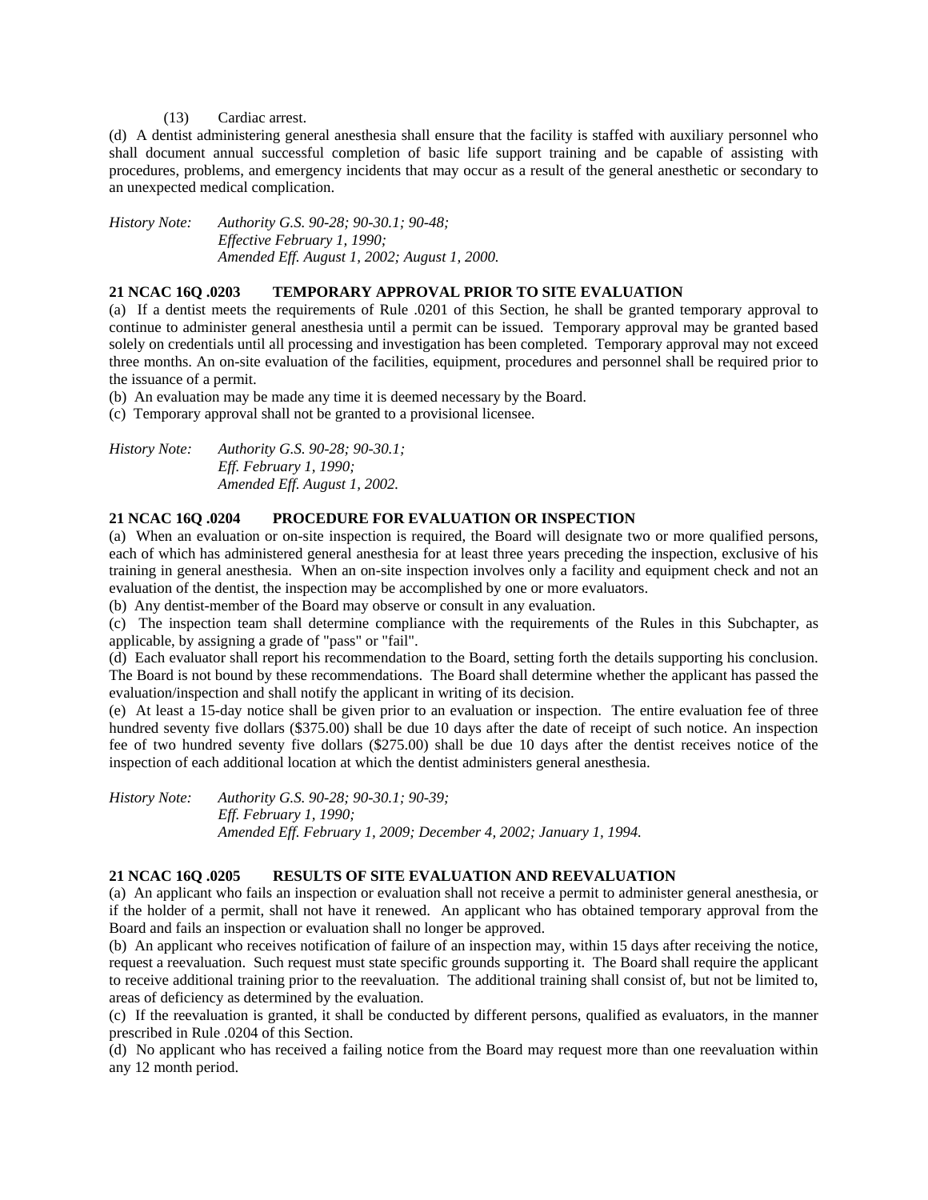(13) Cardiac arrest.

(d) A dentist administering general anesthesia shall ensure that the facility is staffed with auxiliary personnel who shall document annual successful completion of basic life support training and be capable of assisting with procedures, problems, and emergency incidents that may occur as a result of the general anesthetic or secondary to an unexpected medical complication.

*History Note: Authority G.S. 90-28; 90-30.1; 90-48;*
*Effective February 1, 1990;*
*Amended Eff. August 1, 2002; August 1, 2000.*

**21 NCAC 16Q .0203 TEMPORARY APPROVAL PRIOR TO SITE EVALUATION**

(a) If a dentist meets the requirements of Rule .0201 of this Section, he shall be granted temporary approval to continue to administer general anesthesia until a permit can be issued. Temporary approval may be granted based solely on credentials until all processing and investigation has been completed. Temporary approval may not exceed three months. An on-site evaluation of the facilities, equipment, procedures and personnel shall be required prior to the issuance of a permit.

(b) An evaluation may be made any time it is deemed necessary by the Board.

(c) Temporary approval shall not be granted to a provisional licensee.

*History Note: Authority G.S. 90-28; 90-30.1;*
*Eff. February 1, 1990;*
*Amended Eff. August 1, 2002.*

**21 NCAC 16Q .0204 PROCEDURE FOR EVALUATION OR INSPECTION**

(a) When an evaluation or on-site inspection is required, the Board will designate two or more qualified persons, each of which has administered general anesthesia for at least three years preceding the inspection, exclusive of his training in general anesthesia. When an on-site inspection involves only a facility and equipment check and not an evaluation of the dentist, the inspection may be accomplished by one or more evaluators.

(b) Any dentist-member of the Board may observe or consult in any evaluation.

(c) The inspection team shall determine compliance with the requirements of the Rules in this Subchapter, as applicable, by assigning a grade of "pass" or "fail".

(d) Each evaluator shall report his recommendation to the Board, setting forth the details supporting his conclusion. The Board is not bound by these recommendations. The Board shall determine whether the applicant has passed the evaluation/inspection and shall notify the applicant in writing of its decision.

(e) At least a 15-day notice shall be given prior to an evaluation or inspection. The entire evaluation fee of three hundred seventy five dollars ($375.00) shall be due 10 days after the date of receipt of such notice. An inspection fee of two hundred seventy five dollars ($275.00) shall be due 10 days after the dentist receives notice of the inspection of each additional location at which the dentist administers general anesthesia.

*History Note: Authority G.S. 90-28; 90-30.1; 90-39;*
*Eff. February 1, 1990;*
*Amended Eff. February 1, 2009; December 4, 2002; January 1, 1994.*

**21 NCAC 16Q .0205 RESULTS OF SITE EVALUATION AND REEVALUATION**

(a) An applicant who fails an inspection or evaluation shall not receive a permit to administer general anesthesia, or if the holder of a permit, shall not have it renewed. An applicant who has obtained temporary approval from the Board and fails an inspection or evaluation shall no longer be approved.

(b) An applicant who receives notification of failure of an inspection may, within 15 days after receiving the notice, request a reevaluation. Such request must state specific grounds supporting it. The Board shall require the applicant to receive additional training prior to the reevaluation. The additional training shall consist of, but not be limited to, areas of deficiency as determined by the evaluation.

(c) If the reevaluation is granted, it shall be conducted by different persons, qualified as evaluators, in the manner prescribed in Rule .0204 of this Section.

(d) No applicant who has received a failing notice from the Board may request more than one reevaluation within any 12 month period.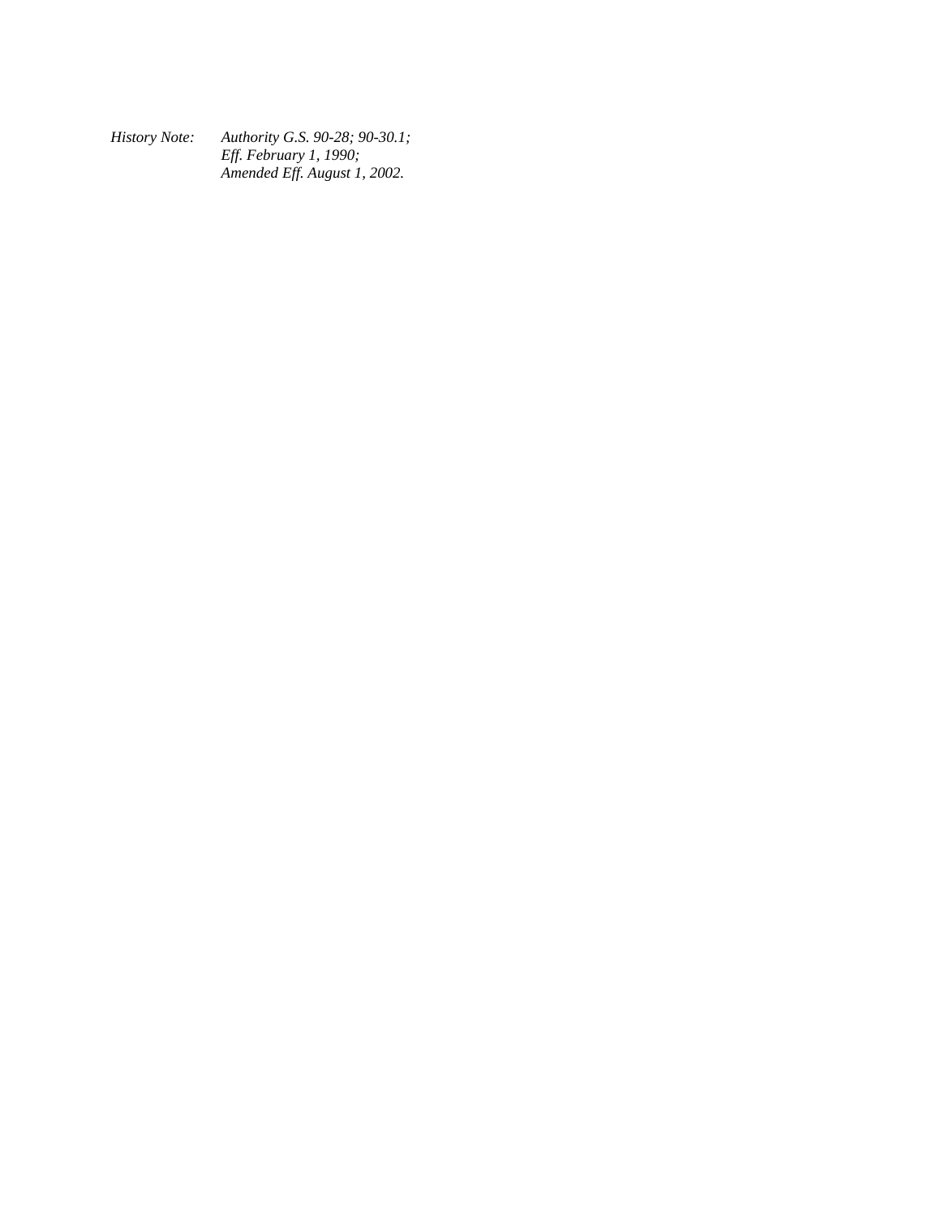*History Note: Authority G.S. 90-28; 90-30.1;*
*Eff. February 1, 1990;*
*Amended Eff. August 1, 2002.*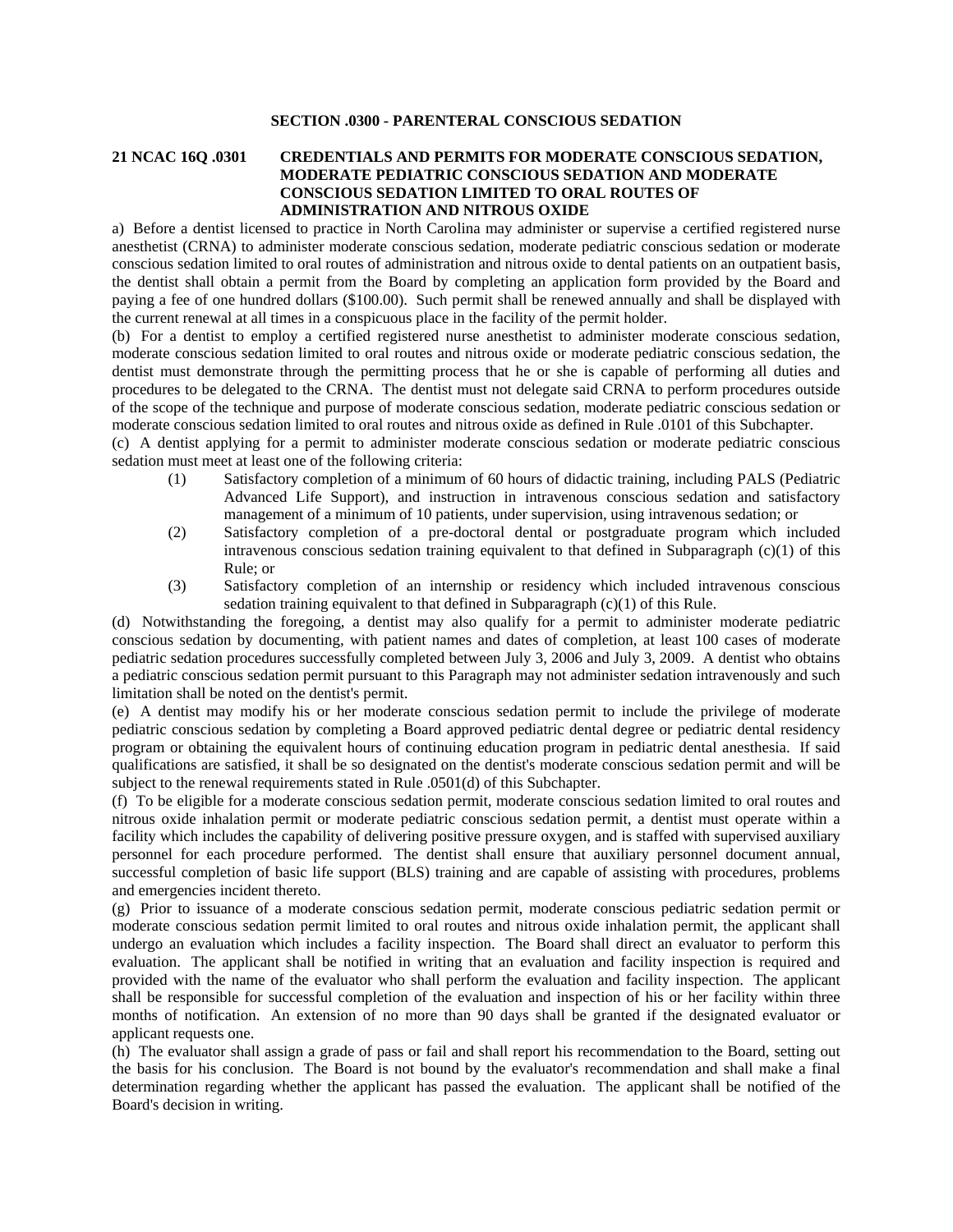## SECTION .0300 - PARENTERAL CONSCIOUS SEDATION

### 21 NCAC 16Q .0301 CREDENTIALS AND PERMITS FOR MODERATE CONSCIOUS SEDATION, MODERATE PEDIATRIC CONSCIOUS SEDATION AND MODERATE CONSCIOUS SEDATION LIMITED TO ORAL ROUTES OF ADMINISTRATION AND NITROUS OXIDE

a) Before a dentist licensed to practice in North Carolina may administer or supervise a certified registered nurse anesthetist (CRNA) to administer moderate conscious sedation, moderate pediatric conscious sedation or moderate conscious sedation limited to oral routes of administration and nitrous oxide to dental patients on an outpatient basis, the dentist shall obtain a permit from the Board by completing an application form provided by the Board and paying a fee of one hundred dollars ($100.00). Such permit shall be renewed annually and shall be displayed with the current renewal at all times in a conspicuous place in the facility of the permit holder.

(b) For a dentist to employ a certified registered nurse anesthetist to administer moderate conscious sedation, moderate conscious sedation limited to oral routes and nitrous oxide or moderate pediatric conscious sedation, the dentist must demonstrate through the permitting process that he or she is capable of performing all duties and procedures to be delegated to the CRNA. The dentist must not delegate said CRNA to perform procedures outside of the scope of the technique and purpose of moderate conscious sedation, moderate pediatric conscious sedation or moderate conscious sedation limited to oral routes and nitrous oxide as defined in Rule .0101 of this Subchapter.

(c) A dentist applying for a permit to administer moderate conscious sedation or moderate pediatric conscious sedation must meet at least one of the following criteria:

(1) Satisfactory completion of a minimum of 60 hours of didactic training, including PALS (Pediatric Advanced Life Support), and instruction in intravenous conscious sedation and satisfactory management of a minimum of 10 patients, under supervision, using intravenous sedation; or

(2) Satisfactory completion of a pre-doctoral dental or postgraduate program which included intravenous conscious sedation training equivalent to that defined in Subparagraph (c)(1) of this Rule; or

(3) Satisfactory completion of an internship or residency which included intravenous conscious sedation training equivalent to that defined in Subparagraph (c)(1) of this Rule.

(d) Notwithstanding the foregoing, a dentist may also qualify for a permit to administer moderate pediatric conscious sedation by documenting, with patient names and dates of completion, at least 100 cases of moderate pediatric sedation procedures successfully completed between July 3, 2006 and July 3, 2009. A dentist who obtains a pediatric conscious sedation permit pursuant to this Paragraph may not administer sedation intravenously and such limitation shall be noted on the dentist's permit.

(e) A dentist may modify his or her moderate conscious sedation permit to include the privilege of moderate pediatric conscious sedation by completing a Board approved pediatric dental degree or pediatric dental residency program or obtaining the equivalent hours of continuing education program in pediatric dental anesthesia. If said qualifications are satisfied, it shall be so designated on the dentist's moderate conscious sedation permit and will be subject to the renewal requirements stated in Rule .0501(d) of this Subchapter.

(f) To be eligible for a moderate conscious sedation permit, moderate conscious sedation limited to oral routes and nitrous oxide inhalation permit or moderate pediatric conscious sedation permit, a dentist must operate within a facility which includes the capability of delivering positive pressure oxygen, and is staffed with supervised auxiliary personnel for each procedure performed. The dentist shall ensure that auxiliary personnel document annual, successful completion of basic life support (BLS) training and are capable of assisting with procedures, problems and emergencies incident thereto.

(g) Prior to issuance of a moderate conscious sedation permit, moderate conscious pediatric sedation permit or moderate conscious sedation permit limited to oral routes and nitrous oxide inhalation permit, the applicant shall undergo an evaluation which includes a facility inspection. The Board shall direct an evaluator to perform this evaluation. The applicant shall be notified in writing that an evaluation and facility inspection is required and provided with the name of the evaluator who shall perform the evaluation and facility inspection. The applicant shall be responsible for successful completion of the evaluation and inspection of his or her facility within three months of notification. An extension of no more than 90 days shall be granted if the designated evaluator or applicant requests one.

(h) The evaluator shall assign a grade of pass or fail and shall report his recommendation to the Board, setting out the basis for his conclusion. The Board is not bound by the evaluator's recommendation and shall make a final determination regarding whether the applicant has passed the evaluation. The applicant shall be notified of the Board's decision in writing.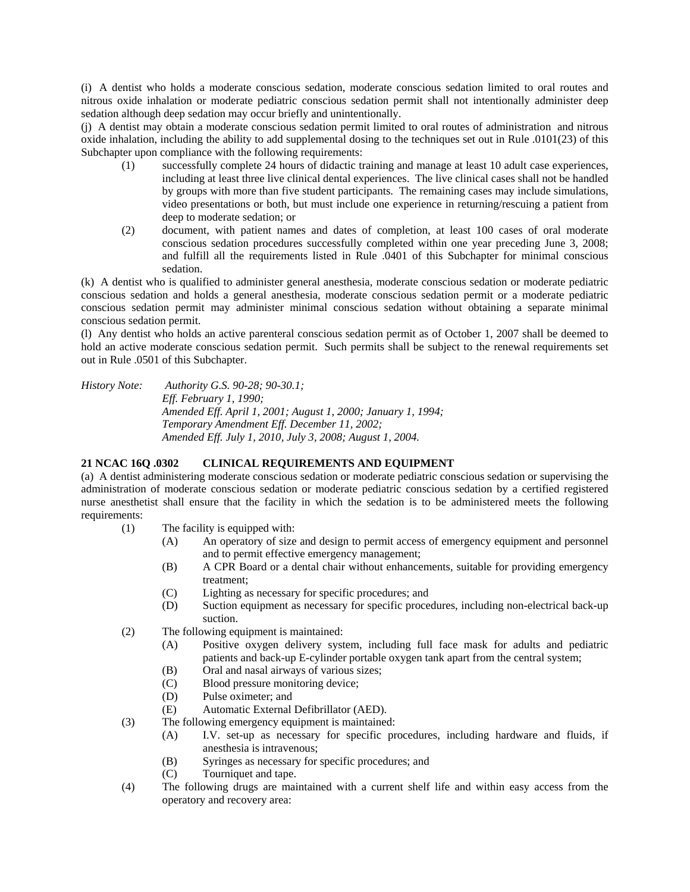(i) A dentist who holds a moderate conscious sedation, moderate conscious sedation limited to oral routes and nitrous oxide inhalation or moderate pediatric conscious sedation permit shall not intentionally administer deep sedation although deep sedation may occur briefly and unintentionally.

(j) A dentist may obtain a moderate conscious sedation permit limited to oral routes of administration and nitrous oxide inhalation, including the ability to add supplemental dosing to the techniques set out in Rule .0101(23) of this Subchapter upon compliance with the following requirements:

(1) successfully complete 24 hours of didactic training and manage at least 10 adult case experiences, including at least three live clinical dental experiences. The live clinical cases shall not be handled by groups with more than five student participants. The remaining cases may include simulations, video presentations or both, but must include one experience in returning/rescuing a patient from deep to moderate sedation; or

(2) document, with patient names and dates of completion, at least 100 cases of oral moderate conscious sedation procedures successfully completed within one year preceding June 3, 2008; and fulfill all the requirements listed in Rule .0401 of this Subchapter for minimal conscious sedation.

(k) A dentist who is qualified to administer general anesthesia, moderate conscious sedation or moderate pediatric conscious sedation and holds a general anesthesia, moderate conscious sedation permit or a moderate pediatric conscious sedation permit may administer minimal conscious sedation without obtaining a separate minimal conscious sedation permit.

(l) Any dentist who holds an active parenteral conscious sedation permit as of October 1, 2007 shall be deemed to hold an active moderate conscious sedation permit. Such permits shall be subject to the renewal requirements set out in Rule .0501 of this Subchapter.

*History Note: Authority G.S. 90-28; 90-30.1;*
*Eff. February 1, 1990;*
*Amended Eff. April 1, 2001; August 1, 2000; January 1, 1994;*
*Temporary Amendment Eff. December 11, 2002;*
*Amended Eff. July 1, 2010, July 3, 2008; August 1, 2004.*

**21 NCAC 16Q .0302 CLINICAL REQUIREMENTS AND EQUIPMENT**

(a) A dentist administering moderate conscious sedation or moderate pediatric conscious sedation or supervising the administration of moderate conscious sedation or moderate pediatric conscious sedation by a certified registered nurse anesthetist shall ensure that the facility in which the sedation is to be administered meets the following requirements:

(1) The facility is equipped with:
   - (A) An operatory of size and design to permit access of emergency equipment and personnel and to permit effective emergency management;
   - (B) A CPR Board or a dental chair without enhancements, suitable for providing emergency treatment;
   - (C) Lighting as necessary for specific procedures; and
   - (D) Suction equipment as necessary for specific procedures, including non-electrical back-up suction.

(2) The following equipment is maintained:
   - (A) Positive oxygen delivery system, including full face mask for adults and pediatric patients and back-up E-cylinder portable oxygen tank apart from the central system;
   - (B) Oral and nasal airways of various sizes;
   - (C) Blood pressure monitoring device;
   - (D) Pulse oximeter; and
   - (E) Automatic External Defibrillator (AED).

(3) The following emergency equipment is maintained:
   - (A) I.V. set-up as necessary for specific procedures, including hardware and fluids, if anesthesia is intravenous;
   - (B) Syringes as necessary for specific procedures; and
   - (C) Tourniquet and tape.

(4) The following drugs are maintained with a current shelf life and within easy access from the operatory and recovery area: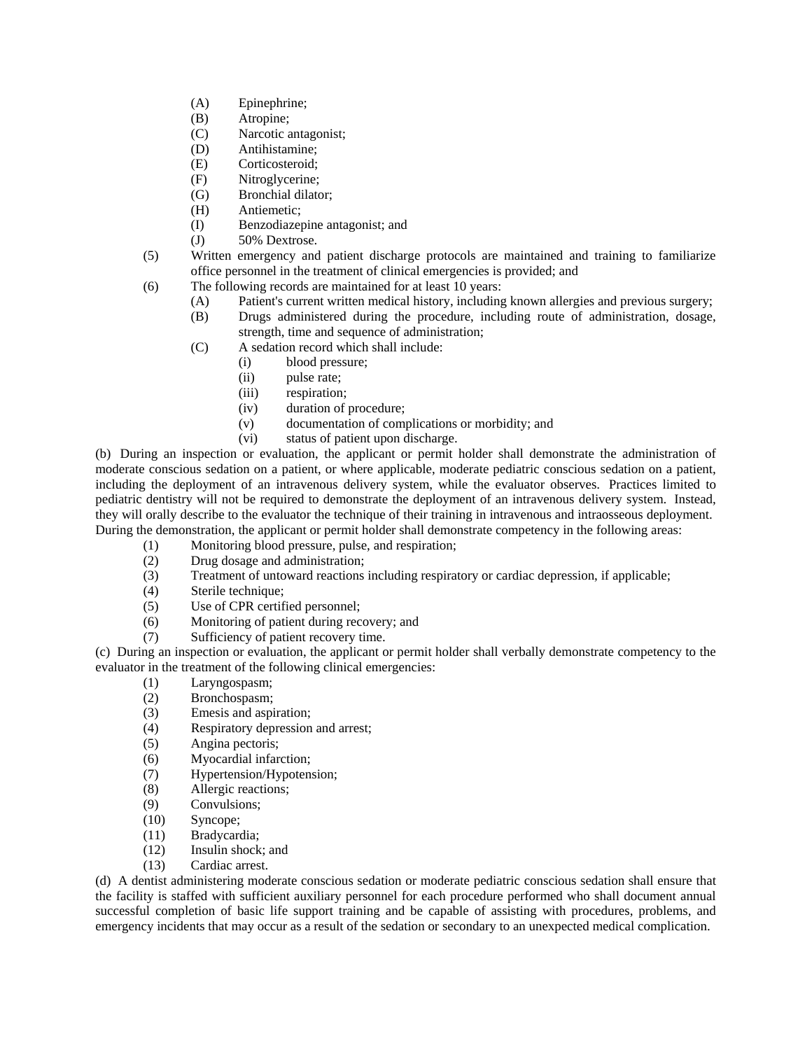(A) Epinephrine;
(B) Atropine;
(C) Narcotic antagonist;
(D) Antihistamine;
(E) Corticosteroid;
(F) Nitroglycerine;
(G) Bronchial dilator;
(H) Antiemetic;
(I) Benzodiazepine antagonist; and
(J) 50% Dextrose.

(5) Written emergency and patient discharge protocols are maintained and training to familiarize office personnel in the treatment of clinical emergencies is provided; and

(6) The following records are maintained for at least 10 years:
   (A) Patient's current written medical history, including known allergies and previous surgery;
   (B) Drugs administered during the procedure, including route of administration, dosage, strength, time and sequence of administration;
   (C) A sedation record which shall include:
      (i) blood pressure;
      (ii) pulse rate;
      (iii) respiration;
      (iv) duration of procedure;
      (v) documentation of complications or morbidity; and
      (vi) status of patient upon discharge.

(b) During an inspection or evaluation, the applicant or permit holder shall demonstrate the administration of moderate conscious sedation on a patient, or where applicable, moderate pediatric conscious sedation on a patient, including the deployment of an intravenous delivery system, while the evaluator observes. Practices limited to pediatric dentistry will not be required to demonstrate the deployment of an intravenous delivery system. Instead, they will orally describe to the evaluator the technique of their training in intravenous and intraosseous deployment. During the demonstration, the applicant or permit holder shall demonstrate competency in the following areas:

(1) Monitoring blood pressure, pulse, and respiration;
(2) Drug dosage and administration;
(3) Treatment of untoward reactions including respiratory or cardiac depression, if applicable;
(4) Sterile technique;
(5) Use of CPR certified personnel;
(6) Monitoring of patient during recovery; and
(7) Sufficiency of patient recovery time.

(c) During an inspection or evaluation, the applicant or permit holder shall verbally demonstrate competency to the evaluator in the treatment of the following clinical emergencies:

(1) Laryngospasm;
(2) Bronchospasm;
(3) Emesis and aspiration;
(4) Respiratory depression and arrest;
(5) Angina pectoris;
(6) Myocardial infarction;
(7) Hypertension/Hypotension;
(8) Allergic reactions;
(9) Convulsions;
(10) Syncope;
(11) Bradycardia;
(12) Insulin shock; and
(13) Cardiac arrest.

(d) A dentist administering moderate conscious sedation or moderate pediatric conscious sedation shall ensure that the facility is staffed with sufficient auxiliary personnel for each procedure performed who shall document annual successful completion of basic life support training and be capable of assisting with procedures, problems, and emergency incidents that may occur as a result of the sedation or secondary to an unexpected medical complication.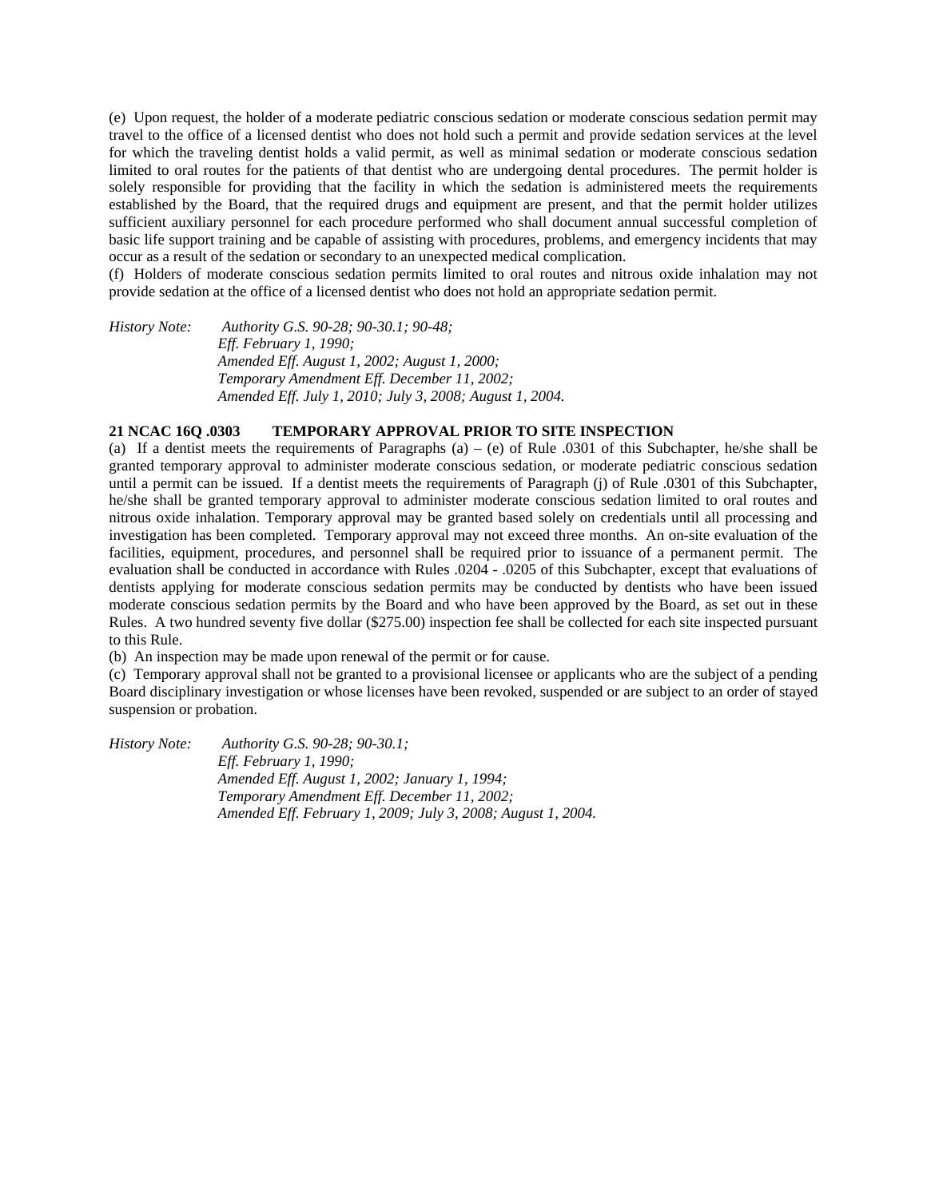(e) Upon request, the holder of a moderate pediatric conscious sedation or moderate conscious sedation permit may travel to the office of a licensed dentist who does not hold such a permit and provide sedation services at the level for which the traveling dentist holds a valid permit, as well as minimal sedation or moderate conscious sedation limited to oral routes for the patients of that dentist who are undergoing dental procedures. The permit holder is solely responsible for providing that the facility in which the sedation is administered meets the requirements established by the Board, that the required drugs and equipment are present, and that the permit holder utilizes sufficient auxiliary personnel for each procedure performed who shall document annual successful completion of basic life support training and be capable of assisting with procedures, problems, and emergency incidents that may occur as a result of the sedation or secondary to an unexpected medical complication.

(f) Holders of moderate conscious sedation permits limited to oral routes and nitrous oxide inhalation may not provide sedation at the office of a licensed dentist who does not hold an appropriate sedation permit.

*History Note: Authority G.S. 90-28; 90-30.1; 90-48;*
*Eff. February 1, 1990;*
*Amended Eff. August 1, 2002; August 1, 2000;*
*Temporary Amendment Eff. December 11, 2002;*
*Amended Eff. July 1, 2010; July 3, 2008; August 1, 2004.*

**21 NCAC 16Q .0303 TEMPORARY APPROVAL PRIOR TO SITE INSPECTION**

(a) If a dentist meets the requirements of Paragraphs (a) – (e) of Rule .0301 of this Subchapter, he/she shall be granted temporary approval to administer moderate conscious sedation, or moderate pediatric conscious sedation until a permit can be issued. If a dentist meets the requirements of Paragraph (j) of Rule .0301 of this Subchapter, he/she shall be granted temporary approval to administer moderate conscious sedation limited to oral routes and nitrous oxide inhalation. Temporary approval may be granted based solely on credentials until all processing and investigation has been completed. Temporary approval may not exceed three months. An on-site evaluation of the facilities, equipment, procedures, and personnel shall be required prior to issuance of a permanent permit. The evaluation shall be conducted in accordance with Rules .0204 - .0205 of this Subchapter, except that evaluations of dentists applying for moderate conscious sedation permits may be conducted by dentists who have been issued moderate conscious sedation permits by the Board and who have been approved by the Board, as set out in these Rules. A two hundred seventy five dollar ($275.00) inspection fee shall be collected for each site inspected pursuant to this Rule.

(b) An inspection may be made upon renewal of the permit or for cause.

(c) Temporary approval shall not be granted to a provisional licensee or applicants who are the subject of a pending Board disciplinary investigation or whose licenses have been revoked, suspended or are subject to an order of stayed suspension or probation.

*History Note: Authority G.S. 90-28; 90-30.1;*
*Eff. February 1, 1990;*
*Amended Eff. August 1, 2002; January 1, 1994;*
*Temporary Amendment Eff. December 11, 2002;*
*Amended Eff. February 1, 2009; July 3, 2008; August 1, 2004.*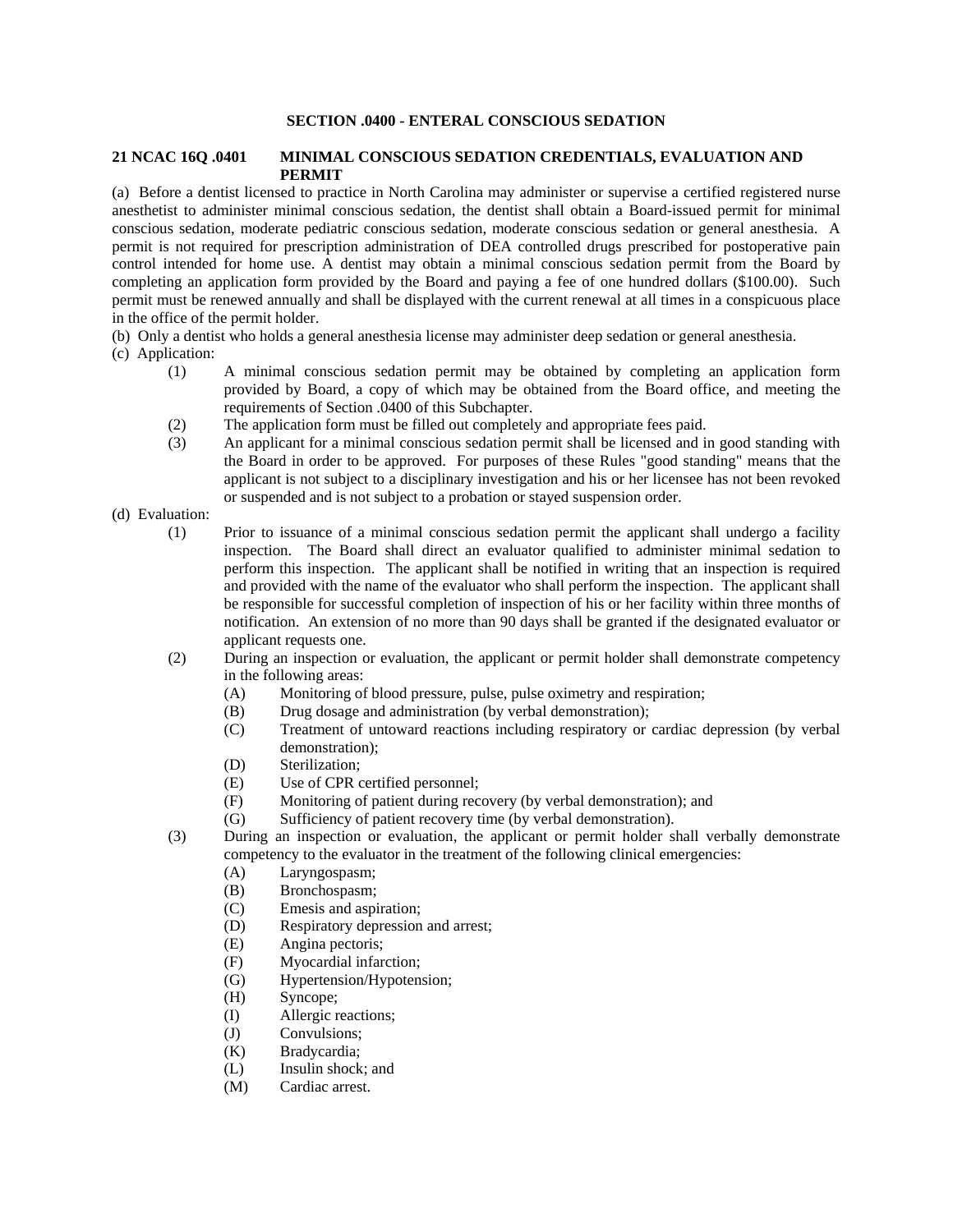## SECTION .0400 - ENTERAL CONSCIOUS SEDATION

### 21 NCAC 16Q .0401 MINIMAL CONSCIOUS SEDATION CREDENTIALS, EVALUATION AND PERMIT

(a) Before a dentist licensed to practice in North Carolina may administer or supervise a certified registered nurse anesthetist to administer minimal conscious sedation, the dentist shall obtain a Board-issued permit for minimal conscious sedation, moderate pediatric conscious sedation, moderate conscious sedation or general anesthesia. A permit is not required for prescription administration of DEA controlled drugs prescribed for postoperative pain control intended for home use. A dentist may obtain a minimal conscious sedation permit from the Board by completing an application form provided by the Board and paying a fee of one hundred dollars ($100.00). Such permit must be renewed annually and shall be displayed with the current renewal at all times in a conspicuous place in the office of the permit holder.

(b) Only a dentist who holds a general anesthesia license may administer deep sedation or general anesthesia.

(c) Application:

- (1) A minimal conscious sedation permit may be obtained by completing an application form provided by Board, a copy of which may be obtained from the Board office, and meeting the requirements of Section .0400 of this Subchapter.
- (2) The application form must be filled out completely and appropriate fees paid.
- (3) An applicant for a minimal conscious sedation permit shall be licensed and in good standing with the Board in order to be approved. For purposes of these Rules "good standing" means that the applicant is not subject to a disciplinary investigation and his or her licensee has not been revoked or suspended and is not subject to a probation or stayed suspension order.

(d) Evaluation:

- (1) Prior to issuance of a minimal conscious sedation permit the applicant shall undergo a facility inspection. The Board shall direct an evaluator qualified to administer minimal sedation to perform this inspection. The applicant shall be notified in writing that an inspection is required and provided with the name of the evaluator who shall perform the inspection. The applicant shall be responsible for successful completion of inspection of his or her facility within three months of notification. An extension of no more than 90 days shall be granted if the designated evaluator or applicant requests one.
- (2) During an inspection or evaluation, the applicant or permit holder shall demonstrate competency in the following areas:
  - (A) Monitoring of blood pressure, pulse, pulse oximetry and respiration;
  - (B) Drug dosage and administration (by verbal demonstration);
  - (C) Treatment of untoward reactions including respiratory or cardiac depression (by verbal demonstration);
  - (D) Sterilization;
  - (E) Use of CPR certified personnel;
  - (F) Monitoring of patient during recovery (by verbal demonstration); and
  - (G) Sufficiency of patient recovery time (by verbal demonstration).
- (3) During an inspection or evaluation, the applicant or permit holder shall verbally demonstrate competency to the evaluator in the treatment of the following clinical emergencies:
  - (A) Laryngospasm;
  - (B) Bronchospasm;
  - (C) Emesis and aspiration;
  - (D) Respiratory depression and arrest;
  - (E) Angina pectoris;
  - (F) Myocardial infarction;
  - (G) Hypertension/Hypotension;
  - (H) Syncope;
  - (I) Allergic reactions;
  - (J) Convulsions;
  - (K) Bradycardia;
  - (L) Insulin shock; and
  - (M) Cardiac arrest.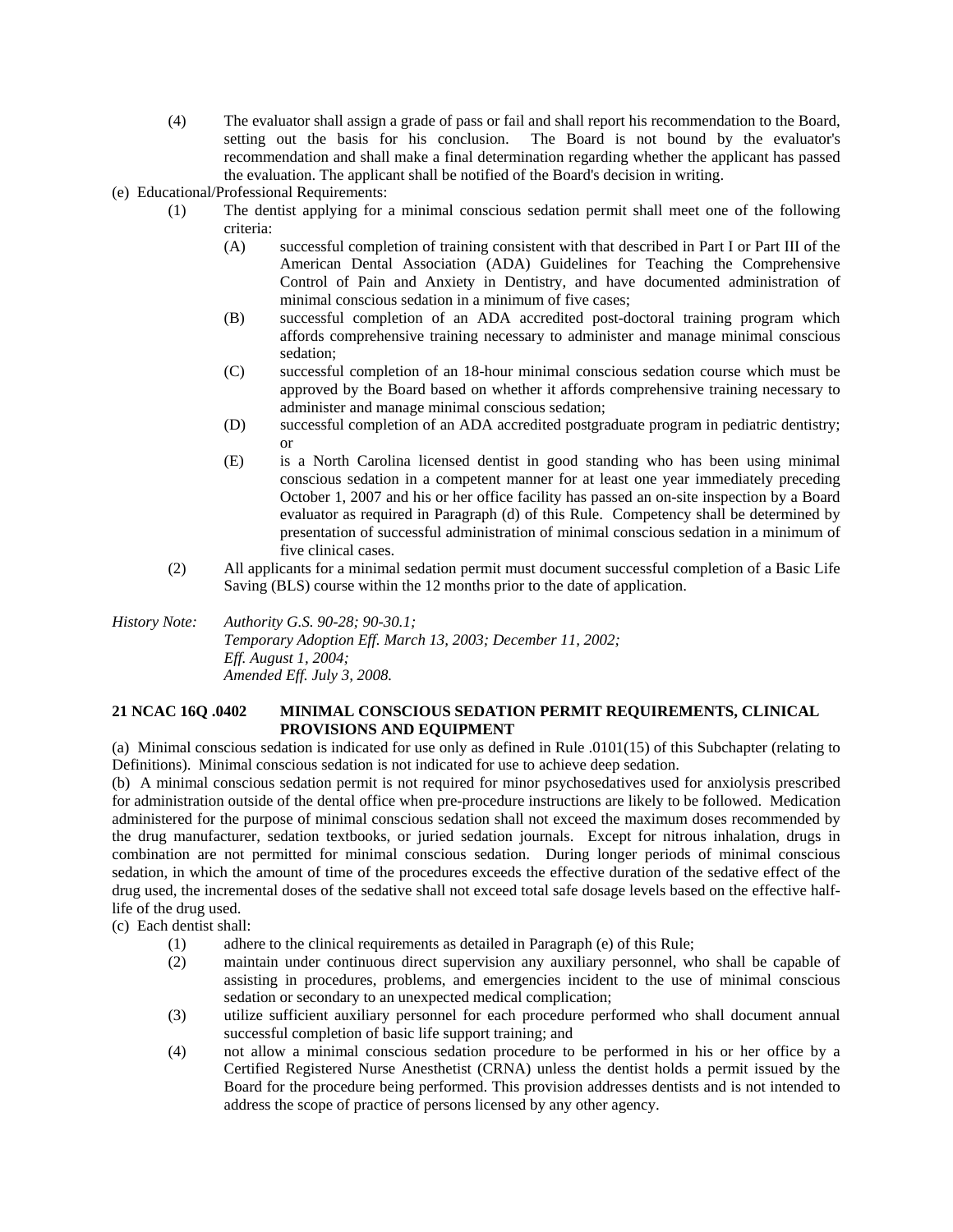(4) The evaluator shall assign a grade of pass or fail and shall report his recommendation to the Board, setting out the basis for his conclusion. The Board is not bound by the evaluator's recommendation and shall make a final determination regarding whether the applicant has passed the evaluation. The applicant shall be notified of the Board's decision in writing.

(e) Educational/Professional Requirements:

(1) The dentist applying for a minimal conscious sedation permit shall meet one of the following criteria:

(A) successful completion of training consistent with that described in Part I or Part III of the American Dental Association (ADA) Guidelines for Teaching the Comprehensive Control of Pain and Anxiety in Dentistry, and have documented administration of minimal conscious sedation in a minimum of five cases;

(B) successful completion of an ADA accredited post-doctoral training program which affords comprehensive training necessary to administer and manage minimal conscious sedation;

(C) successful completion of an 18-hour minimal conscious sedation course which must be approved by the Board based on whether it affords comprehensive training necessary to administer and manage minimal conscious sedation;

(D) successful completion of an ADA accredited postgraduate program in pediatric dentistry; or

(E) is a North Carolina licensed dentist in good standing who has been using minimal conscious sedation in a competent manner for at least one year immediately preceding October 1, 2007 and his or her office facility has passed an on-site inspection by a Board evaluator as required in Paragraph (d) of this Rule. Competency shall be determined by presentation of successful administration of minimal conscious sedation in a minimum of five clinical cases.

(2) All applicants for a minimal sedation permit must document successful completion of a Basic Life Saving (BLS) course within the 12 months prior to the date of application.

*History Note: Authority G.S. 90-28; 90-30.1;*
*Temporary Adoption Eff. March 13, 2003; December 11, 2002;*
*Eff. August 1, 2004;*
*Amended Eff. July 3, 2008.*

**21 NCAC 16Q .0402 MINIMAL CONSCIOUS SEDATION PERMIT REQUIREMENTS, CLINICAL PROVISIONS AND EQUIPMENT**

(a) Minimal conscious sedation is indicated for use only as defined in Rule .0101(15) of this Subchapter (relating to Definitions). Minimal conscious sedation is not indicated for use to achieve deep sedation.

(b) A minimal conscious sedation permit is not required for minor psychosedatives used for anxiolysis prescribed for administration outside of the dental office when pre-procedure instructions are likely to be followed. Medication administered for the purpose of minimal conscious sedation shall not exceed the maximum doses recommended by the drug manufacturer, sedation textbooks, or juried sedation journals. Except for nitrous inhalation, drugs in combination are not permitted for minimal conscious sedation. During longer periods of minimal conscious sedation, in which the amount of time of the procedures exceeds the effective duration of the sedative effect of the drug used, the incremental doses of the sedative shall not exceed total safe dosage levels based on the effective half-life of the drug used.

(c) Each dentist shall:

(1) adhere to the clinical requirements as detailed in Paragraph (e) of this Rule;

(2) maintain under continuous direct supervision any auxiliary personnel, who shall be capable of assisting in procedures, problems, and emergencies incident to the use of minimal conscious sedation or secondary to an unexpected medical complication;

(3) utilize sufficient auxiliary personnel for each procedure performed who shall document annual successful completion of basic life support training; and

(4) not allow a minimal conscious sedation procedure to be performed in his or her office by a Certified Registered Nurse Anesthetist (CRNA) unless the dentist holds a permit issued by the Board for the procedure being performed. This provision addresses dentists and is not intended to address the scope of practice of persons licensed by any other agency.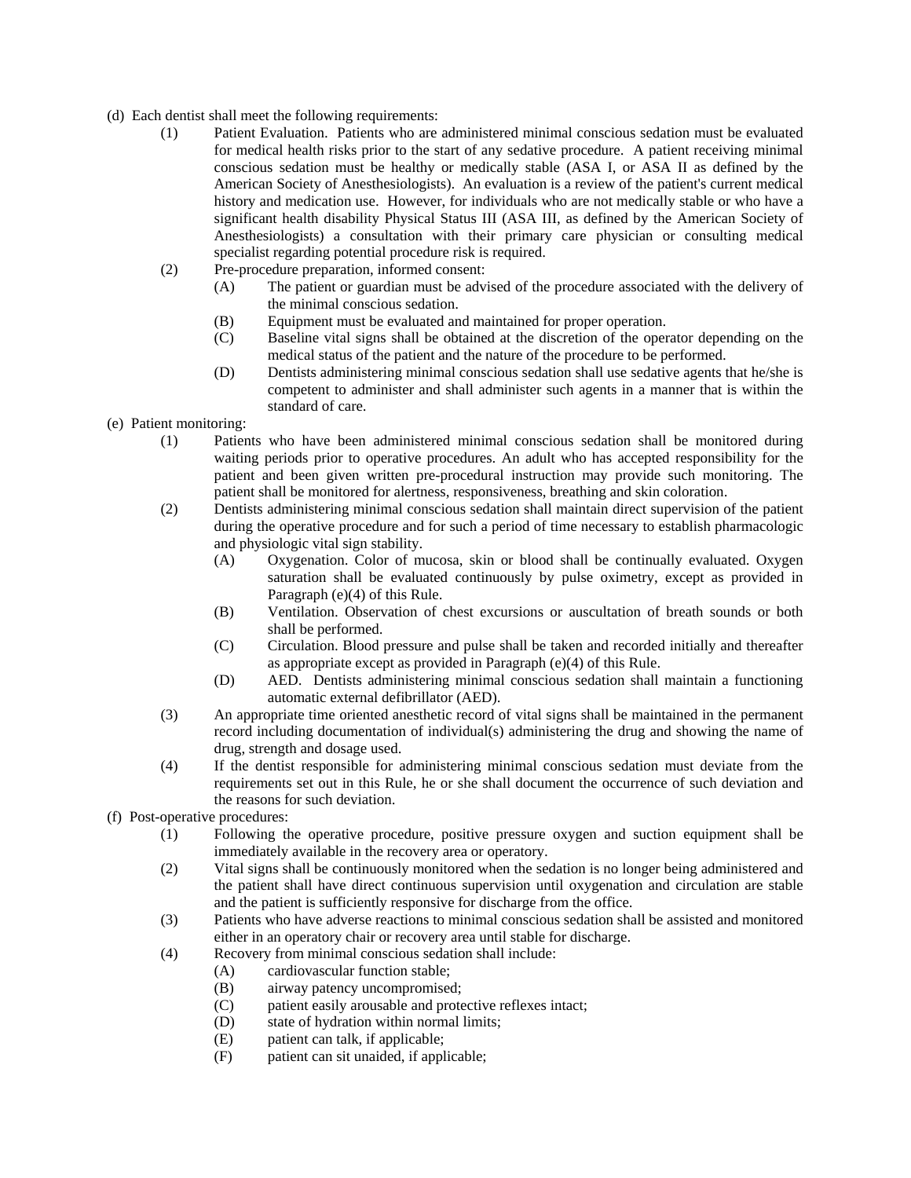(d) Each dentist shall meet the following requirements:

(1) Patient Evaluation. Patients who are administered minimal conscious sedation must be evaluated for medical health risks prior to the start of any sedative procedure. A patient receiving minimal conscious sedation must be healthy or medically stable (ASA I, or ASA II as defined by the American Society of Anesthesiologists). An evaluation is a review of the patient's current medical history and medication use. However, for individuals who are not medically stable or who have a significant health disability Physical Status III (ASA III, as defined by the American Society of Anesthesiologists) a consultation with their primary care physician or consulting medical specialist regarding potential procedure risk is required.

(2) Pre-procedure preparation, informed consent:

(A) The patient or guardian must be advised of the procedure associated with the delivery of the minimal conscious sedation.

(B) Equipment must be evaluated and maintained for proper operation.

(C) Baseline vital signs shall be obtained at the discretion of the operator depending on the medical status of the patient and the nature of the procedure to be performed.

(D) Dentists administering minimal conscious sedation shall use sedative agents that he/she is competent to administer and shall administer such agents in a manner that is within the standard of care.

(e) Patient monitoring:

(1) Patients who have been administered minimal conscious sedation shall be monitored during waiting periods prior to operative procedures. An adult who has accepted responsibility for the patient and been given written pre-procedural instruction may provide such monitoring. The patient shall be monitored for alertness, responsiveness, breathing and skin coloration.

(2) Dentists administering minimal conscious sedation shall maintain direct supervision of the patient during the operative procedure and for such a period of time necessary to establish pharmacologic and physiologic vital sign stability.

(A) Oxygenation. Color of mucosa, skin or blood shall be continually evaluated. Oxygen saturation shall be evaluated continuously by pulse oximetry, except as provided in Paragraph (e)(4) of this Rule.

(B) Ventilation. Observation of chest excursions or auscultation of breath sounds or both shall be performed.

(C) Circulation. Blood pressure and pulse shall be taken and recorded initially and thereafter as appropriate except as provided in Paragraph (e)(4) of this Rule.

(D) AED. Dentists administering minimal conscious sedation shall maintain a functioning automatic external defibrillator (AED).

(3) An appropriate time oriented anesthetic record of vital signs shall be maintained in the permanent record including documentation of individual(s) administering the drug and showing the name of drug, strength and dosage used.

(4) If the dentist responsible for administering minimal conscious sedation must deviate from the requirements set out in this Rule, he or she shall document the occurrence of such deviation and the reasons for such deviation.

(f) Post-operative procedures:

(1) Following the operative procedure, positive pressure oxygen and suction equipment shall be immediately available in the recovery area or operatory.

(2) Vital signs shall be continuously monitored when the sedation is no longer being administered and the patient shall have direct continuous supervision until oxygenation and circulation are stable and the patient is sufficiently responsive for discharge from the office.

(3) Patients who have adverse reactions to minimal conscious sedation shall be assisted and monitored either in an operatory chair or recovery area until stable for discharge.

(4) Recovery from minimal conscious sedation shall include:

(A) cardiovascular function stable;

(B) airway patency uncompromised;

(C) patient easily arousable and protective reflexes intact;

(D) state of hydration within normal limits;

(E) patient can talk, if applicable;

(F) patient can sit unaided, if applicable;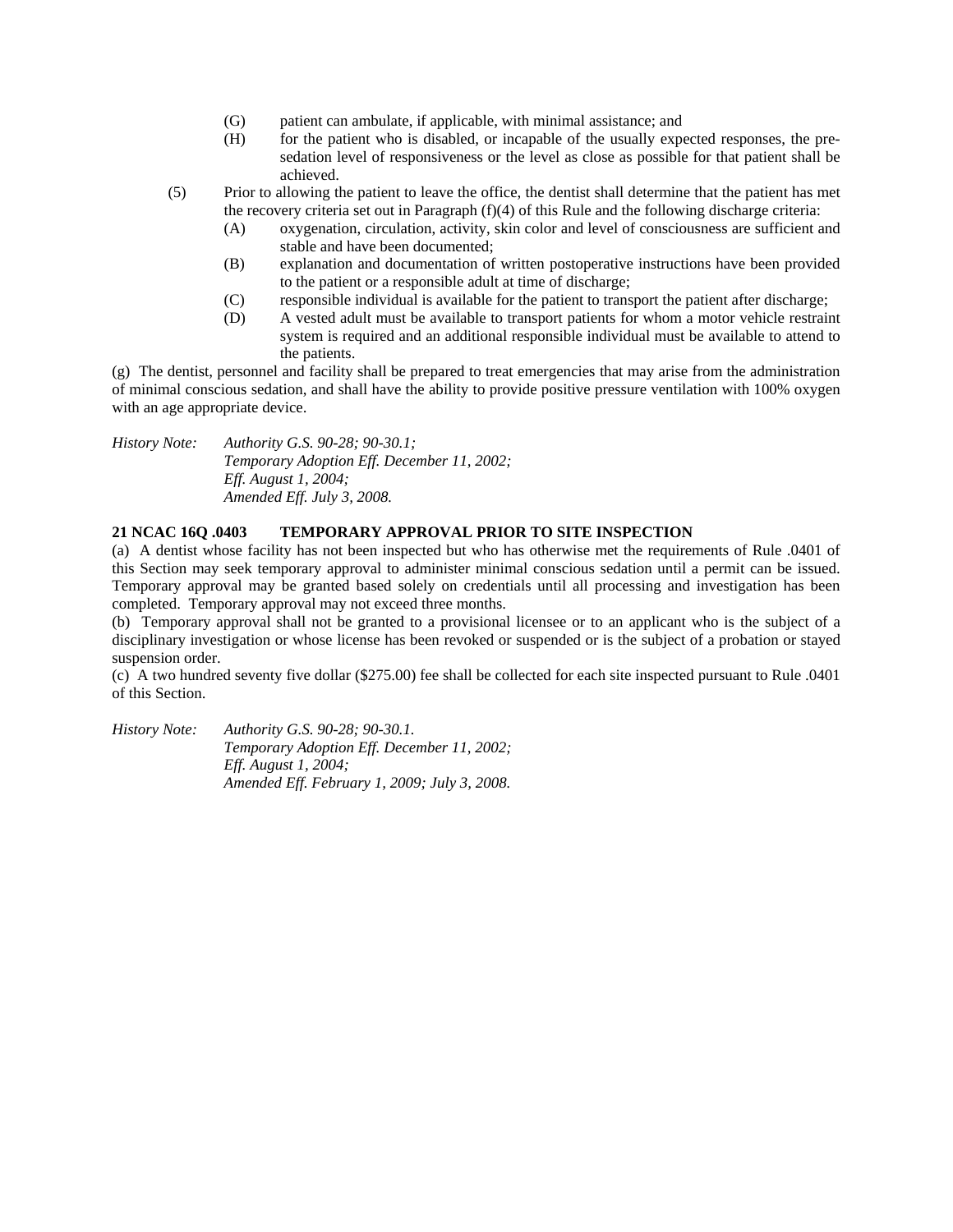(G) patient can ambulate, if applicable, with minimal assistance; and

(H) for the patient who is disabled, or incapable of the usually expected responses, the pre-sedation level of responsiveness or the level as close as possible for that patient shall be achieved.

(5) Prior to allowing the patient to leave the office, the dentist shall determine that the patient has met the recovery criteria set out in Paragraph (f)(4) of this Rule and the following discharge criteria:

(A) oxygenation, circulation, activity, skin color and level of consciousness are sufficient and stable and have been documented;

(B) explanation and documentation of written postoperative instructions have been provided to the patient or a responsible adult at time of discharge;

(C) responsible individual is available for the patient to transport the patient after discharge;

(D) A vested adult must be available to transport patients for whom a motor vehicle restraint system is required and an additional responsible individual must be available to attend to the patients.

(g) The dentist, personnel and facility shall be prepared to treat emergencies that may arise from the administration of minimal conscious sedation, and shall have the ability to provide positive pressure ventilation with 100% oxygen with an age appropriate device.

*History Note: Authority G.S. 90-28; 90-30.1;*
*Temporary Adoption Eff. December 11, 2002;*
*Eff. August 1, 2004;*
*Amended Eff. July 3, 2008.*

**21 NCAC 16Q .0403 TEMPORARY APPROVAL PRIOR TO SITE INSPECTION**

(a) A dentist whose facility has not been inspected but who has otherwise met the requirements of Rule .0401 of this Section may seek temporary approval to administer minimal conscious sedation until a permit can be issued. Temporary approval may be granted based solely on credentials until all processing and investigation has been completed. Temporary approval may not exceed three months.

(b) Temporary approval shall not be granted to a provisional licensee or to an applicant who is the subject of a disciplinary investigation or whose license has been revoked or suspended or is the subject of a probation or stayed suspension order.

(c) A two hundred seventy five dollar ($275.00) fee shall be collected for each site inspected pursuant to Rule .0401 of this Section.

*History Note: Authority G.S. 90-28; 90-30.1.*
*Temporary Adoption Eff. December 11, 2002;*
*Eff. August 1, 2004;*
*Amended Eff. February 1, 2009; July 3, 2008.*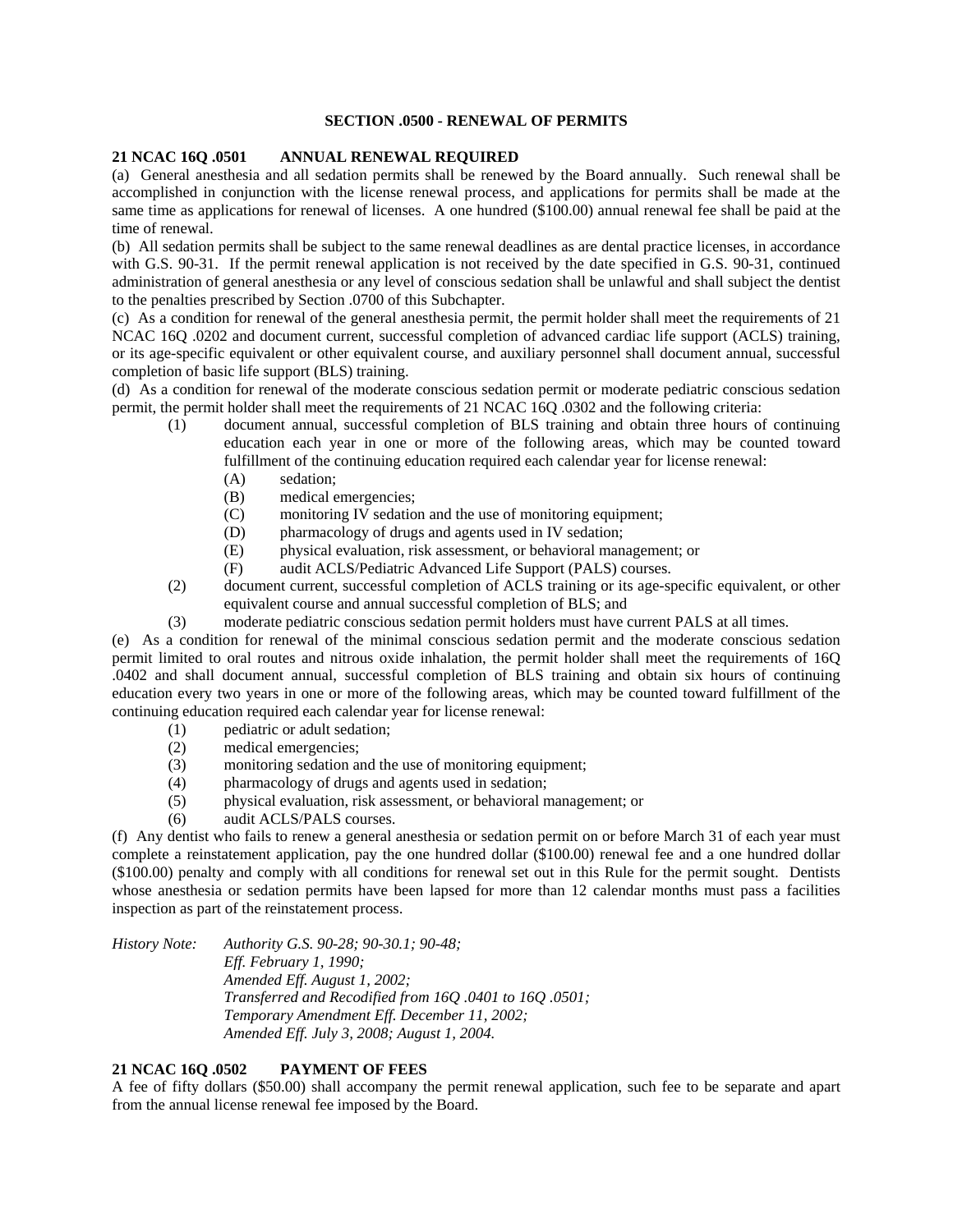## SECTION .0500 - RENEWAL OF PERMITS

### 21 NCAC 16Q .0501 ANNUAL RENEWAL REQUIRED

(a) General anesthesia and all sedation permits shall be renewed by the Board annually. Such renewal shall be accomplished in conjunction with the license renewal process, and applications for permits shall be made at the same time as applications for renewal of licenses. A one hundred ($100.00) annual renewal fee shall be paid at the time of renewal.

(b) All sedation permits shall be subject to the same renewal deadlines as are dental practice licenses, in accordance with G.S. 90-31. If the permit renewal application is not received by the date specified in G.S. 90-31, continued administration of general anesthesia or any level of conscious sedation shall be unlawful and shall subject the dentist to the penalties prescribed by Section .0700 of this Subchapter.

(c) As a condition for renewal of the general anesthesia permit, the permit holder shall meet the requirements of 21 NCAC 16Q .0202 and document current, successful completion of advanced cardiac life support (ACLS) training, or its age-specific equivalent or other equivalent course, and auxiliary personnel shall document annual, successful completion of basic life support (BLS) training.

(d) As a condition for renewal of the moderate conscious sedation permit or moderate pediatric conscious sedation permit, the permit holder shall meet the requirements of 21 NCAC 16Q .0302 and the following criteria:

- (1) document annual, successful completion of BLS training and obtain three hours of continuing education each year in one or more of the following areas, which may be counted toward fulfillment of the continuing education required each calendar year for license renewal:
  - (A) sedation;
  - (B) medical emergencies;
  - (C) monitoring IV sedation and the use of monitoring equipment;
  - (D) pharmacology of drugs and agents used in IV sedation;
  - (E) physical evaluation, risk assessment, or behavioral management; or
  - (F) audit ACLS/Pediatric Advanced Life Support (PALS) courses.
- (2) document current, successful completion of ACLS training or its age-specific equivalent, or other equivalent course and annual successful completion of BLS; and
- (3) moderate pediatric conscious sedation permit holders must have current PALS at all times.

(e) As a condition for renewal of the minimal conscious sedation permit and the moderate conscious sedation permit limited to oral routes and nitrous oxide inhalation, the permit holder shall meet the requirements of 16Q .0402 and shall document annual, successful completion of BLS training and obtain six hours of continuing education every two years in one or more of the following areas, which may be counted toward fulfillment of the continuing education required each calendar year for license renewal:

- (1) pediatric or adult sedation;
- (2) medical emergencies;
- (3) monitoring sedation and the use of monitoring equipment;
- (4) pharmacology of drugs and agents used in sedation;
- (5) physical evaluation, risk assessment, or behavioral management; or
- (6) audit ACLS/PALS courses.

(f) Any dentist who fails to renew a general anesthesia or sedation permit on or before March 31 of each year must complete a reinstatement application, pay the one hundred dollar ($100.00) renewal fee and a one hundred dollar ($100.00) penalty and comply with all conditions for renewal set out in this Rule for the permit sought. Dentists whose anesthesia or sedation permits have been lapsed for more than 12 calendar months must pass a facilities inspection as part of the reinstatement process.

*History Note: Authority G.S. 90-28; 90-30.1; 90-48;*
*Eff. February 1, 1990;*
*Amended Eff. August 1, 2002;*
*Transferred and Recodified from 16Q .0401 to 16Q .0501;*
*Temporary Amendment Eff. December 11, 2002;*
*Amended Eff. July 3, 2008; August 1, 2004.*

### 21 NCAC 16Q .0502 PAYMENT OF FEES

A fee of fifty dollars ($50.00) shall accompany the permit renewal application, such fee to be separate and apart from the annual license renewal fee imposed by the Board.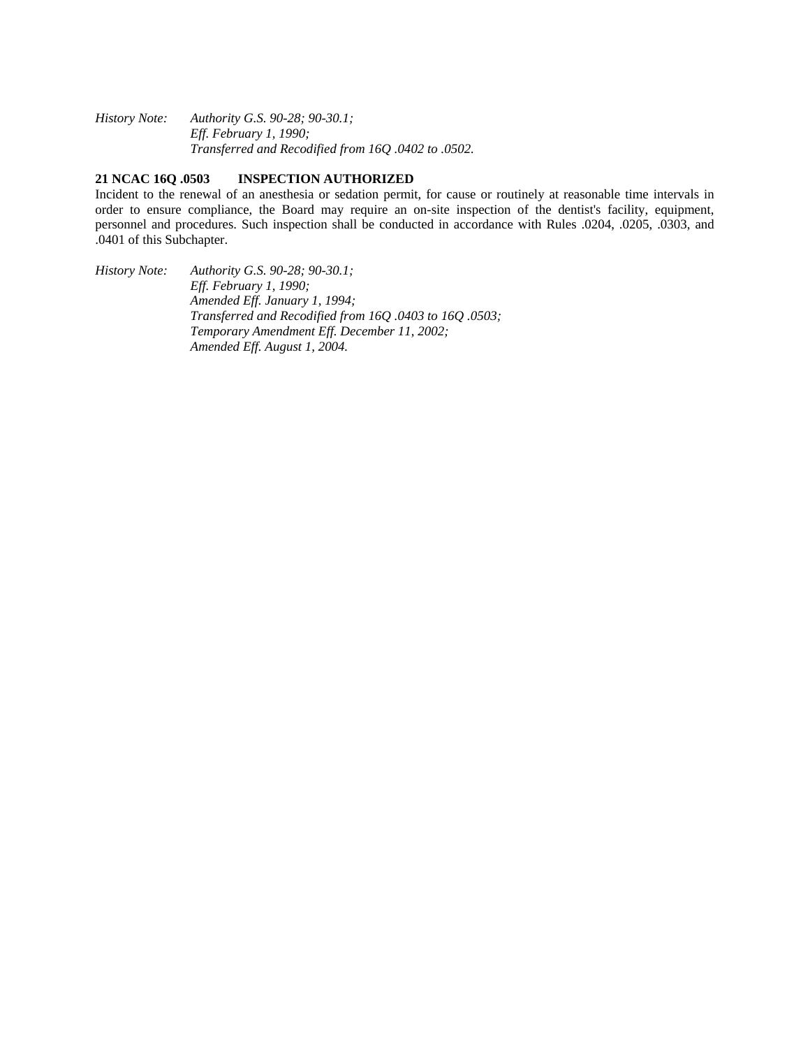*History Note: Authority G.S. 90-28; 90-30.1;*
*Eff. February 1, 1990;*
*Transferred and Recodified from 16Q .0402 to .0502.*

**21 NCAC 16Q .0503 INSPECTION AUTHORIZED**

Incident to the renewal of an anesthesia or sedation permit, for cause or routinely at reasonable time intervals in order to ensure compliance, the Board may require an on-site inspection of the dentist's facility, equipment, personnel and procedures. Such inspection shall be conducted in accordance with Rules .0204, .0205, .0303, and .0401 of this Subchapter.

*History Note: Authority G.S. 90-28; 90-30.1;*
*Eff. February 1, 1990;*
*Amended Eff. January 1, 1994;*
*Transferred and Recodified from 16Q .0403 to 16Q .0503;*
*Temporary Amendment Eff. December 11, 2002;*
*Amended Eff. August 1, 2004.*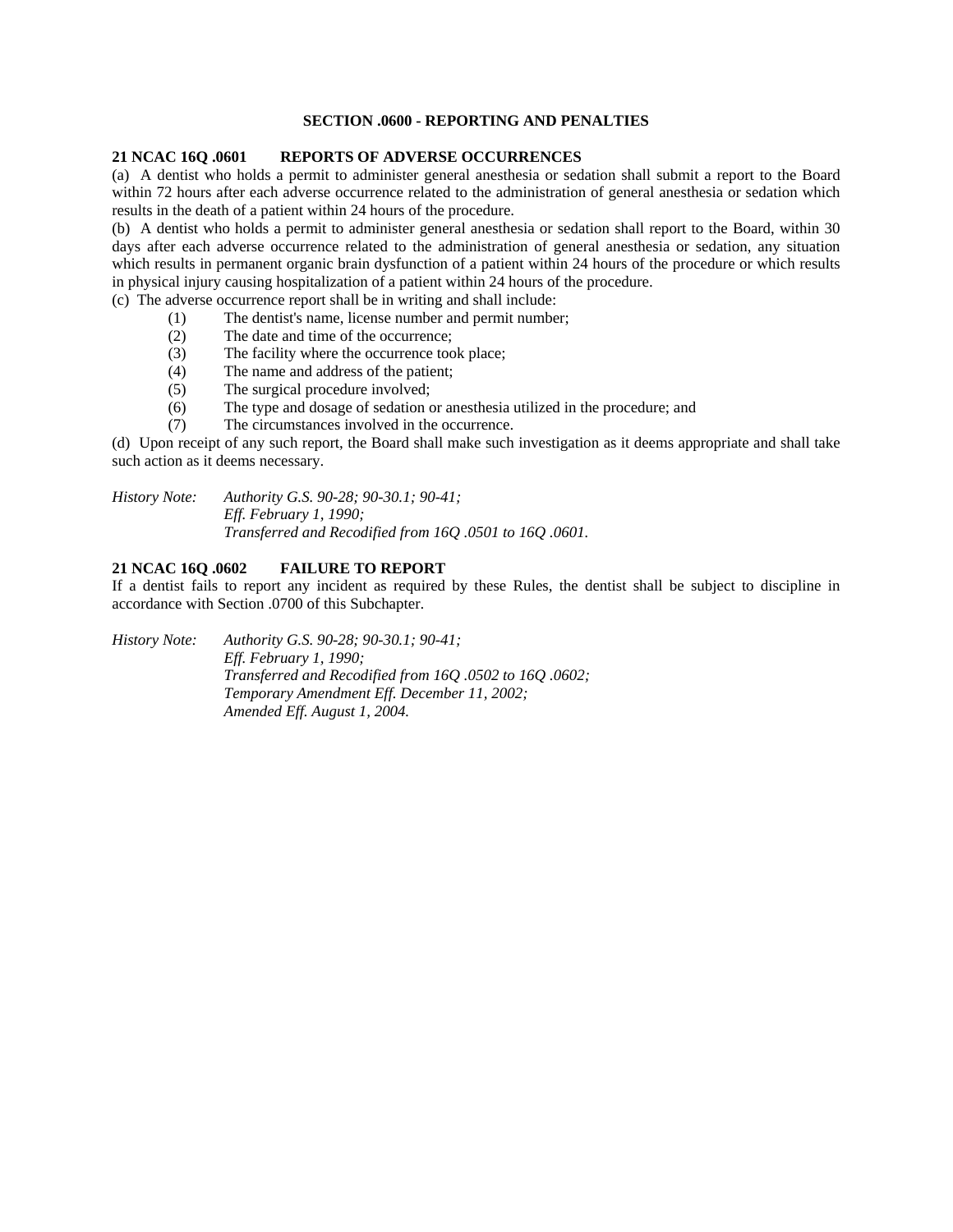## SECTION .0600 - REPORTING AND PENALTIES

### 21 NCAC 16Q .0601 REPORTS OF ADVERSE OCCURRENCES

(a) A dentist who holds a permit to administer general anesthesia or sedation shall submit a report to the Board within 72 hours after each adverse occurrence related to the administration of general anesthesia or sedation which results in the death of a patient within 24 hours of the procedure.

(b) A dentist who holds a permit to administer general anesthesia or sedation shall report to the Board, within 30 days after each adverse occurrence related to the administration of general anesthesia or sedation, any situation which results in permanent organic brain dysfunction of a patient within 24 hours of the procedure or which results in physical injury causing hospitalization of a patient within 24 hours of the procedure.

(c) The adverse occurrence report shall be in writing and shall include:

- (1) The dentist's name, license number and permit number;
- (2) The date and time of the occurrence;
- (3) The facility where the occurrence took place;
- (4) The name and address of the patient;
- (5) The surgical procedure involved;
- (6) The type and dosage of sedation or anesthesia utilized in the procedure; and
- (7) The circumstances involved in the occurrence.

(d) Upon receipt of any such report, the Board shall make such investigation as it deems appropriate and shall take such action as it deems necessary.

*History Note: Authority G.S. 90-28; 90-30.1; 90-41;*
*Eff. February 1, 1990;*
*Transferred and Recodified from 16Q .0501 to 16Q .0601.*

### 21 NCAC 16Q .0602 FAILURE TO REPORT

If a dentist fails to report any incident as required by these Rules, the dentist shall be subject to discipline in accordance with Section .0700 of this Subchapter.

*History Note: Authority G.S. 90-28; 90-30.1; 90-41;*
*Eff. February 1, 1990;*
*Transferred and Recodified from 16Q .0502 to 16Q .0602;*
*Temporary Amendment Eff. December 11, 2002;*
*Amended Eff. August 1, 2004.*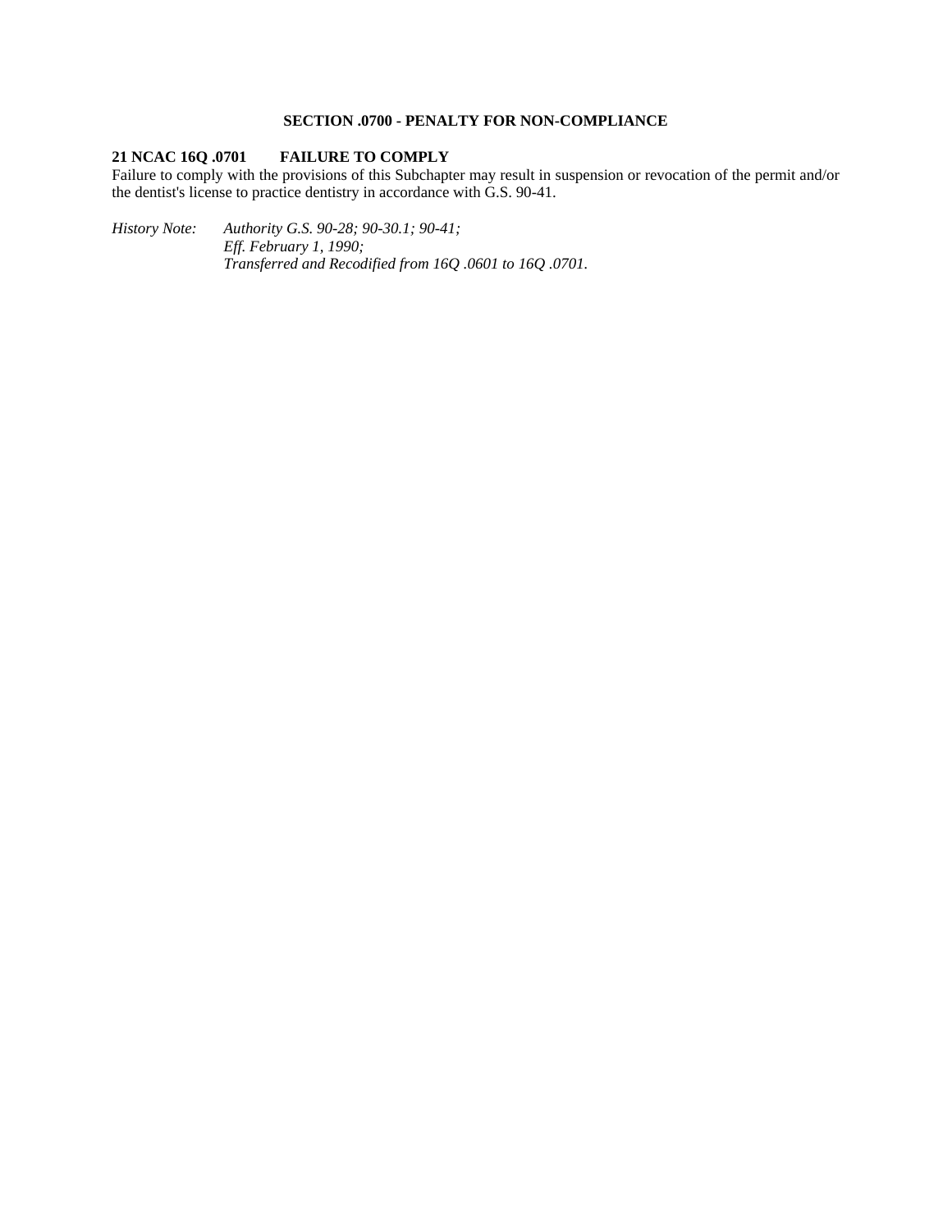## SECTION .0700 - PENALTY FOR NON-COMPLIANCE

### 21 NCAC 16Q .0701 FAILURE TO COMPLY

Failure to comply with the provisions of this Subchapter may result in suspension or revocation of the permit and/or the dentist's license to practice dentistry in accordance with G.S. 90-41.

*History Note: Authority G.S. 90-28; 90-30.1; 90-41;*
*Eff. February 1, 1990;*
*Transferred and Recodified from 16Q .0601 to 16Q .0701.*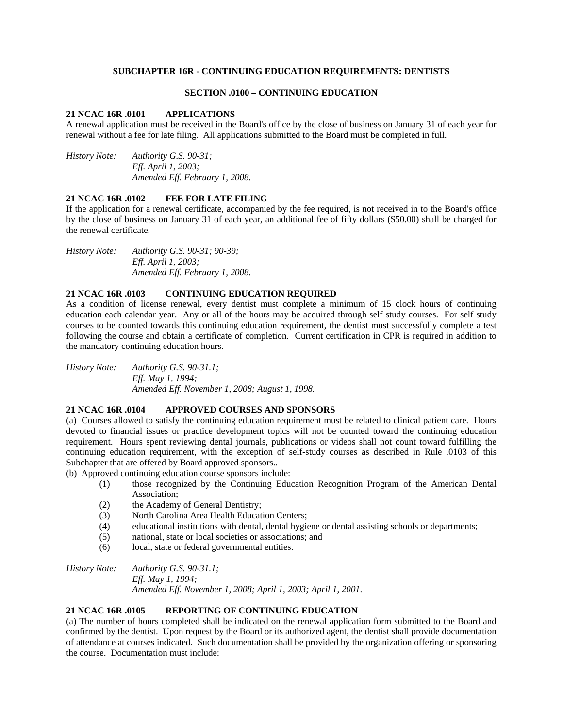## SUBCHAPTER 16R - CONTINUING EDUCATION REQUIREMENTS: DENTISTS

### SECTION .0100 – CONTINUING EDUCATION

**21 NCAC 16R .0101 APPLICATIONS**

A renewal application must be received in the Board's office by the close of business on January 31 of each year for renewal without a fee for late filing. All applications submitted to the Board must be completed in full.

*History Note: Authority G.S. 90-31;*
*Eff. April 1, 2003;*
*Amended Eff. February 1, 2008.*

**21 NCAC 16R .0102 FEE FOR LATE FILING**

If the application for a renewal certificate, accompanied by the fee required, is not received in to the Board's office by the close of business on January 31 of each year, an additional fee of fifty dollars ($50.00) shall be charged for the renewal certificate.

*History Note: Authority G.S. 90-31; 90-39;*
*Eff. April 1, 2003;*
*Amended Eff. February 1, 2008.*

**21 NCAC 16R .0103 CONTINUING EDUCATION REQUIRED**

As a condition of license renewal, every dentist must complete a minimum of 15 clock hours of continuing education each calendar year. Any or all of the hours may be acquired through self study courses. For self study courses to be counted towards this continuing education requirement, the dentist must successfully complete a test following the course and obtain a certificate of completion. Current certification in CPR is required in addition to the mandatory continuing education hours.

*History Note: Authority G.S. 90-31.1;*
*Eff. May 1, 1994;*
*Amended Eff. November 1, 2008; August 1, 1998.*

**21 NCAC 16R .0104 APPROVED COURSES AND SPONSORS**

(a) Courses allowed to satisfy the continuing education requirement must be related to clinical patient care. Hours devoted to financial issues or practice development topics will not be counted toward the continuing education requirement. Hours spent reviewing dental journals, publications or videos shall not count toward fulfilling the continuing education requirement, with the exception of self-study courses as described in Rule .0103 of this Subchapter that are offered by Board approved sponsors..

(b) Approved continuing education course sponsors include:

- (1) those recognized by the Continuing Education Recognition Program of the American Dental Association;
- (2) the Academy of General Dentistry;
- (3) North Carolina Area Health Education Centers;
- (4) educational institutions with dental, dental hygiene or dental assisting schools or departments;
- (5) national, state or local societies or associations; and
- (6) local, state or federal governmental entities.

*History Note: Authority G.S. 90-31.1;*
*Eff. May 1, 1994;*
*Amended Eff. November 1, 2008; April 1, 2003; April 1, 2001.*

**21 NCAC 16R .0105 REPORTING OF CONTINUING EDUCATION**

(a) The number of hours completed shall be indicated on the renewal application form submitted to the Board and confirmed by the dentist. Upon request by the Board or its authorized agent, the dentist shall provide documentation of attendance at courses indicated. Such documentation shall be provided by the organization offering or sponsoring the course. Documentation must include: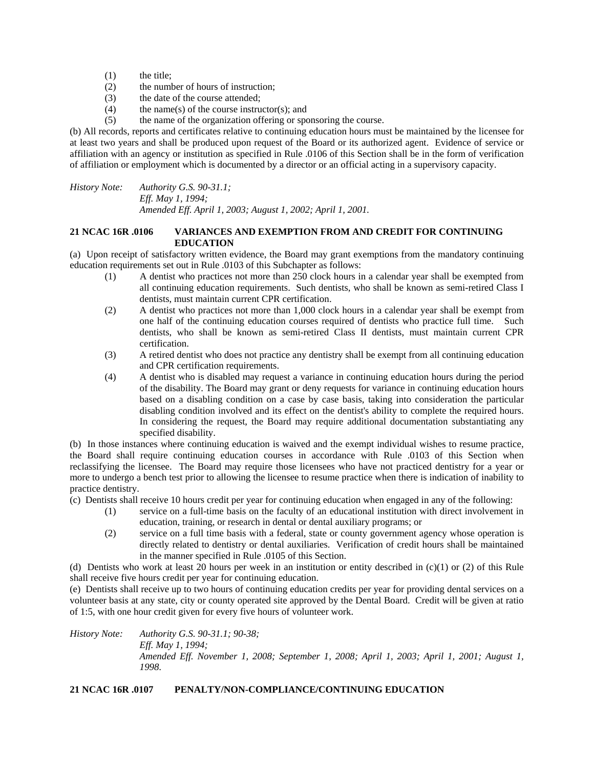(1) the title;
(2) the number of hours of instruction;
(3) the date of the course attended;
(4) the name(s) of the course instructor(s); and
(5) the name of the organization offering or sponsoring the course.

(b) All records, reports and certificates relative to continuing education hours must be maintained by the licensee for at least two years and shall be produced upon request of the Board or its authorized agent. Evidence of service or affiliation with an agency or institution as specified in Rule .0106 of this Section shall be in the form of verification of affiliation or employment which is documented by a director or an official acting in a supervisory capacity.

*History Note: Authority G.S. 90-31.1;*
*Eff. May 1, 1994;*
*Amended Eff. April 1, 2003; August 1, 2002; April 1, 2001.*

**21 NCAC 16R .0106 VARIANCES AND EXEMPTION FROM AND CREDIT FOR CONTINUING EDUCATION**

(a) Upon receipt of satisfactory written evidence, the Board may grant exemptions from the mandatory continuing education requirements set out in Rule .0103 of this Subchapter as follows:

(1) A dentist who practices not more than 250 clock hours in a calendar year shall be exempted from all continuing education requirements. Such dentists, who shall be known as semi-retired Class I dentists, must maintain current CPR certification.
(2) A dentist who practices not more than 1,000 clock hours in a calendar year shall be exempt from one half of the continuing education courses required of dentists who practice full time. Such dentists, who shall be known as semi-retired Class II dentists, must maintain current CPR certification.
(3) A retired dentist who does not practice any dentistry shall be exempt from all continuing education and CPR certification requirements.
(4) A dentist who is disabled may request a variance in continuing education hours during the period of the disability. The Board may grant or deny requests for variance in continuing education hours based on a disabling condition on a case by case basis, taking into consideration the particular disabling condition involved and its effect on the dentist's ability to complete the required hours. In considering the request, the Board may require additional documentation substantiating any specified disability.

(b) In those instances where continuing education is waived and the exempt individual wishes to resume practice, the Board shall require continuing education courses in accordance with Rule .0103 of this Section when reclassifying the licensee. The Board may require those licensees who have not practiced dentistry for a year or more to undergo a bench test prior to allowing the licensee to resume practice when there is indication of inability to practice dentistry.

(c) Dentists shall receive 10 hours credit per year for continuing education when engaged in any of the following:

(1) service on a full-time basis on the faculty of an educational institution with direct involvement in education, training, or research in dental or dental auxiliary programs; or
(2) service on a full time basis with a federal, state or county government agency whose operation is directly related to dentistry or dental auxiliaries. Verification of credit hours shall be maintained in the manner specified in Rule .0105 of this Section.

(d) Dentists who work at least 20 hours per week in an institution or entity described in (c)(1) or (2) of this Rule shall receive five hours credit per year for continuing education.

(e) Dentists shall receive up to two hours of continuing education credits per year for providing dental services on a volunteer basis at any state, city or county operated site approved by the Dental Board. Credit will be given at ratio of 1:5, with one hour credit given for every five hours of volunteer work.

*History Note: Authority G.S. 90-31.1; 90-38;*
*Eff. May 1, 1994;*
*Amended Eff. November 1, 2008; September 1, 2008; April 1, 2003; April 1, 2001; August 1, 1998.*

**21 NCAC 16R .0107 PENALTY/NON-COMPLIANCE/CONTINUING EDUCATION**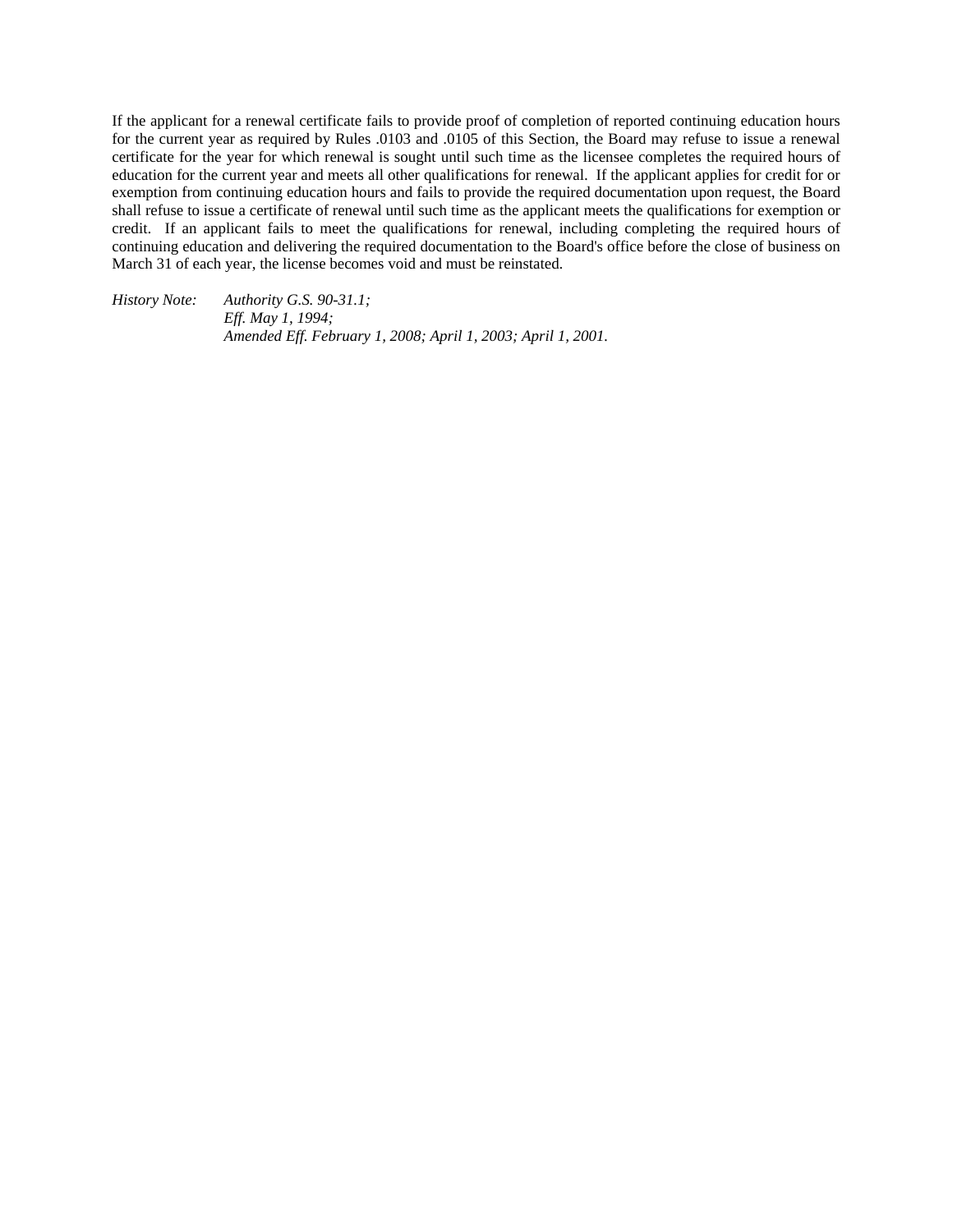If the applicant for a renewal certificate fails to provide proof of completion of reported continuing education hours for the current year as required by Rules .0103 and .0105 of this Section, the Board may refuse to issue a renewal certificate for the year for which renewal is sought until such time as the licensee completes the required hours of education for the current year and meets all other qualifications for renewal. If the applicant applies for credit for or exemption from continuing education hours and fails to provide the required documentation upon request, the Board shall refuse to issue a certificate of renewal until such time as the applicant meets the qualifications for exemption or credit. If an applicant fails to meet the qualifications for renewal, including completing the required hours of continuing education and delivering the required documentation to the Board's office before the close of business on March 31 of each year, the license becomes void and must be reinstated.

*History Note: Authority G.S. 90-31.1;*
*Eff. May 1, 1994;*
*Amended Eff. February 1, 2008; April 1, 2003; April 1, 2001.*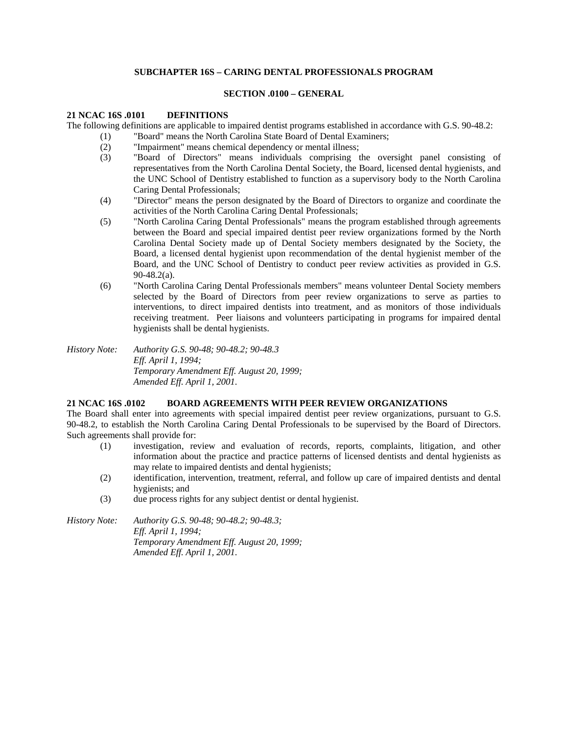## SUBCHAPTER 16S – CARING DENTAL PROFESSIONALS PROGRAM

### SECTION .0100 – GENERAL

**21 NCAC 16S .0101 DEFINITIONS**

The following definitions are applicable to impaired dentist programs established in accordance with G.S. 90-48.2:

(1) "Board" means the North Carolina State Board of Dental Examiners;

(2) "Impairment" means chemical dependency or mental illness;

(3) "Board of Directors" means individuals comprising the oversight panel consisting of representatives from the North Carolina Dental Society, the Board, licensed dental hygienists, and the UNC School of Dentistry established to function as a supervisory body to the North Carolina Caring Dental Professionals;

(4) "Director" means the person designated by the Board of Directors to organize and coordinate the activities of the North Carolina Caring Dental Professionals;

(5) "North Carolina Caring Dental Professionals" means the program established through agreements between the Board and special impaired dentist peer review organizations formed by the North Carolina Dental Society made up of Dental Society members designated by the Society, the Board, a licensed dental hygienist upon recommendation of the dental hygienist member of the Board, and the UNC School of Dentistry to conduct peer review activities as provided in G.S. 90-48.2(a).

(6) "North Carolina Caring Dental Professionals members" means volunteer Dental Society members selected by the Board of Directors from peer review organizations to serve as parties to interventions, to direct impaired dentists into treatment, and as monitors of those individuals receiving treatment. Peer liaisons and volunteers participating in programs for impaired dental hygienists shall be dental hygienists.

*History Note: Authority G.S. 90-48; 90-48.2; 90-48.3*
*Eff. April 1, 1994;*
*Temporary Amendment Eff. August 20, 1999;*
*Amended Eff. April 1, 2001.*

**21 NCAC 16S .0102 BOARD AGREEMENTS WITH PEER REVIEW ORGANIZATIONS**

The Board shall enter into agreements with special impaired dentist peer review organizations, pursuant to G.S. 90-48.2, to establish the North Carolina Caring Dental Professionals to be supervised by the Board of Directors. Such agreements shall provide for:

(1) investigation, review and evaluation of records, reports, complaints, litigation, and other information about the practice and practice patterns of licensed dentists and dental hygienists as may relate to impaired dentists and dental hygienists;

(2) identification, intervention, treatment, referral, and follow up care of impaired dentists and dental hygienists; and

(3) due process rights for any subject dentist or dental hygienist.

*History Note: Authority G.S. 90-48; 90-48.2; 90-48.3;*
*Eff. April 1, 1994;*
*Temporary Amendment Eff. August 20, 1999;*
*Amended Eff. April 1, 2001.*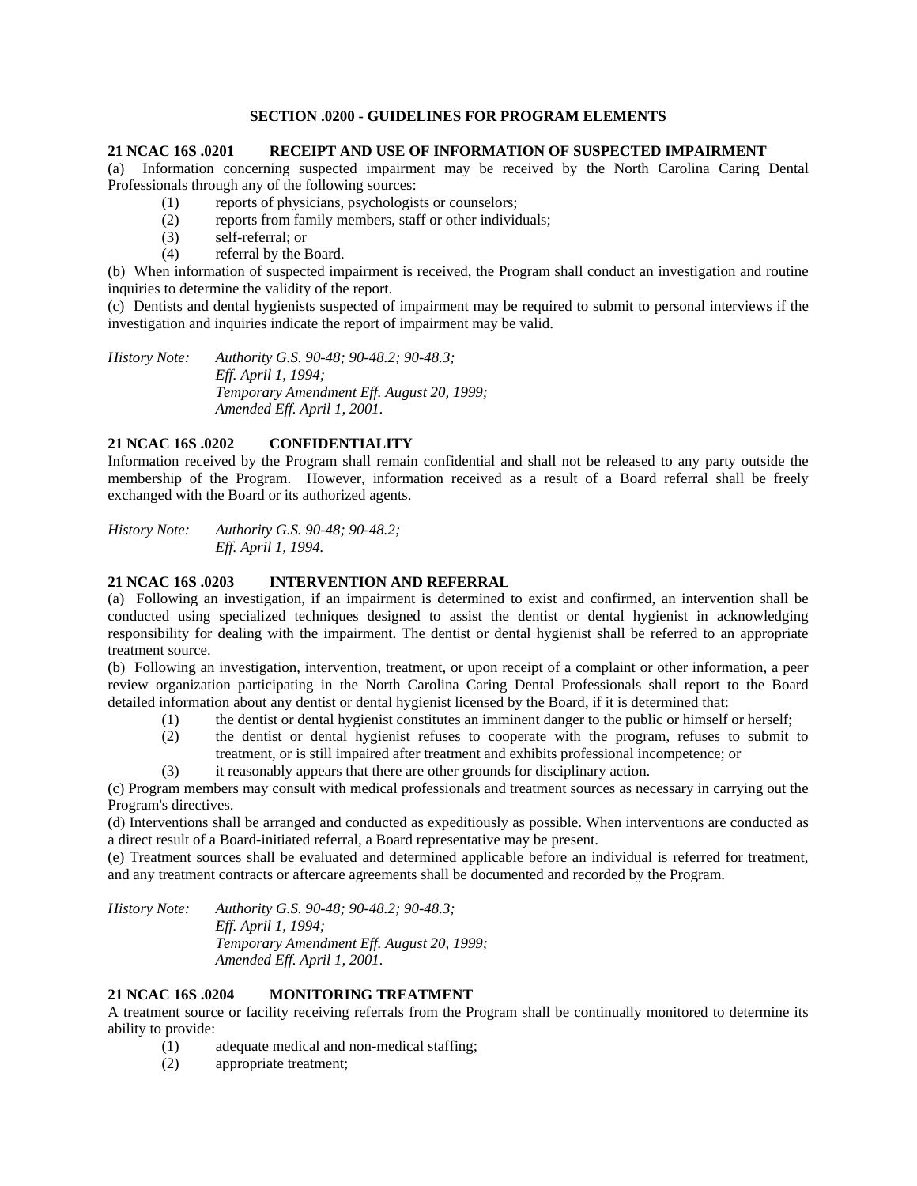## SECTION .0200 - GUIDELINES FOR PROGRAM ELEMENTS

### 21 NCAC 16S .0201 RECEIPT AND USE OF INFORMATION OF SUSPECTED IMPAIRMENT

(a) Information concerning suspected impairment may be received by the North Carolina Caring Dental Professionals through any of the following sources:

(1) reports of physicians, psychologists or counselors;
(2) reports from family members, staff or other individuals;
(3) self-referral; or
(4) referral by the Board.

(b) When information of suspected impairment is received, the Program shall conduct an investigation and routine inquiries to determine the validity of the report.

(c) Dentists and dental hygienists suspected of impairment may be required to submit to personal interviews if the investigation and inquiries indicate the report of impairment may be valid.

*History Note: Authority G.S. 90-48; 90-48.2; 90-48.3;*
*Eff. April 1, 1994;*
*Temporary Amendment Eff. August 20, 1999;*
*Amended Eff. April 1, 2001.*

### 21 NCAC 16S .0202 CONFIDENTIALITY

Information received by the Program shall remain confidential and shall not be released to any party outside the membership of the Program. However, information received as a result of a Board referral shall be freely exchanged with the Board or its authorized agents.

*History Note: Authority G.S. 90-48; 90-48.2;*
*Eff. April 1, 1994.*

### 21 NCAC 16S .0203 INTERVENTION AND REFERRAL

(a) Following an investigation, if an impairment is determined to exist and confirmed, an intervention shall be conducted using specialized techniques designed to assist the dentist or dental hygienist in acknowledging responsibility for dealing with the impairment. The dentist or dental hygienist shall be referred to an appropriate treatment source.

(b) Following an investigation, intervention, treatment, or upon receipt of a complaint or other information, a peer review organization participating in the North Carolina Caring Dental Professionals shall report to the Board detailed information about any dentist or dental hygienist licensed by the Board, if it is determined that:

(1) the dentist or dental hygienist constitutes an imminent danger to the public or himself or herself;
(2) the dentist or dental hygienist refuses to cooperate with the program, refuses to submit to treatment, or is still impaired after treatment and exhibits professional incompetence; or
(3) it reasonably appears that there are other grounds for disciplinary action.

(c) Program members may consult with medical professionals and treatment sources as necessary in carrying out the Program's directives.

(d) Interventions shall be arranged and conducted as expeditiously as possible. When interventions are conducted as a direct result of a Board-initiated referral, a Board representative may be present.

(e) Treatment sources shall be evaluated and determined applicable before an individual is referred for treatment, and any treatment contracts or aftercare agreements shall be documented and recorded by the Program.

*History Note: Authority G.S. 90-48; 90-48.2; 90-48.3;*
*Eff. April 1, 1994;*
*Temporary Amendment Eff. August 20, 1999;*
*Amended Eff. April 1, 2001.*

### 21 NCAC 16S .0204 MONITORING TREATMENT

A treatment source or facility receiving referrals from the Program shall be continually monitored to determine its ability to provide:

(1) adequate medical and non-medical staffing;
(2) appropriate treatment;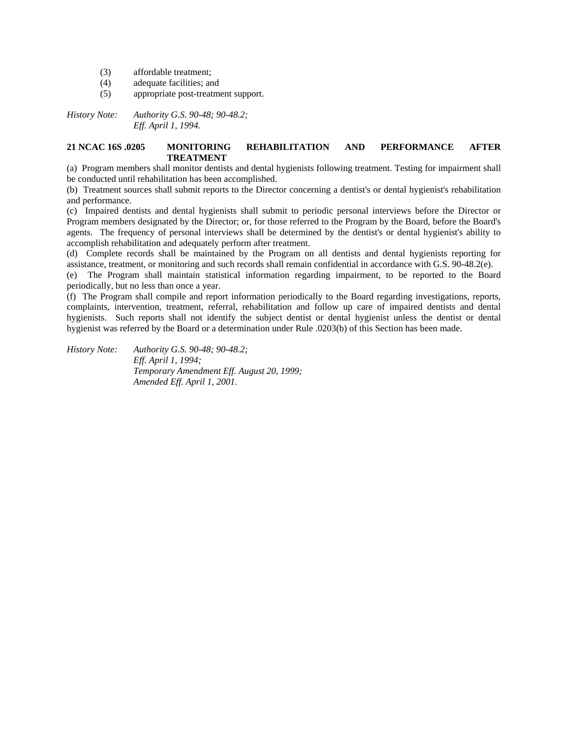(3) affordable treatment;
(4) adequate facilities; and
(5) appropriate post-treatment support.

*History Note: Authority G.S. 90-48; 90-48.2;*
*Eff. April 1, 1994.*

**21 NCAC 16S .0205 MONITORING REHABILITATION AND PERFORMANCE AFTER TREATMENT**

(a) Program members shall monitor dentists and dental hygienists following treatment. Testing for impairment shall be conducted until rehabilitation has been accomplished.

(b) Treatment sources shall submit reports to the Director concerning a dentist's or dental hygienist's rehabilitation and performance.

(c) Impaired dentists and dental hygienists shall submit to periodic personal interviews before the Director or Program members designated by the Director; or, for those referred to the Program by the Board, before the Board's agents. The frequency of personal interviews shall be determined by the dentist's or dental hygienist's ability to accomplish rehabilitation and adequately perform after treatment.

(d) Complete records shall be maintained by the Program on all dentists and dental hygienists reporting for assistance, treatment, or monitoring and such records shall remain confidential in accordance with G.S. 90-48.2(e).

(e) The Program shall maintain statistical information regarding impairment, to be reported to the Board periodically, but no less than once a year.

(f) The Program shall compile and report information periodically to the Board regarding investigations, reports, complaints, intervention, treatment, referral, rehabilitation and follow up care of impaired dentists and dental hygienists. Such reports shall not identify the subject dentist or dental hygienist unless the dentist or dental hygienist was referred by the Board or a determination under Rule .0203(b) of this Section has been made.

*History Note: Authority G.S. 90-48; 90-48.2;*
*Eff. April 1, 1994;*
*Temporary Amendment Eff. August 20, 1999;*
*Amended Eff. April 1, 2001.*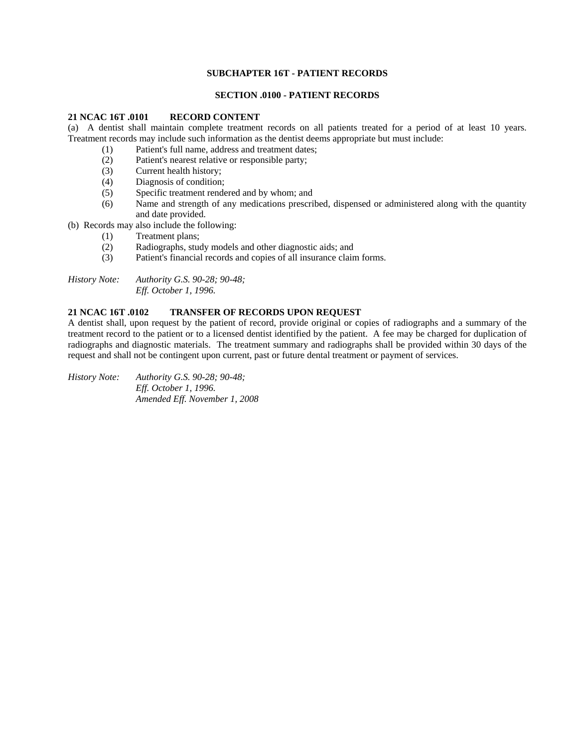## SUBCHAPTER 16T - PATIENT RECORDS

### SECTION .0100 - PATIENT RECORDS

**21 NCAC 16T .0101 RECORD CONTENT**

(a) A dentist shall maintain complete treatment records on all patients treated for a period of at least 10 years. Treatment records may include such information as the dentist deems appropriate but must include:

(1) Patient's full name, address and treatment dates;
(2) Patient's nearest relative or responsible party;
(3) Current health history;
(4) Diagnosis of condition;
(5) Specific treatment rendered and by whom; and
(6) Name and strength of any medications prescribed, dispensed or administered along with the quantity and date provided.

(b) Records may also include the following:

(1) Treatment plans;
(2) Radiographs, study models and other diagnostic aids; and
(3) Patient's financial records and copies of all insurance claim forms.

*History Note: Authority G.S. 90-28; 90-48;*
*Eff. October 1, 1996.*

**21 NCAC 16T .0102 TRANSFER OF RECORDS UPON REQUEST**

A dentist shall, upon request by the patient of record, provide original or copies of radiographs and a summary of the treatment record to the patient or to a licensed dentist identified by the patient. A fee may be charged for duplication of radiographs and diagnostic materials. The treatment summary and radiographs shall be provided within 30 days of the request and shall not be contingent upon current, past or future dental treatment or payment of services.

*History Note: Authority G.S. 90-28; 90-48;*
*Eff. October 1, 1996.*
*Amended Eff. November 1, 2008*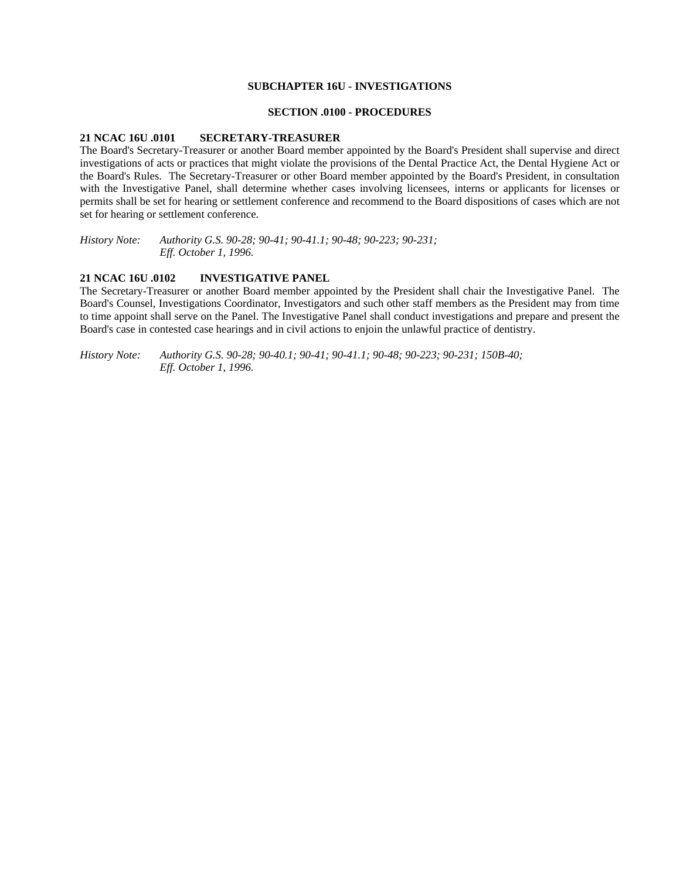## SUBCHAPTER 16U - INVESTIGATIONS

### SECTION .0100 - PROCEDURES

**21 NCAC 16U .0101 SECRETARY-TREASURER**

The Board's Secretary-Treasurer or another Board member appointed by the Board's President shall supervise and direct investigations of acts or practices that might violate the provisions of the Dental Practice Act, the Dental Hygiene Act or the Board's Rules. The Secretary-Treasurer or other Board member appointed by the Board's President, in consultation with the Investigative Panel, shall determine whether cases involving licensees, interns or applicants for licenses or permits shall be set for hearing or settlement conference and recommend to the Board dispositions of cases which are not set for hearing or settlement conference.

*History Note: Authority G.S. 90-28; 90-41; 90-41.1; 90-48; 90-223; 90-231;*
*Eff. October 1, 1996.*

**21 NCAC 16U .0102 INVESTIGATIVE PANEL**

The Secretary-Treasurer or another Board member appointed by the President shall chair the Investigative Panel. The Board's Counsel, Investigations Coordinator, Investigators and such other staff members as the President may from time to time appoint shall serve on the Panel. The Investigative Panel shall conduct investigations and prepare and present the Board's case in contested case hearings and in civil actions to enjoin the unlawful practice of dentistry.

*History Note: Authority G.S. 90-28; 90-40.1; 90-41; 90-41.1; 90-48; 90-223; 90-231; 150B-40;*
*Eff. October 1, 1996.*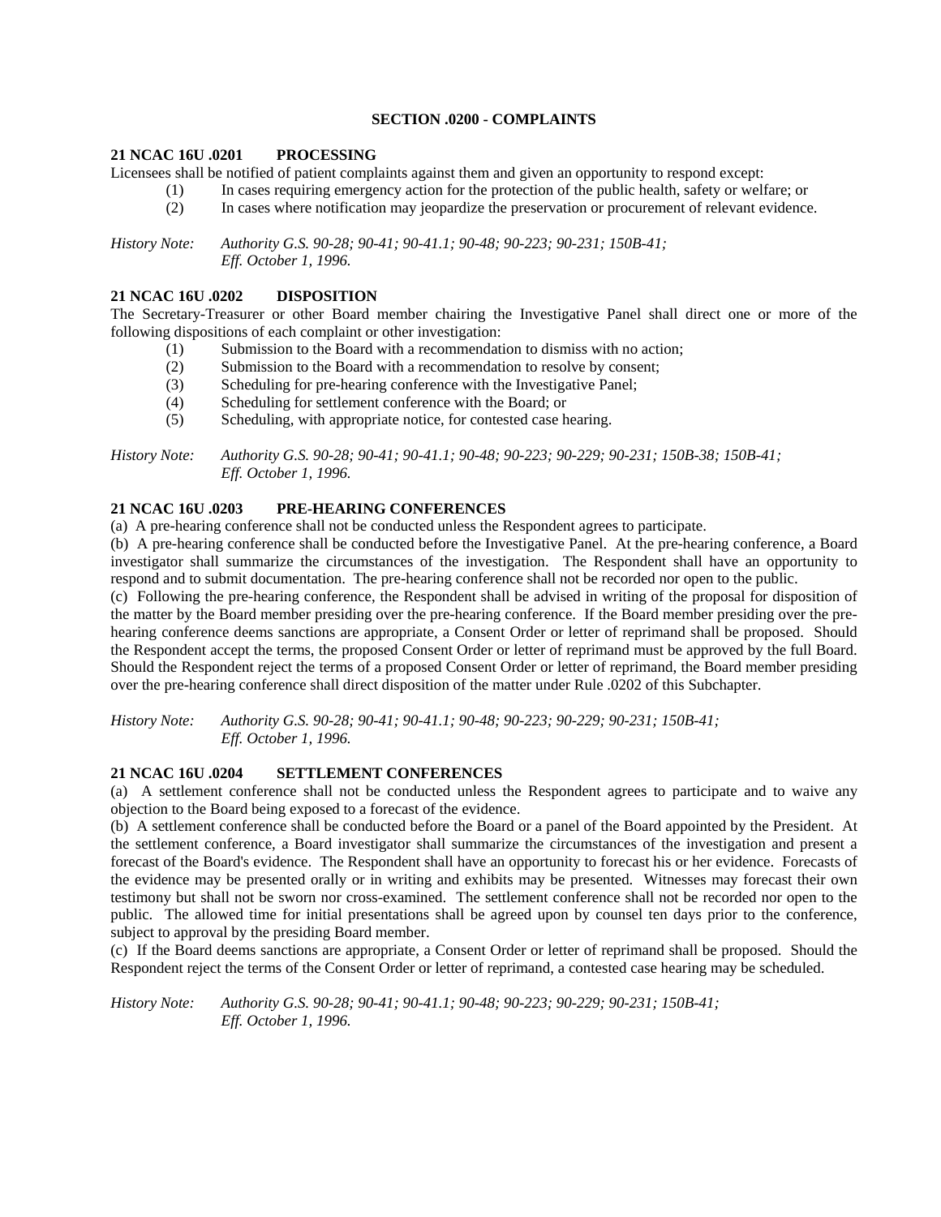## SECTION .0200 - COMPLAINTS

### 21 NCAC 16U .0201 PROCESSING

Licensees shall be notified of patient complaints against them and given an opportunity to respond except:

(1) In cases requiring emergency action for the protection of the public health, safety or welfare; or
(2) In cases where notification may jeopardize the preservation or procurement of relevant evidence.

*History Note: Authority G.S. 90-28; 90-41; 90-41.1; 90-48; 90-223; 90-231; 150B-41;*
*Eff. October 1, 1996.*

### 21 NCAC 16U .0202 DISPOSITION

The Secretary-Treasurer or other Board member chairing the Investigative Panel shall direct one or more of the following dispositions of each complaint or other investigation:

(1) Submission to the Board with a recommendation to dismiss with no action;
(2) Submission to the Board with a recommendation to resolve by consent;
(3) Scheduling for pre-hearing conference with the Investigative Panel;
(4) Scheduling for settlement conference with the Board; or
(5) Scheduling, with appropriate notice, for contested case hearing.

*History Note: Authority G.S. 90-28; 90-41; 90-41.1; 90-48; 90-223; 90-229; 90-231; 150B-38; 150B-41;*
*Eff. October 1, 1996.*

### 21 NCAC 16U .0203 PRE-HEARING CONFERENCES

(a) A pre-hearing conference shall not be conducted unless the Respondent agrees to participate.

(b) A pre-hearing conference shall be conducted before the Investigative Panel. At the pre-hearing conference, a Board investigator shall summarize the circumstances of the investigation. The Respondent shall have an opportunity to respond and to submit documentation. The pre-hearing conference shall not be recorded nor open to the public.

(c) Following the pre-hearing conference, the Respondent shall be advised in writing of the proposal for disposition of the matter by the Board member presiding over the pre-hearing conference. If the Board member presiding over the pre-hearing conference deems sanctions are appropriate, a Consent Order or letter of reprimand shall be proposed. Should the Respondent accept the terms, the proposed Consent Order or letter of reprimand must be approved by the full Board. Should the Respondent reject the terms of a proposed Consent Order or letter of reprimand, the Board member presiding over the pre-hearing conference shall direct disposition of the matter under Rule .0202 of this Subchapter.

*History Note: Authority G.S. 90-28; 90-41; 90-41.1; 90-48; 90-223; 90-229; 90-231; 150B-41;*
*Eff. October 1, 1996.*

### 21 NCAC 16U .0204 SETTLEMENT CONFERENCES

(a) A settlement conference shall not be conducted unless the Respondent agrees to participate and to waive any objection to the Board being exposed to a forecast of the evidence.

(b) A settlement conference shall be conducted before the Board or a panel of the Board appointed by the President. At the settlement conference, a Board investigator shall summarize the circumstances of the investigation and present a forecast of the Board's evidence. The Respondent shall have an opportunity to forecast his or her evidence. Forecasts of the evidence may be presented orally or in writing and exhibits may be presented. Witnesses may forecast their own testimony but shall not be sworn nor cross-examined. The settlement conference shall not be recorded nor open to the public. The allowed time for initial presentations shall be agreed upon by counsel ten days prior to the conference, subject to approval by the presiding Board member.

(c) If the Board deems sanctions are appropriate, a Consent Order or letter of reprimand shall be proposed. Should the Respondent reject the terms of the Consent Order or letter of reprimand, a contested case hearing may be scheduled.

*History Note: Authority G.S. 90-28; 90-41; 90-41.1; 90-48; 90-223; 90-229; 90-231; 150B-41;*
*Eff. October 1, 1996.*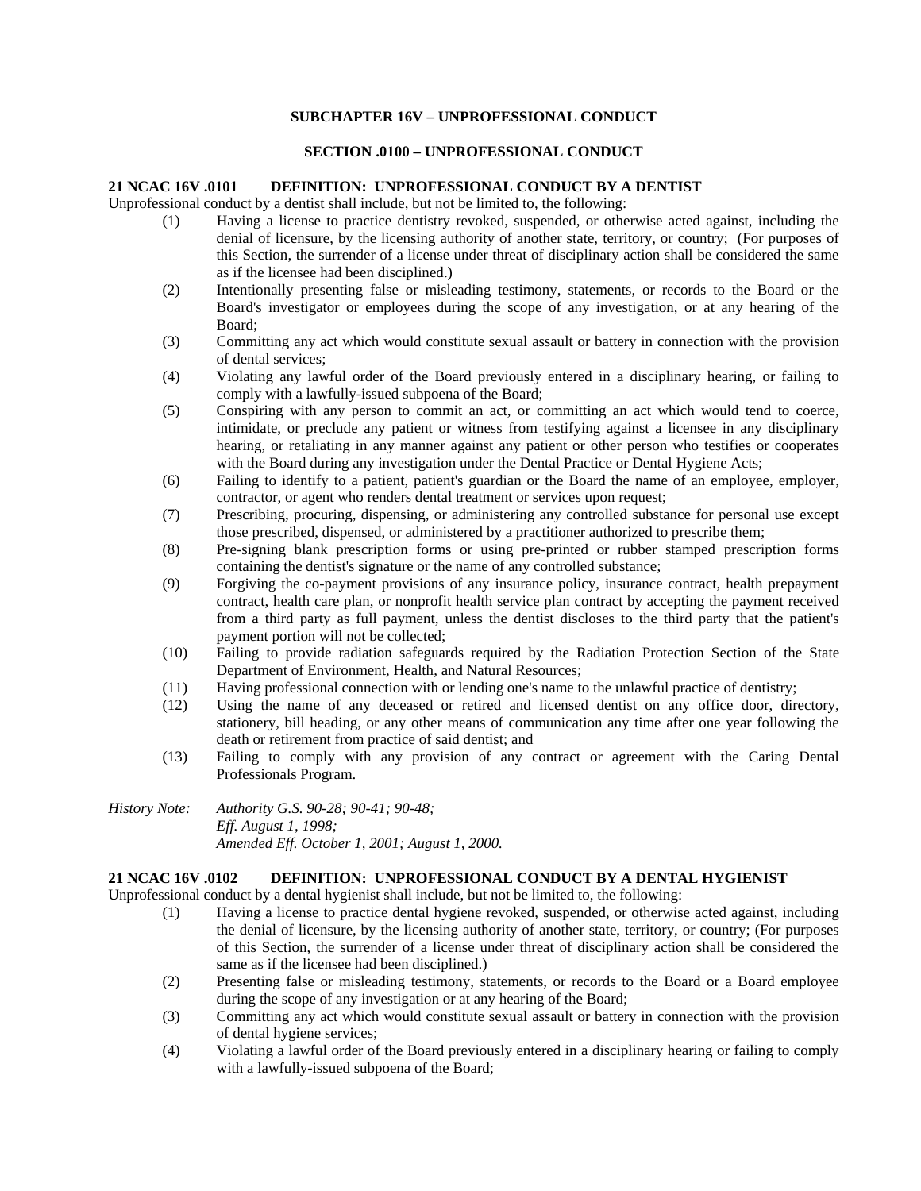## SUBCHAPTER 16V – UNPROFESSIONAL CONDUCT

### SECTION .0100 – UNPROFESSIONAL CONDUCT

**21 NCAC 16V .0101 DEFINITION: UNPROFESSIONAL CONDUCT BY A DENTIST**

Unprofessional conduct by a dentist shall include, but not be limited to, the following:

(1) Having a license to practice dentistry revoked, suspended, or otherwise acted against, including the denial of licensure, by the licensing authority of another state, territory, or country; (For purposes of this Section, the surrender of a license under threat of disciplinary action shall be considered the same as if the licensee had been disciplined.)

(2) Intentionally presenting false or misleading testimony, statements, or records to the Board or the Board's investigator or employees during the scope of any investigation, or at any hearing of the Board;

(3) Committing any act which would constitute sexual assault or battery in connection with the provision of dental services;

(4) Violating any lawful order of the Board previously entered in a disciplinary hearing, or failing to comply with a lawfully-issued subpoena of the Board;

(5) Conspiring with any person to commit an act, or committing an act which would tend to coerce, intimidate, or preclude any patient or witness from testifying against a licensee in any disciplinary hearing, or retaliating in any manner against any patient or other person who testifies or cooperates with the Board during any investigation under the Dental Practice or Dental Hygiene Acts;

(6) Failing to identify to a patient, patient's guardian or the Board the name of an employee, employer, contractor, or agent who renders dental treatment or services upon request;

(7) Prescribing, procuring, dispensing, or administering any controlled substance for personal use except those prescribed, dispensed, or administered by a practitioner authorized to prescribe them;

(8) Pre-signing blank prescription forms or using pre-printed or rubber stamped prescription forms containing the dentist's signature or the name of any controlled substance;

(9) Forgiving the co-payment provisions of any insurance policy, insurance contract, health prepayment contract, health care plan, or nonprofit health service plan contract by accepting the payment received from a third party as full payment, unless the dentist discloses to the third party that the patient's payment portion will not be collected;

(10) Failing to provide radiation safeguards required by the Radiation Protection Section of the State Department of Environment, Health, and Natural Resources;

(11) Having professional connection with or lending one's name to the unlawful practice of dentistry;

(12) Using the name of any deceased or retired and licensed dentist on any office door, directory, stationery, bill heading, or any other means of communication any time after one year following the death or retirement from practice of said dentist; and

(13) Failing to comply with any provision of any contract or agreement with the Caring Dental Professionals Program.

*History Note: Authority G.S. 90-28; 90-41; 90-48;*
*Eff. August 1, 1998;*
*Amended Eff. October 1, 2001; August 1, 2000.*

**21 NCAC 16V .0102 DEFINITION: UNPROFESSIONAL CONDUCT BY A DENTAL HYGIENIST**

Unprofessional conduct by a dental hygienist shall include, but not be limited to, the following:

(1) Having a license to practice dental hygiene revoked, suspended, or otherwise acted against, including the denial of licensure, by the licensing authority of another state, territory, or country; (For purposes of this Section, the surrender of a license under threat of disciplinary action shall be considered the same as if the licensee had been disciplined.)

(2) Presenting false or misleading testimony, statements, or records to the Board or a Board employee during the scope of any investigation or at any hearing of the Board;

(3) Committing any act which would constitute sexual assault or battery in connection with the provision of dental hygiene services;

(4) Violating a lawful order of the Board previously entered in a disciplinary hearing or failing to comply with a lawfully-issued subpoena of the Board;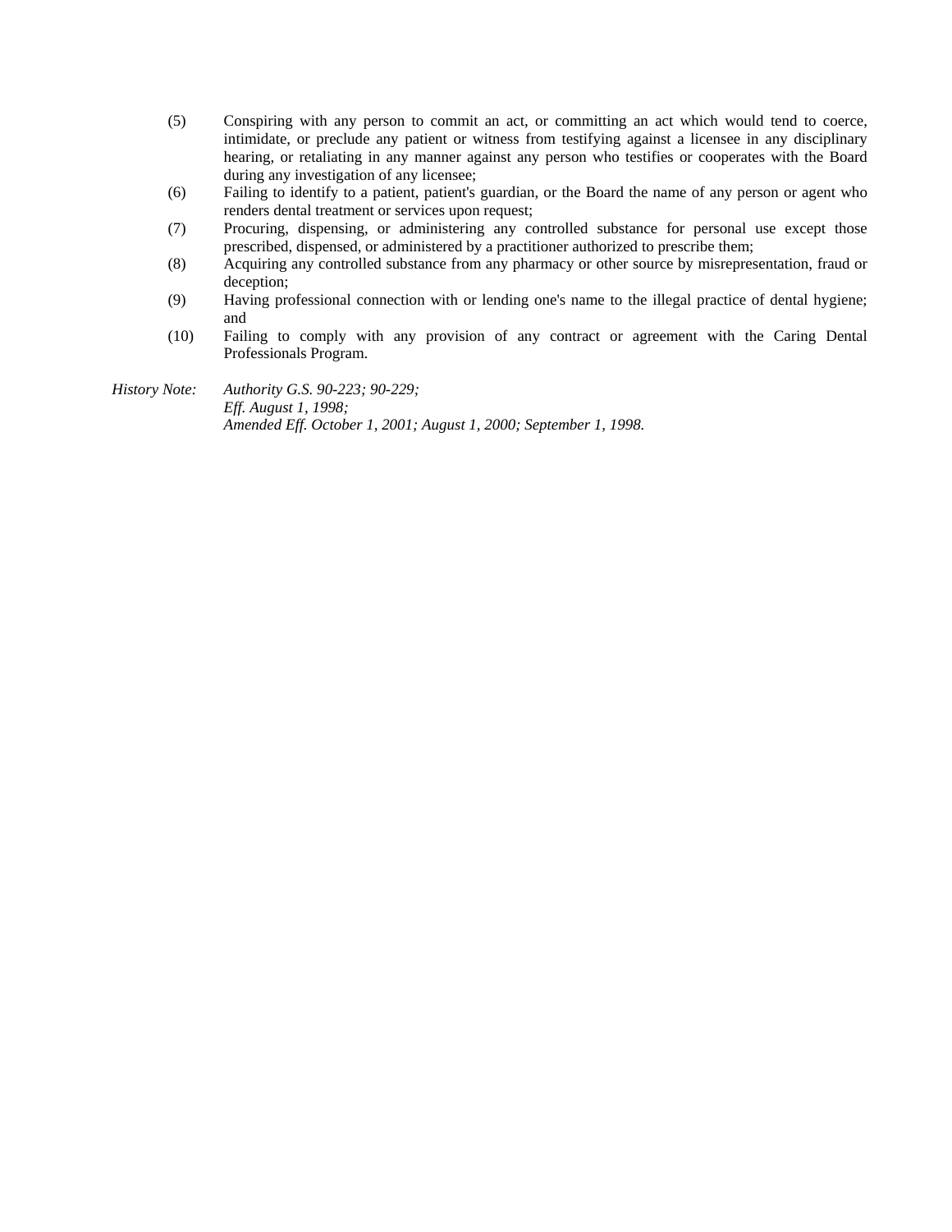(5) Conspiring with any person to commit an act, or committing an act which would tend to coerce, intimidate, or preclude any patient or witness from testifying against a licensee in any disciplinary hearing, or retaliating in any manner against any person who testifies or cooperates with the Board during any investigation of any licensee;

(6) Failing to identify to a patient, patient's guardian, or the Board the name of any person or agent who renders dental treatment or services upon request;

(7) Procuring, dispensing, or administering any controlled substance for personal use except those prescribed, dispensed, or administered by a practitioner authorized to prescribe them;

(8) Acquiring any controlled substance from any pharmacy or other source by misrepresentation, fraud or deception;

(9) Having professional connection with or lending one's name to the illegal practice of dental hygiene; and

(10) Failing to comply with any provision of any contract or agreement with the Caring Dental Professionals Program.

*History Note:* *Authority G.S. 90-223; 90-229;*
*Eff. August 1, 1998;*
*Amended Eff. October 1, 2001; August 1, 2000; September 1, 1998.*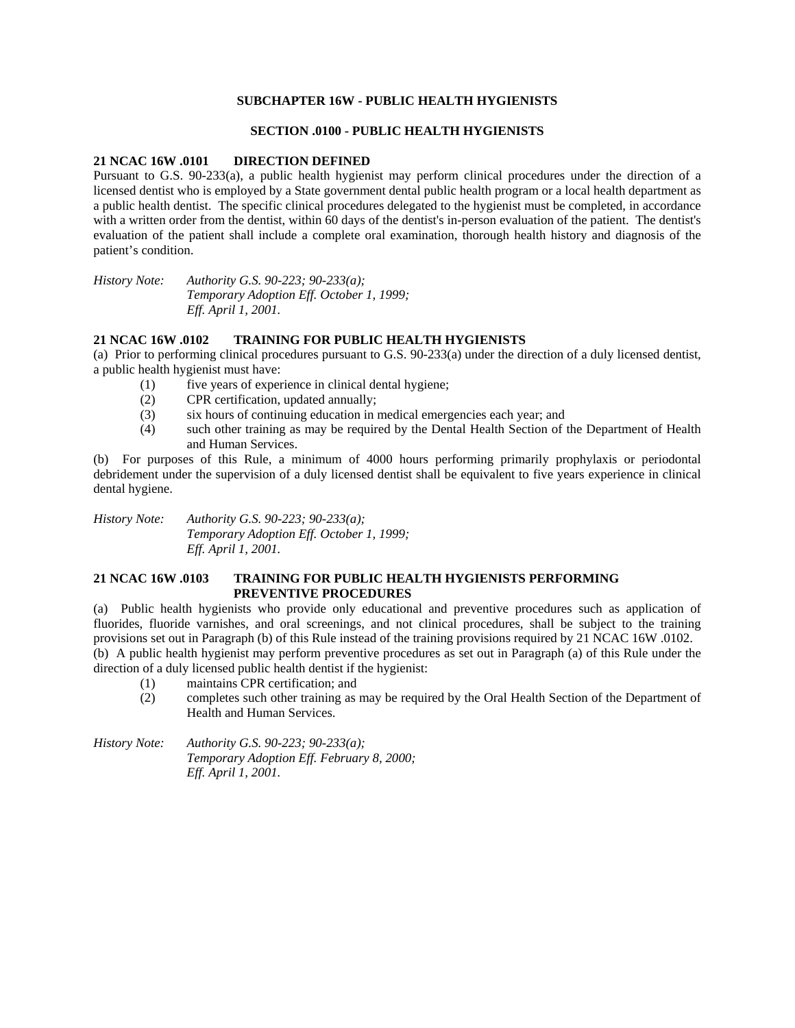## SUBCHAPTER 16W - PUBLIC HEALTH HYGIENISTS

### SECTION .0100 - PUBLIC HEALTH HYGIENISTS

**21 NCAC 16W .0101 DIRECTION DEFINED**

Pursuant to G.S. 90-233(a), a public health hygienist may perform clinical procedures under the direction of a licensed dentist who is employed by a State government dental public health program or a local health department as a public health dentist. The specific clinical procedures delegated to the hygienist must be completed, in accordance with a written order from the dentist, within 60 days of the dentist's in-person evaluation of the patient. The dentist's evaluation of the patient shall include a complete oral examination, thorough health history and diagnosis of the patient's condition.

*History Note: Authority G.S. 90-223; 90-233(a);*
*Temporary Adoption Eff. October 1, 1999;*
*Eff. April 1, 2001.*

**21 NCAC 16W .0102 TRAINING FOR PUBLIC HEALTH HYGIENISTS**

(a) Prior to performing clinical procedures pursuant to G.S. 90-233(a) under the direction of a duly licensed dentist, a public health hygienist must have:

(1) five years of experience in clinical dental hygiene;
(2) CPR certification, updated annually;
(3) six hours of continuing education in medical emergencies each year; and
(4) such other training as may be required by the Dental Health Section of the Department of Health and Human Services.

(b) For purposes of this Rule, a minimum of 4000 hours performing primarily prophylaxis or periodontal debridement under the supervision of a duly licensed dentist shall be equivalent to five years experience in clinical dental hygiene.

*History Note: Authority G.S. 90-223; 90-233(a);*
*Temporary Adoption Eff. October 1, 1999;*
*Eff. April 1, 2001.*

**21 NCAC 16W .0103 TRAINING FOR PUBLIC HEALTH HYGIENISTS PERFORMING PREVENTIVE PROCEDURES**

(a) Public health hygienists who provide only educational and preventive procedures such as application of fluorides, fluoride varnishes, and oral screenings, and not clinical procedures, shall be subject to the training provisions set out in Paragraph (b) of this Rule instead of the training provisions required by 21 NCAC 16W .0102.

(b) A public health hygienist may perform preventive procedures as set out in Paragraph (a) of this Rule under the direction of a duly licensed public health dentist if the hygienist:

(1) maintains CPR certification; and
(2) completes such other training as may be required by the Oral Health Section of the Department of Health and Human Services.

*History Note: Authority G.S. 90-223; 90-233(a);*
*Temporary Adoption Eff. February 8, 2000;*
*Eff. April 1, 2001.*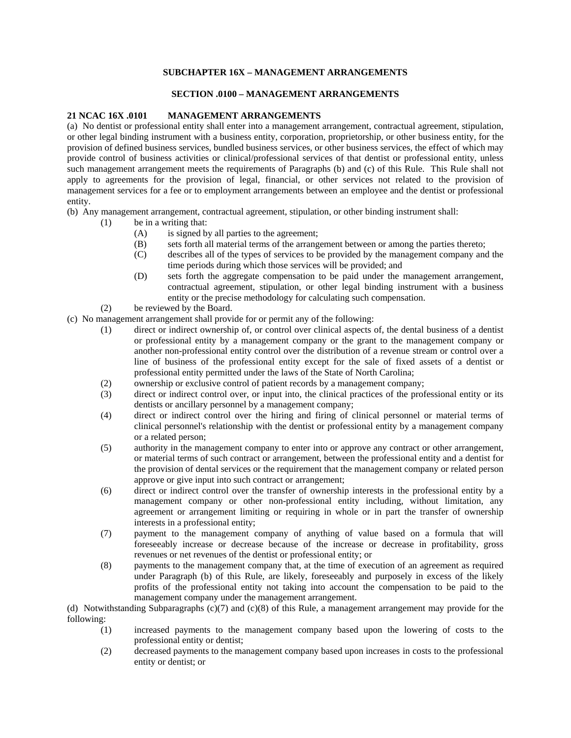## SUBCHAPTER 16X – MANAGEMENT ARRANGEMENTS

### SECTION .0100 – MANAGEMENT ARRANGEMENTS

**21 NCAC 16X .0101 MANAGEMENT ARRANGEMENTS**

(a) No dentist or professional entity shall enter into a management arrangement, contractual agreement, stipulation, or other legal binding instrument with a business entity, corporation, proprietorship, or other business entity, for the provision of defined business services, bundled business services, or other business services, the effect of which may provide control of business activities or clinical/professional services of that dentist or professional entity, unless such management arrangement meets the requirements of Paragraphs (b) and (c) of this Rule. This Rule shall not apply to agreements for the provision of legal, financial, or other services not related to the provision of management services for a fee or to employment arrangements between an employee and the dentist or professional entity.

(b) Any management arrangement, contractual agreement, stipulation, or other binding instrument shall:

- (1) be in a writing that:
  - (A) is signed by all parties to the agreement;
  - (B) sets forth all material terms of the arrangement between or among the parties thereto;
  - (C) describes all of the types of services to be provided by the management company and the time periods during which those services will be provided; and
  - (D) sets forth the aggregate compensation to be paid under the management arrangement, contractual agreement, stipulation, or other legal binding instrument with a business entity or the precise methodology for calculating such compensation.
- (2) be reviewed by the Board.

(c) No management arrangement shall provide for or permit any of the following:

- (1) direct or indirect ownership of, or control over clinical aspects of, the dental business of a dentist or professional entity by a management company or the grant to the management company or another non-professional entity control over the distribution of a revenue stream or control over a line of business of the professional entity except for the sale of fixed assets of a dentist or professional entity permitted under the laws of the State of North Carolina;
- (2) ownership or exclusive control of patient records by a management company;
- (3) direct or indirect control over, or input into, the clinical practices of the professional entity or its dentists or ancillary personnel by a management company;
- (4) direct or indirect control over the hiring and firing of clinical personnel or material terms of clinical personnel's relationship with the dentist or professional entity by a management company or a related person;
- (5) authority in the management company to enter into or approve any contract or other arrangement, or material terms of such contract or arrangement, between the professional entity and a dentist for the provision of dental services or the requirement that the management company or related person approve or give input into such contract or arrangement;
- (6) direct or indirect control over the transfer of ownership interests in the professional entity by a management company or other non-professional entity including, without limitation, any agreement or arrangement limiting or requiring in whole or in part the transfer of ownership interests in a professional entity;
- (7) payment to the management company of anything of value based on a formula that will foreseeably increase or decrease because of the increase or decrease in profitability, gross revenues or net revenues of the dentist or professional entity; or
- (8) payments to the management company that, at the time of execution of an agreement as required under Paragraph (b) of this Rule, are likely, foreseeably and purposely in excess of the likely profits of the professional entity not taking into account the compensation to be paid to the management company under the management arrangement.

(d) Notwithstanding Subparagraphs (c)(7) and (c)(8) of this Rule, a management arrangement may provide for the following:

- (1) increased payments to the management company based upon the lowering of costs to the professional entity or dentist;
- (2) decreased payments to the management company based upon increases in costs to the professional entity or dentist; or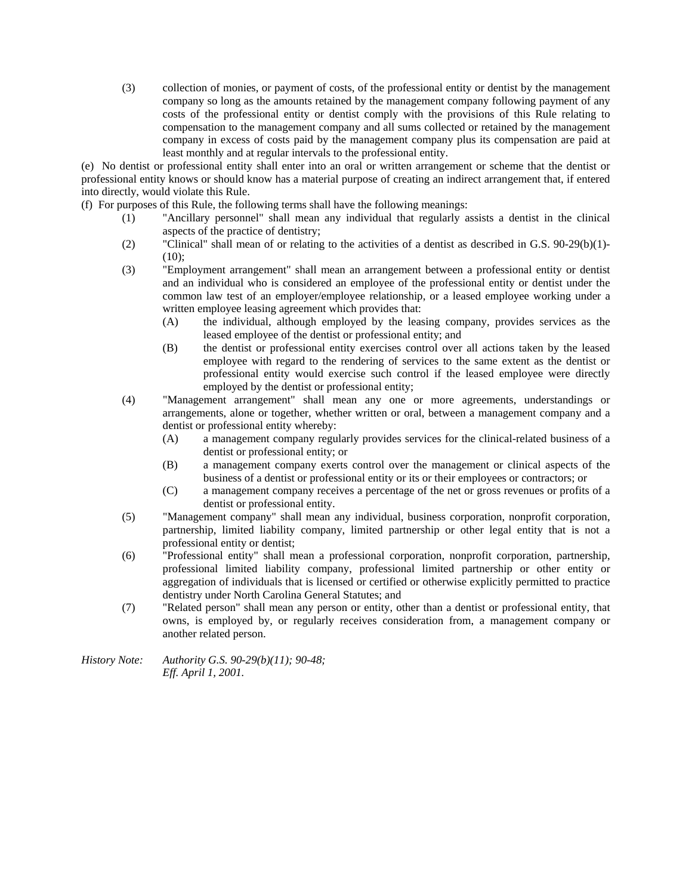(3) collection of monies, or payment of costs, of the professional entity or dentist by the management company so long as the amounts retained by the management company following payment of any costs of the professional entity or dentist comply with the provisions of this Rule relating to compensation to the management company and all sums collected or retained by the management company in excess of costs paid by the management company plus its compensation are paid at least monthly and at regular intervals to the professional entity.

(e) No dentist or professional entity shall enter into an oral or written arrangement or scheme that the dentist or professional entity knows or should know has a material purpose of creating an indirect arrangement that, if entered into directly, would violate this Rule.

(f) For purposes of this Rule, the following terms shall have the following meanings:

(1) "Ancillary personnel" shall mean any individual that regularly assists a dentist in the clinical aspects of the practice of dentistry;

(2) "Clinical" shall mean of or relating to the activities of a dentist as described in G.S. 90-29(b)(1)-(10);

(3) "Employment arrangement" shall mean an arrangement between a professional entity or dentist and an individual who is considered an employee of the professional entity or dentist under the common law test of an employer/employee relationship, or a leased employee working under a written employee leasing agreement which provides that:

(A) the individual, although employed by the leasing company, provides services as the leased employee of the dentist or professional entity; and

(B) the dentist or professional entity exercises control over all actions taken by the leased employee with regard to the rendering of services to the same extent as the dentist or professional entity would exercise such control if the leased employee were directly employed by the dentist or professional entity;

(4) "Management arrangement" shall mean any one or more agreements, understandings or arrangements, alone or together, whether written or oral, between a management company and a dentist or professional entity whereby:

(A) a management company regularly provides services for the clinical-related business of a dentist or professional entity; or

(B) a management company exerts control over the management or clinical aspects of the business of a dentist or professional entity or its or their employees or contractors; or

(C) a management company receives a percentage of the net or gross revenues or profits of a dentist or professional entity.

(5) "Management company" shall mean any individual, business corporation, nonprofit corporation, partnership, limited liability company, limited partnership or other legal entity that is not a professional entity or dentist;

(6) "Professional entity" shall mean a professional corporation, nonprofit corporation, partnership, professional limited liability company, professional limited partnership or other entity or aggregation of individuals that is licensed or certified or otherwise explicitly permitted to practice dentistry under North Carolina General Statutes; and

(7) "Related person" shall mean any person or entity, other than a dentist or professional entity, that owns, is employed by, or regularly receives consideration from, a management company or another related person.

*History Note: Authority G.S. 90-29(b)(11); 90-48;*
*Eff. April 1, 2001.*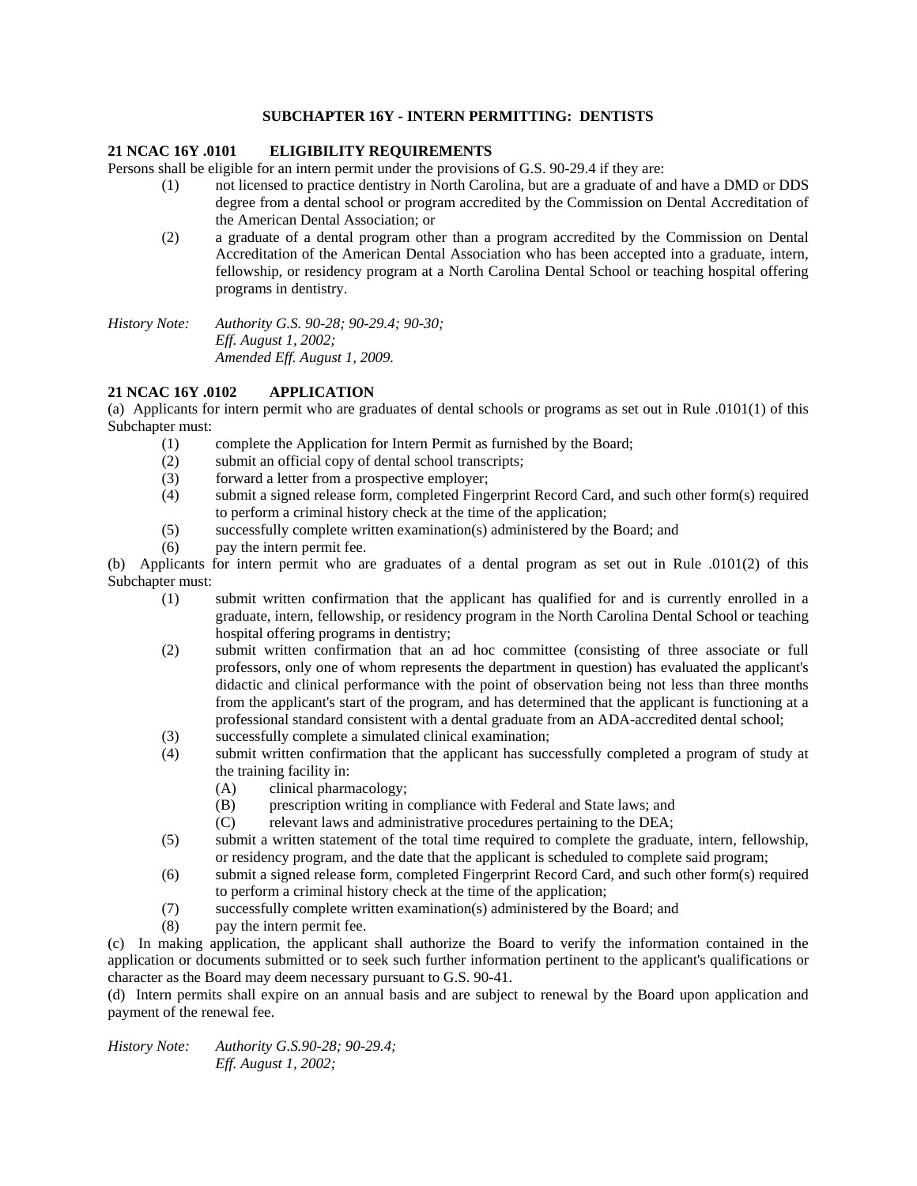## SUBCHAPTER 16Y - INTERN PERMITTING: DENTISTS

### 21 NCAC 16Y .0101 ELIGIBILITY REQUIREMENTS

Persons shall be eligible for an intern permit under the provisions of G.S. 90-29.4 if they are:

(1) not licensed to practice dentistry in North Carolina, but are a graduate of and have a DMD or DDS degree from a dental school or program accredited by the Commission on Dental Accreditation of the American Dental Association; or

(2) a graduate of a dental program other than a program accredited by the Commission on Dental Accreditation of the American Dental Association who has been accepted into a graduate, intern, fellowship, or residency program at a North Carolina Dental School or teaching hospital offering programs in dentistry.

*History Note: Authority G.S. 90-28; 90-29.4; 90-30;*
*Eff. August 1, 2002;*
*Amended Eff. August 1, 2009.*

### 21 NCAC 16Y .0102 APPLICATION

(a) Applicants for intern permit who are graduates of dental schools or programs as set out in Rule .0101(1) of this Subchapter must:

(1) complete the Application for Intern Permit as furnished by the Board;
(2) submit an official copy of dental school transcripts;
(3) forward a letter from a prospective employer;
(4) submit a signed release form, completed Fingerprint Record Card, and such other form(s) required to perform a criminal history check at the time of the application;
(5) successfully complete written examination(s) administered by the Board; and
(6) pay the intern permit fee.

(b) Applicants for intern permit who are graduates of a dental program as set out in Rule .0101(2) of this Subchapter must:

(1) submit written confirmation that the applicant has qualified for and is currently enrolled in a graduate, intern, fellowship, or residency program in the North Carolina Dental School or teaching hospital offering programs in dentistry;
(2) submit written confirmation that an ad hoc committee (consisting of three associate or full professors, only one of whom represents the department in question) has evaluated the applicant's didactic and clinical performance with the point of observation being not less than three months from the applicant's start of the program, and has determined that the applicant is functioning at a professional standard consistent with a dental graduate from an ADA-accredited dental school;
(3) successfully complete a simulated clinical examination;
(4) submit written confirmation that the applicant has successfully completed a program of study at the training facility in:
    (A) clinical pharmacology;
    (B) prescription writing in compliance with Federal and State laws; and
    (C) relevant laws and administrative procedures pertaining to the DEA;
(5) submit a written statement of the total time required to complete the graduate, intern, fellowship, or residency program, and the date that the applicant is scheduled to complete said program;
(6) submit a signed release form, completed Fingerprint Record Card, and such other form(s) required to perform a criminal history check at the time of the application;
(7) successfully complete written examination(s) administered by the Board; and
(8) pay the intern permit fee.

(c) In making application, the applicant shall authorize the Board to verify the information contained in the application or documents submitted or to seek such further information pertinent to the applicant's qualifications or character as the Board may deem necessary pursuant to G.S. 90-41.

(d) Intern permits shall expire on an annual basis and are subject to renewal by the Board upon application and payment of the renewal fee.

*History Note: Authority G.S.90-28; 90-29.4;*
*Eff. August 1, 2002;*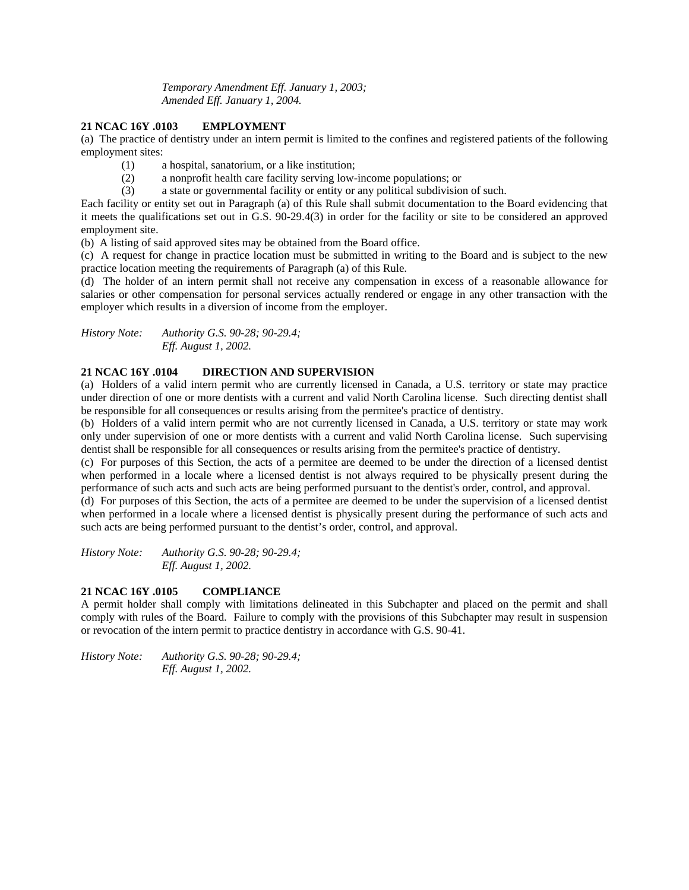*Temporary Amendment Eff. January 1, 2003;*
*Amended Eff. January 1, 2004.*

**21 NCAC 16Y .0103 EMPLOYMENT**

(a) The practice of dentistry under an intern permit is limited to the confines and registered patients of the following employment sites:

(1) a hospital, sanatorium, or a like institution;
(2) a nonprofit health care facility serving low-income populations; or
(3) a state or governmental facility or entity or any political subdivision of such.

Each facility or entity set out in Paragraph (a) of this Rule shall submit documentation to the Board evidencing that it meets the qualifications set out in G.S. 90-29.4(3) in order for the facility or site to be considered an approved employment site.

(b) A listing of said approved sites may be obtained from the Board office.

(c) A request for change in practice location must be submitted in writing to the Board and is subject to the new practice location meeting the requirements of Paragraph (a) of this Rule.

(d) The holder of an intern permit shall not receive any compensation in excess of a reasonable allowance for salaries or other compensation for personal services actually rendered or engage in any other transaction with the employer which results in a diversion of income from the employer.

*History Note: Authority G.S. 90-28; 90-29.4;*
*Eff. August 1, 2002.*

**21 NCAC 16Y .0104 DIRECTION AND SUPERVISION**

(a) Holders of a valid intern permit who are currently licensed in Canada, a U.S. territory or state may practice under direction of one or more dentists with a current and valid North Carolina license. Such directing dentist shall be responsible for all consequences or results arising from the permitee's practice of dentistry.

(b) Holders of a valid intern permit who are not currently licensed in Canada, a U.S. territory or state may work only under supervision of one or more dentists with a current and valid North Carolina license. Such supervising dentist shall be responsible for all consequences or results arising from the permitee's practice of dentistry.

(c) For purposes of this Section, the acts of a permitee are deemed to be under the direction of a licensed dentist when performed in a locale where a licensed dentist is not always required to be physically present during the performance of such acts and such acts are being performed pursuant to the dentist's order, control, and approval.

(d) For purposes of this Section, the acts of a permitee are deemed to be under the supervision of a licensed dentist when performed in a locale where a licensed dentist is physically present during the performance of such acts and such acts are being performed pursuant to the dentist's order, control, and approval.

*History Note: Authority G.S. 90-28; 90-29.4;*
*Eff. August 1, 2002.*

**21 NCAC 16Y .0105 COMPLIANCE**

A permit holder shall comply with limitations delineated in this Subchapter and placed on the permit and shall comply with rules of the Board. Failure to comply with the provisions of this Subchapter may result in suspension or revocation of the intern permit to practice dentistry in accordance with G.S. 90-41.

*History Note: Authority G.S. 90-28; 90-29.4;*
*Eff. August 1, 2002.*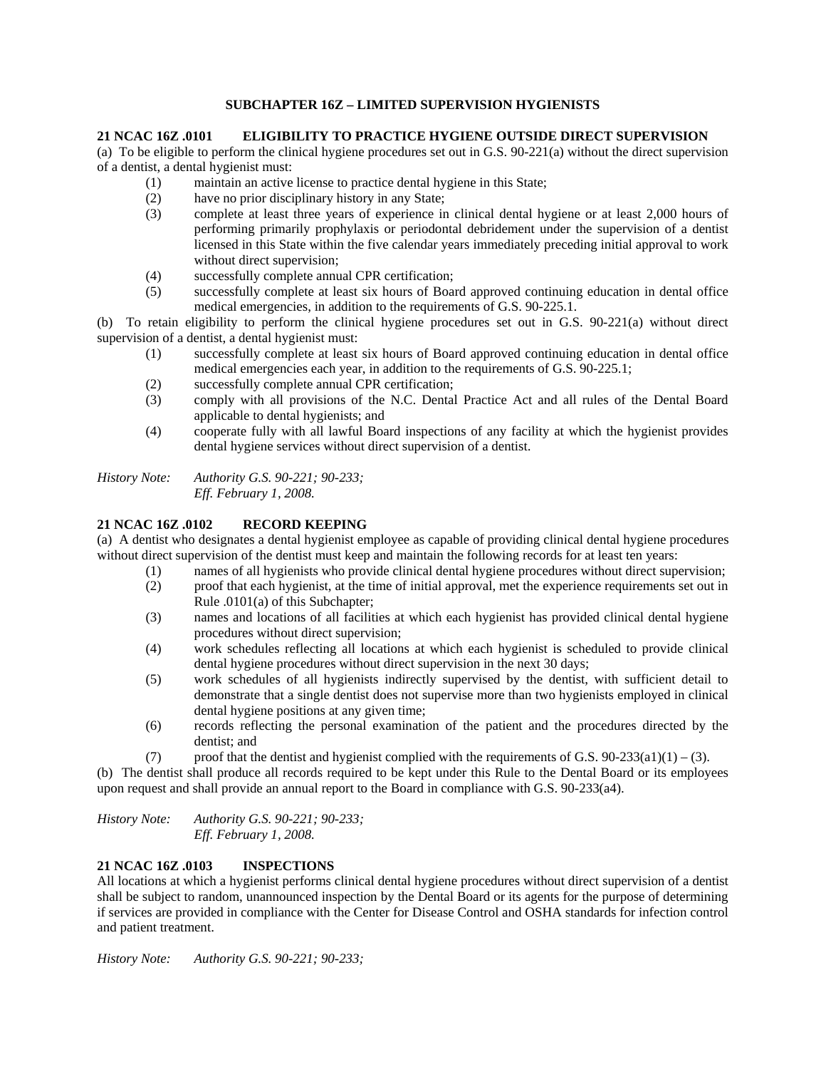## SUBCHAPTER 16Z – LIMITED SUPERVISION HYGIENISTS

### 21 NCAC 16Z .0101 ELIGIBILITY TO PRACTICE HYGIENE OUTSIDE DIRECT SUPERVISION

(a) To be eligible to perform the clinical hygiene procedures set out in G.S. 90-221(a) without the direct supervision of a dentist, a dental hygienist must:

(1) maintain an active license to practice dental hygiene in this State;
(2) have no prior disciplinary history in any State;
(3) complete at least three years of experience in clinical dental hygiene or at least 2,000 hours of performing primarily prophylaxis or periodontal debridement under the supervision of a dentist licensed in this State within the five calendar years immediately preceding initial approval to work without direct supervision;
(4) successfully complete annual CPR certification;
(5) successfully complete at least six hours of Board approved continuing education in dental office medical emergencies, in addition to the requirements of G.S. 90-225.1.

(b) To retain eligibility to perform the clinical hygiene procedures set out in G.S. 90-221(a) without direct supervision of a dentist, a dental hygienist must:

(1) successfully complete at least six hours of Board approved continuing education in dental office medical emergencies each year, in addition to the requirements of G.S. 90-225.1;
(2) successfully complete annual CPR certification;
(3) comply with all provisions of the N.C. Dental Practice Act and all rules of the Dental Board applicable to dental hygienists; and
(4) cooperate fully with all lawful Board inspections of any facility at which the hygienist provides dental hygiene services without direct supervision of a dentist.

*History Note: Authority G.S. 90-221; 90-233;*
*Eff. February 1, 2008.*

### 21 NCAC 16Z .0102 RECORD KEEPING

(a) A dentist who designates a dental hygienist employee as capable of providing clinical dental hygiene procedures without direct supervision of the dentist must keep and maintain the following records for at least ten years:

(1) names of all hygienists who provide clinical dental hygiene procedures without direct supervision;
(2) proof that each hygienist, at the time of initial approval, met the experience requirements set out in Rule .0101(a) of this Subchapter;
(3) names and locations of all facilities at which each hygienist has provided clinical dental hygiene procedures without direct supervision;
(4) work schedules reflecting all locations at which each hygienist is scheduled to provide clinical dental hygiene procedures without direct supervision in the next 30 days;
(5) work schedules of all hygienists indirectly supervised by the dentist, with sufficient detail to demonstrate that a single dentist does not supervise more than two hygienists employed in clinical dental hygiene positions at any given time;
(6) records reflecting the personal examination of the patient and the procedures directed by the dentist; and
(7) proof that the dentist and hygienist complied with the requirements of G.S. 90-233(a1)(1) – (3).

(b) The dentist shall produce all records required to be kept under this Rule to the Dental Board or its employees upon request and shall provide an annual report to the Board in compliance with G.S. 90-233(a4).

*History Note: Authority G.S. 90-221; 90-233;*
*Eff. February 1, 2008.*

### 21 NCAC 16Z .0103 INSPECTIONS

All locations at which a hygienist performs clinical dental hygiene procedures without direct supervision of a dentist shall be subject to random, unannounced inspection by the Dental Board or its agents for the purpose of determining if services are provided in compliance with the Center for Disease Control and OSHA standards for infection control and patient treatment.

*History Note: Authority G.S. 90-221; 90-233;*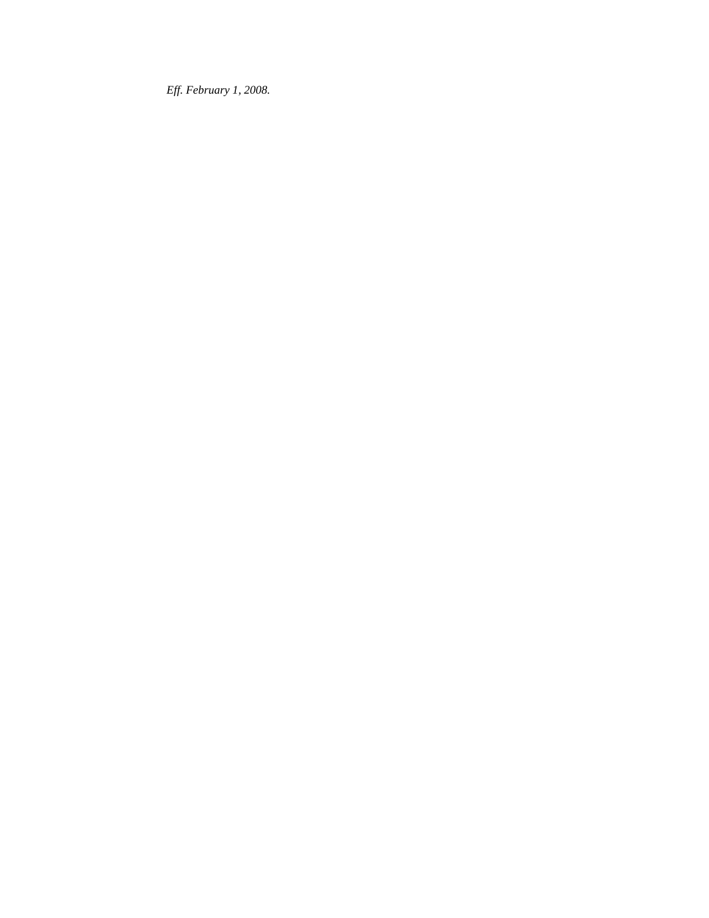*Eff. February 1, 2008.*